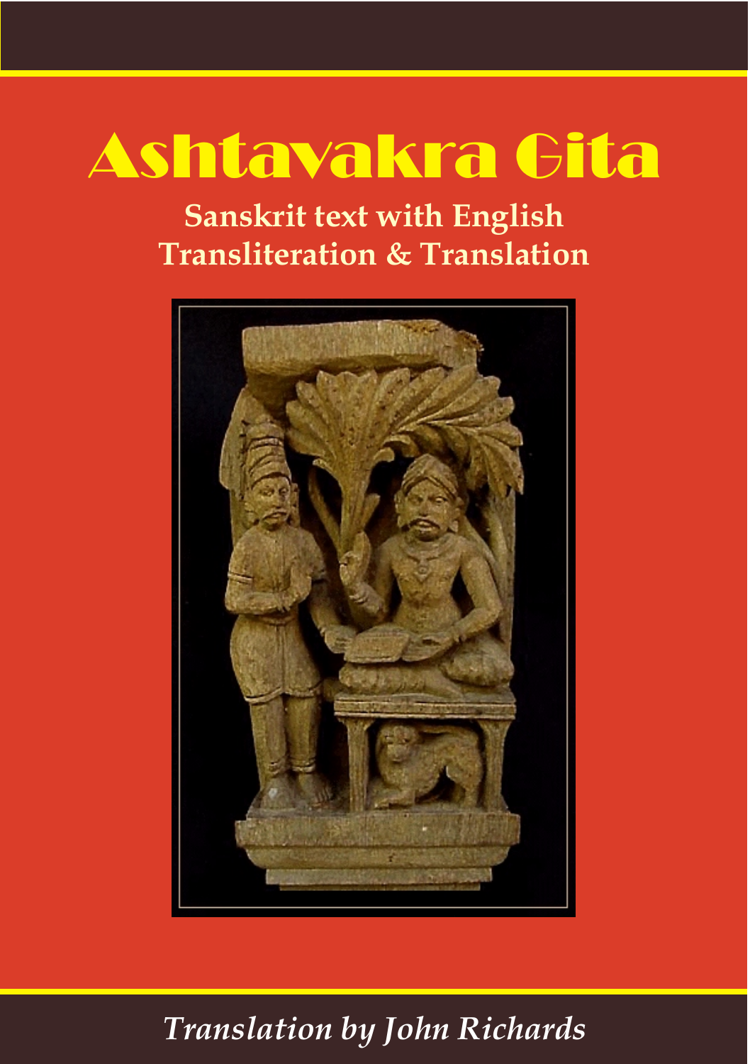# Ashtavakra Gita

**Sanskrit text with English Transliteration & Translation**

*Translation by John Richards*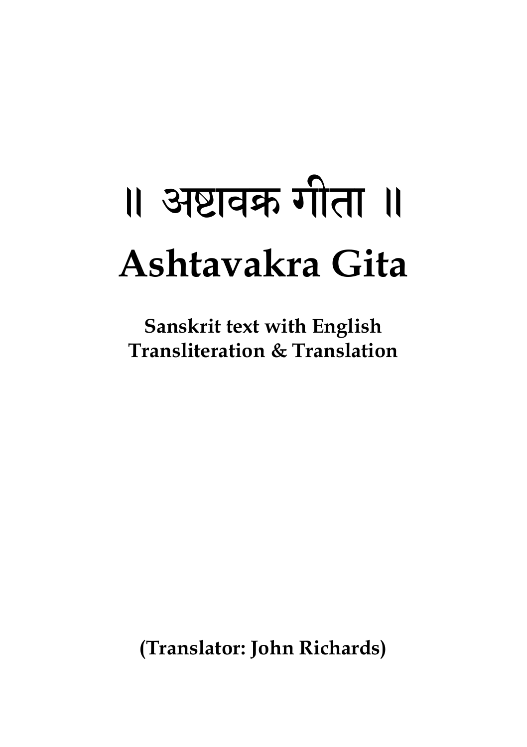# ॥ अष्टावक्र गीता ॥

# Ashtavakra Gita

**Sanskrit text with English Transliteration & Translation**

**(Translator: John Richards)**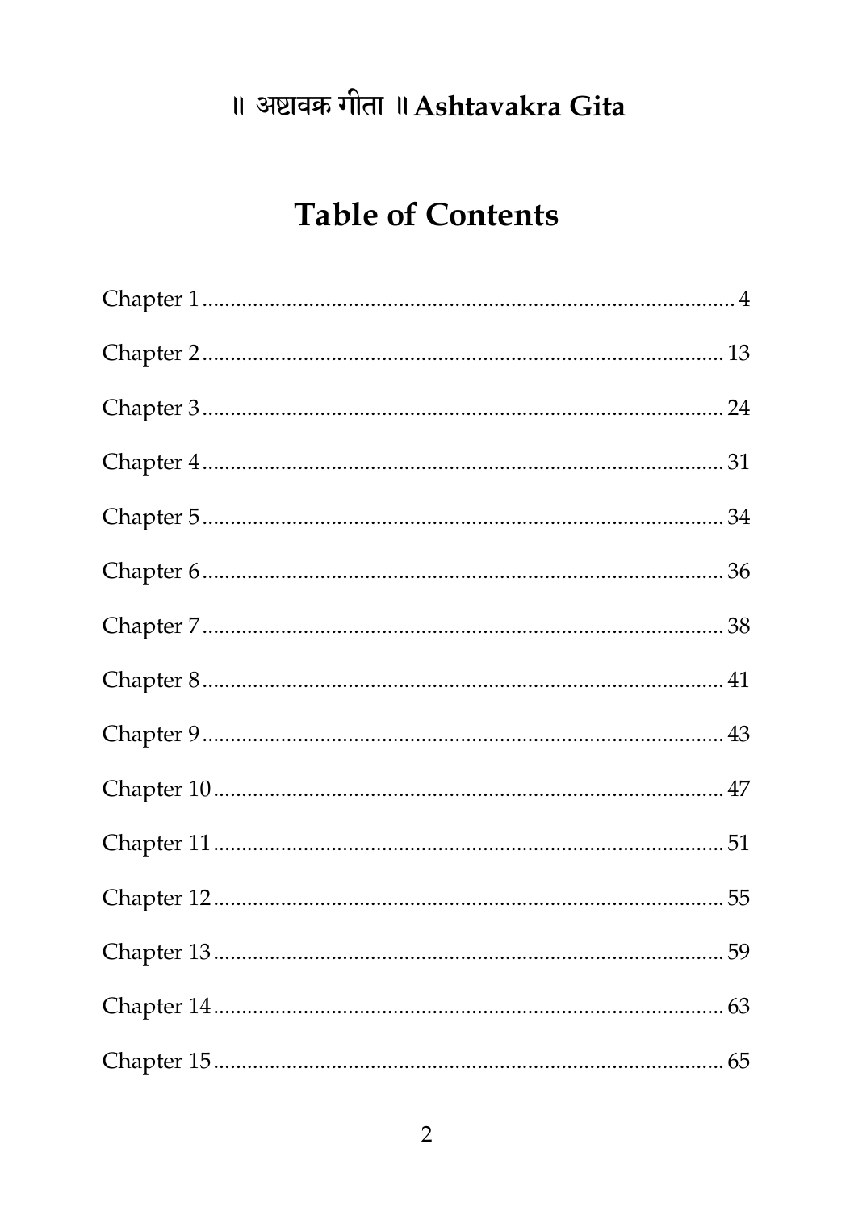# Table of Contents

Chapter 1 ........................................................................................ 4

Chapter 2 ........................................................................................ 13

Chapter 3 ........................................................................................ 24

Chapter 4 ........................................................................................ 31

Chapter 5 ........................................................................................ 34

Chapter 6 ........................................................................................ 36

Chapter 7 ........................................................................................ 38

Chapter 8 ........................................................................................ 41

Chapter 9 ........................................................................................ 43

Chapter 10 ...................................................................................... 47

Chapter 11 ...................................................................................... 51

Chapter 12 ...................................................................................... 55

Chapter 13 ...................................................................................... 59

Chapter 14 ...................................................................................... 63

Chapter 15 ...................................................................................... 65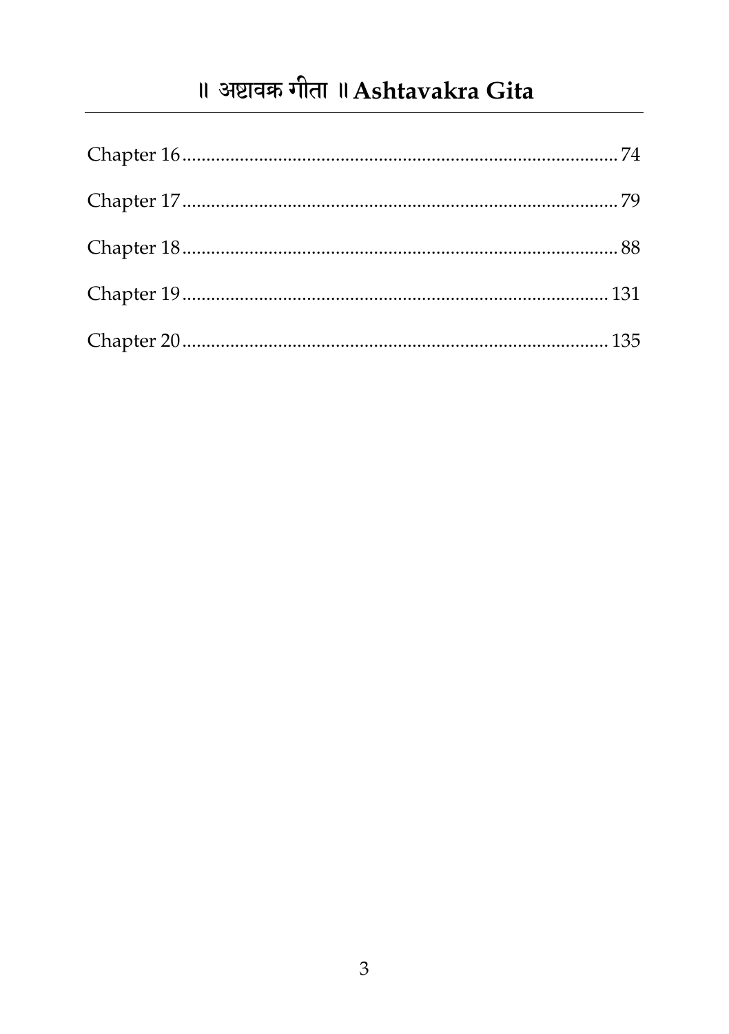Chapter 16 .......... 74

Chapter 17 .......... 79

Chapter 18 .......... 88

Chapter 19 .......... 131

Chapter 20 .......... 135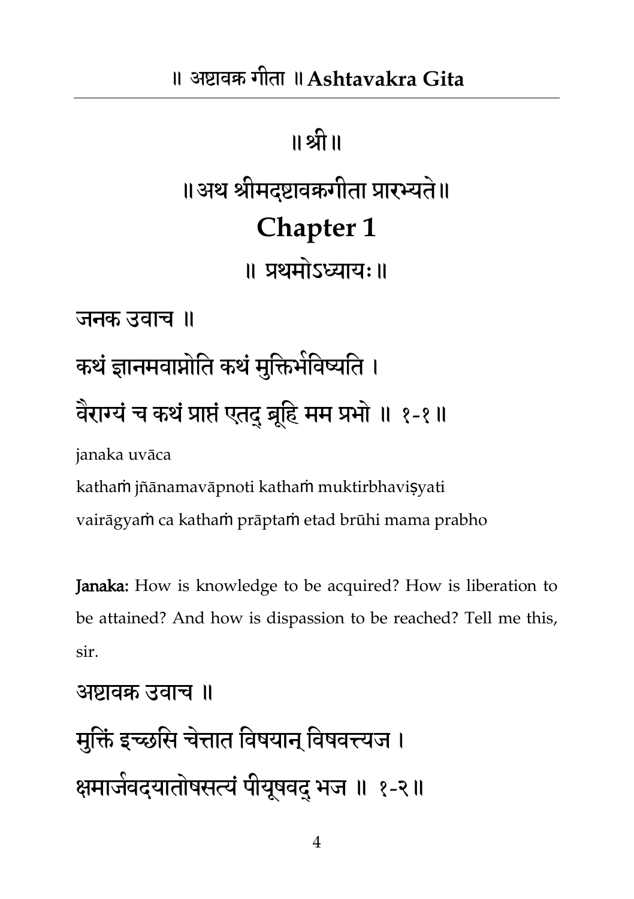॥ श्री ॥

# ॥ अथ श्रीमदष्टावक्रगीता प्रारभ्यते ॥

# Chapter 1

## ॥ प्रथमोऽध्यायः ॥

जनक उवाच ॥

कथं ज्ञानमवाप्नोति कथं मुक्तिर्भविष्यति ।

वैराग्यं च कथं प्राप्तं एतद् ब्रूहि मम प्रभो ॥ १-१ ॥

janaka uvāca

kathaṁ jñānamavāpnoti kathaṁ muktirbhaviṣyati

vairāgyaṁ ca kathaṁ prāptaṁ etad brūhi mama prabho

**Janaka:** How is knowledge to be acquired? How is liberation to be attained? And how is dispassion to be reached? Tell me this, sir.

अष्टावक्र उवाच ॥

मुक्तिं इच्छसि चेत्तात विषयान् विषवत्त्यज ।

क्षमार्जवदयातोषसत्यं पीयूषवद् भज ॥ १-२ ॥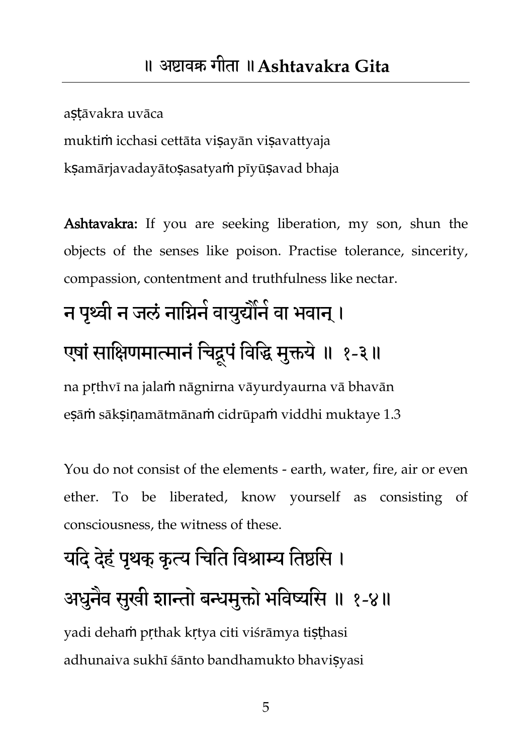aṣṭāvakra uvāca

muktiṁ icchasi cettāta viṣayān viṣavattyaja

kṣamārjavadayātoṣasatyaṁ pīyūṣavad bhaja

**Ashtavakra:** If you are seeking liberation, my son, shun the objects of the senses like poison. Practise tolerance, sincerity, compassion, contentment and truthfulness like nectar.

## न पृथ्वी न जलं नाग्निर्न वायुर्द्यौर्न वा भवान् ।
## एषां साक्षिणमात्मानं चिद्रूपं विद्धि मुक्तये ॥ १-३॥

na pṛthvī na jalaṁ nāgnirna vāyurdyaurna vā bhavān

eṣāṁ sākṣiṇamātmānaṁ cidrūpaṁ viddhi muktaye 1.3

You do not consist of the elements - earth, water, fire, air or even ether. To be liberated, know yourself as consisting of consciousness, the witness of these.

## यदि देहं पृथक् कृत्य चिति विश्राम्य तिष्ठसि ।
## अधुनैव सुखी शान्तो बन्धमुक्तो भविष्यसि ॥ १-४॥

yadi dehaṁ pṛthak kṛtya citi viśrāmya tiṣṭhasi

adhunaiva sukhī śānto bandhamukto bhaviṣyasi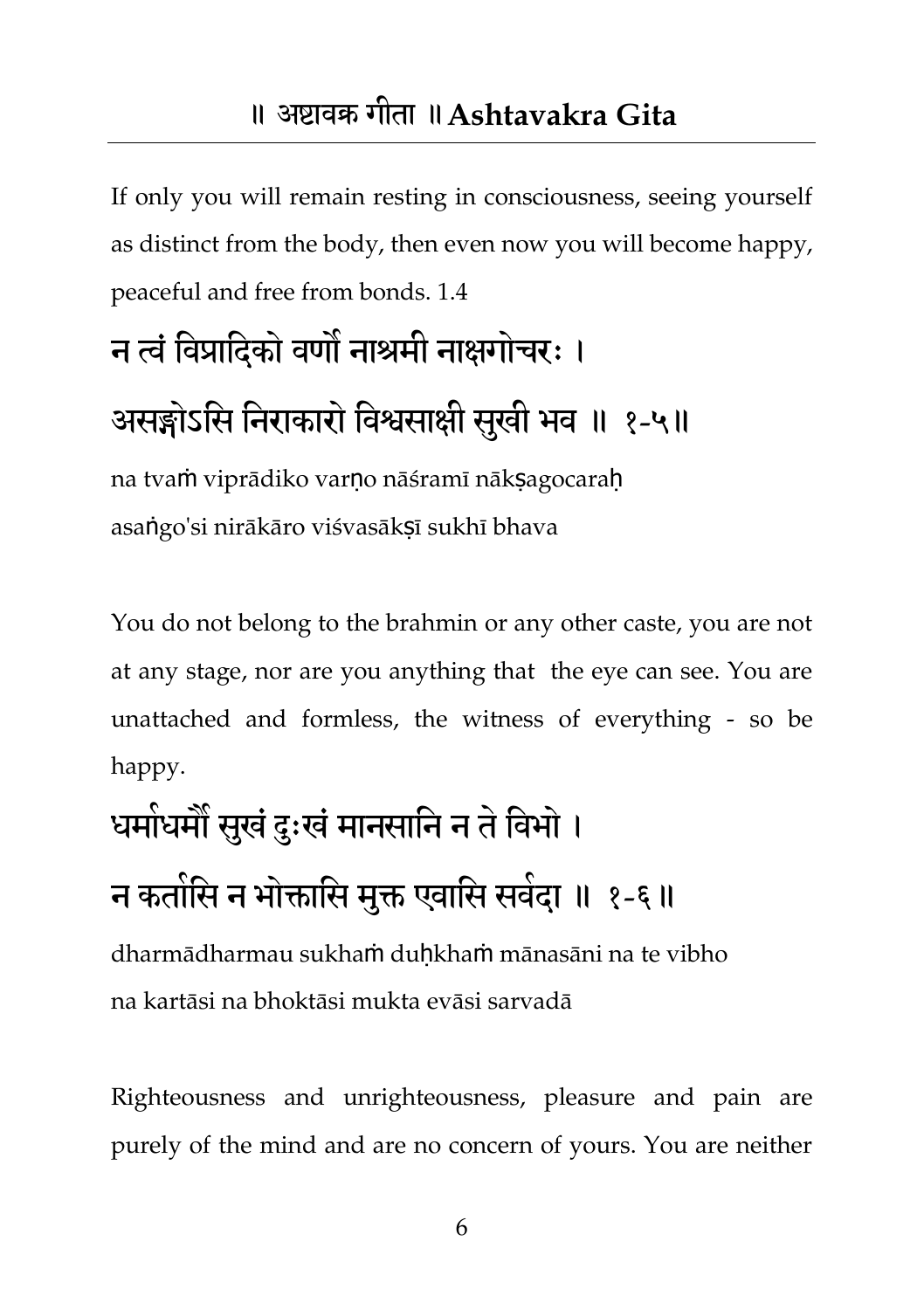If only you will remain resting in consciousness, seeing yourself as distinct from the body, then even now you will become happy, peaceful and free from bonds. 1.4

## न त्वं विप्रादिको वर्णो नाश्रमी नाक्षगोचरः ।
## असङ्गोऽसि निराकारो विश्वसाक्षी सुखी भव ॥ १-५॥

na tvaṁ viprādiko varṇo nāśramī nākṣagocaraḥ
asaṅgo'si nirākāro viśvasākṣī sukhī bhava

You do not belong to the brahmin or any other caste, you are not at any stage, nor are you anything that the eye can see. You are unattached and formless, the witness of everything - so be happy.

## धर्माधर्मौ सुखं दुःखं मानसानि न ते विभो ।
## न कर्तासि न भोक्तासि मुक्त एवासि सर्वदा ॥ १-६ ॥

dharmādharmau sukhaṁ duḥkhaṁ mānasāni na te vibho
na kartāsi na bhoktāsi mukta evāsi sarvadā

Righteousness and unrighteousness, pleasure and pain are purely of the mind and are no concern of yours. You are neither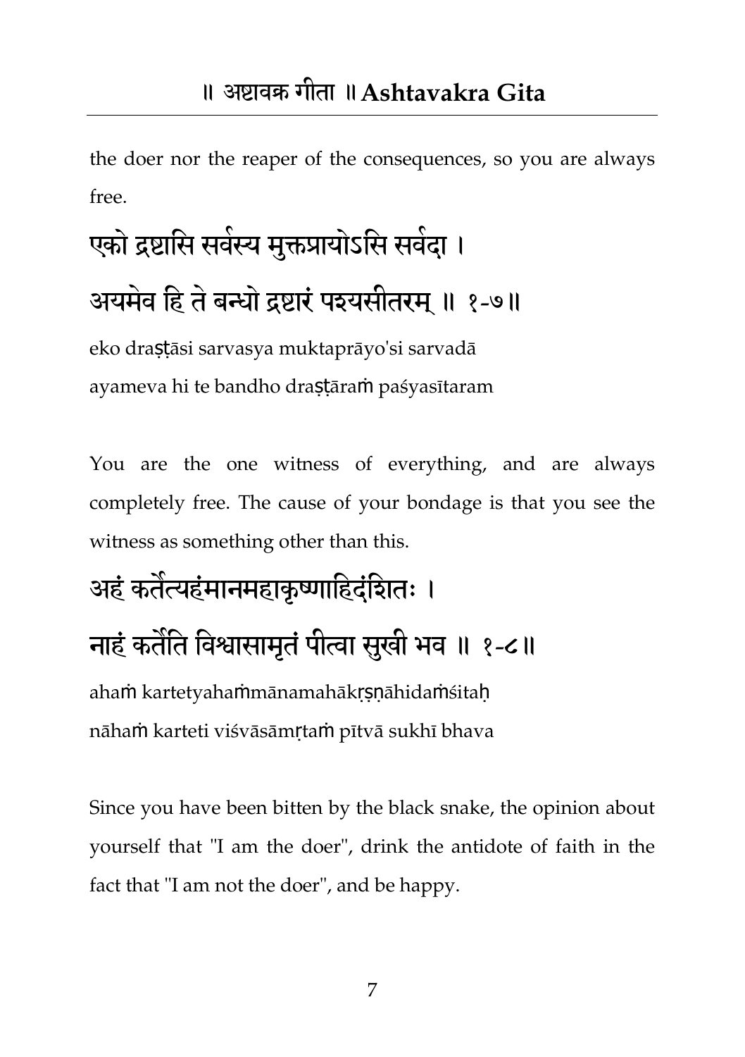the doer nor the reaper of the consequences, so you are always free.

एको द्रष्टासि सर्वस्य मुक्तप्रायोऽसि सर्वदा ।
अयमेव हि ते बन्धो द्रष्टारं पश्यसीतरम् ॥ १-७॥

eko draṣṭāsi sarvasya muktaprāyo'si sarvadā
ayameva hi te bandho draṣṭāraṁ paśyasītaram

You are the one witness of everything, and are always completely free. The cause of your bondage is that you see the witness as something other than this.

अहं कर्तेत्यहंमानमहाकृष्णाहिदंशितः ।
नाहं कर्तेति विश्वासामृतं पीत्वा सुखी भव ॥ १-८॥

ahaṁ kartetyahaṁmānamahākṛṣṇāhidaṁśitaḥ
nāhaṁ karteti viśvāsāmṛtaṁ pītvā sukhī bhava

Since you have been bitten by the black snake, the opinion about yourself that "I am the doer", drink the antidote of faith in the fact that "I am not the doer", and be happy.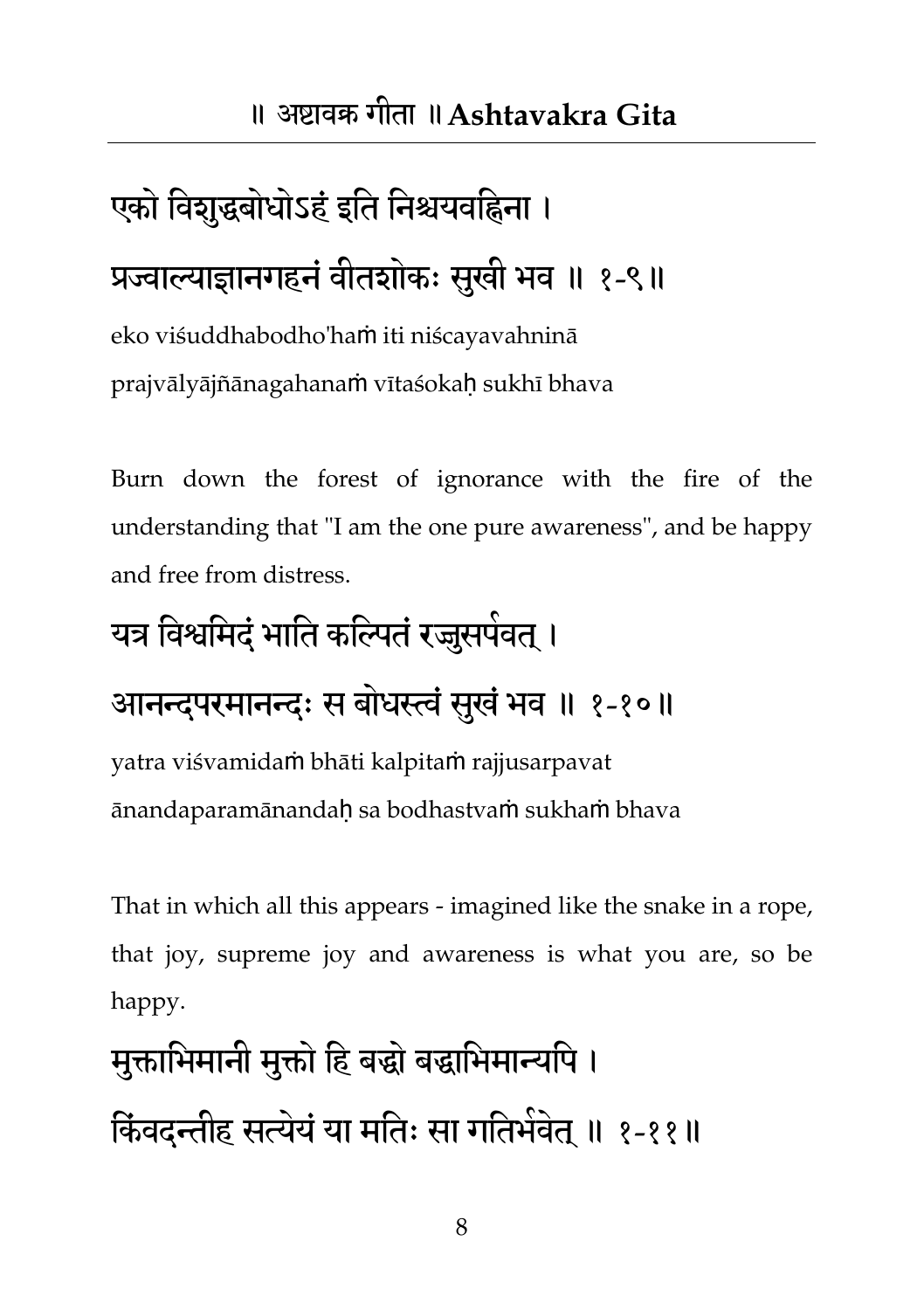एको विशुद्धबोधोऽहं इति निश्चयवह्निना ।

प्रज्वाल्याज्ञानगहनं वीतशोकः सुखी भव ॥ १-९॥

eko viśuddhabodho'haṁ iti niścayavahninā

prajvālyājñānagahanaṁ vītaśokaḥ sukhī bhava

Burn down the forest of ignorance with the fire of the understanding that "I am the one pure awareness", and be happy and free from distress.

यत्र विश्वमिदं भाति कल्पितं रज्जुसर्पवत् ।

आनन्दपरमानन्दः स बोधस्त्वं सुखं भव ॥ १-१०॥

yatra viśvamidaṁ bhāti kalpitaṁ rajjusarpavat

ānandaparamānandaḥ sa bodhastvaṁ sukhaṁ bhava

That in which all this appears - imagined like the snake in a rope, that joy, supreme joy and awareness is what you are, so be happy.

मुक्ताभिमानी मुक्तो हि बद्धो बद्धाभिमान्यपि ।

किंवदन्तीह सत्येयं या मतिः सा गतिर्भवेत् ॥ १-११॥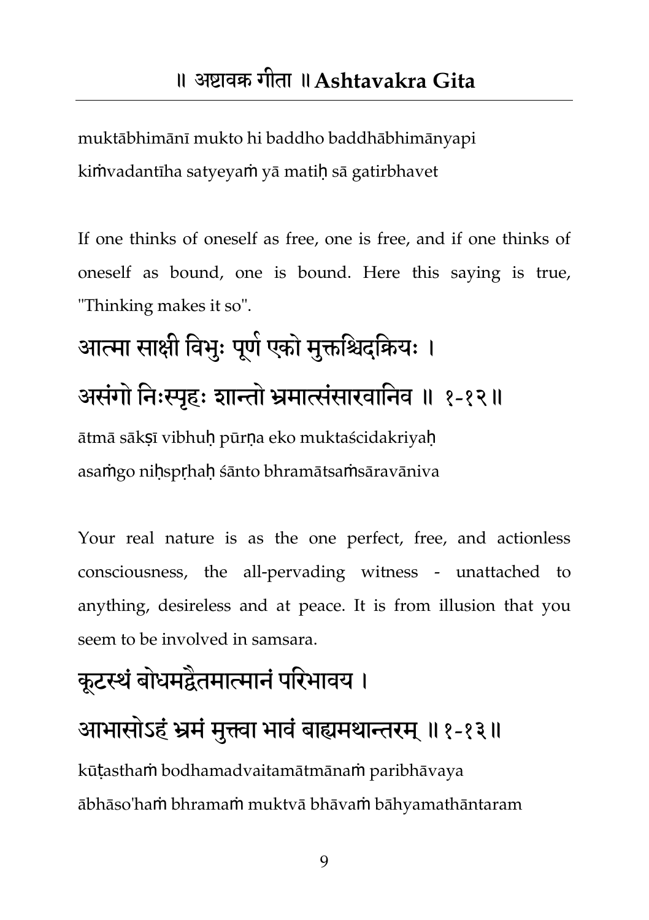muktābhimānī mukto hi baddho baddhābhimānyapi
kiṁvadantīha satyeyaṁ yā matiḥ sā gatirbhavet

If one thinks of oneself as free, one is free, and if one thinks of oneself as bound, one is bound. Here this saying is true, "Thinking makes it so".

## आत्मा साक्षी विभुः पूर्ण एको मुक्तश्चिदक्रियः ।
## असंगो निःस्पृहः शान्तो भ्रमात्संसारवानिव ॥ १-१२॥

ātmā sākṣī vibhuḥ pūrṇa eko muktaścidakriyaḥ
asaṁgo niḥspṛhaḥ śānto bhramātsaṁsāravāniva

Your real nature is as the one perfect, free, and actionless consciousness, the all-pervading witness - unattached to anything, desireless and at peace. It is from illusion that you seem to be involved in samsara.

## कूटस्थं बोधमद्वैतमात्मानं परिभावय ।
## आभासोऽहं भ्रमं मुक्त्वा भावं बाह्यमथान्तरम् ॥१-१३॥

kūṭasthaṁ bodhamadvaitamātmānaṁ paribhāvaya
ābhāso'haṁ bhramaṁ muktvā bhāvaṁ bāhyamathāntaram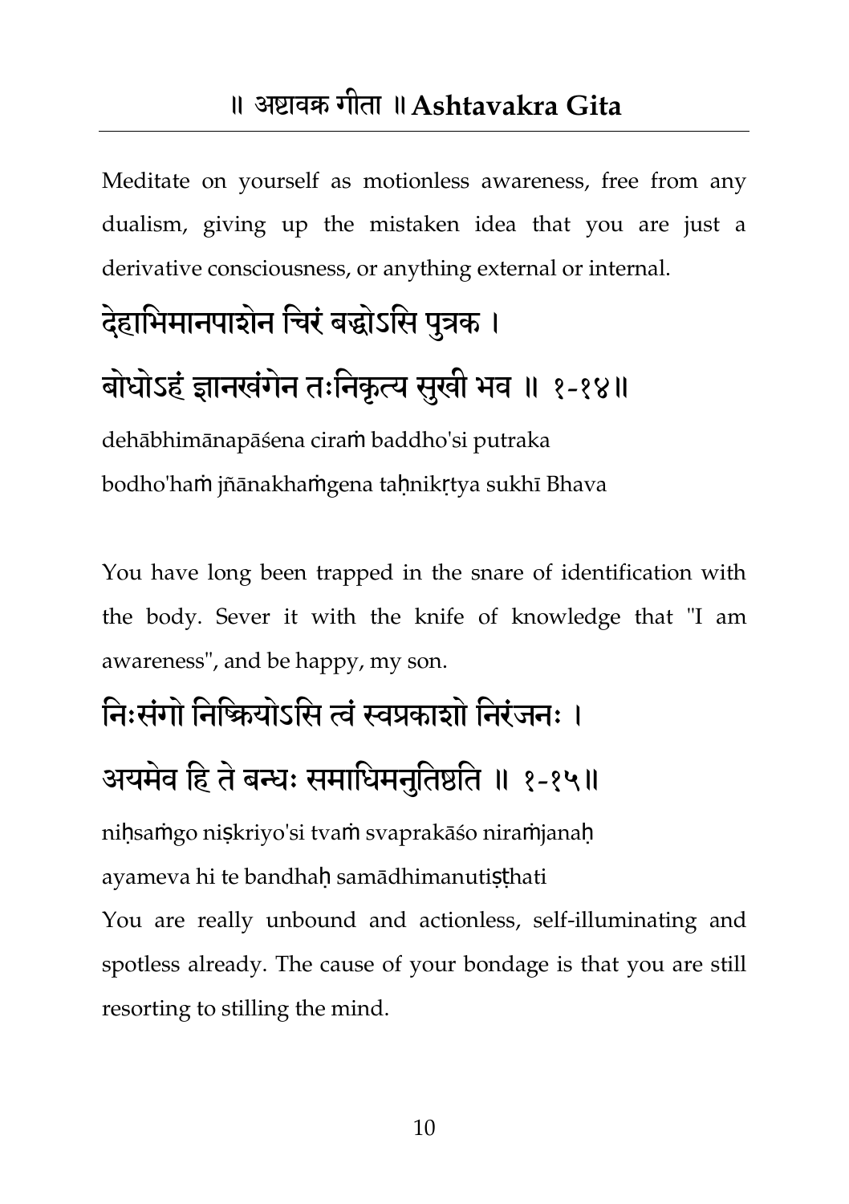Meditate on yourself as motionless awareness, free from any dualism, giving up the mistaken idea that you are just a derivative consciousness, or anything external or internal.

देहाभिमानपाशेन चिरं बद्धोऽसि पुत्रक ।
बोधोऽहं ज्ञानखंगेन तःनिकृत्य सुखी भव ॥ १-१४॥

dehābhimānapāśena ciraṁ baddho'si putraka
bodho'haṁ jñānakhaṁgena taḥnikṛtya sukhī Bhava

You have long been trapped in the snare of identification with the body. Sever it with the knife of knowledge that "I am awareness", and be happy, my son.

निःसंगो निष्क्रियोऽसि त्वं स्वप्रकाशो निरंजनः ।
अयमेव हि ते बन्धः समाधिमनुतिष्ठति ॥ १-१५॥

niḥsaṁgo niṣkriyo'si tvaṁ svaprakāśo niraṁjanaḥ
ayameva hi te bandhaḥ samādhimanutiṣṭhati

You are really unbound and actionless, self-illuminating and spotless already. The cause of your bondage is that you are still resorting to stilling the mind.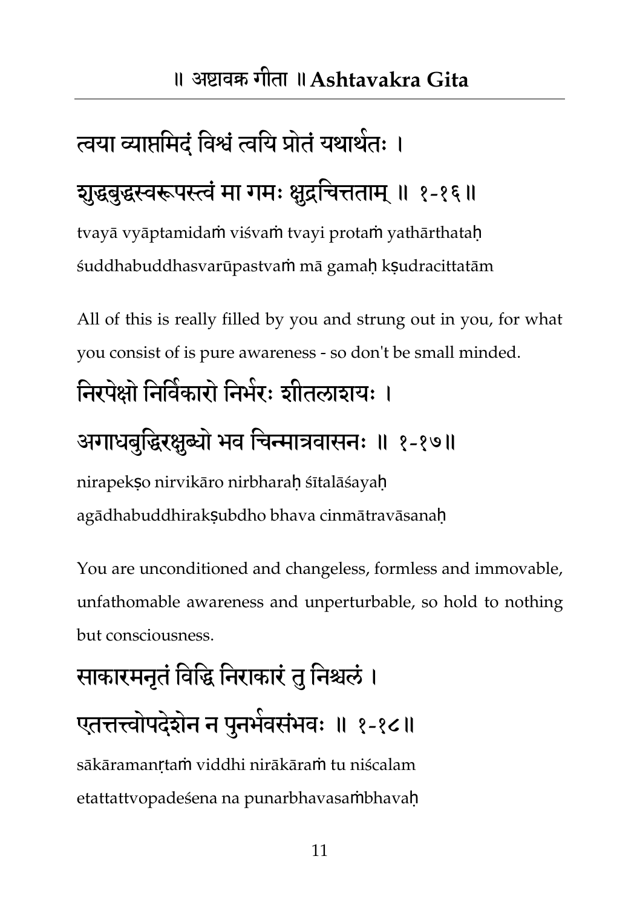त्वया व्याप्तमिदं विश्वं त्वयि प्रोतं यथार्थतः ।
शुद्धबुद्धस्वरूपस्त्वं मा गमः क्षुद्रचित्तताम् ॥ १-१६॥

tvayā vyāptamidaṁ viśvaṁ tvayi protaṁ yathārthataḥ
śuddhabuddhasvarūpastvaṁ mā gamaḥ kṣudracittatām

All of this is really filled by you and strung out in you, for what you consist of is pure awareness - so don't be small minded.

निरपेक्षो निर्विकारो निर्भरः शीतलाशयः ।
अगाधबुद्धिरक्षुब्धो भव चिन्मात्रवासनः ॥ १-१७॥

nirapekṣo nirvikāro nirbharaḥ śītalāśayaḥ
agādhabuddhirakṣubdho bhava cinmātravāsanaḥ

You are unconditioned and changeless, formless and immovable, unfathomable awareness and unperturbable, so hold to nothing but consciousness.

साकारमनृतं विद्धि निराकारं तु निश्चलं ।
एतत्तत्त्वोपदेशेन न पुनर्भवसंभवः ॥ १-१८॥

sākāramanṛtaṁ viddhi nirākāraṁ tu niścalam
etattattvopadeśena na punarbhavasaṁbhavaḥ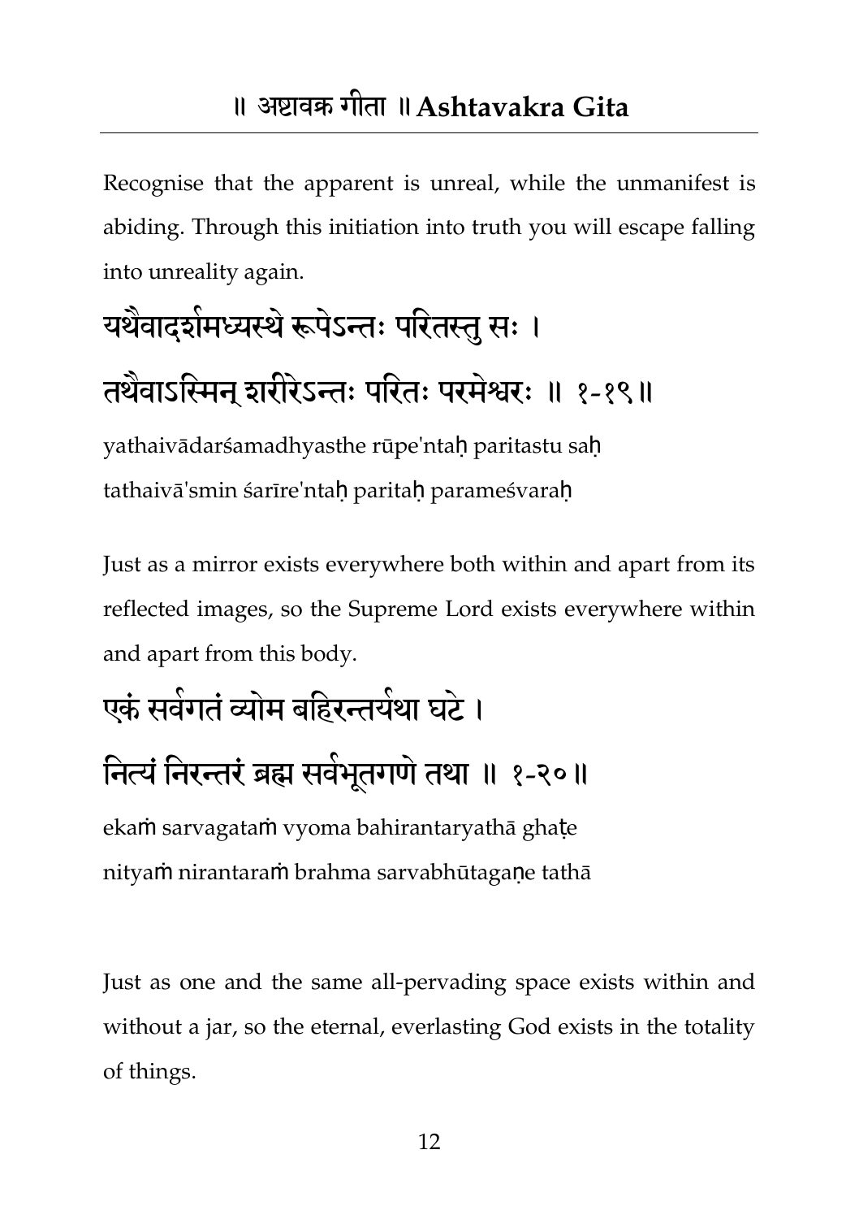Recognise that the apparent is unreal, while the unmanifest is abiding. Through this initiation into truth you will escape falling into unreality again.

यथैवादर्शमध्यस्थे रूपेऽन्तः परितस्तु सः ।
तथैवाऽस्मिन् शरीरेऽन्तः परितः परमेश्वरः ॥ १-१९॥

yathaivādarśamadhyasthe rūpe'ntaḥ paritastu saḥ
tathaivā'smin śarīre'ntaḥ paritaḥ parameśvaraḥ

Just as a mirror exists everywhere both within and apart from its reflected images, so the Supreme Lord exists everywhere within and apart from this body.

एकं सर्वगतं व्योम बहिरन्तर्यथा घटे ।
नित्यं निरन्तरं ब्रह्म सर्वभूतगणे तथा ॥ १-२०॥

ekaṁ sarvagataṁ vyoma bahirantaryathā ghaṭe
nityaṁ nirantaraṁ brahma sarvabhūtagaṇe tathā

Just as one and the same all-pervading space exists within and without a jar, so the eternal, everlasting God exists in the totality of things.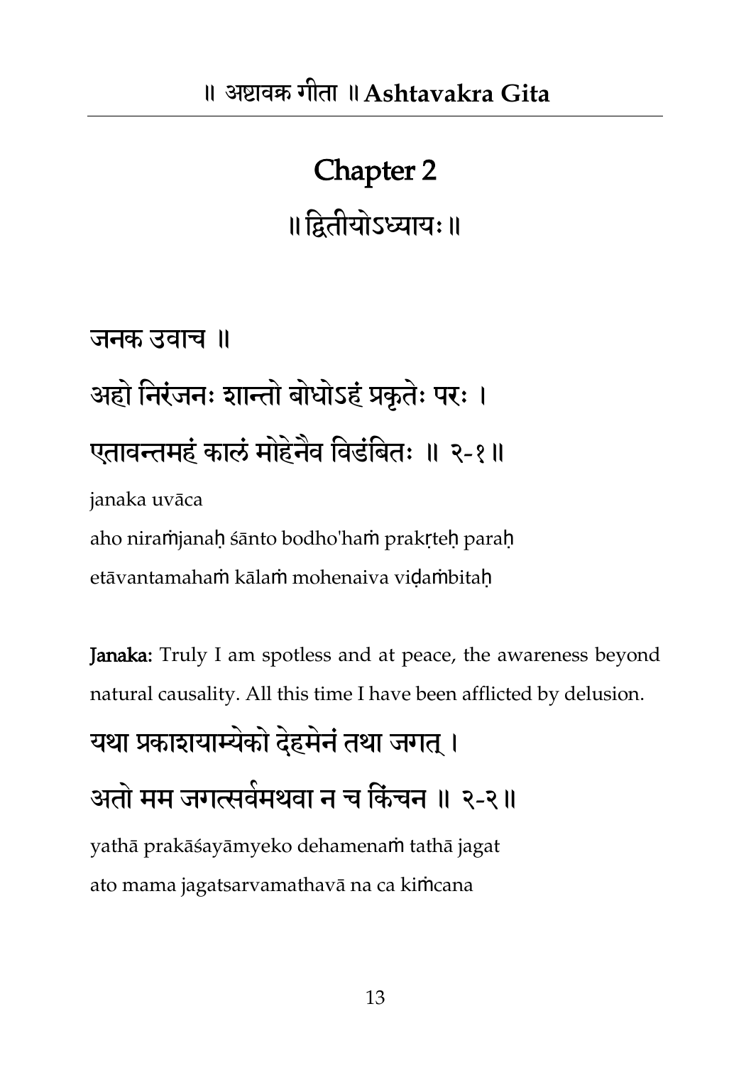# Chapter 2

## ॥ द्वितीयोऽध्यायः ॥

जनक उवाच ॥

अहो निरंजनः शान्तो बोधोऽहं प्रकृतेः परः ।

एतावन्तमहं कालं मोहेनैव विडंबितः ॥ २-१॥

janaka uvāca

aho niraṁjanaḥ śānto bodho'haṁ prakṛteḥ paraḥ

etāvantamahaṁ kālaṁ mohenaiva viḍaṁbitaḥ

**Janaka:** Truly I am spotless and at peace, the awareness beyond natural causality. All this time I have been afflicted by delusion.

यथा प्रकाशयाम्येको देहमेनं तथा जगत् ।

अतो मम जगत्सर्वमथवा न च किंचन ॥ २-२॥

yathā prakāśayāmyeko dehamenaṁ tathā jagat

ato mama jagatsarvamathavā na ca kiṁcana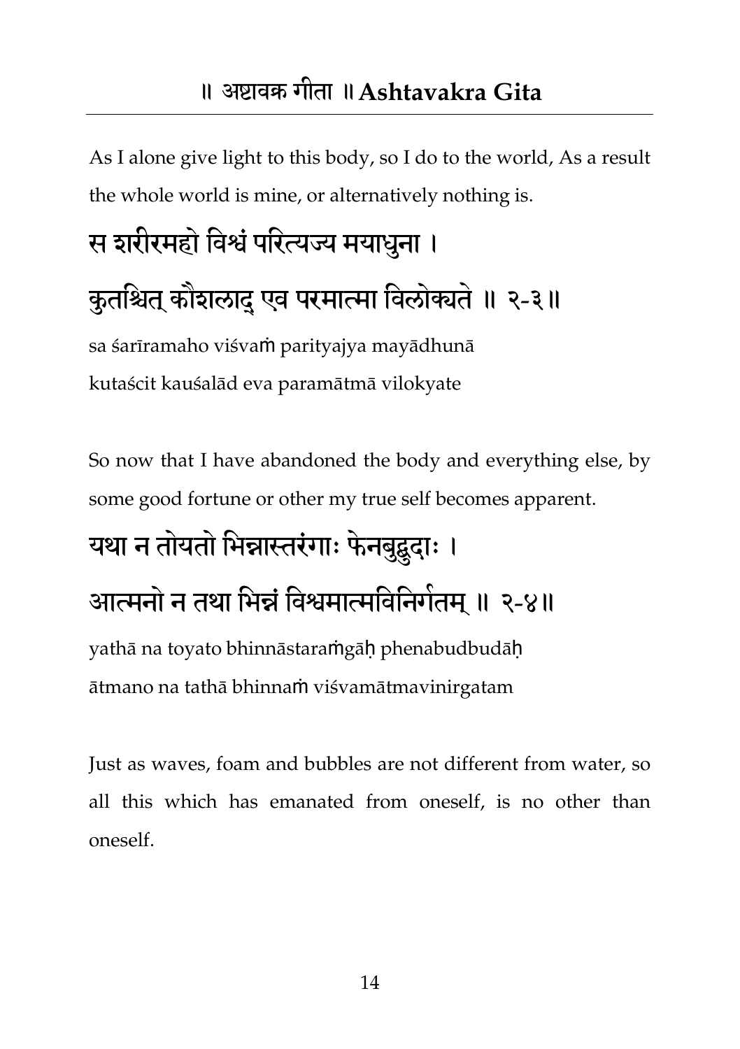As I alone give light to this body, so I do to the world, As a result the whole world is mine, or alternatively nothing is.

## स शरीरमहो विश्वं परित्यज्य मयाधुना ।
## कुतश्चित् कौशलाद् एव परमात्मा विलोक्यते ॥ २-३॥

sa śarīramaho viśvaṁ parityajya mayādhunā
kutaścit kauśalād eva paramātmā vilokyate

So now that I have abandoned the body and everything else, by some good fortune or other my true self becomes apparent.

## यथा न तोयतो भिन्नास्तरंगाः फेनबुद्बुदाः ।
## आत्मनो न तथा भिन्नं विश्वमात्मविनिर्गतम् ॥ २-४॥

yathā na toyato bhinnāstaraṁgāḥ phenabudbudāḥ
ātmano na tathā bhinnaṁ viśvamātmavinirgatam

Just as waves, foam and bubbles are not different from water, so all this which has emanated from oneself, is no other than oneself.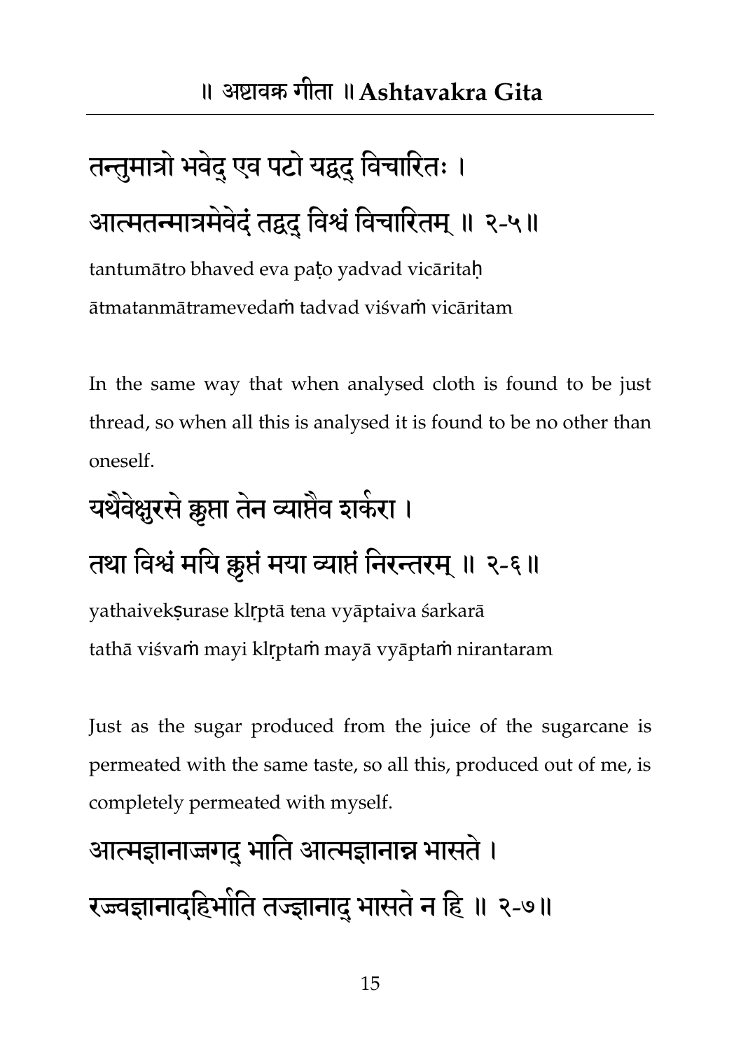तन्तुमात्रो भवेद् एव पटो यद्वद् विचारितः ।
आत्मतन्मात्रमेवेदं तद्वद् विश्वं विचारितम् ॥ २-५॥

tantumātro bhaved eva paṭo yadvad vicāritaḥ
ātmatanmātramevedaṁ tadvad viśvaṁ vicāritam

In the same way that when analysed cloth is found to be just thread, so when all this is analysed it is found to be no other than oneself.

यथैवेक्षुरसे क्लृप्ता तेन व्याप्तैव शर्करा ।
तथा विश्वं मयि क्लृप्तं मया व्याप्तं निरन्तरम् ॥ २-६॥

yathaivekṣurase klṛptā tena vyāptaiva śarkarā
tathā viśvaṁ mayi klṛptaṁ mayā vyāptaṁ nirantaram

Just as the sugar produced from the juice of the sugarcane is permeated with the same taste, so all this, produced out of me, is completely permeated with myself.

आत्मज्ञानाज्जगद् भाति आत्मज्ञानान्न भासते ।
रज्ज्वज्ञानादहिर्भाति तज्ज्ञानाद् भासते न हि ॥ २-७॥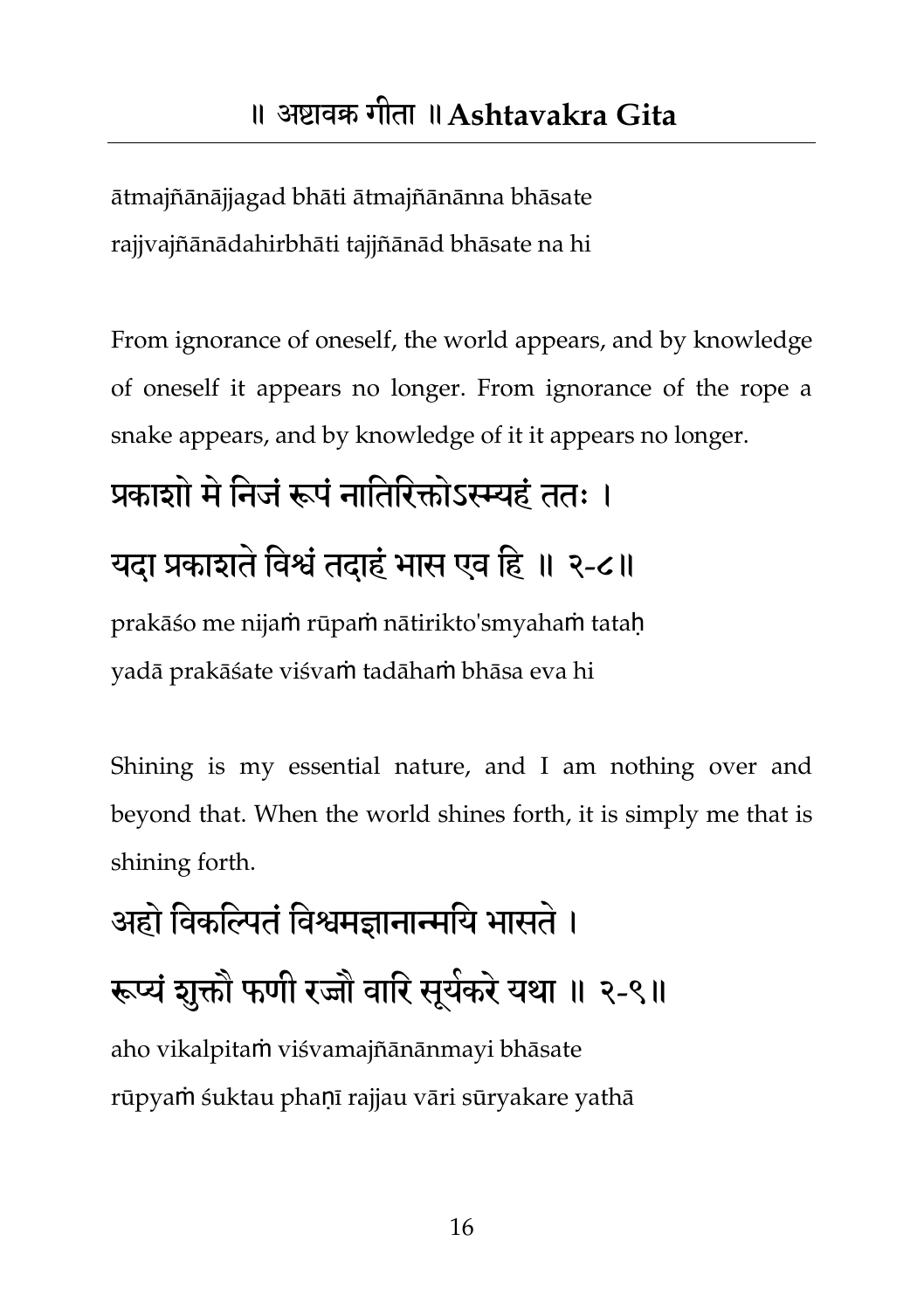ātmajñānājjagad bhāti ātmajñānānna bhāsate
rajjvajñānādahirbhāti tajjñānād bhāsate na hi

From ignorance of oneself, the world appears, and by knowledge of oneself it appears no longer. From ignorance of the rope a snake appears, and by knowledge of it it appears no longer.

## प्रकाशो मे निजं रूपं नातिरिक्तोऽस्म्यहं ततः ।
## यदा प्रकाशते विश्वं तदाहं भास एव हि ॥ २-८॥

prakāśo me nijaṁ rūpaṁ nātirikto'smyahaṁ tataḥ
yadā prakāśate viśvaṁ tadāhaṁ bhāsa eva hi

Shining is my essential nature, and I am nothing over and beyond that. When the world shines forth, it is simply me that is shining forth.

## अहो विकल्पितं विश्वमज्ञानान्मयि भासते ।
## रूप्यं शुक्तौ फणी रज्जौ वारि सूर्यकरे यथा ॥ २-९॥

aho vikalpitaṁ viśvamajñānānmayi bhāsate
rūpyaṁ śuktau phaṇī rajjau vāri sūryakare yathā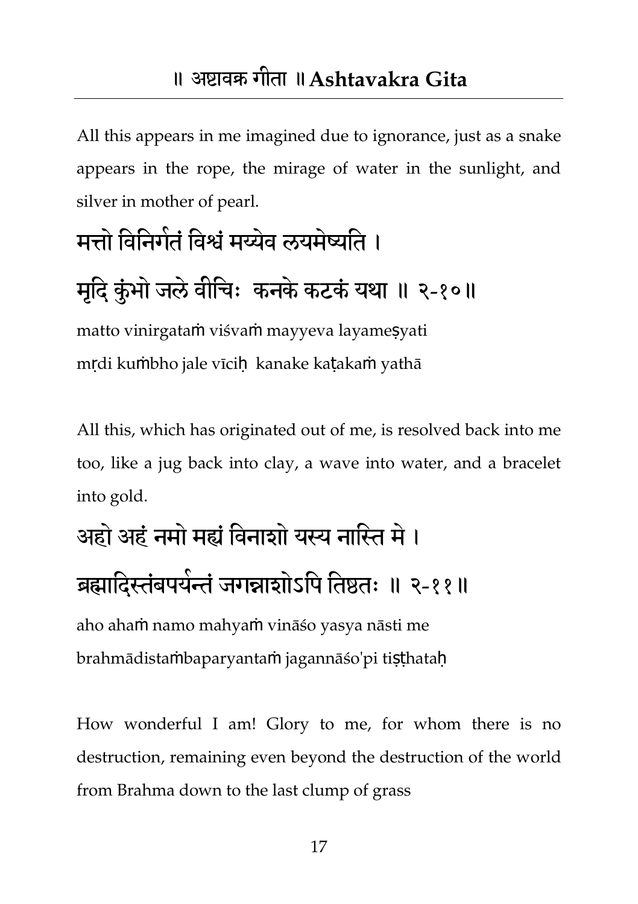All this appears in me imagined due to ignorance, just as a snake appears in the rope, the mirage of water in the sunlight, and silver in mother of pearl.

मत्तो विनिर्गतं विश्वं मय्येव लयमेष्यति ।
मृदि कुंभो जले वीचिः  कनके कटकं यथा ॥ २-१०॥

matto vinirgataṁ viśvaṁ mayyeva layameṣyati
mṛdi kuṁbho jale vīciḥ  kanake kaṭakaṁ yathā

All this, which has originated out of me, is resolved back into me too, like a jug back into clay, a wave into water, and a bracelet into gold.

अहो अहं नमो मह्यं विनाशो यस्य नास्ति मे ।
ब्रह्मादिस्तंबपर्यन्तं जगन्नाशोऽपि तिष्ठतः ॥ २-११॥

aho ahaṁ namo mahyaṁ vināśo yasya nāsti me
brahmādistaṁbaparyantaṁ jagannāśo'pi tiṣṭhataḥ

How wonderful I am! Glory to me, for whom there is no destruction, remaining even beyond the destruction of the world from Brahma down to the last clump of grass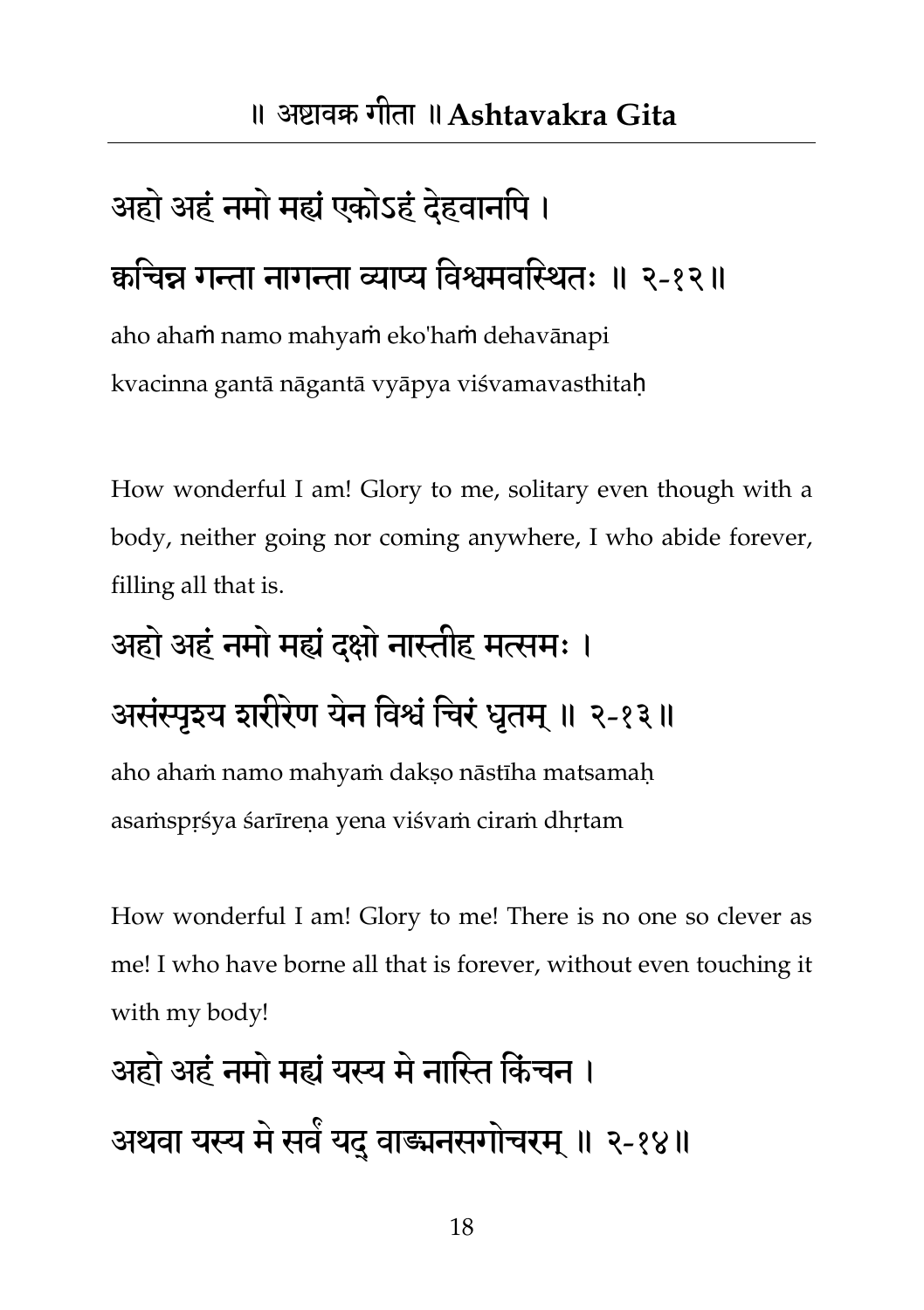अहो अहं नमो मह्यं एकोऽहं देहवानपि ।

क्वचिन्न गन्ता नागन्ता व्याप्य विश्वमवस्थितः ॥ २-१२॥

aho ahaṁ namo mahyaṁ eko'haṁ dehavānapi
kvacinna gantā nāgantā vyāpya viśvamavasthitaḥ

How wonderful I am! Glory to me, solitary even though with a body, neither going nor coming anywhere, I who abide forever, filling all that is.

अहो अहं नमो मह्यं दक्षो नास्तीह मत्समः ।

असंस्पृश्य शरीरेण येन विश्वं चिरं धृतम् ॥ २-१३॥

aho ahaṁ namo mahyaṁ dakṣo nāstīha matsamaḥ
asaṁspṛśya śarīreṇa yena viśvaṁ ciraṁ dhṛtam

How wonderful I am! Glory to me! There is no one so clever as me! I who have borne all that is forever, without even touching it with my body!

अहो अहं नमो मह्यं यस्य मे नास्ति किंचन ।

अथवा यस्य मे सर्वं यद् वाङ्मनसगोचरम् ॥ २-१४॥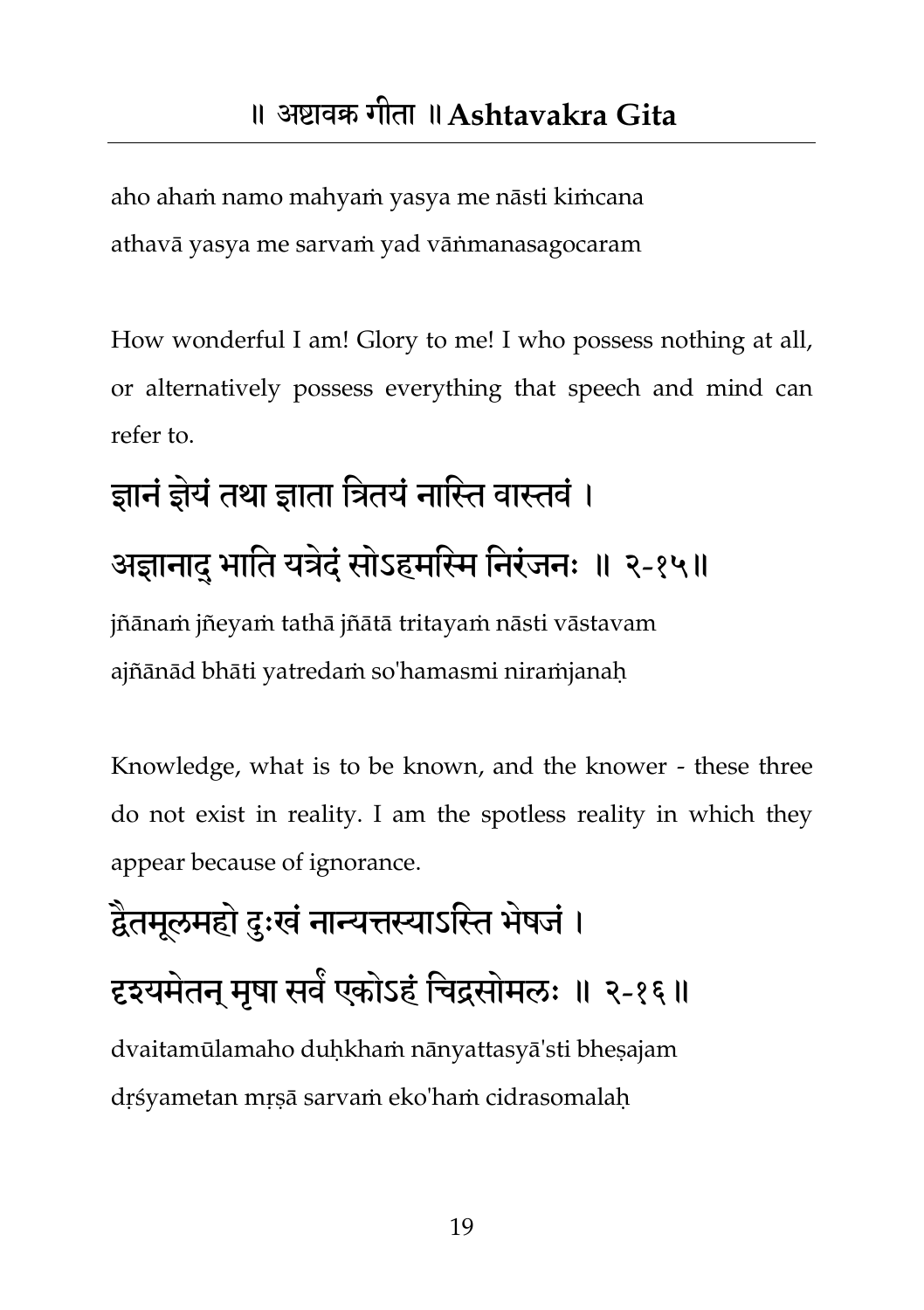aho ahaṁ namo mahyaṁ yasya me nāsti kiṁcana
athavā yasya me sarvaṁ yad vāṅmanasagocaram

How wonderful I am! Glory to me! I who possess nothing at all, or alternatively possess everything that speech and mind can refer to.

## ज्ञानं ज्ञेयं तथा ज्ञाता त्रितयं नास्ति वास्तवं ।
## अज्ञानाद् भाति यत्रेदं सोऽहमस्मि निरंजनः ॥ २-१५॥

jñānaṁ jñeyaṁ tathā jñātā tritayaṁ nāsti vāstavam
ajñānād bhāti yatredaṁ so'hamasmi niraṁjanaḥ

Knowledge, what is to be known, and the knower - these three do not exist in reality. I am the spotless reality in which they appear because of ignorance.

## द्वैतमूलमहो दुःखं नान्यत्तस्याऽस्ति भेषजं ।
## दृश्यमेतन् मृषा सर्वं एकोऽहं चिद्रसोमलः ॥ २-१६॥

dvaitamūlamaho duḥkhaṁ nānyattasyā'sti bheṣajam
dṛśyametan mṛṣā sarvaṁ eko'haṁ cidrasomalaḥ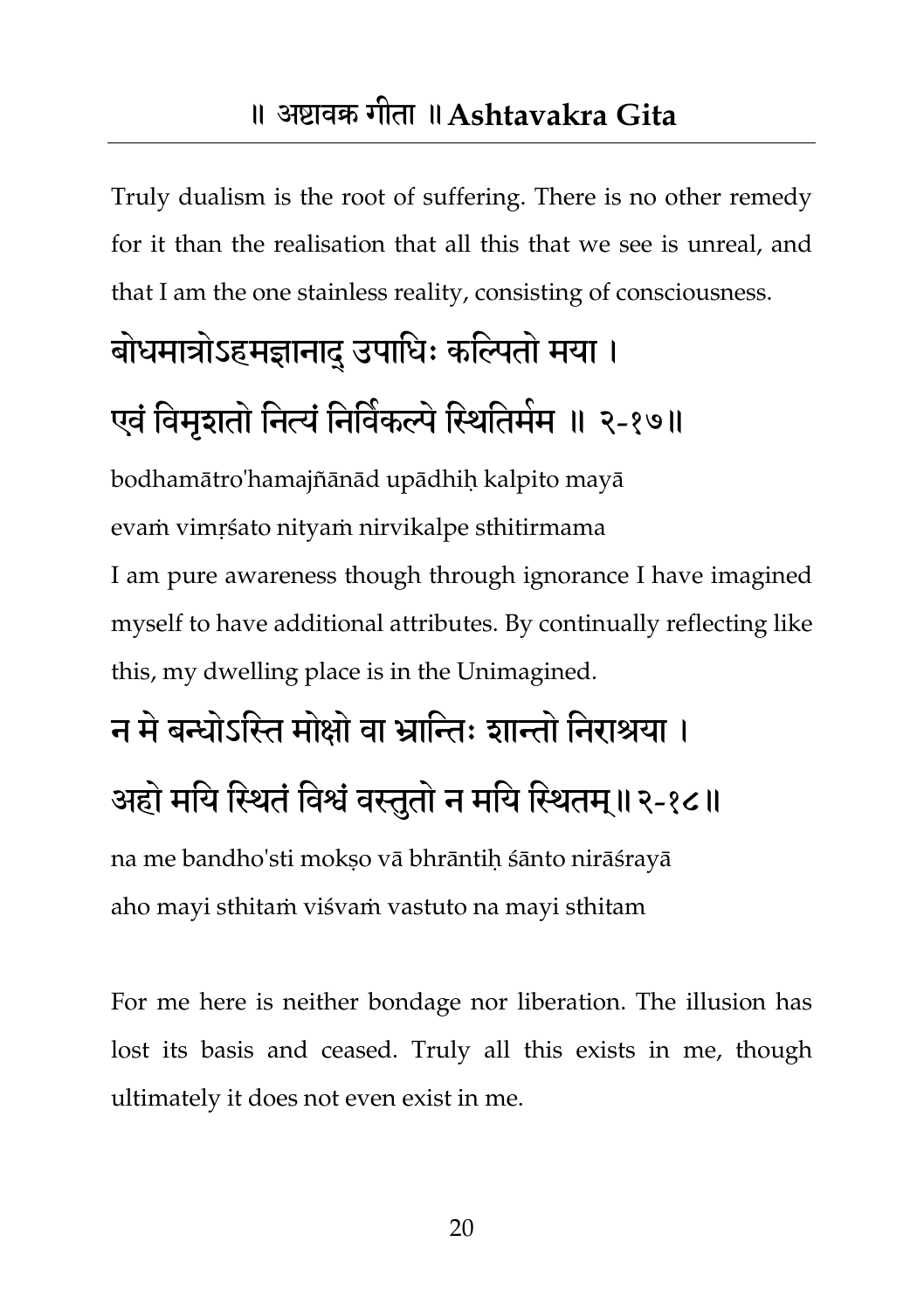Truly dualism is the root of suffering. There is no other remedy for it than the realisation that all this that we see is unreal, and that I am the one stainless reality, consisting of consciousness.

**बोधमात्रोऽहमज्ञानाद् उपाधिः कल्पितो मया ।**
**एवं विमृशतो नित्यं निर्विकल्पे स्थितिर्मम ॥ २-१७॥**

bodhamātro'hamajñānād upādhiḥ kalpito mayā
evaṁ vimṛśato nityaṁ nirvikalpe sthitirmama

I am pure awareness though through ignorance I have imagined myself to have additional attributes. By continually reflecting like this, my dwelling place is in the Unimagined.

**न मे बन्धोऽस्ति मोक्षो वा भ्रान्तिः शान्तो निराश्रया ।**
**अहो मयि स्थितं विश्वं वस्तुतो न मयि स्थितम्॥२-१८॥**

na me bandho'sti mokṣo vā bhrāntiḥ śānto nirāśrayā
aho mayi sthitaṁ viśvaṁ vastuto na mayi sthitam

For me here is neither bondage nor liberation. The illusion has lost its basis and ceased. Truly all this exists in me, though ultimately it does not even exist in me.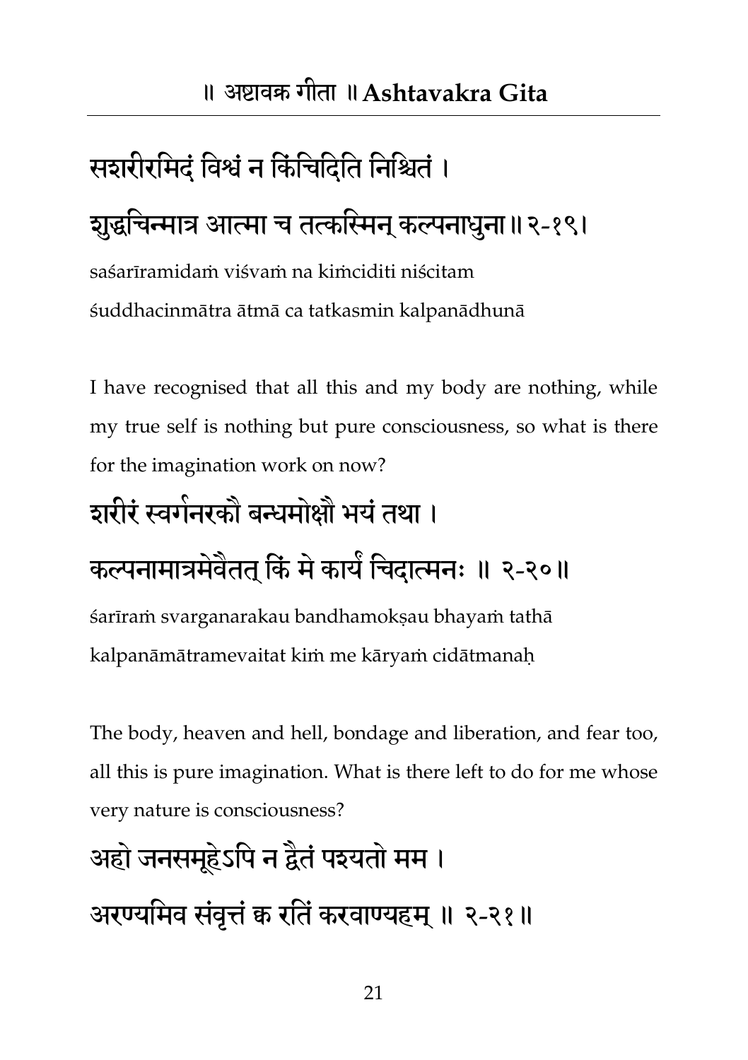सशरीरमिदं विश्वं न किंचिदिति निश्चितं ।
शुद्धचिन्मात्र आत्मा च तत्कस्मिन् कल्पनाधुना॥ २-१९।

saśarīramidaṁ viśvaṁ na kiṁciditi niścitam
śuddhacinmātra ātmā ca tatkasmin kalpanādhunā

I have recognised that all this and my body are nothing, while my true self is nothing but pure consciousness, so what is there for the imagination work on now?

शरीरं स्वर्गनरकौ बन्धमोक्षौ भयं तथा ।
कल्पनामात्रमेवैतत् किं मे कार्यं चिदात्मनः ॥ २-२०॥

śarīraṁ svarganarakau bandhamokṣau bhayaṁ tathā
kalpanāmātramevaitat kiṁ me kāryaṁ cidātmanaḥ

The body, heaven and hell, bondage and liberation, and fear too, all this is pure imagination. What is there left to do for me whose very nature is consciousness?

अहो जनसमूहेऽपि न द्वैतं पश्यतो मम ।
अरण्यमिव संवृत्तं क्व रतिं करवाण्यहम् ॥ २-२१॥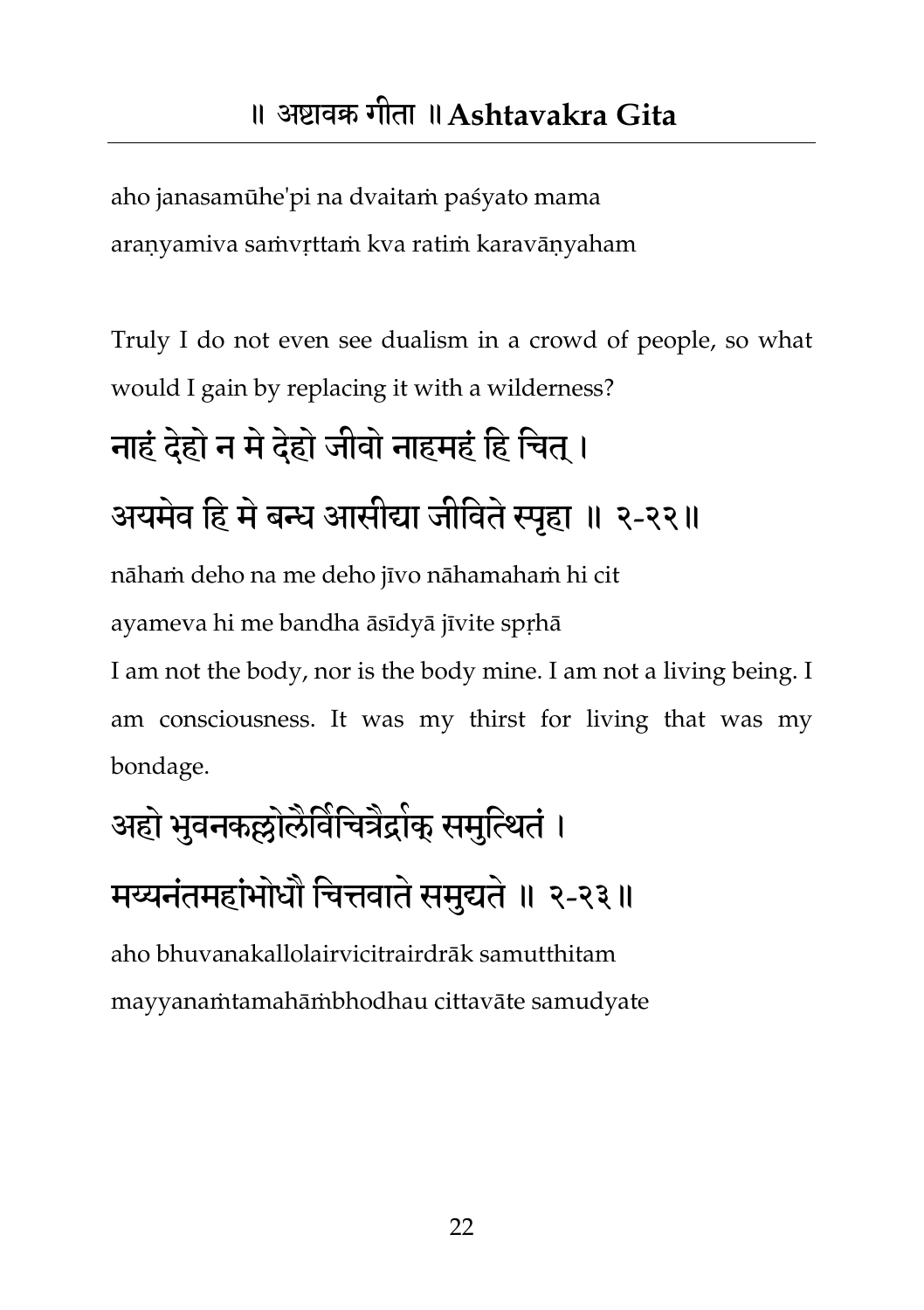aho janasamūhe'pi na dvaitaṁ paśyato mama
araṇyamiva saṁvṛttaṁ kva ratiṁ karavāṇyaham

Truly I do not even see dualism in a crowd of people, so what would I gain by replacing it with a wilderness?

नाहं देहो न मे देहो जीवो नाहमहं हि चित् ।
अयमेव हि मे बन्ध आसीद्या जीविते स्पृहा ॥ २-२२॥

nāhaṁ deho na me deho jīvo nāhamahaṁ hi cit
ayameva hi me bandha āsīdyā jīvite spṛhā
I am not the body, nor is the body mine. I am not a living being. I am consciousness. It was my thirst for living that was my bondage.

अहो भुवनकल्लोलैर्विचित्रैर्द्राक् समुत्थितं ।
मय्यनंतमहांभोधौ चित्तवाते समुद्यते ॥ २-२३॥

aho bhuvanakallolairvicitrairdrāk samutthitam
mayyanaṁtamahāṁbhodhau cittavāte samudyate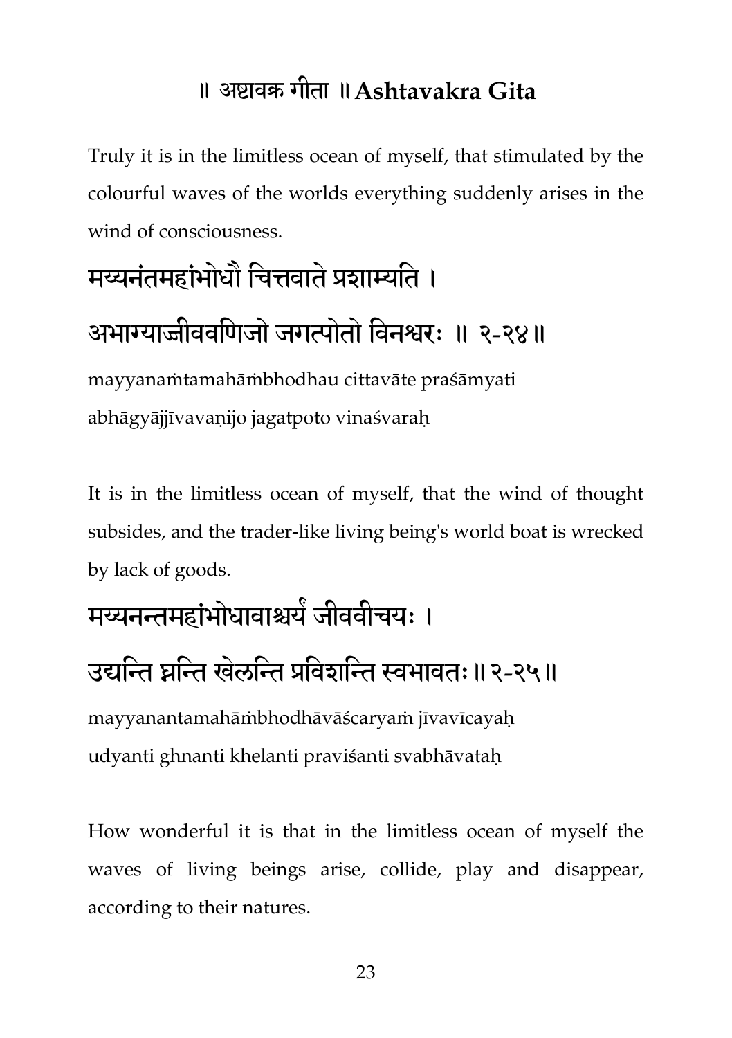Truly it is in the limitless ocean of myself, that stimulated by the colourful waves of the worlds everything suddenly arises in the wind of consciousness.

मय्यनंतमहांभोधौ चित्तवाते प्रशाम्यति ।
अभाग्याज्जीववणिजो जगत्पोतो विनश्वरः ॥ २-२४॥

mayyanaṁtamahāṁbhodhau cittavāte praśāmyati
abhāgyājjīvavaṇijo jagatpoto vinaśvaraḥ

It is in the limitless ocean of myself, that the wind of thought subsides, and the trader-like living being's world boat is wrecked by lack of goods.

मय्यनन्तमहांभोधावाश्चर्यं जीववीचयः ।
उद्यन्ति घ्नन्ति खेलन्ति प्रविशन्ति स्वभावतः॥ २-२५॥

mayyanantamahāṁbhodhāvāścaryaṁ jīvavīcayaḥ
udyanti ghnanti khelanti praviśanti svabhāvataḥ

How wonderful it is that in the limitless ocean of myself the waves of living beings arise, collide, play and disappear, according to their natures.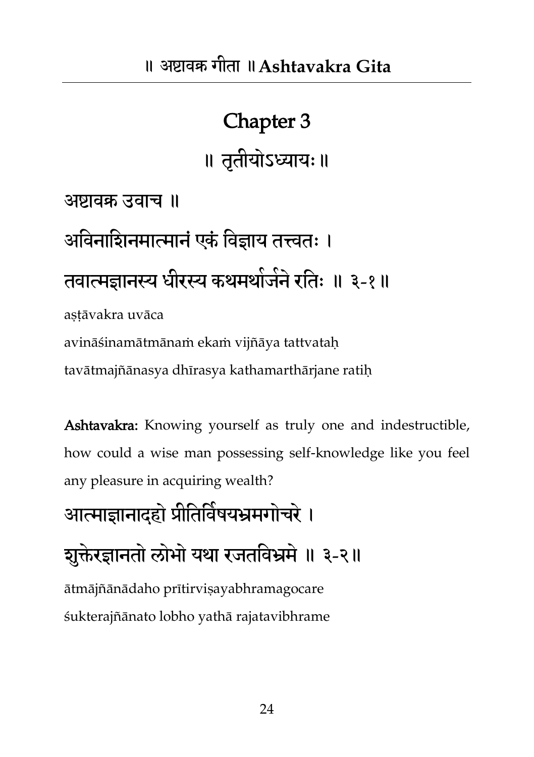# Chapter 3

## ॥ तृतीयोऽध्यायः ॥

अष्टावक्र उवाच ॥

अविनाशिनमात्मानं एकं विज्ञाय तत्त्वतः ।

तवात्मज्ञानस्य धीरस्य कथमर्थार्जने रतिः ॥ ३-१ ॥

aṣṭāvakra uvāca

avināśinamātmānaṁ ekaṁ vijñāya tattvataḥ

tavātmajñānasya dhīrasya kathamarthārjane ratiḥ

**Ashtavakra:** Knowing yourself as truly one and indestructible, how could a wise man possessing self-knowledge like you feel any pleasure in acquiring wealth?

आत्माज्ञानादहो प्रीतिर्विषयभ्रमगोचरे ।

शुक्तेरज्ञानतो लोभो यथा रजतविभ्रमे ॥ ३-२ ॥

ātmājñānādaho prītirviṣayabhramagocare

śukterajñānato lobho yathā rajatavibhrame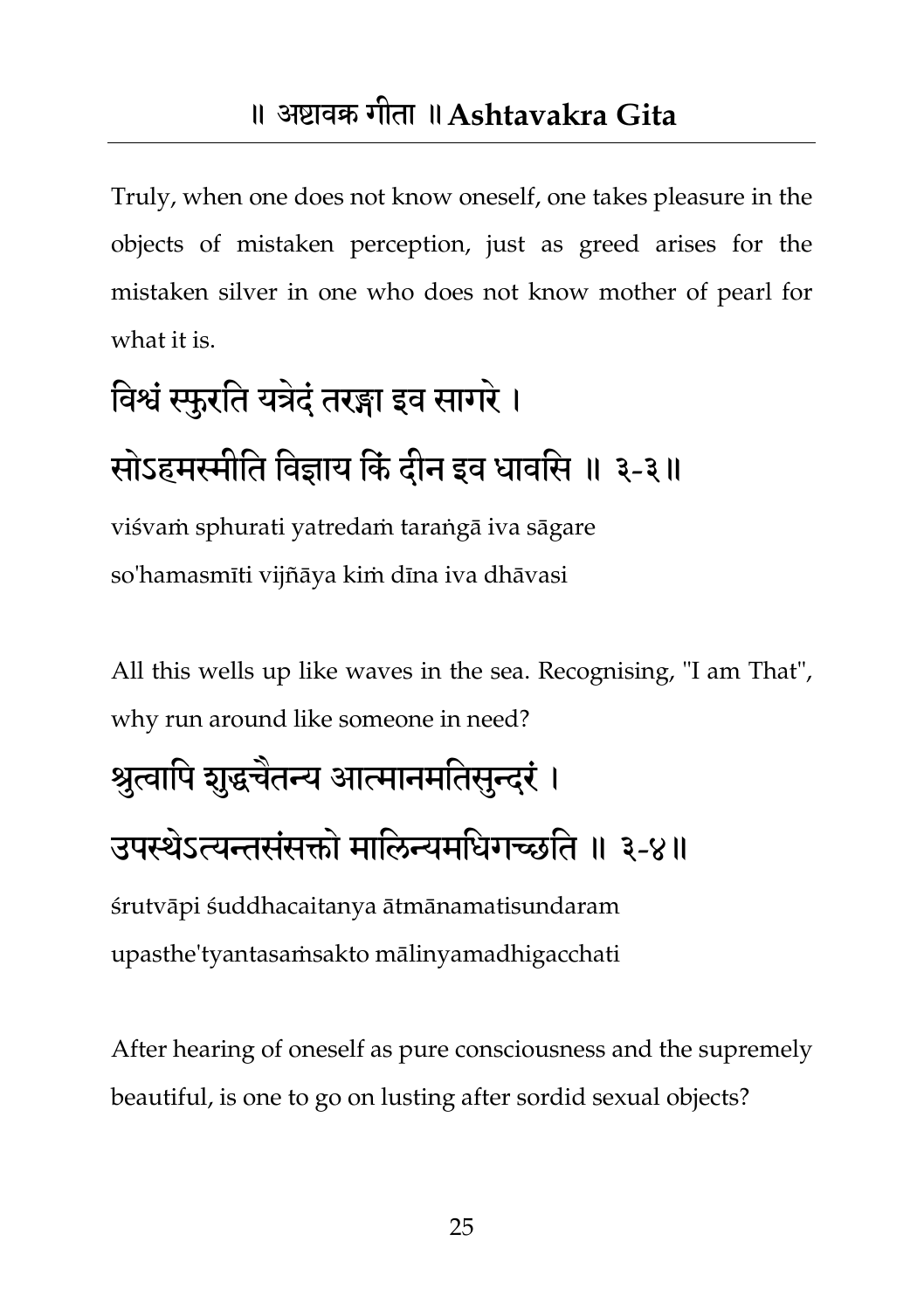Truly, when one does not know oneself, one takes pleasure in the objects of mistaken perception, just as greed arises for the mistaken silver in one who does not know mother of pearl for what it is.

## विश्वं स्फुरति यत्रेदं तरङ्गा इव सागरे ।
## सोऽहमस्मीति विज्ञाय किं दीन इव धावसि ॥ ३-३॥

viśvaṁ sphurati yatredaṁ taraṅgā iva sāgare
so'hamasmīti vijñāya kiṁ dīna iva dhāvasi

All this wells up like waves in the sea. Recognising, "I am That", why run around like someone in need?

## श्रुत्वापि शुद्धचैतन्य आत्मानमतिसुन्दरं ।
## उपस्थेऽत्यन्तसंसक्तो मालिन्यमधिगच्छति ॥ ३-४॥

śrutvāpi śuddhacaitanya ātmānamatisundaram
upasthe'tyantasaṁsakto mālinyamadhigacchati

After hearing of oneself as pure consciousness and the supremely beautiful, is one to go on lusting after sordid sexual objects?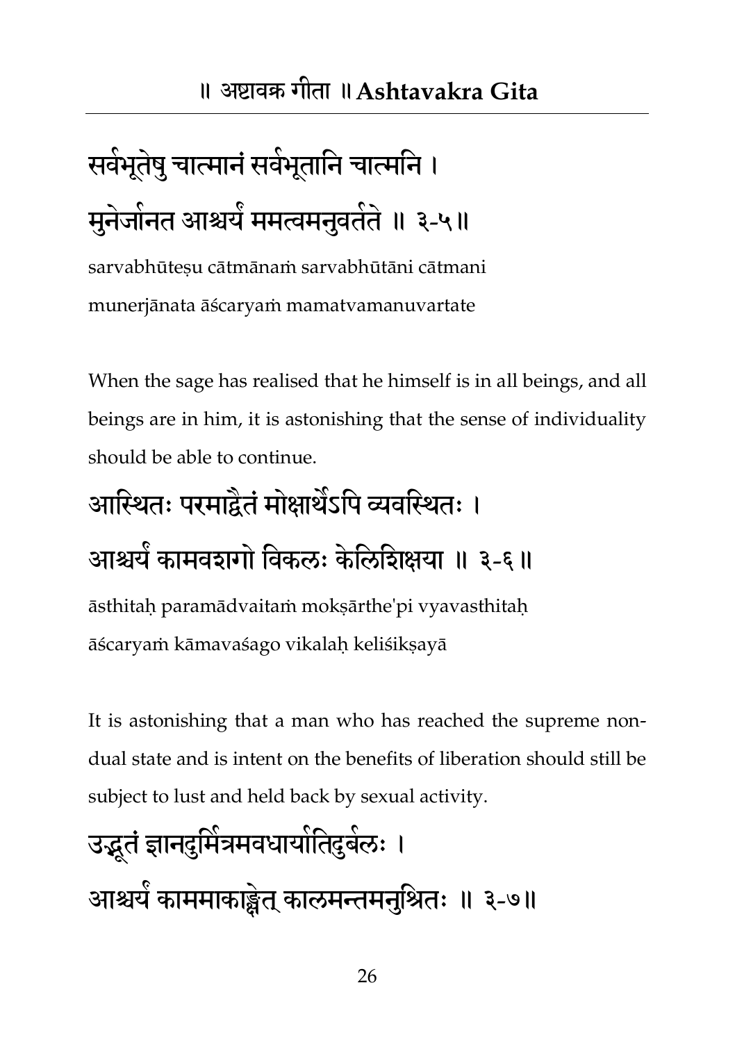सर्वभूतेषु चात्मानं सर्वभूतानि चात्मनि ।
मुनेर्जानत आश्चर्यं ममत्वमनुवर्तते ॥ ३-५॥

sarvabhūteṣu cātmānaṁ sarvabhūtāni cātmani
munerjānata āścaryaṁ mamatvamanuvartate

When the sage has realised that he himself is in all beings, and all beings are in him, it is astonishing that the sense of individuality should be able to continue.

आस्थितः परमाद्वैतं मोक्षार्थेऽपि व्यवस्थितः ।
आश्चर्यं कामवशगो विकलः केलिशिक्षया ॥ ३-६ ॥

āsthitaḥ paramādvaitaṁ mokṣārthe'pi vyavasthitaḥ
āścaryaṁ kāmavaśago vikalaḥ keliśikṣayā

It is astonishing that a man who has reached the supreme non-dual state and is intent on the benefits of liberation should still be subject to lust and held back by sexual activity.

उद्भूतं ज्ञानदुर्मित्रमवधार्यातिदुर्बलः ।
आश्चर्यं काममाकाङ्क्षेत् कालमन्तमनुश्रितः ॥ ३-७॥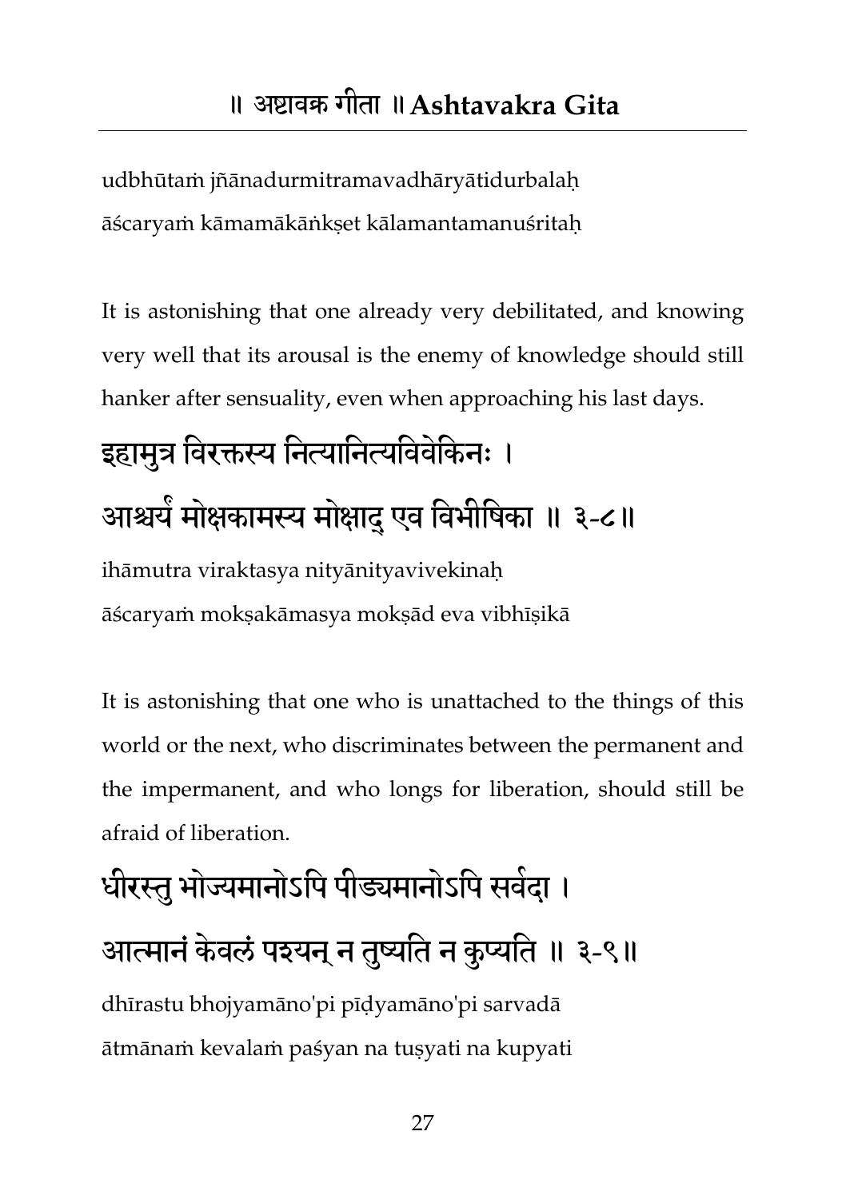udbhūtaṁ jñānadurmitramavadhāryātidurbalaḥ
āścaryaṁ kāmamākāṅkṣet kālamantamanuśritaḥ

It is astonishing that one already very debilitated, and knowing very well that its arousal is the enemy of knowledge should still hanker after sensuality, even when approaching his last days.

इहामुत्र विरक्तस्य नित्यानित्यविवेकिनः ।
आश्चर्यं मोक्षकामस्य मोक्षाद् एव विभीषिका ॥ ३-८॥

ihāmutra viraktasya nityānityavivekinaḥ
āścaryaṁ mokṣakāmasya mokṣād eva vibhīṣikā

It is astonishing that one who is unattached to the things of this world or the next, who discriminates between the permanent and the impermanent, and who longs for liberation, should still be afraid of liberation.

धीरस्तु भोज्यमानोऽपि पीड्यमानोऽपि सर्वदा ।
आत्मानं केवलं पश्यन् न तुष्यति न कुप्यति ॥ ३-९॥

dhīrastu bhojyamāno'pi pīḍyamāno'pi sarvadā
ātmānaṁ kevalaṁ paśyan na tuṣyati na kupyati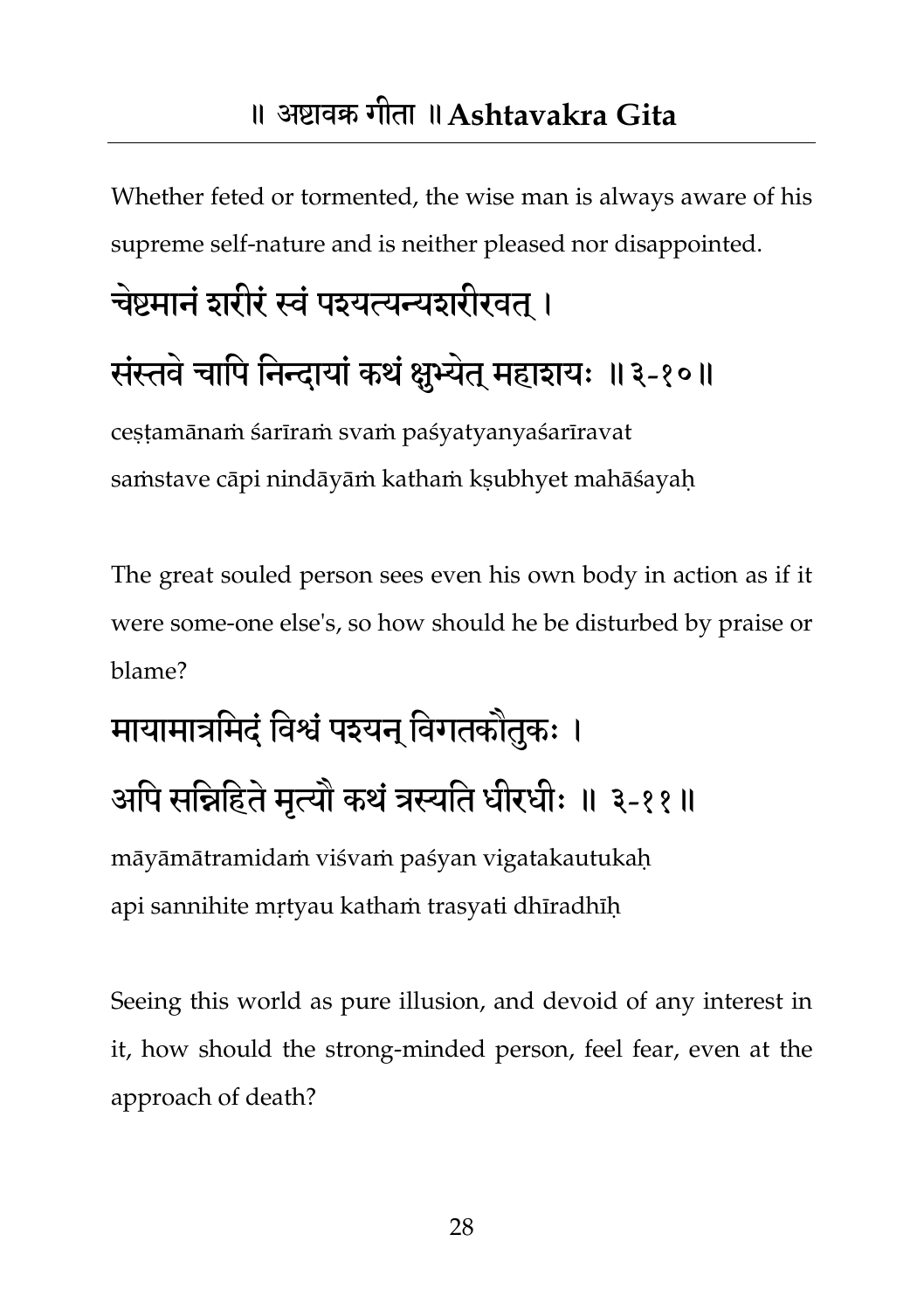Whether feted or tormented, the wise man is always aware of his supreme self-nature and is neither pleased nor disappointed.

चेष्टमानं शरीरं स्वं पश्यत्यन्यशरीरवत् ।
संस्तवे चापि निन्दायां कथं क्षुभ्येत् महाशयः ॥३-१०॥

ceṣṭamānaṁ śarīraṁ svaṁ paśyatyanyaśarīravat
saṁstave cāpi nindāyāṁ kathaṁ kṣubhyet mahāśayaḥ

The great souled person sees even his own body in action as if it were some-one else's, so how should he be disturbed by praise or blame?

मायामात्रमिदं विश्वं पश्यन् विगतकौतुकः ।
अपि सन्निहिते मृत्यौ कथं त्रस्यति धीरधीः ॥ ३-११॥

māyāmātramidaṁ viśvaṁ paśyan vigatakautukaḥ
api sannihite mṛtyau kathaṁ trasyati dhīradhīḥ

Seeing this world as pure illusion, and devoid of any interest in it, how should the strong-minded person, feel fear, even at the approach of death?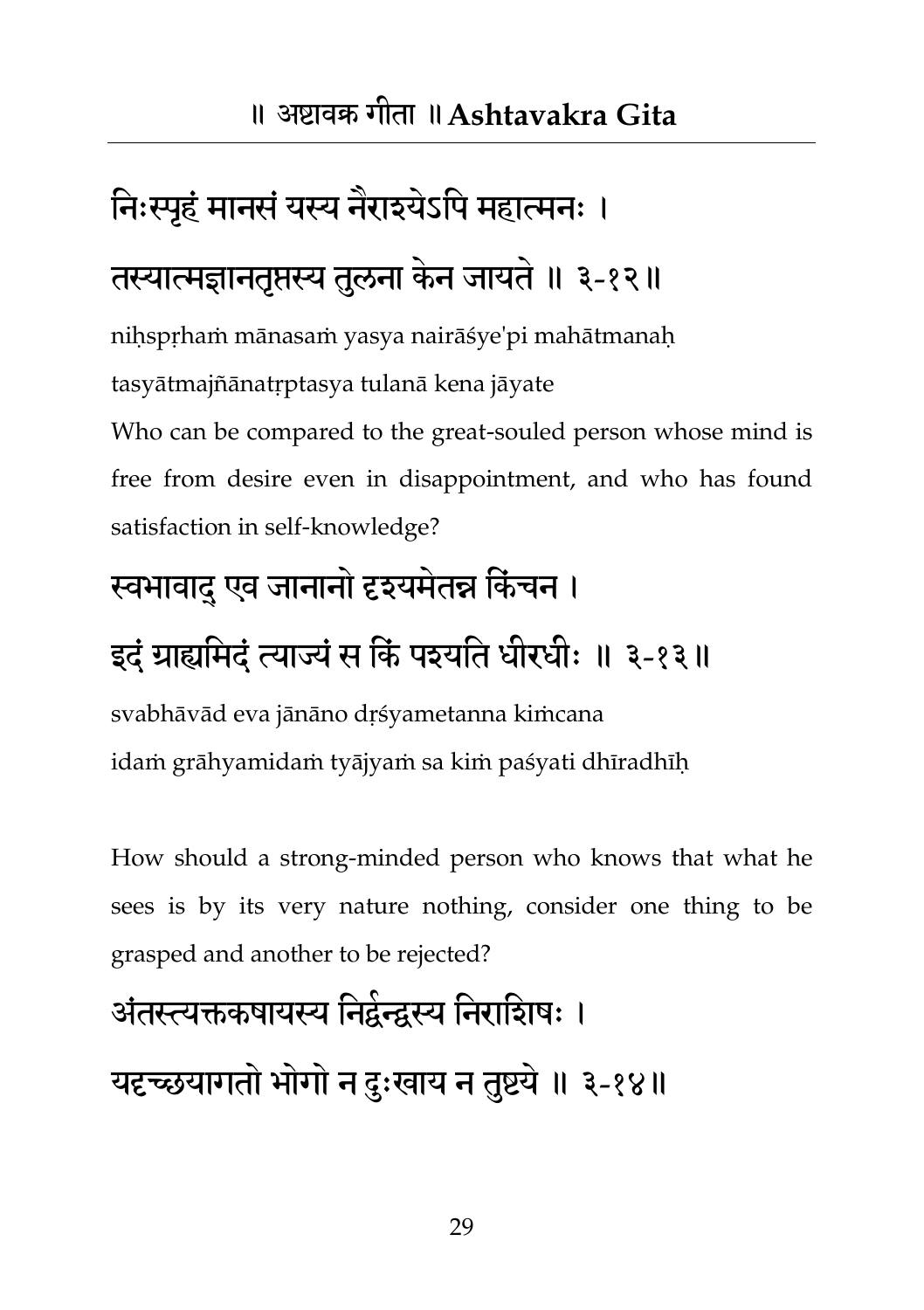निःस्पृहं मानसं यस्य नैराश्येऽपि महात्मनः ।

तस्यात्मज्ञानतृप्तस्य तुलना केन जायते ॥ ३-१२॥

niḥspṛhaṁ mānasaṁ yasya nairāśye'pi mahātmanaḥ

tasyātmajñānatṛptasya tulanā kena jāyate

Who can be compared to the great-souled person whose mind is free from desire even in disappointment, and who has found satisfaction in self-knowledge?

स्वभावाद् एव जानानो दृश्यमेतन्न किंचन ।

इदं ग्राह्यमिदं त्याज्यं स किं पश्यति धीरधीः ॥ ३-१३॥

svabhāvād eva jānāno dṛśyametanna kiṁcana

idaṁ grāhyamidaṁ tyājyaṁ sa kiṁ paśyati dhīradhīḥ

How should a strong-minded person who knows that what he sees is by its very nature nothing, consider one thing to be grasped and another to be rejected?

अंतस्त्यक्तकषायस्य निर्द्वन्द्वस्य निराशिषः ।

यदृच्छयागतो भोगो न दुःखाय न तुष्टये ॥ ३-१४॥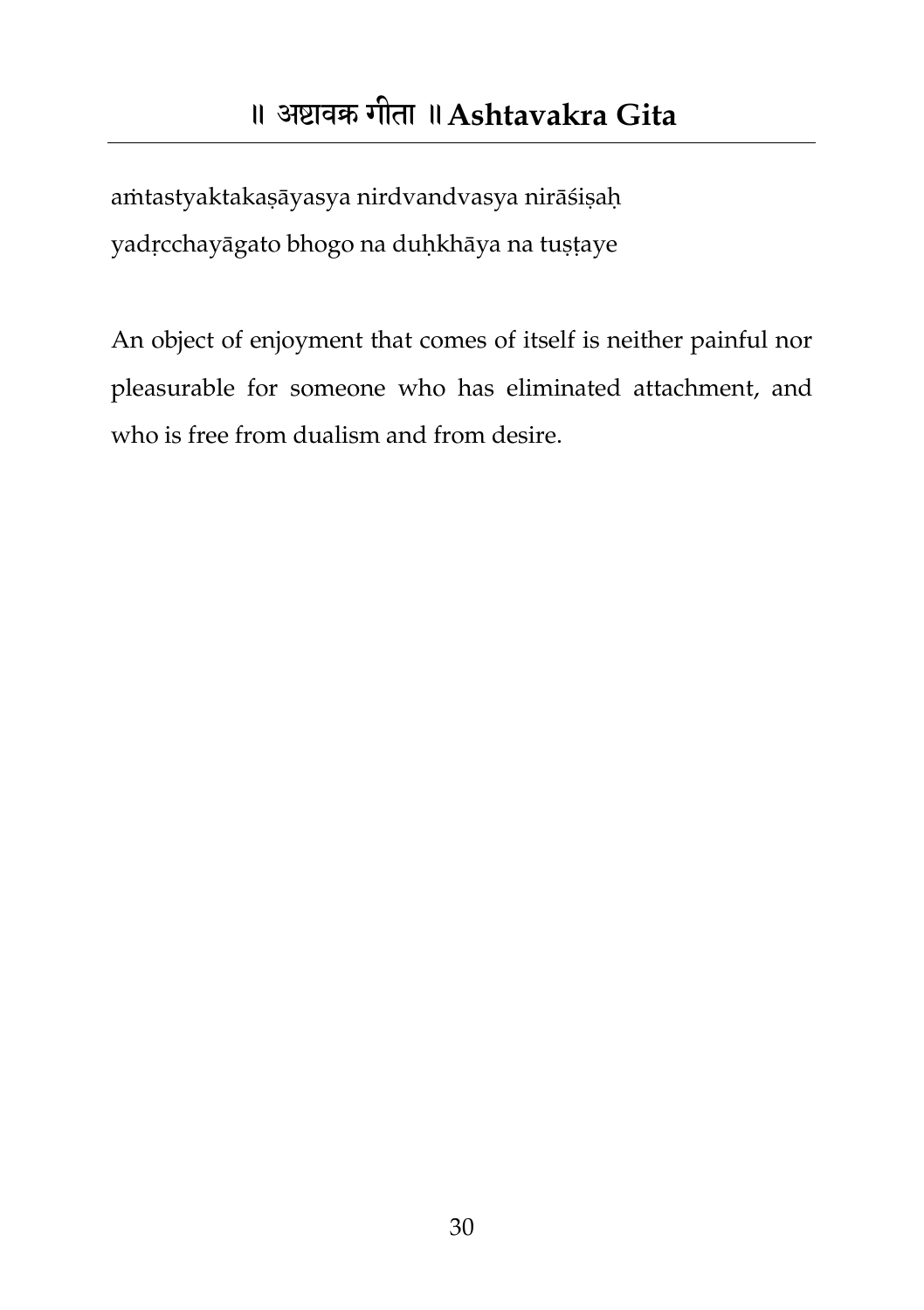aṁtastyaktakaṣāyasya nirdvandvasya nirāśiṣaḥ
yadṛcchayāgato bhogo na duḥkhāya na tuṣṭaye

An object of enjoyment that comes of itself is neither painful nor pleasurable for someone who has eliminated attachment, and who is free from dualism and from desire.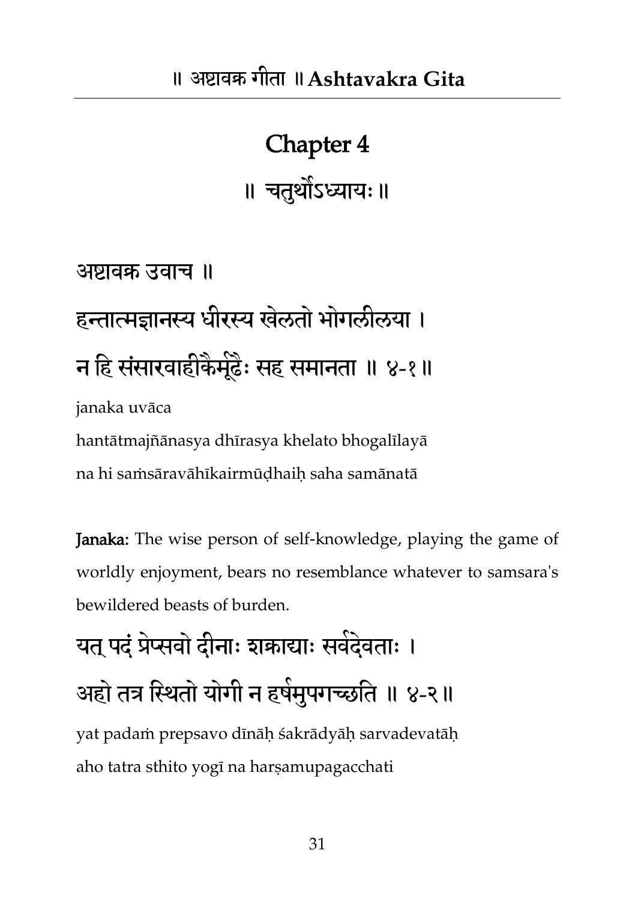# Chapter 4

## ॥ चतुर्थोऽध्यायः ॥

अष्टावक्र उवाच ॥

हन्तात्मज्ञानस्य धीरस्य खेलतो भोगलीलया ।

न हि संसारवाहीकैर्मूढैः सह समानता ॥ ४-१ ॥

janaka uvāca

hantātmajñānasya dhīrasya khelato bhogalīlayā

na hi saṁsāravāhīkairmūḍhaiḥ saha samānatā

**Janaka:** The wise person of self-knowledge, playing the game of worldly enjoyment, bears no resemblance whatever to samsara's bewildered beasts of burden.

यत् पदं प्रेप्सवो दीनाः शक्राद्याः सर्वदेवताः ।

अहो तत्र स्थितो योगी न हर्षमुपगच्छति ॥ ४-२ ॥

yat padaṁ prepsavo dīnāḥ śakrādyāḥ sarvadevatāḥ

aho tatra sthito yogī na harṣamupagacchati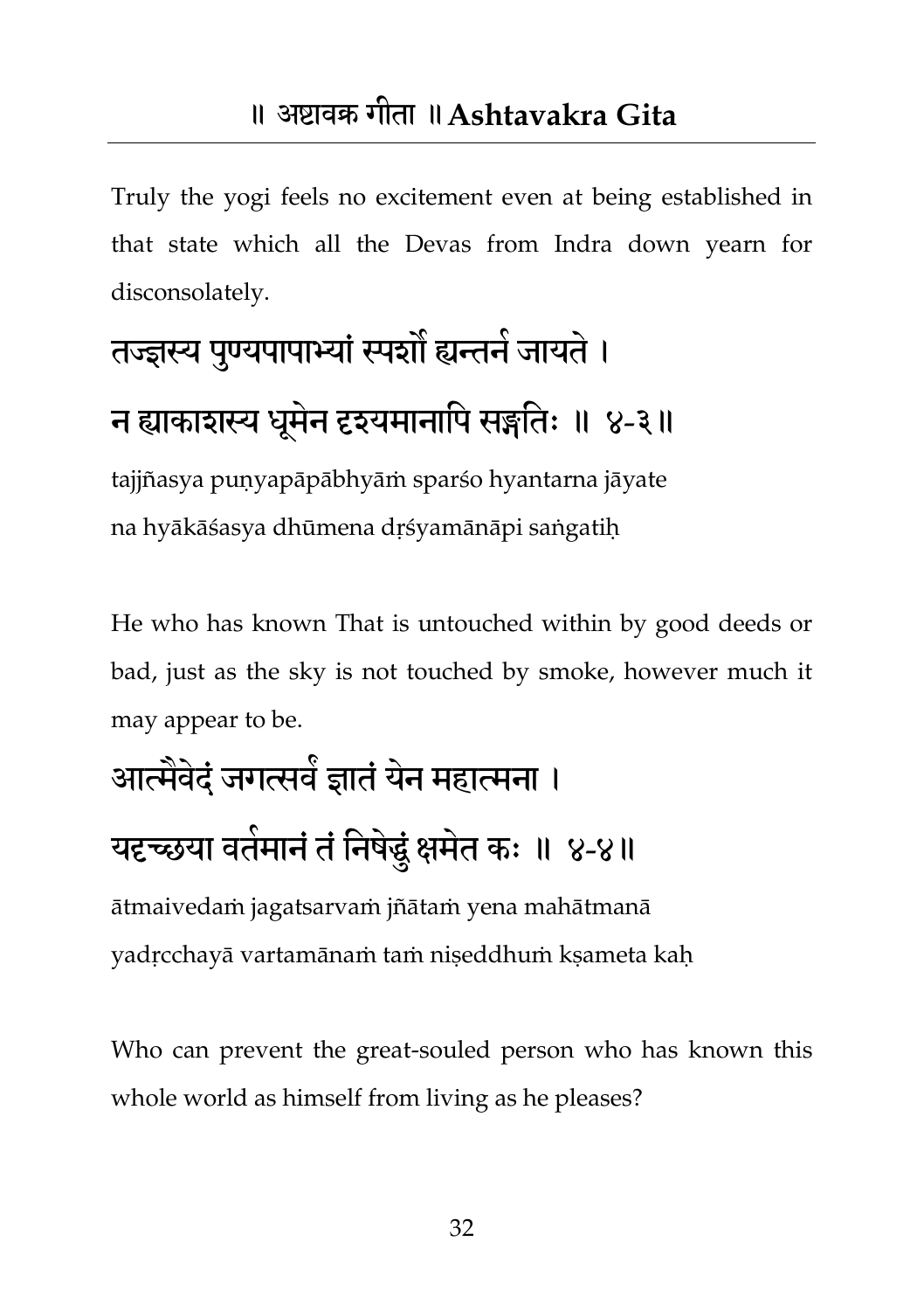Truly the yogi feels no excitement even at being established in that state which all the Devas from Indra down yearn for disconsolately.

तज्ज्ञस्य पुण्यपापाभ्यां स्पर्शो ह्यन्तर्न जायते ।
न ह्याकाशस्य धूमेन दृश्यमानापि सङ्गतिः ॥ ४-३॥

tajjñasya puṇyapāpābhyāṁ sparśo hyantarna jāyate
na hyākāśasya dhūmena dṛśyamānāpi saṅgatiḥ

He who has known That is untouched within by good deeds or bad, just as the sky is not touched by smoke, however much it may appear to be.

आत्मैवेदं जगत्सर्वं ज्ञातं येन महात्मना ।
यदृच्छया वर्तमानं तं निषेद्धुं क्षमेत कः ॥ ४-४॥

ātmaivedaṁ jagatsarvaṁ jñātaṁ yena mahātmanā
yadṛcchayā vartamānaṁ taṁ niṣeddhuṁ kṣameta kaḥ

Who can prevent the great-souled person who has known this whole world as himself from living as he pleases?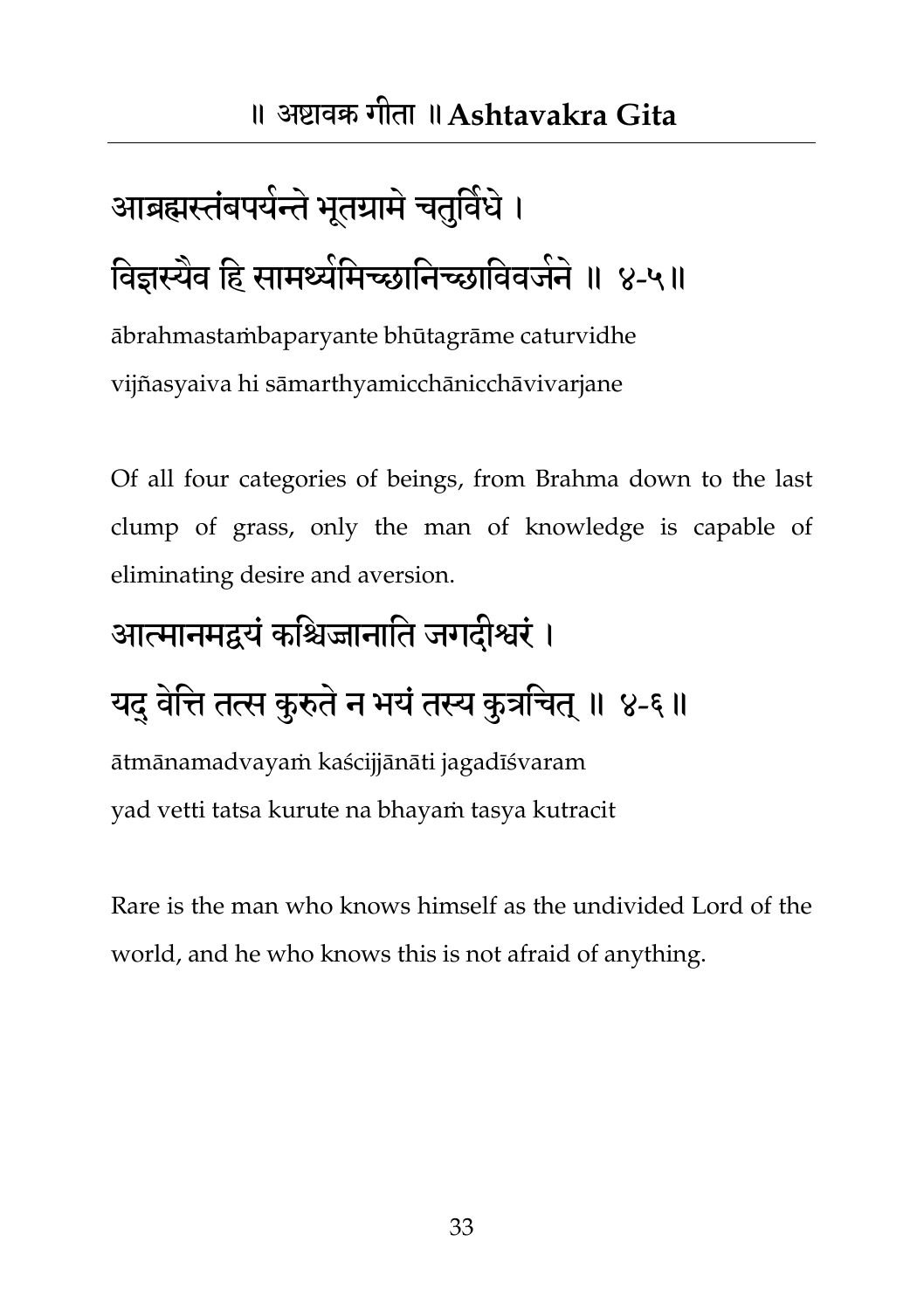आब्रह्मस्तंबपर्यन्ते भूतग्रामे चतुर्विधे ।
विज्ञस्यैव हि सामर्थ्यमिच्छानिच्छाविवर्जने ॥ ४-५॥

ābrahmastaṁbaparyante bhūtagrāme caturvidhe
vijñasyaiva hi sāmarthyamicchānicchāvivarjane

Of all four categories of beings, from Brahma down to the last clump of grass, only the man of knowledge is capable of eliminating desire and aversion.

आत्मानमद्वयं कश्चिज्जानाति जगदीश्वरं ।
यद् वेत्ति तत्स कुरुते न भयं तस्य कुत्रचित् ॥ ४-६॥

ātmānamadvayaṁ kaścijjānāti jagadīśvaram
yad vetti tatsa kurute na bhayaṁ tasya kutracit

Rare is the man who knows himself as the undivided Lord of the world, and he who knows this is not afraid of anything.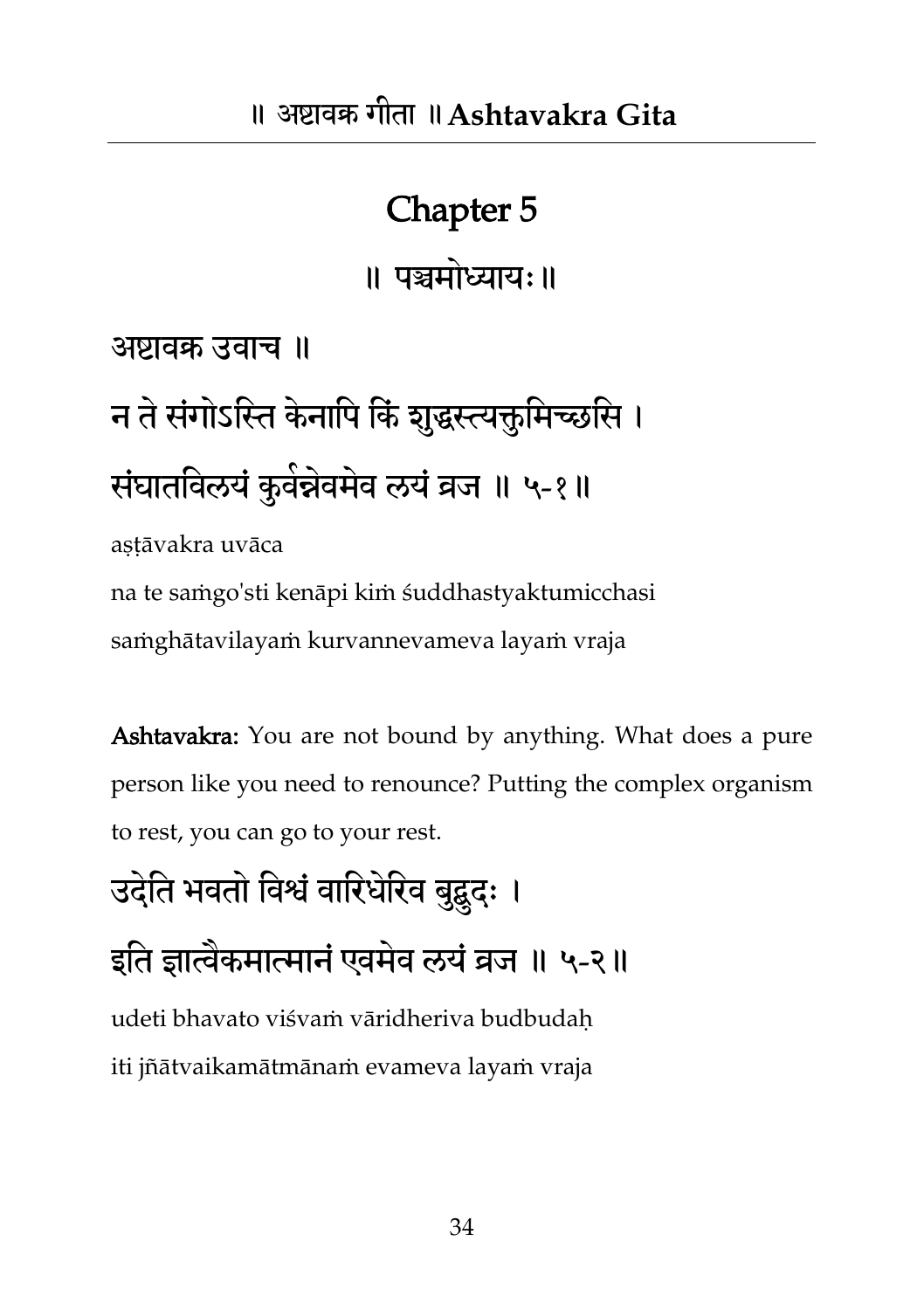# Chapter 5

## ॥ पञ्चमोध्यायः॥

अष्टावक्र उवाच ॥

न ते संगोऽस्ति केनापि किं शुद्धस्त्यक्तुमिच्छसि ।
संघातविलयं कुर्वन्नेवमेव लयं व्रज ॥ ५-१॥

aṣṭāvakra uvāca
na te saṁgo'sti kenāpi kiṁ śuddhastyaktumicchasi
saṁghātavilayaṁ kurvannevameva layaṁ vraja

**Ashtavakra:** You are not bound by anything. What does a pure person like you need to renounce? Putting the complex organism to rest, you can go to your rest.

उदेति भवतो विश्वं वारिधेरिव बुद्बुदः ।
इति ज्ञात्वैकमात्मानं एवमेव लयं व्रज ॥ ५-२॥

udeti bhavato viśvaṁ vāridheriva budbudaḥ
iti jñātvaikamātmānaṁ evameva layaṁ vraja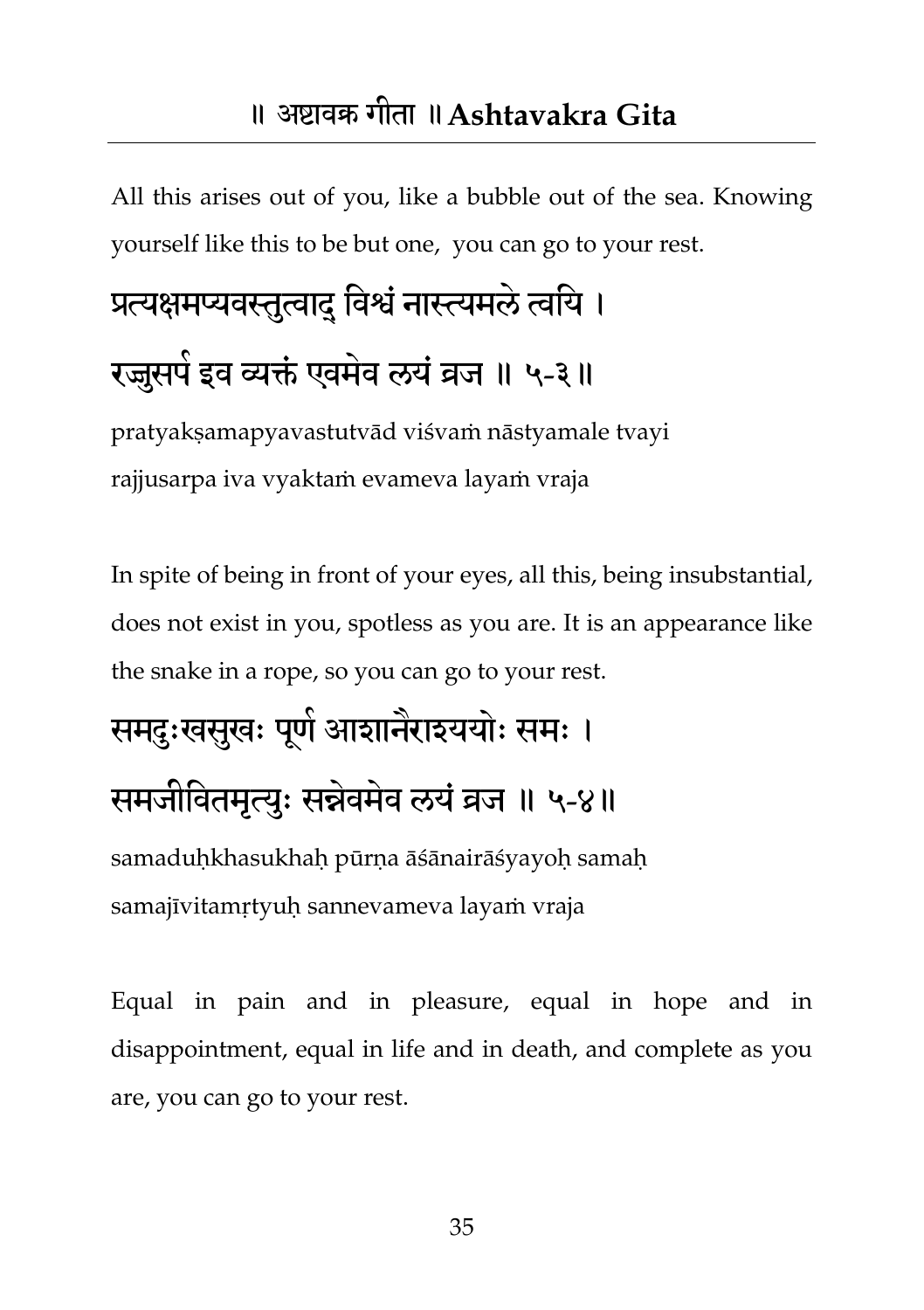All this arises out of you, like a bubble out of the sea. Knowing yourself like this to be but one, you can go to your rest.

प्रत्यक्षमप्यवस्तुत्वाद् विश्वं नास्त्यमले त्वयि ।
रज्जुसर्प इव व्यक्तं एवमेव लयं व्रज ॥ ५-३ ॥

pratyakṣamapyavastutvād viśvaṁ nāstyamale tvayi
rajjusarpa iva vyaktaṁ evameva layaṁ vraja

In spite of being in front of your eyes, all this, being insubstantial, does not exist in you, spotless as you are. It is an appearance like the snake in a rope, so you can go to your rest.

समदुःखसुखः पूर्ण आशानैराश्ययोः समः ।
समजीवितमृत्युः सन्नेवमेव लयं व्रज ॥ ५-४ ॥

samaduḥkhasukhaḥ pūrṇa āśānairāśyayoḥ samaḥ
samajīvitamṛtyuḥ sannevameva layaṁ vraja

Equal in pain and in pleasure, equal in hope and in disappointment, equal in life and in death, and complete as you are, you can go to your rest.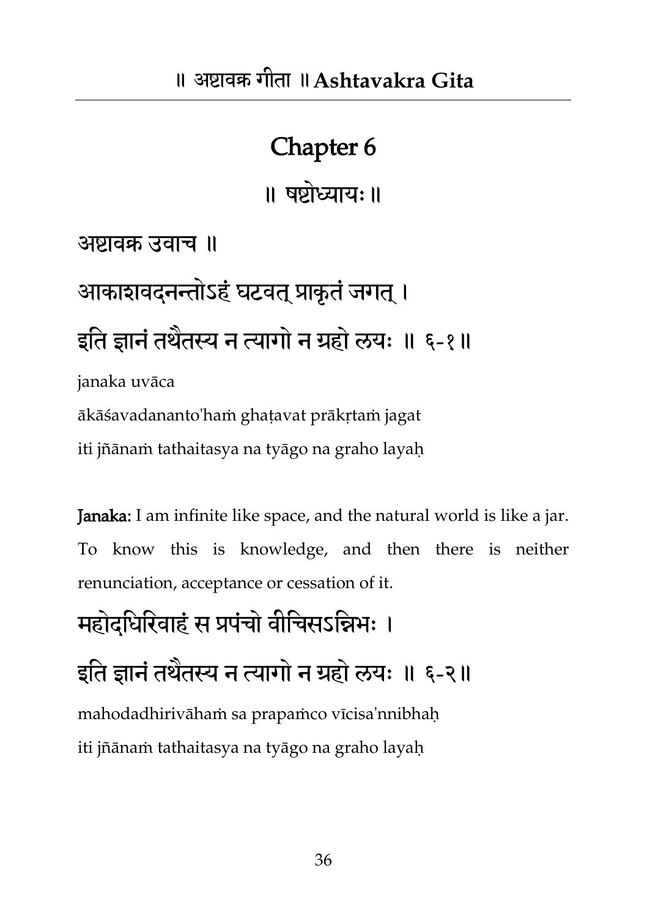# Chapter 6

## ॥ षष्टोध्यायः ॥

अष्टावक्र उवाच ॥

आकाशवदनन्तोऽहं घटवत् प्राकृतं जगत् ।

इति ज्ञानं तथैतस्य न त्यागो न ग्रहो लयः ॥ ६-१॥

janaka uvāca

ākāśavadananto'haṁ ghaṭavat prākṛtaṁ jagat

iti jñānaṁ tathaitasya na tyāgo na graho layaḥ

**Janaka:** I am infinite like space, and the natural world is like a jar. To know this is knowledge, and then there is neither renunciation, acceptance or cessation of it.

महोदधिरिवाहं स प्रपंचो वीचिसऽन्निभः ।

इति ज्ञानं तथैतस्य न त्यागो न ग्रहो लयः ॥ ६-२॥

mahodadhirivāhaṁ sa prapaṁco vīcisa'nnibhaḥ

iti jñānaṁ tathaitasya na tyāgo na graho layaḥ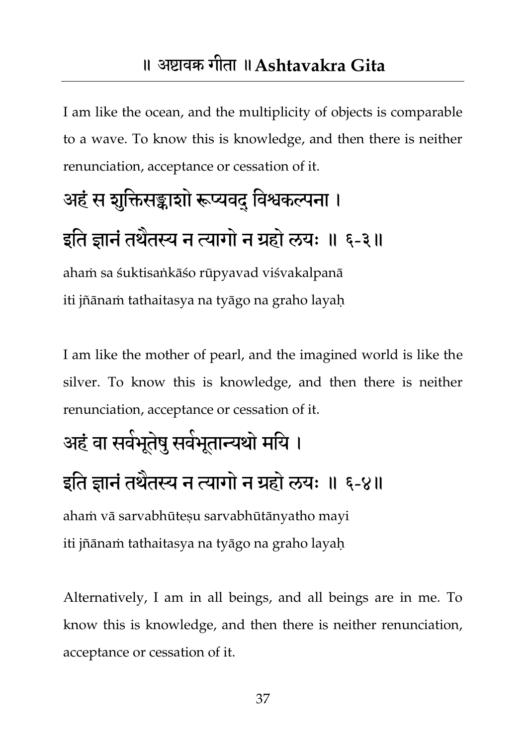I am like the ocean, and the multiplicity of objects is comparable to a wave. To know this is knowledge, and then there is neither renunciation, acceptance or cessation of it.

## अहं स शुक्तिसङ्काशो रूप्यवद् विश्वकल्पना ।
## इति ज्ञानं तथैतस्य न त्यागो न ग्रहो लयः ॥ ६-३॥

ahaṁ sa śuktisaṅkāśo rūpyavad viśvakalpanā
iti jñānaṁ tathaitasya na tyāgo na graho layaḥ

I am like the mother of pearl, and the imagined world is like the silver. To know this is knowledge, and then there is neither renunciation, acceptance or cessation of it.

## अहं वा सर्वभूतेषु सर्वभूतान्यथो मयि ।
## इति ज्ञानं तथैतस्य न त्यागो न ग्रहो लयः ॥ ६-४॥

ahaṁ vā sarvabhūteṣu sarvabhūtānyatho mayi
iti jñānaṁ tathaitasya na tyāgo na graho layaḥ

Alternatively, I am in all beings, and all beings are in me. To know this is knowledge, and then there is neither renunciation, acceptance or cessation of it.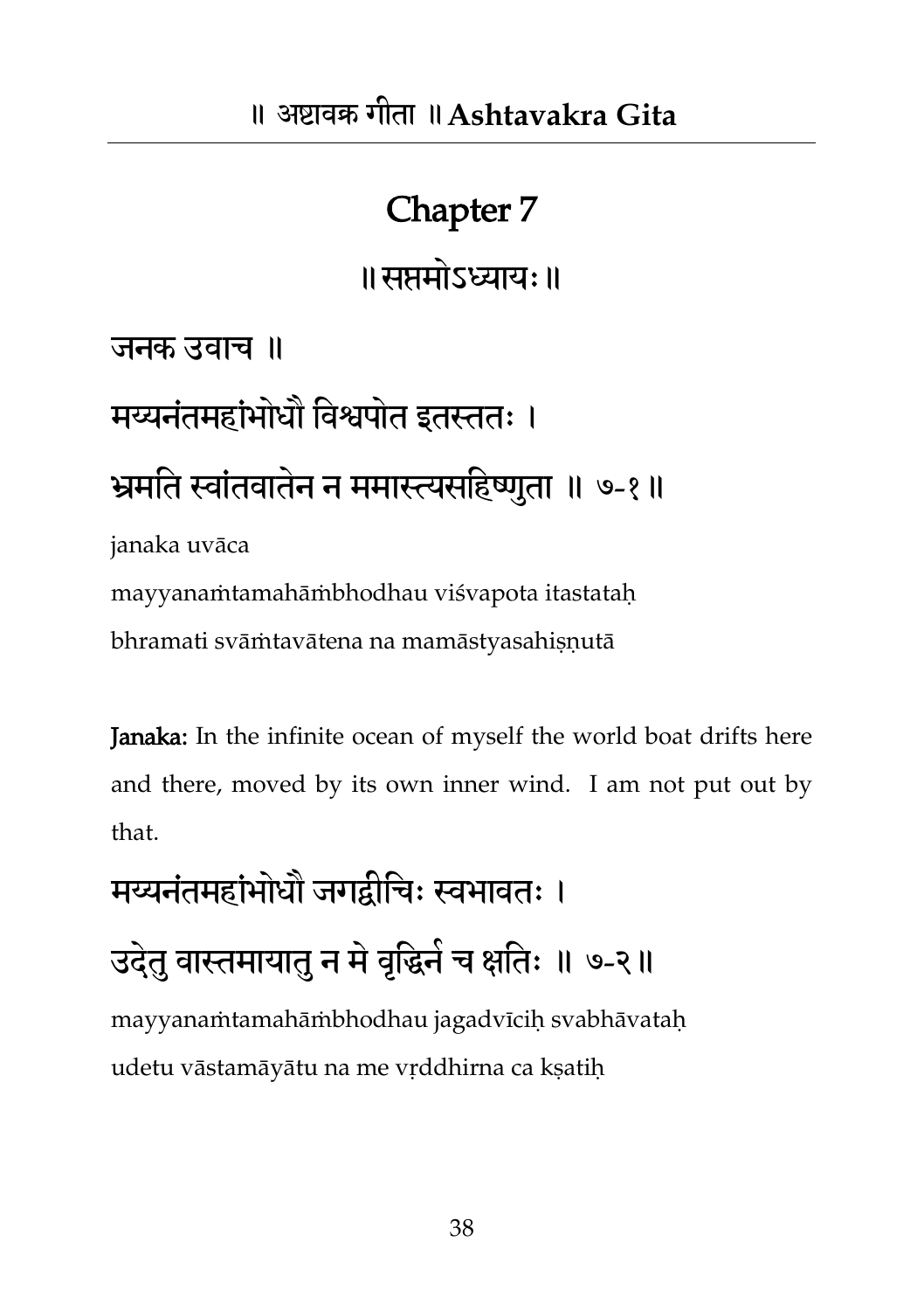# Chapter 7

॥ सप्तमोऽध्यायः ॥

जनक उवाच ॥

मय्यनंतमहांभोधौ विश्वपोत इतस्ततः ।

भ्रमति स्वांतवातेन न ममास्त्यसहिष्णुता ॥ ७-१॥

janaka uvāca

mayyanaṁtamahāṁbhodhau viśvapota itastataḥ

bhramati svāṁtavātena na mamāstyasahiṣṇutā

**Janaka:** In the infinite ocean of myself the world boat drifts here and there, moved by its own inner wind. I am not put out by that.

मय्यनंतमहांभोधौ जगद्वीचिः स्वभावतः ।

उदेतु वास्तमायातु न मे वृद्धिर्न च क्षतिः ॥ ७-२॥

mayyanaṁtamahāṁbhodhau jagadvīciḥ svabhāvataḥ

udetu vāstamāyātu na me vṛddhirna ca kṣatiḥ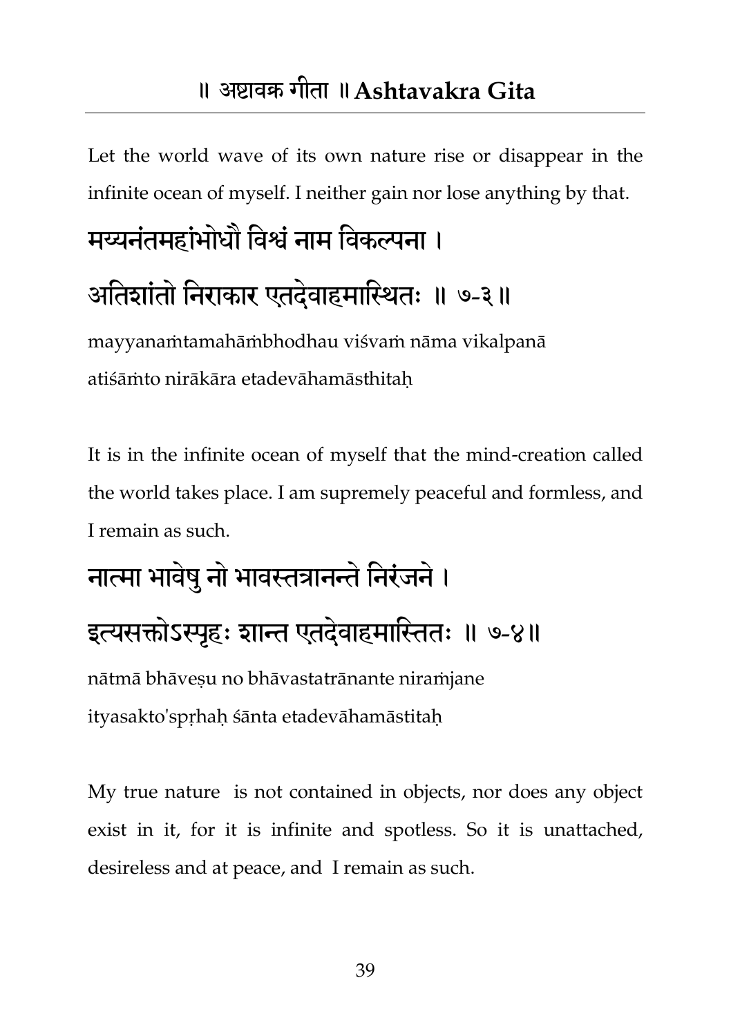Let the world wave of its own nature rise or disappear in the infinite ocean of myself. I neither gain nor lose anything by that.

**मय्यनंतमहांभोधौ विश्वं नाम विकल्पना ।**

**अतिशांतो निराकार एतदेवाहमास्थितः ॥ ७-३॥**

mayyanaṁtamahāṁbhodhau viśvaṁ nāma vikalpanā
atiśāṁto nirākāra etadevāhamāsthitaḥ

It is in the infinite ocean of myself that the mind-creation called the world takes place. I am supremely peaceful and formless, and I remain as such.

**नात्मा भावेषु नो भावस्तत्रानन्ते निरंजने ।**

**इत्यसक्तोऽस्पृहः शान्त एतदेवाहमास्तितः ॥ ७-४॥**

nātmā bhāveṣu no bhāvastatrānante niraṁjane
ityasakto'spṛhaḥ śānta etadevāhamāstitaḥ

My true nature is not contained in objects, nor does any object exist in it, for it is infinite and spotless. So it is unattached, desireless and at peace, and I remain as such.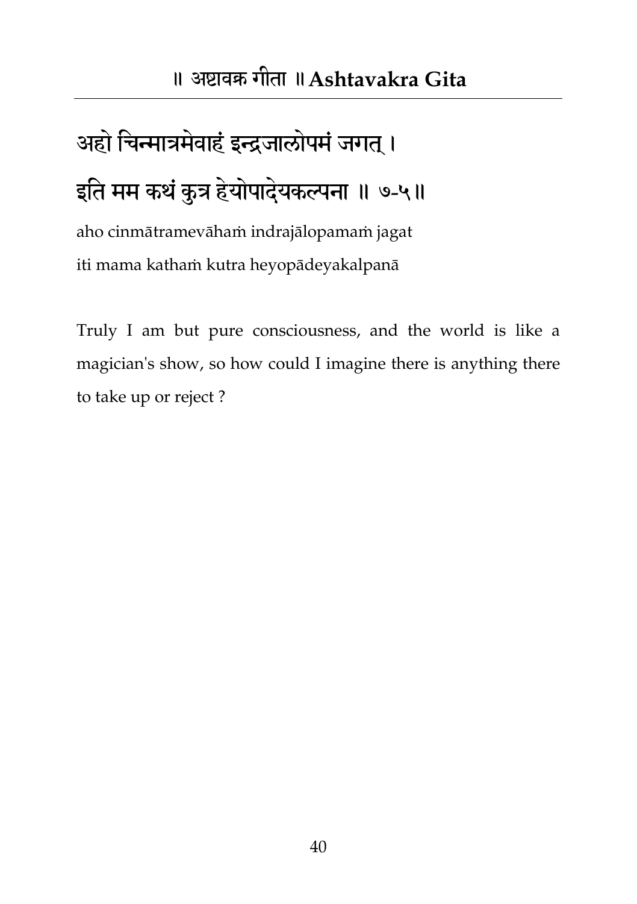अहो चिन्मात्रमेवाहं इन्द्रजालोपमं जगत् ।

इति मम कथं कुत्र हेयोपादेयकल्पना ॥ ७-५॥

aho cinmātramevāhaṁ indrajālopamaṁ jagat

iti mama kathaṁ kutra heyopādeyakalpanā

Truly I am but pure consciousness, and the world is like a magician's show, so how could I imagine there is anything there to take up or reject ?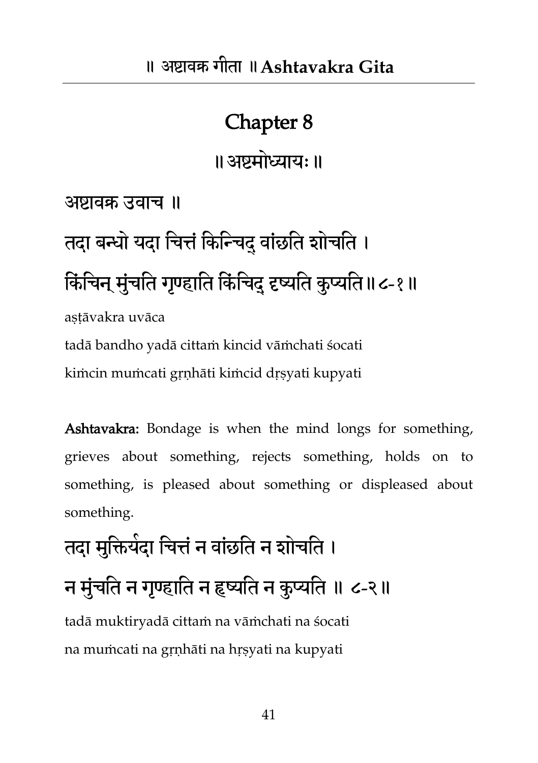# Chapter 8

## ॥ अष्टमोध्यायः ॥

अष्टावक्र उवाच ॥

तदा बन्धो यदा चित्तं किन्चिद् वांछति शोचति ।
किंचिन् मुंचति गृण्हाति किंचिद् दृष्यति कुप्यति ॥ ८-१ ॥

aṣṭāvakra uvāca
tadā bandho yadā cittaṁ kincid vāṁchati śocati
kiṁcin muṁcati gr̥ṇhāti kiṁcid dr̥ṣyati kupyati

**Ashtavakra:** Bondage is when the mind longs for something, grieves about something, rejects something, holds on to something, is pleased about something or displeased about something.

तदा मुक्तिर्यदा चित्तं न वांछति न शोचति ।
न मुंचति न गृण्हाति न हृष्यति न कुप्यति ॥ ८-२ ॥

tadā muktiryadā cittaṁ na vāṁchati na śocati
na muṁcati na gr̥ṇhāti na hr̥ṣyati na kupyati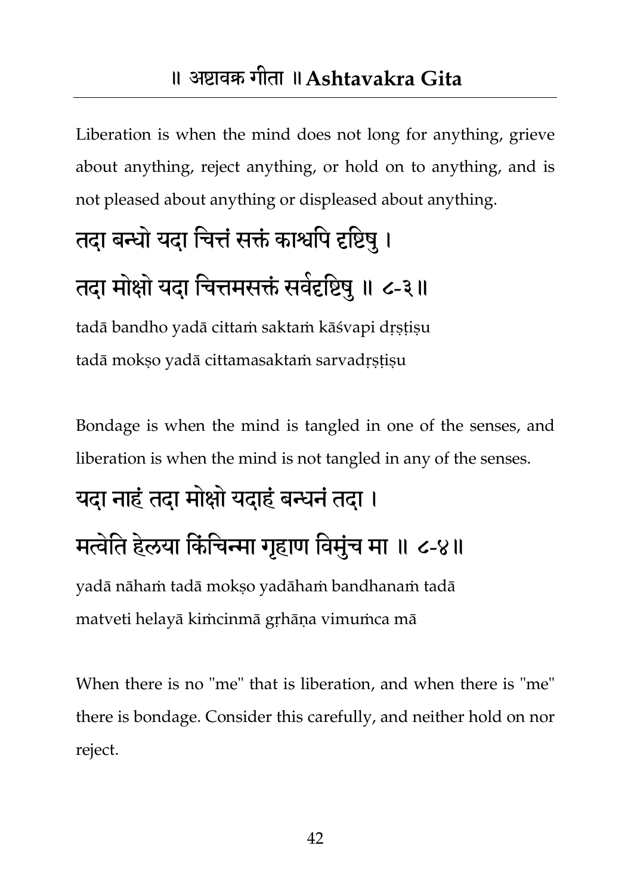Liberation is when the mind does not long for anything, grieve about anything, reject anything, or hold on to anything, and is not pleased about anything or displeased about anything.

## तदा बन्धो यदा चित्तं सक्तं काश्वपि दृष्टिषु ।
## तदा मोक्षो यदा चित्तमसक्तं सर्वदृष्टिषु ॥ ८-३॥

tadā bandho yadā cittaṁ saktaṁ kāśvapi dṛṣṭiṣu
tadā mokṣo yadā cittamasaktaṁ sarvadṛṣṭiṣu

Bondage is when the mind is tangled in one of the senses, and liberation is when the mind is not tangled in any of the senses.

## यदा नाहं तदा मोक्षो यदाहं बन्धनं तदा ।
## मत्वेति हेलया किंचिन्मा गृहाण विमुंच मा ॥ ८-४॥

yadā nāhaṁ tadā mokṣo yadāhaṁ bandhanaṁ tadā
matveti helayā kiṁcinmā gṛhāṇa vimuṁca mā

When there is no "me" that is liberation, and when there is "me" there is bondage. Consider this carefully, and neither hold on nor reject.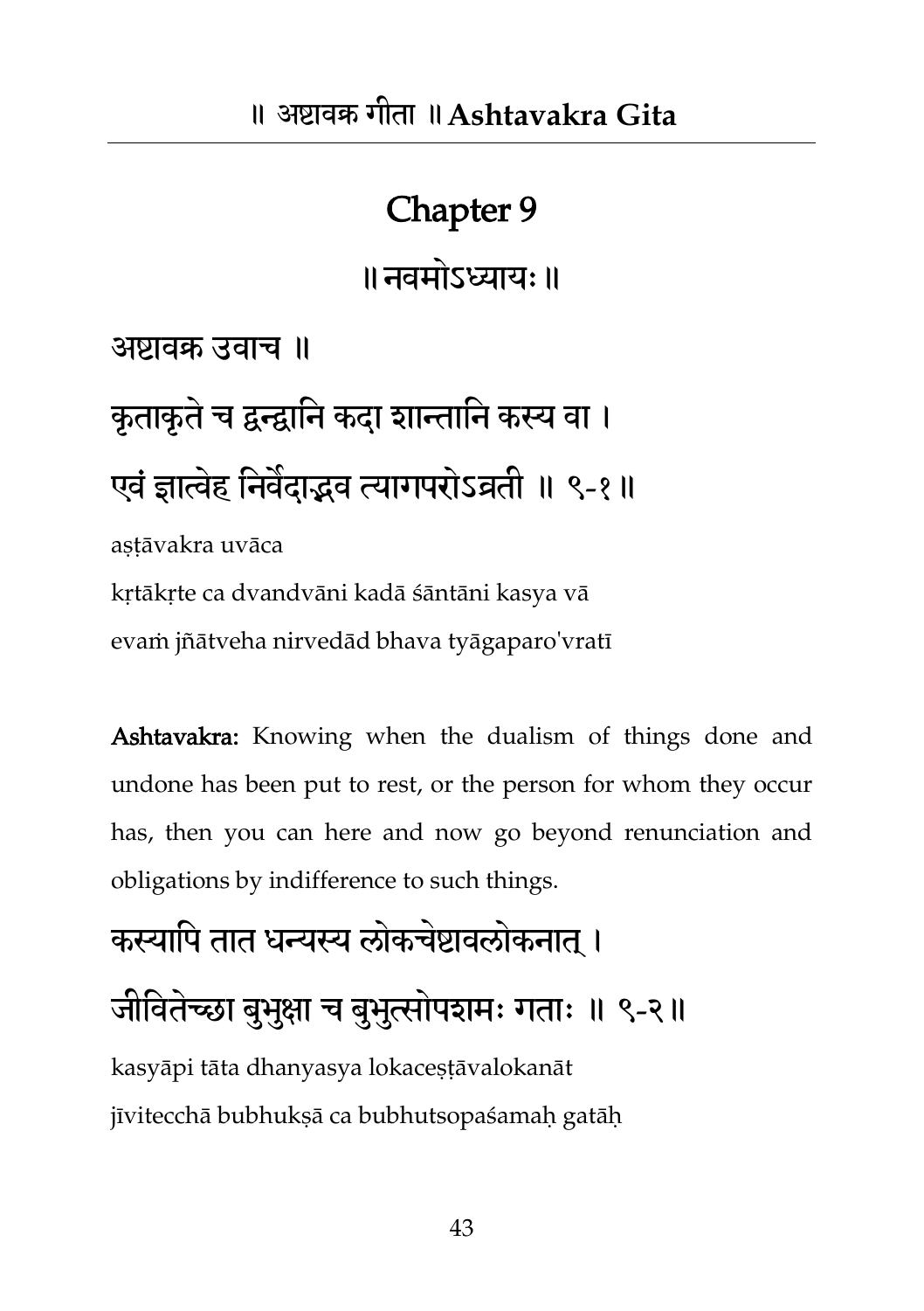# Chapter 9

॥ नवमोऽध्यायः ॥

अष्टावक्र उवाच ॥

कृताकृते च द्वन्द्वानि कदा शान्तानि कस्य वा ।
एवं ज्ञात्वेह निर्वेदाद्भव त्यागपरोऽव्रती ॥ ९-१ ॥

aṣṭāvakra uvāca
kṛtākṛte ca dvandvāni kadā śāntāni kasya vā
evaṁ jñātveha nirvedād bhava tyāgaparo'vratī

**Ashtavakra:** Knowing when the dualism of things done and undone has been put to rest, or the person for whom they occur has, then you can here and now go beyond renunciation and obligations by indifference to such things.

कस्यापि तात धन्यस्य लोकचेष्टावलोकनात् ।
जीवितेच्छा बुभुक्षा च बुभुत्सोपशमः गताः ॥ ९-२ ॥

kasyāpi tāta dhanyasya lokaceṣṭāvalokanāt
jīvitecchā bubhukṣā ca bubhutsopaśamaḥ gatāḥ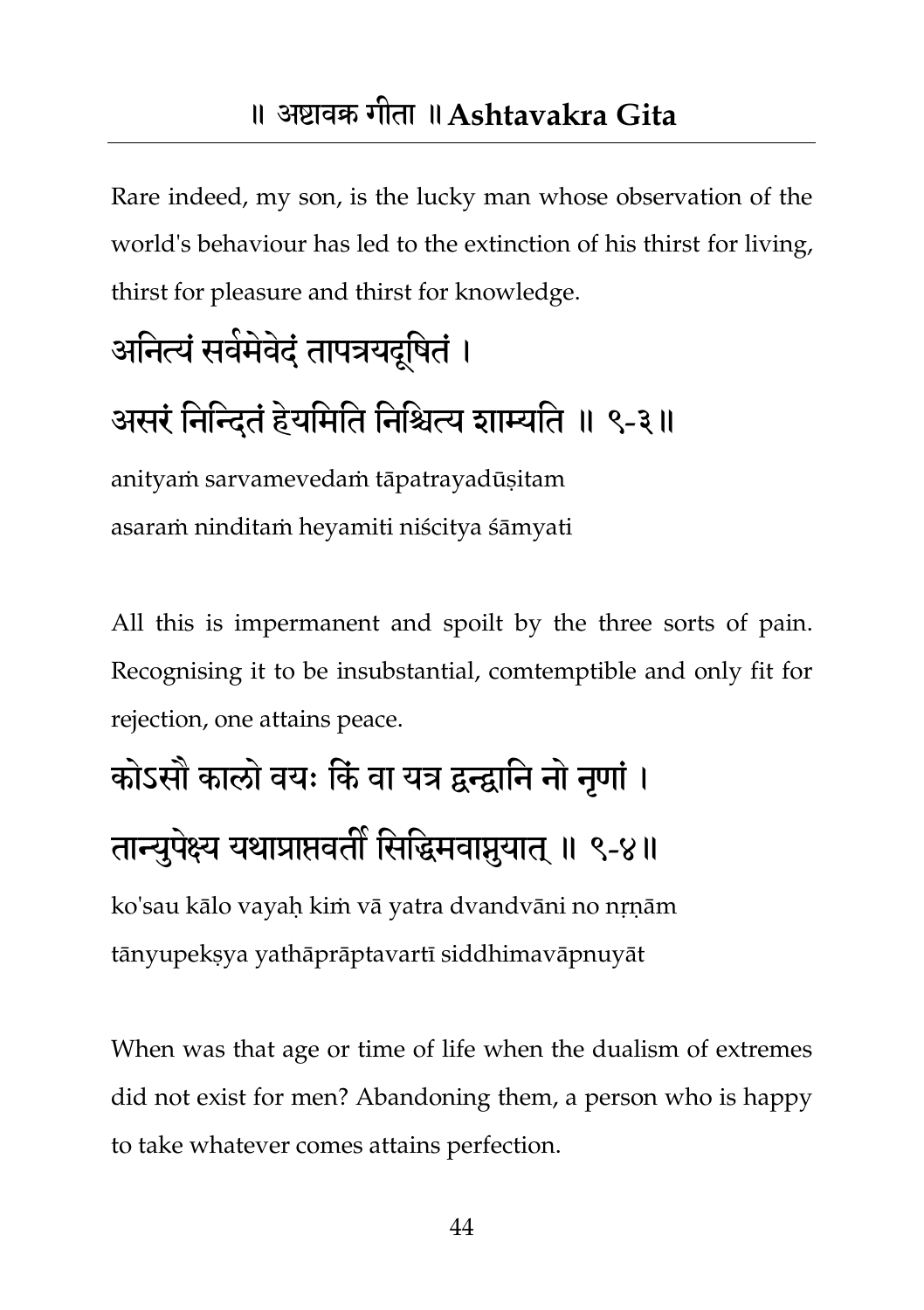Rare indeed, my son, is the lucky man whose observation of the world's behaviour has led to the extinction of his thirst for living, thirst for pleasure and thirst for knowledge.

अनित्यं सर्वमेवेदं तापत्रयदूषितं ।
असरं निन्दितं हेयमिति निश्चित्य शाम्यति ॥ ९-३॥

anityaṁ sarvamevedaṁ tāpatrayadūṣitam
asaraṁ ninditaṁ heyamiti niścitya śāmyati

All this is impermanent and spoilt by the three sorts of pain. Recognising it to be insubstantial, comtemptible and only fit for rejection, one attains peace.

कोऽसौ कालो वयः किं वा यत्र द्वन्द्वानि नो नृणां ।
तान्युपेक्ष्य यथाप्राप्तवर्ती सिद्धिमवाप्नुयात् ॥ ९-४॥

ko'sau kālo vayaḥ kiṁ vā yatra dvandvāni no nṛṇām
tānyupekṣya yathāprāptavartī siddhimavāpnuyāt

When was that age or time of life when the dualism of extremes did not exist for men? Abandoning them, a person who is happy to take whatever comes attains perfection.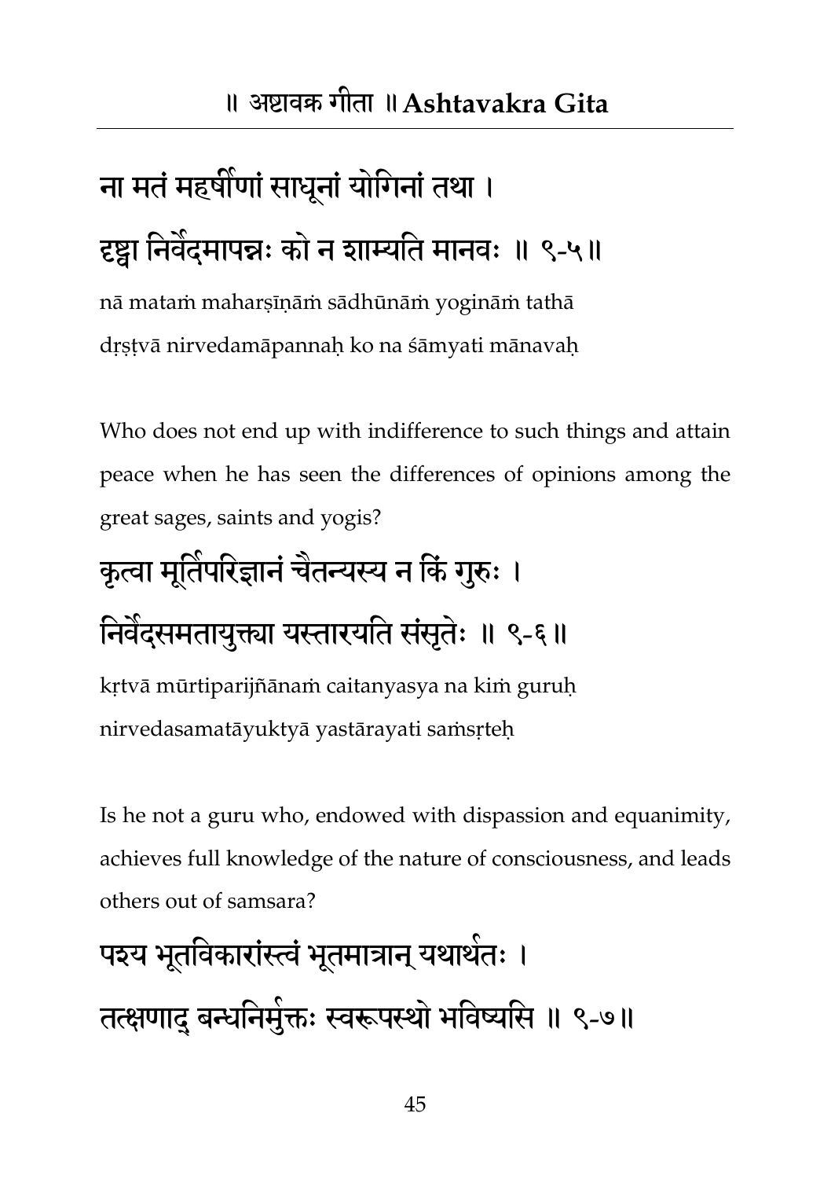ना मतं महर्षीणां साधूनां योगिनां तथा ।
दृष्ट्वा निर्वेदमापन्नः को न शाम्यति मानवः ॥ ९-५॥

nā mataṁ maharṣīṇāṁ sādhūnāṁ yogināṁ tathā
dṛṣṭvā nirvedamāpannaḥ ko na śāmyati mānavaḥ

Who does not end up with indifference to such things and attain peace when he has seen the differences of opinions among the great sages, saints and yogis?

कृत्वा मूर्तिपरिज्ञानं चैतन्यस्य न किं गुरुः ।
निर्वेदसमतायुक्त्या यस्तारयति संसृतेः ॥ ९-६॥

kṛtvā mūrtiparijñānaṁ caitanyasya na kiṁ guruḥ
nirvedasamatāyuktyā yastārayati saṁsṛteḥ

Is he not a guru who, endowed with dispassion and equanimity, achieves full knowledge of the nature of consciousness, and leads others out of samsara?

पश्य भूतविकारांस्त्वं भूतमात्रान् यथार्थतः ।
तत्क्षणाद् बन्धनिर्मुक्तः स्वरूपस्थो भविष्यसि ॥ ९-७॥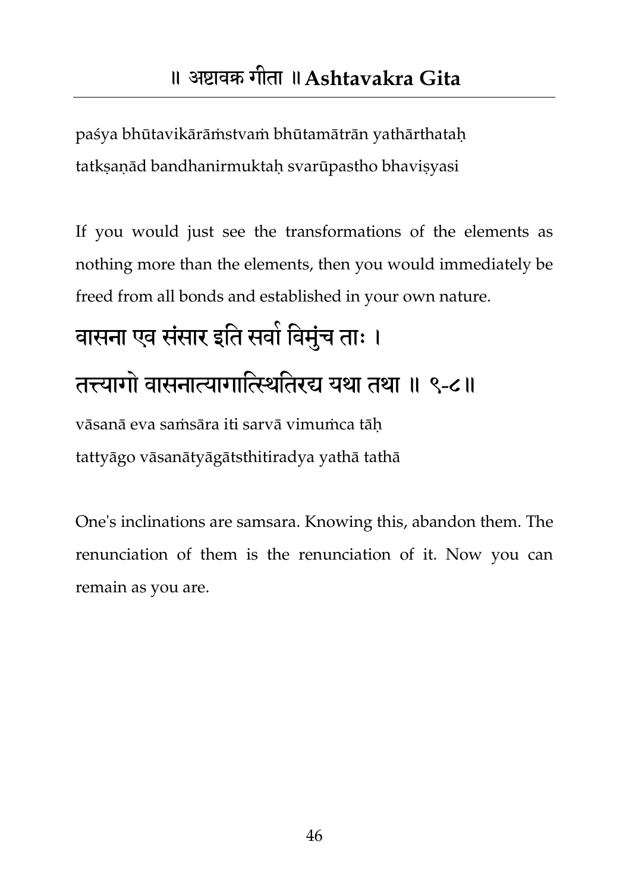paśya bhūtavikārāṁstvaṁ bhūtamātrān yathārthataḥ
tatkṣaṇād bandhanirmuktaḥ svarūpastho bhaviṣyasi

If you would just see the transformations of the elements as nothing more than the elements, then you would immediately be freed from all bonds and established in your own nature.

## वासना एव संसार इति सर्वा विमुंच ताः ।
## तत्त्यागो वासनात्यागात्स्थितिरद्य यथा तथा ॥ ९-८॥

vāsanā eva saṁsāra iti sarvā vimuṁca tāḥ
tattyāgo vāsanātyāgātsthitiradya yathā tathā

One's inclinations are samsara. Knowing this, abandon them. The renunciation of them is the renunciation of it. Now you can remain as you are.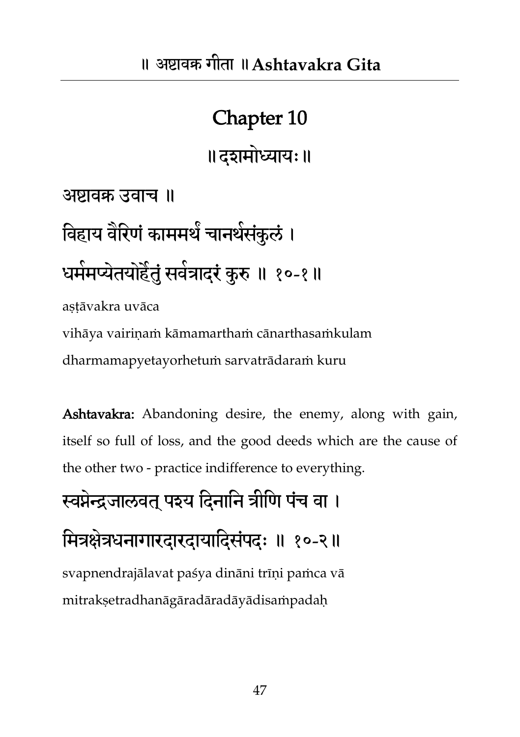# Chapter 10

## ॥ दशमोध्यायः ॥

अष्टावक्र उवाच ॥

विहाय वैरिणं काममर्थं चानर्थसंकुलं ।
धर्ममप्येतयोर्हेतुं सर्वत्रादरं कुरु ॥ १०-१ ॥

aṣṭāvakra uvāca
vihāya vairiṇaṁ kāmamarthaṁ cānarthasaṁkulam
dharmamapyetayorhetuṁ sarvatrādaraṁ kuru

**Ashtavakra:** Abandoning desire, the enemy, along with gain, itself so full of loss, and the good deeds which are the cause of the other two - practice indifference to everything.

स्वप्नेन्द्रजालवत् पश्य दिनानि त्रीणि पंच वा ।
मित्रक्षेत्रधनागारदारदायादिसंपदः ॥ १०-२ ॥

svapnendrajālavat paśya dināni trīṇi paṁca vā
mitrakṣetradhanāgāradāradāyādisaṁpadaḥ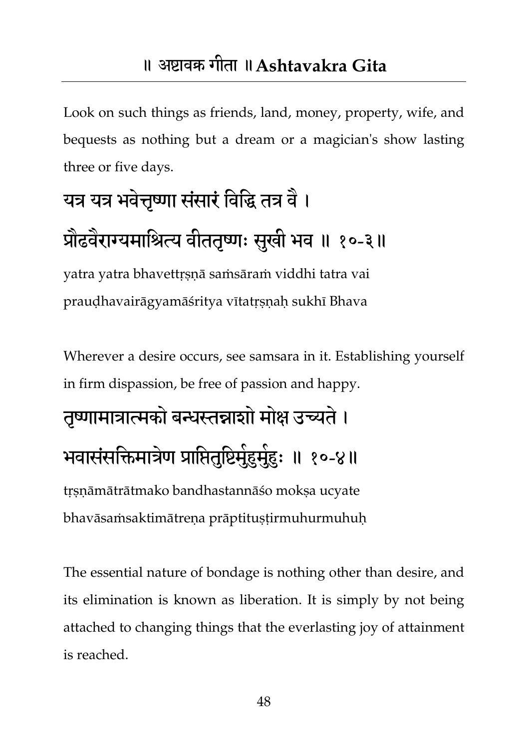Look on such things as friends, land, money, property, wife, and bequests as nothing but a dream or a magician's show lasting three or five days.

यत्र यत्र भवेत्तृष्णा संसारं विद्धि तत्र वै ।
प्रौढवैराग्यमाश्रित्य वीततृष्णः सुखी भव ॥ १०-३॥

yatra yatra bhavettṛṣṇā saṁsāraṁ viddhi tatra vai
prauḍhavairāgyamāśritya vītatṛṣṇaḥ sukhī Bhava

Wherever a desire occurs, see samsara in it. Establishing yourself in firm dispassion, be free of passion and happy.

तृष्णामात्रात्मको बन्धस्तन्नाशो मोक्ष उच्यते ।
भवासंसक्तिमात्रेण प्राप्तितुष्टिर्मुहुर्मुहुः ॥ १०-४॥

tṛṣṇāmātrātmako bandhastannāśo mokṣa ucyate
bhavāsaṁsaktimātreṇa prāptituṣṭirmuhurmuhuḥ

The essential nature of bondage is nothing other than desire, and its elimination is known as liberation. It is simply by not being attached to changing things that the everlasting joy of attainment is reached.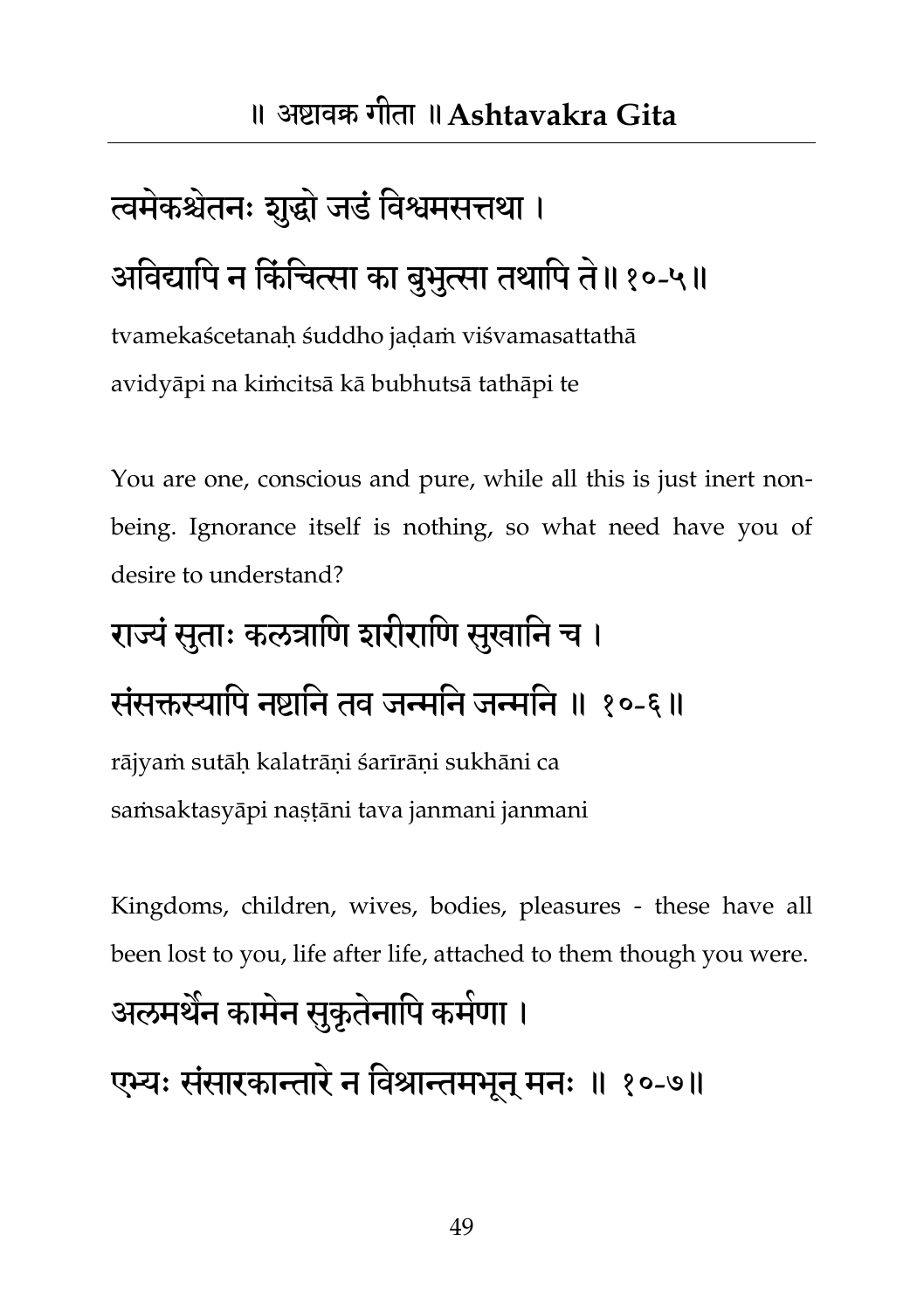त्वमेकश्चेतनः शुद्धो जडं विश्वमसत्तथा ।

अविद्यापि न किंचित्सा का बुभुत्सा तथापि ते॥ १०-५॥

tvamekaścetanaḥ śuddho jaḍaṁ viśvamasattathā

avidyāpi na kiṁcitsā kā bubhutsā tathāpi te

You are one, conscious and pure, while all this is just inert non-being. Ignorance itself is nothing, so what need have you of desire to understand?

राज्यं सुताः कलत्राणि शरीराणि सुखानि च ।

संसक्तस्यापि नष्टानि तव जन्मनि जन्मनि ॥ १०-६॥

rājyaṁ sutāḥ kalatrāṇi śarīrāṇi sukhāni ca

saṁsaktasyāpi naṣṭāni tava janmani janmani

Kingdoms, children, wives, bodies, pleasures - these have all been lost to you, life after life, attached to them though you were.

अलमर्थेन कामेन सुकृतेनापि कर्मणा ।

एभ्यः संसारकान्तारे न विश्रान्तमभून् मनः ॥ १०-७॥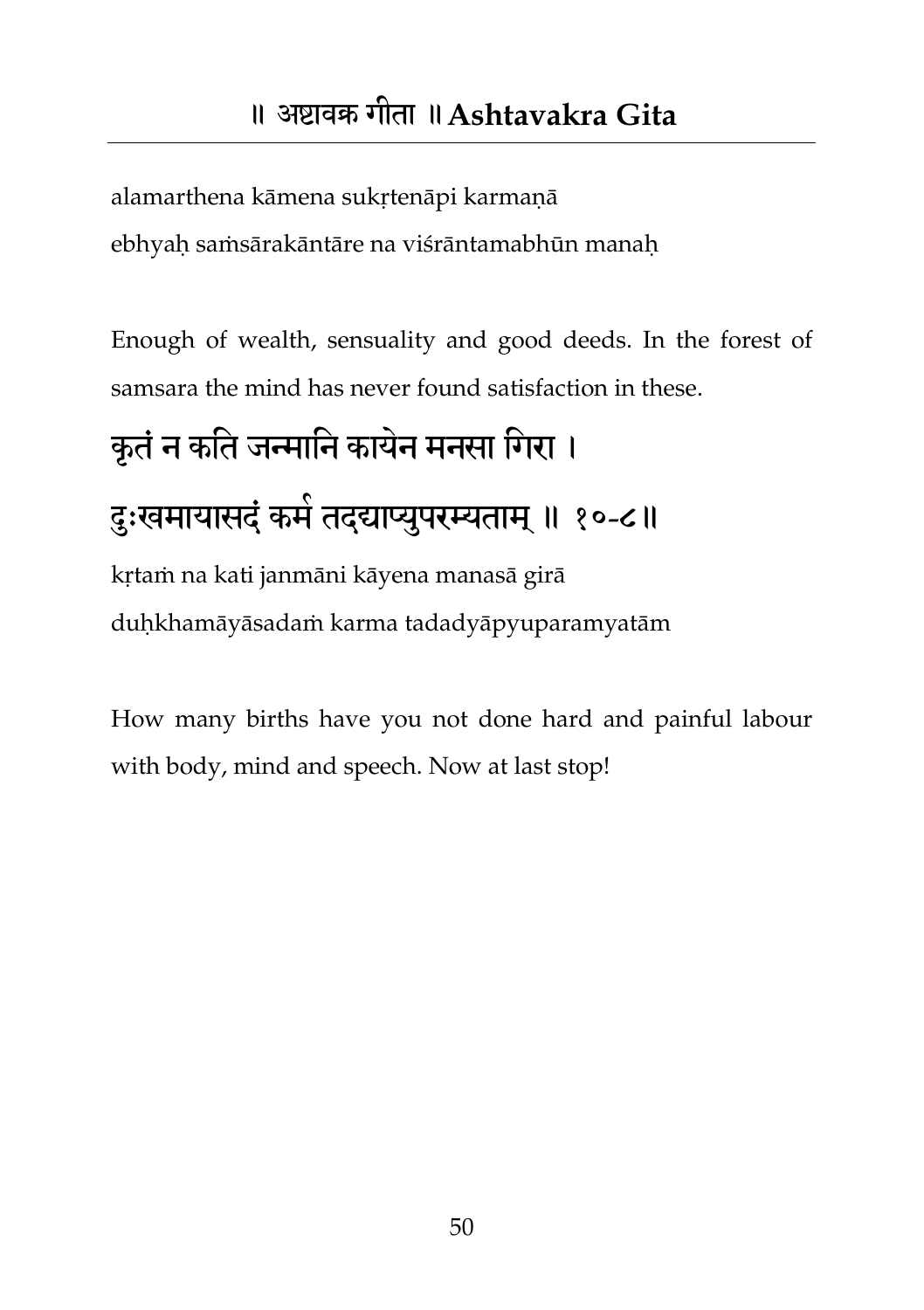alamarthena kāmena sukṛtenāpi karmaṇā
ebhyaḥ saṁsārakāntāre na viśrāntamabhūn manaḥ

Enough of wealth, sensuality and good deeds. In the forest of samsara the mind has never found satisfaction in these.

## कृतं न कति जन्मानि कायेन मनसा गिरा ।
## दुःखमायासदं कर्म तदद्याप्युपरम्यताम् ॥ १०-८॥

kṛtaṁ na kati janmāni kāyena manasā girā
duḥkhamāyāsadaṁ karma tadadyāpyuparamyatām

How many births have you not done hard and painful labour with body, mind and speech. Now at last stop!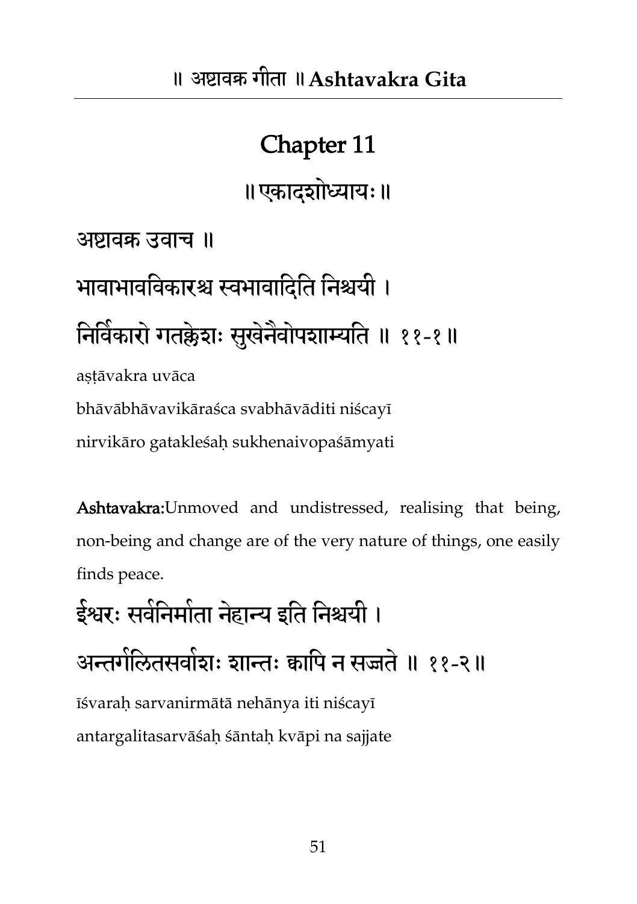# Chapter 11

॥ एकादशोध्यायः ॥

अष्टावक्र उवाच ॥

भावाभावविकारश्च स्वभावादिति निश्चयी ।

निर्विकारो गतक्लेशः सुखेनैवोपशाम्यति ॥ ११-१ ॥

aṣṭāvakra uvāca

bhāvābhāvavikāraśca svabhāvāditi niścayī

nirvikāro gatakleśaḥ sukhenaivopaśāmyati

**Ashtavakra:**Unmoved and undistressed, realising that being, non-being and change are of the very nature of things, one easily finds peace.

ईश्वरः सर्वनिर्माता नेहान्य इति निश्चयी ।

अन्तर्गलितसर्वाशः शान्तः क्वापि न सज्जते ॥ ११-२ ॥

īśvaraḥ sarvanirmātā nehānya iti niścayī

antargalitasarvāśaḥ śāntaḥ kvāpi na sajjate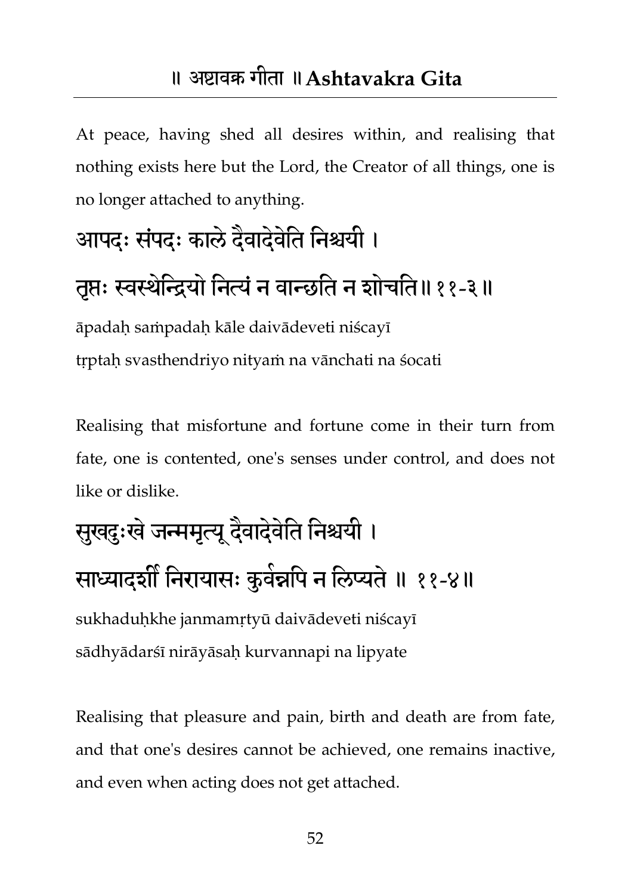At peace, having shed all desires within, and realising that nothing exists here but the Lord, the Creator of all things, one is no longer attached to anything.

आपदः संपदः काले दैवादेवेति निश्चयी ।
तृप्तः स्वस्थेन्द्रियो नित्यं न वान्छति न शोचति॥ ११-३ ॥

āpadaḥ saṁpadaḥ kāle daivādeveti niścayī
tṛptaḥ svasthendriyo nityaṁ na vānchati na śocati

Realising that misfortune and fortune come in their turn from fate, one is contented, one's senses under control, and does not like or dislike.

सुखदुःखे जन्ममृत्यू दैवादेवेति निश्चयी ।
साध्यादर्शी निरायासः कुर्वन्नपि न लिप्यते ॥ ११-४॥

sukhaduḥkhe janmamṛtyū daivādeveti niścayī
sādhyādarśī nirāyāsaḥ kurvannapi na lipyate

Realising that pleasure and pain, birth and death are from fate, and that one's desires cannot be achieved, one remains inactive, and even when acting does not get attached.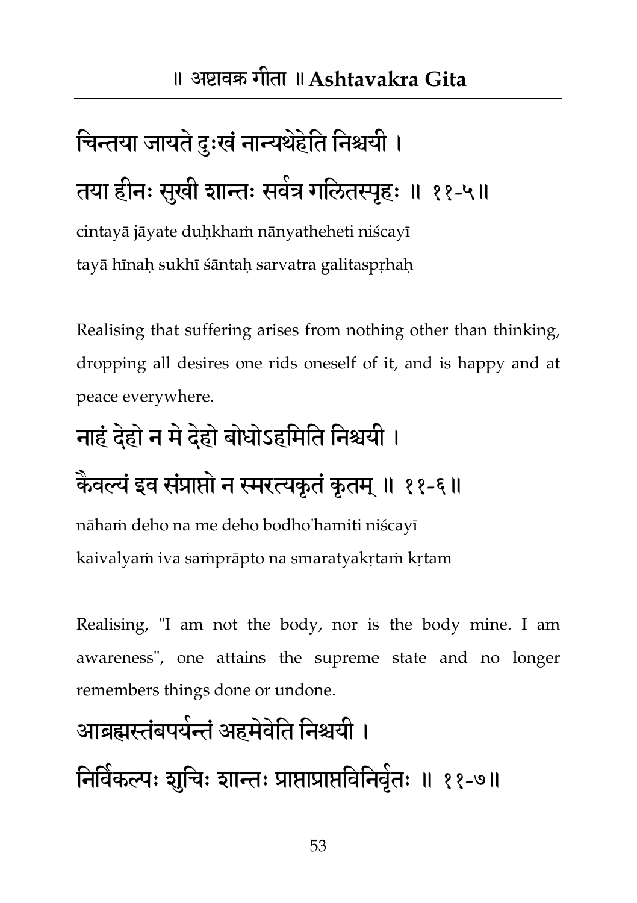चिन्तया जायते दुःखं नान्यथेहेति निश्चयी ।
तया हीनः सुखी शान्तः सर्वत्र गलितस्पृहः ॥ ११-५॥

cintayā jāyate duḥkhaṁ nānyatheheti niścayī
tayā hīnaḥ sukhī śāntaḥ sarvatra galitaspṛhaḥ

Realising that suffering arises from nothing other than thinking, dropping all desires one rids oneself of it, and is happy and at peace everywhere.

नाहं देहो न मे देहो बोधोऽहमिति निश्चयी ।
कैवल्यं इव संप्राप्तो न स्मरत्यकृतं कृतम् ॥ ११-६॥

nāhaṁ deho na me deho bodho'hamiti niścayī
kaivalyaṁ iva saṁprāpto na smaratyakṛtaṁ kṛtam

Realising, "I am not the body, nor is the body mine. I am awareness", one attains the supreme state and no longer remembers things done or undone.

आब्रह्मस्तंबपर्यन्तं अहमेवेति निश्चयी ।
निर्विकल्पः शुचिः शान्तः प्राप्ताप्राप्तविनिर्वृतः ॥ ११-७॥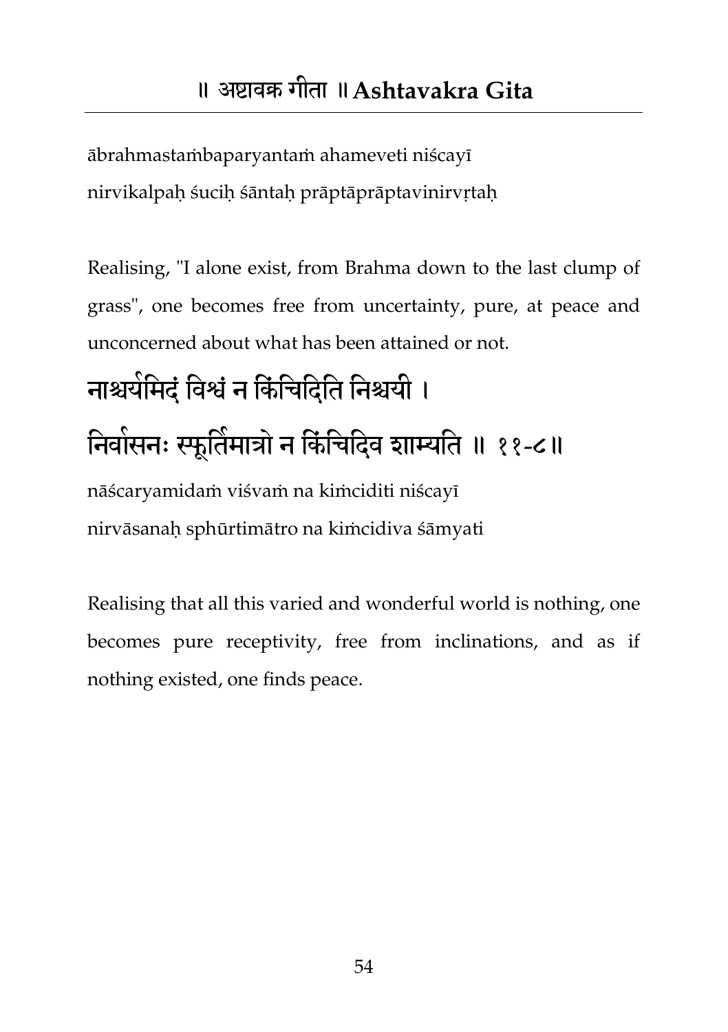ābrahmastaṁbaparyantaṁ ahameveti niścayī
nirvikalpaḥ śuciḥ śāntaḥ prāptāprāptavinirvṛtaḥ

Realising, "I alone exist, from Brahma down to the last clump of grass", one becomes free from uncertainty, pure, at peace and unconcerned about what has been attained or not.

**नाश्चर्यमिदं विश्वं न किंचिदिति निश्चयी ।**
**निर्वासनः स्फूर्तिमात्रो न किंचिदिव शाम्यति ॥ ११-८॥**

nāścaryamidaṁ viśvaṁ na kiṁciditi niścayī
nirvāsanaḥ sphūrtimātro na kiṁcidiva śāmyati

Realising that all this varied and wonderful world is nothing, one becomes pure receptivity, free from inclinations, and as if nothing existed, one finds peace.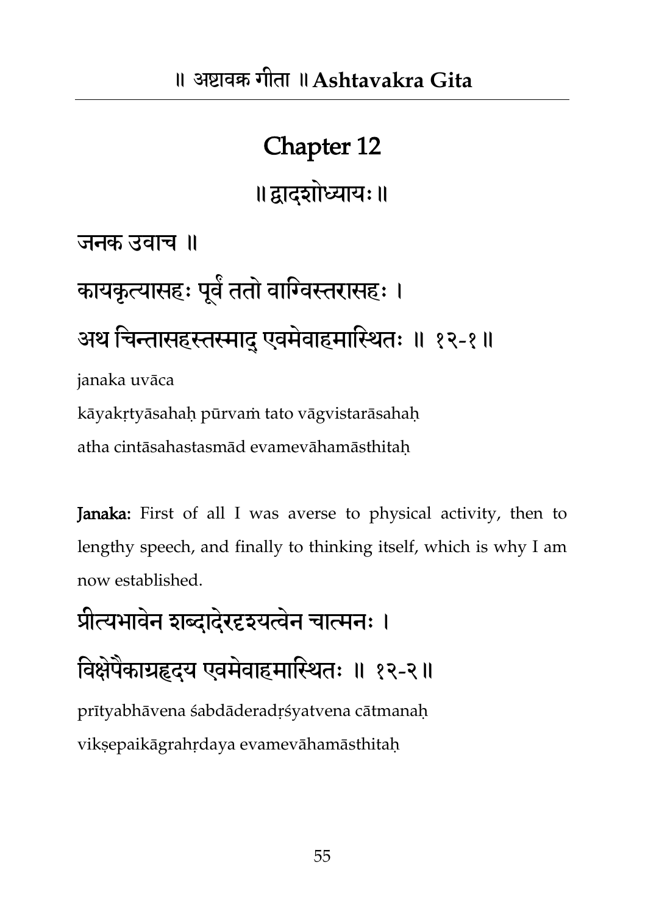# Chapter 12

## ॥ द्वादशोध्यायः ॥

जनक उवाच ॥

कायकृत्यासहः पूर्वं ततो वाग्विस्तरासहः ।

अथ चिन्तासहस्तस्माद् एवमेवाहमास्थितः ॥ १२-१ ॥

janaka uvāca

kāyakṛtyāsahaḥ pūrvaṁ tato vāgvistarāsahaḥ

atha cintāsahastasmād evamevāhamāsthitaḥ

**Janaka:** First of all I was averse to physical activity, then to lengthy speech, and finally to thinking itself, which is why I am now established.

प्रीत्यभावेन शब्दादेरदृश्यत्वेन चात्मनः ।

विक्षेपैकाग्रहृदय एवमेवाहमास्थितः ॥ १२-२ ॥

prītyabhāvena śabdāderadṛśyatvena cātmanaḥ

vikṣepaikāgrahṛdaya evamevāhamāsthitaḥ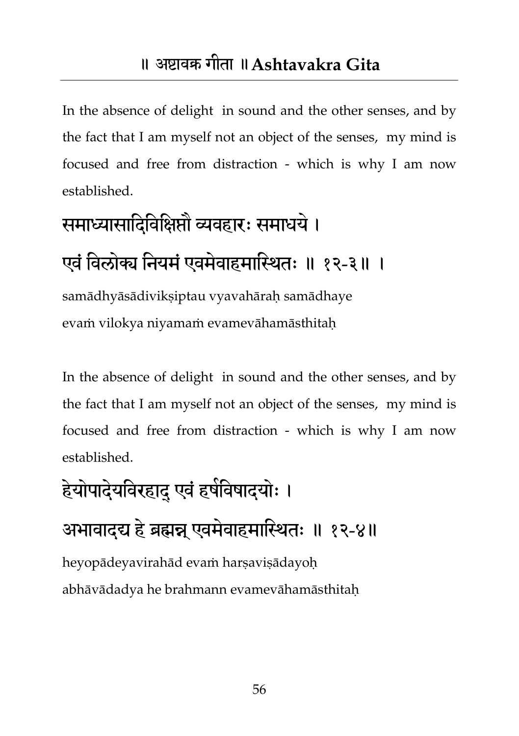In the absence of delight in sound and the other senses, and by the fact that I am myself not an object of the senses, my mind is focused and free from distraction - which is why I am now established.

## समाध्यासादिविक्षिप्तौ व्यवहारः समाधये ।
## एवं विलोक्य नियमं एवमेवाहमास्थितः ॥ १२-३॥ ।

samādhyāsādivikṣiptau vyavahāraḥ samādhaye
evaṁ vilokya niyamaṁ evamevāhamāsthitaḥ

In the absence of delight in sound and the other senses, and by the fact that I am myself not an object of the senses, my mind is focused and free from distraction - which is why I am now established.

## हेयोपादेयविरहाद् एवं हर्षविषादयोः ।
## अभावादद्य हे ब्रह्मन्न् एवमेवाहमास्थितः ॥ १२-४॥

heyopādeyavirahād evaṁ harṣaviṣādayoḥ
abhāvādadya he brahmann evamevāhamāsthitaḥ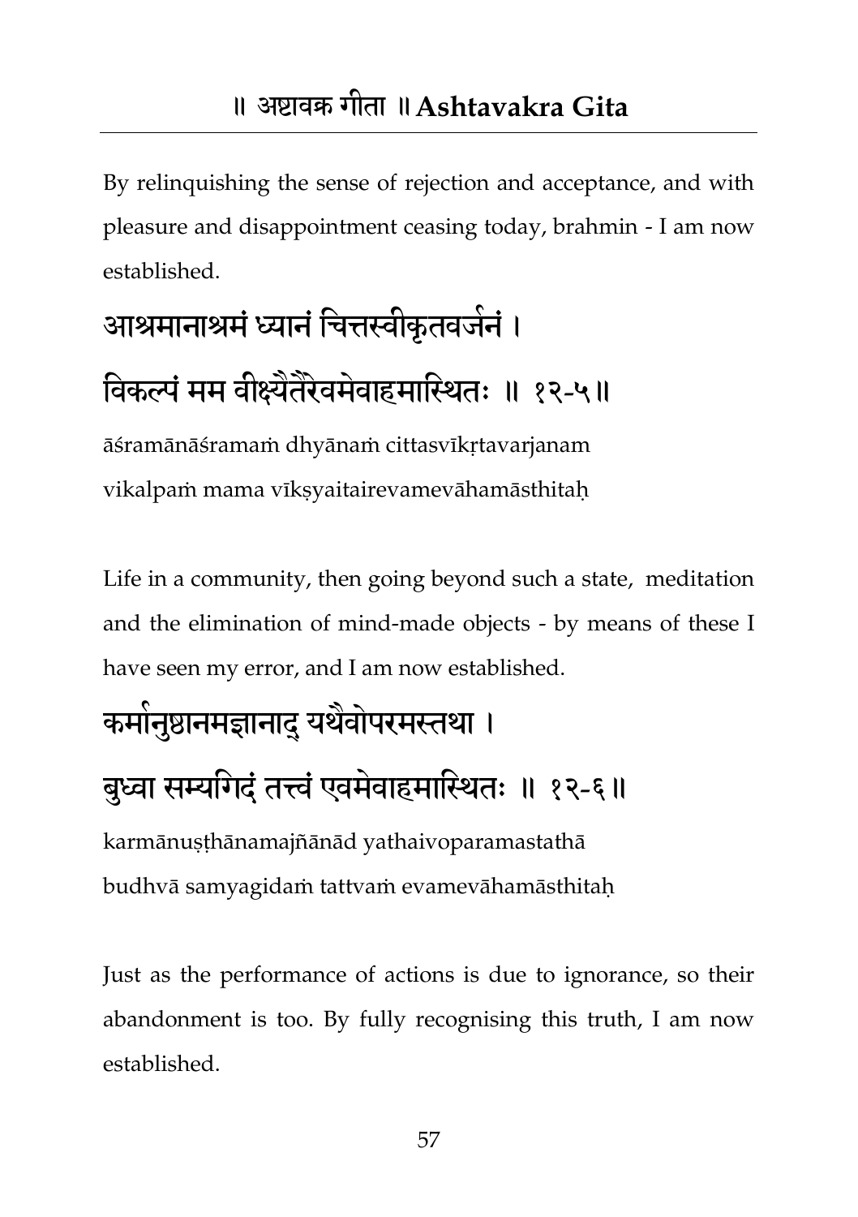By relinquishing the sense of rejection and acceptance, and with pleasure and disappointment ceasing today, brahmin - I am now established.

आश्रमानाश्रमं ध्यानं चित्तस्वीकृतवर्जनं ।
विकल्पं मम वीक्ष्यैतैरेवमेवाहमास्थितः ॥ १२-५॥

āśramānāśramaṁ dhyānaṁ cittasvīkṛtavarjanam
vikalpaṁ mama vīkṣyaitairevamevāhamāsthitaḥ

Life in a community, then going beyond such a state, meditation and the elimination of mind-made objects - by means of these I have seen my error, and I am now established.

कर्मानुष्ठानमज्ञानाद् यथैवोपरमस्तथा ।
बुध्वा सम्यगिदं तत्त्वं एवमेवाहमास्थितः ॥ १२-६॥

karmānuṣṭhānamajñānād yathaivoparamastathā
budhvā samyagidaṁ tattvaṁ evamevāhamāsthitaḥ

Just as the performance of actions is due to ignorance, so their abandonment is too. By fully recognising this truth, I am now established.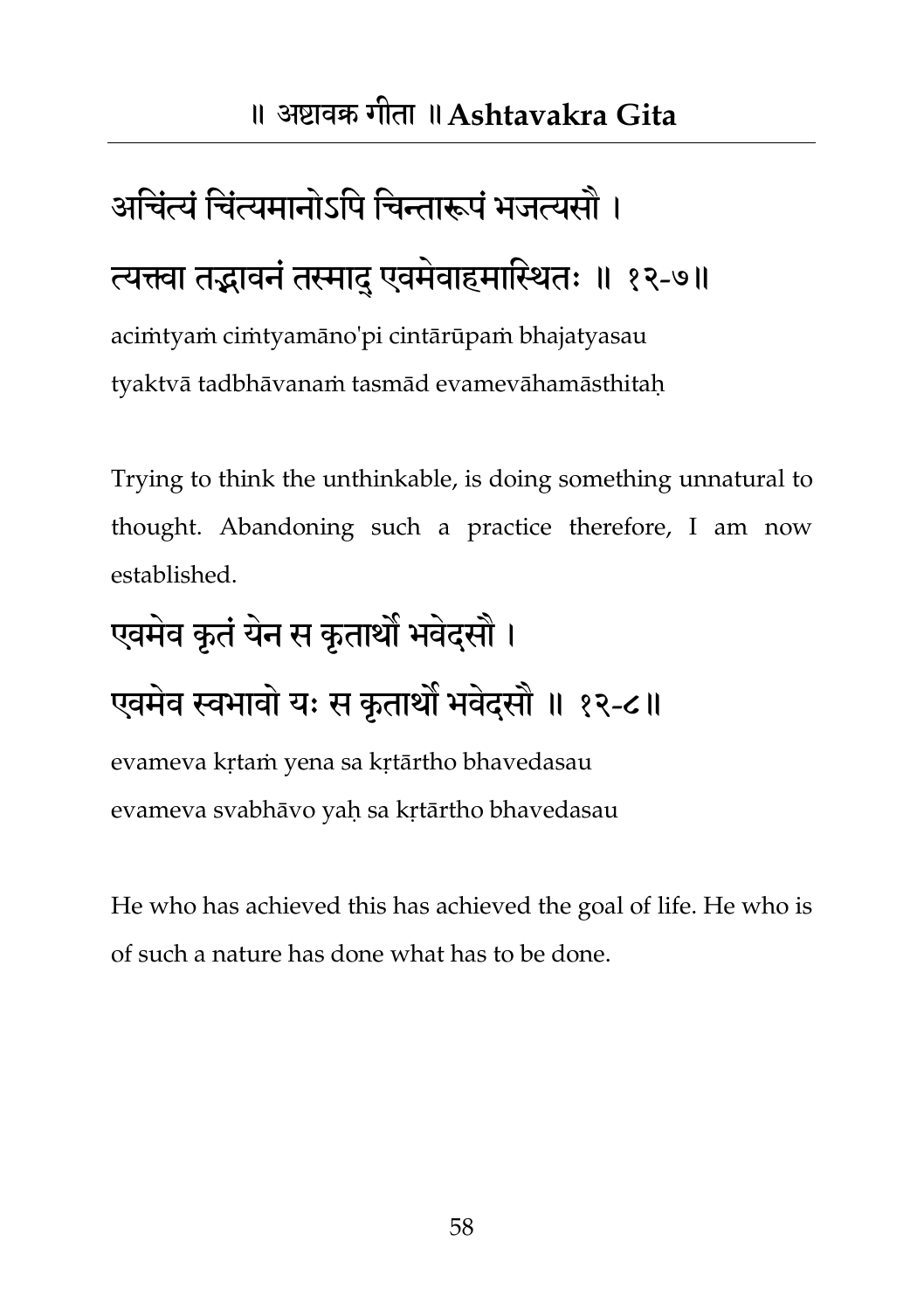अचिंत्यं चिंत्यमानोऽपि चिन्तारूपं भजत्यसौ ।
त्यक्त्वा तद्भावनं तस्माद् एवमेवाहमास्थितः ॥ १२-७॥

acimtyaṁ cimtyamāno'pi cintārūpaṁ bhajatyasau
tyaktvā tadbhāvanaṁ tasmād evamevāhamāsthitaḥ

Trying to think the unthinkable, is doing something unnatural to thought. Abandoning such a practice therefore, I am now established.

एवमेव कृतं येन स कृतार्थो भवेदसौ ।
एवमेव स्वभावो यः स कृतार्थो भवेदसौ ॥ १२-८॥

evameva kṛtaṁ yena sa kṛtārtho bhavedasau
evameva svabhāvo yaḥ sa kṛtārtho bhavedasau

He who has achieved this has achieved the goal of life. He who is of such a nature has done what has to be done.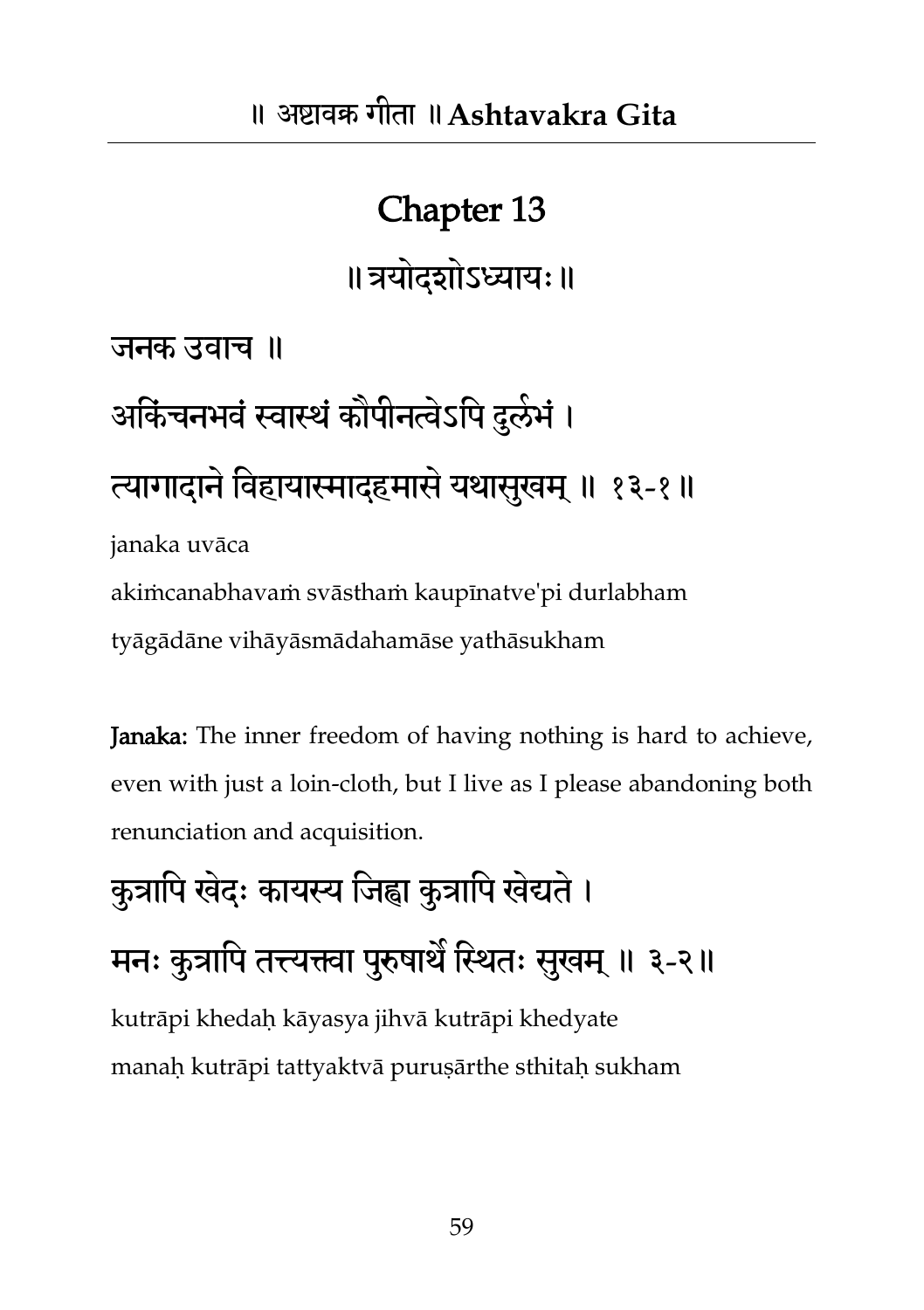# Chapter 13

## ॥ त्रयोदशोऽध्यायः ॥

जनक उवाच ॥

अकिंचनभवं स्वास्थं कौपीनत्वेऽपि दुर्लभं ।

त्यागादाने विहायास्मादहमासे यथासुखम् ॥ १३-१ ॥

janaka uvāca

akiṁcanabhavaṁ svāsthaṁ kaupīnatve'pi durlabham

tyāgādāne vihāyāsmādahamāse yathāsukham

**Janaka:** The inner freedom of having nothing is hard to achieve, even with just a loin-cloth, but I live as I please abandoning both renunciation and acquisition.

कुत्रापि खेदः कायस्य जिह्वा कुत्रापि खेद्यते ।

मनः कुत्रापि तत्त्यक्त्वा पुरुषार्थे स्थितः सुखम् ॥ ३-२ ॥

kutrāpi khedaḥ kāyasya jihvā kutrāpi khedyate

manaḥ kutrāpi tattyaktvā puruṣārthe sthitaḥ sukham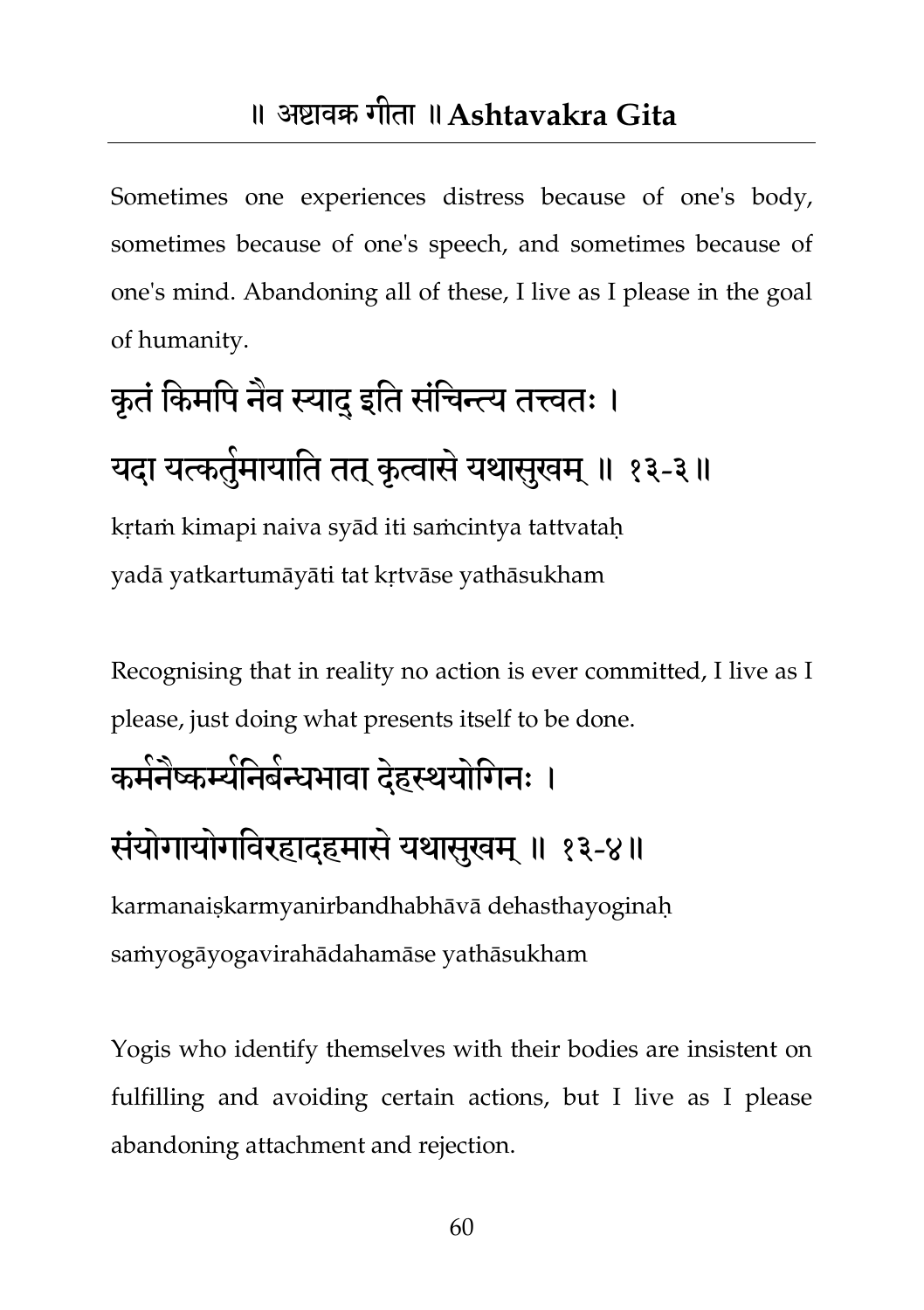Sometimes one experiences distress because of one's body, sometimes because of one's speech, and sometimes because of one's mind. Abandoning all of these, I live as I please in the goal of humanity.

## कृतं किमपि नैव स्याद् इति संचिन्त्य तत्त्वतः ।
## यदा यत्कर्तुमायाति तत् कृत्वासे यथासुखम् ॥ १३-३॥

kṛtaṁ kimapi naiva syād iti saṁcintya tattvataḥ
yadā yatkartumāyāti tat kṛtvāse yathāsukham

Recognising that in reality no action is ever committed, I live as I please, just doing what presents itself to be done.

## कर्मनैष्कर्म्यनिर्बन्धभावा देहस्थयोगिनः ।
## संयोगायोगविरहादहमासे यथासुखम् ॥ १३-४॥

karmanaiṣkarmyanirbandhabhāvā dehasthayoginaḥ
saṁyogāyogavirahādahamāse yathāsukham

Yogis who identify themselves with their bodies are insistent on fulfilling and avoiding certain actions, but I live as I please abandoning attachment and rejection.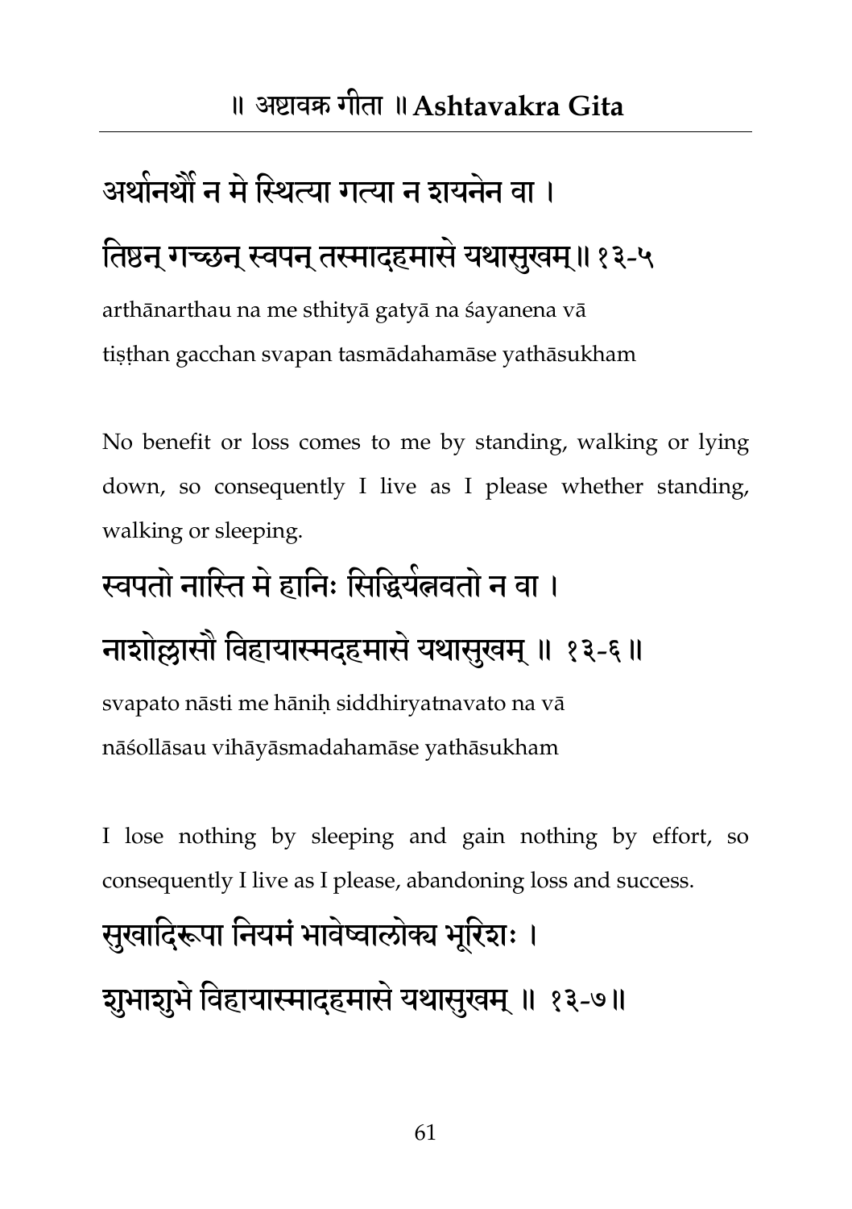अर्थानर्थौ न मे स्थित्या गत्या न शयनेन वा ।

तिष्ठन् गच्छन् स्वपन् तस्मादहमासे यथासुखम्॥ १३-५

arthānarthau na me sthityā gatyā na śayanena vā
tiṣṭhan gacchan svapan tasmādahamāse yathāsukham

No benefit or loss comes to me by standing, walking or lying down, so consequently I live as I please whether standing, walking or sleeping.

स्वपतो नास्ति मे हानिः सिद्धिर्यत्नवतो न वा ।

नाशोल्लासौ विहायास्मदहमासे यथासुखम् ॥ १३-६॥

svapato nāsti me hāniḥ siddhiryatnavato na vā
nāśollāsau vihāyāsmadahamāse yathāsukham

I lose nothing by sleeping and gain nothing by effort, so consequently I live as I please, abandoning loss and success.

सुखादिरूपा नियमं भावेष्वालोक्य भूरिशः ।

शुभाशुभे विहायास्मादहमासे यथासुखम् ॥ १३-७॥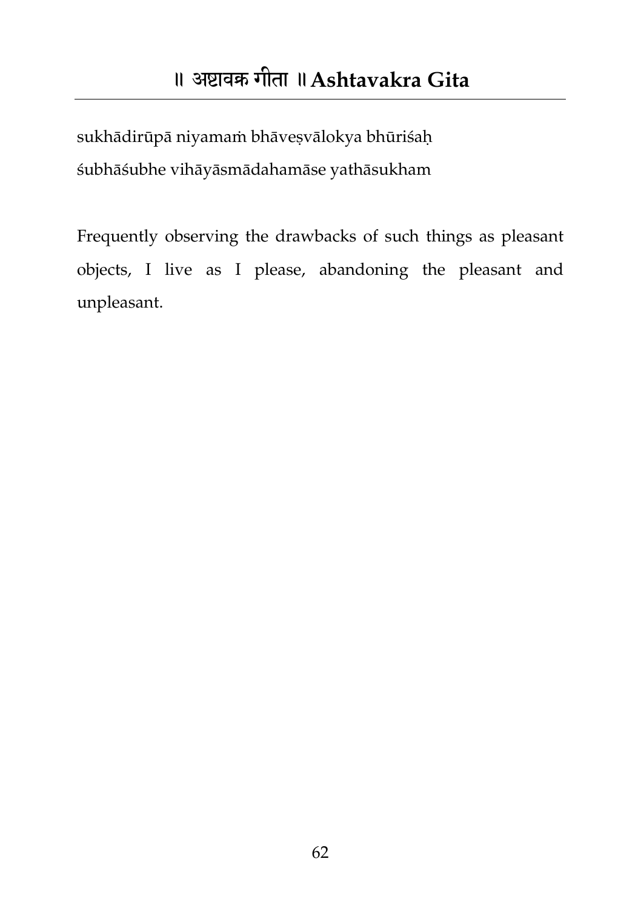sukhādirūpā niyamaṁ bhāveṣvālokya bhūriśaḥ
śubhāśubhe vihāyāsmādahamāse yathāsukham

Frequently observing the drawbacks of such things as pleasant objects, I live as I please, abandoning the pleasant and unpleasant.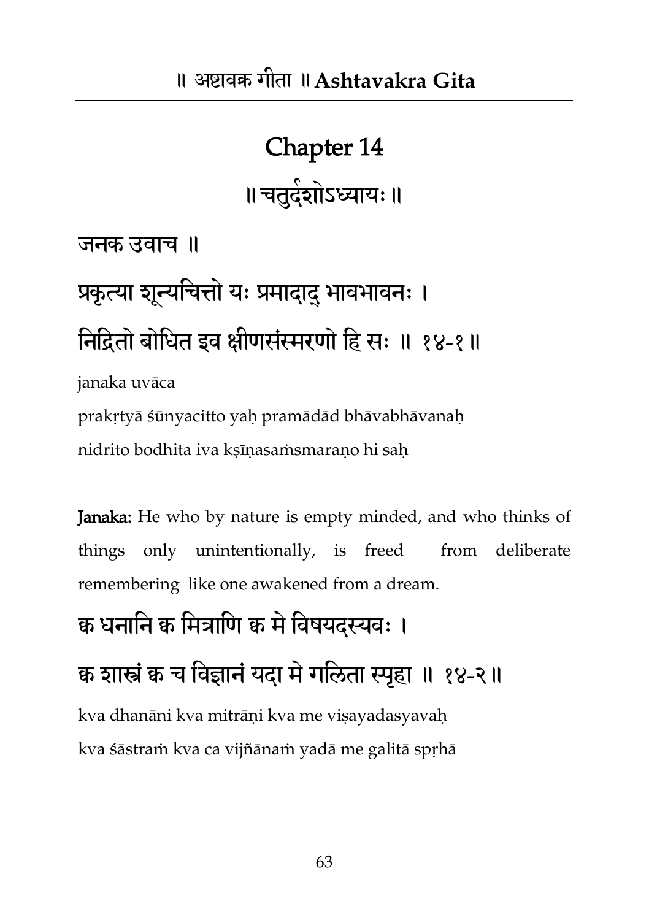# Chapter 14

॥ चतुर्दशोऽध्यायः ॥

जनक उवाच ॥

प्रकृत्या शून्यचित्तो यः प्रमादाद् भावभावनः ।

निद्रितो बोधित इव क्षीणसंस्मरणो हि सः ॥ १४-१ ॥

janaka uvāca

prakṛtyā śūnyacitto yaḥ pramādād bhāvabhāvanaḥ

nidrito bodhita iva kṣīṇasaṁsmaraṇo hi saḥ

**Janaka:** He who by nature is empty minded, and who thinks of things only unintentionally, is freed from deliberate remembering like one awakened from a dream.

क्व धनानि क्व मित्राणि क्व मे विषयदस्यवः ।

क्व शास्त्रं क्व च विज्ञानं यदा मे गलिता स्पृहा ॥ १४-२ ॥

kva dhanāni kva mitrāṇi kva me viṣayadasyavaḥ

kva śāstraṁ kva ca vijñānaṁ yadā me galitā spṛhā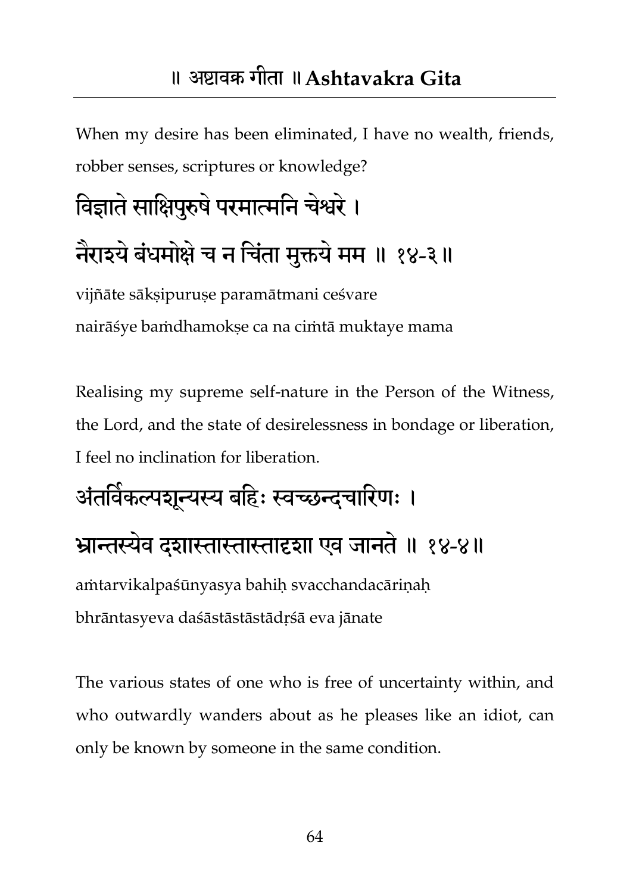When my desire has been eliminated, I have no wealth, friends, robber senses, scriptures or knowledge?

विज्ञाते साक्षिपुरुषे परमात्मनि चेश्वरे ।

नैराश्ये बंधमोक्षे च न चिंता मुक्तये मम ॥ १४-३॥

vijñāte sākṣipuruṣe paramātmani ceśvare
nairāśye baṁdhamokṣe ca na ciṁtā muktaye mama

Realising my supreme self-nature in the Person of the Witness, the Lord, and the state of desirelessness in bondage or liberation, I feel no inclination for liberation.

अंतर्विकल्पशून्यस्य बहिः स्वच्छन्दचारिणः ।

भ्रान्तस्येव दशास्तास्तास्तादृशा एव जानते ॥ १४-४॥

aṁtarvikalpaśūnyasya bahiḥ svacchandacāriṇaḥ
bhrāntasyeva daśāstāstāstādṛśā eva jānate

The various states of one who is free of uncertainty within, and who outwardly wanders about as he pleases like an idiot, can only be known by someone in the same condition.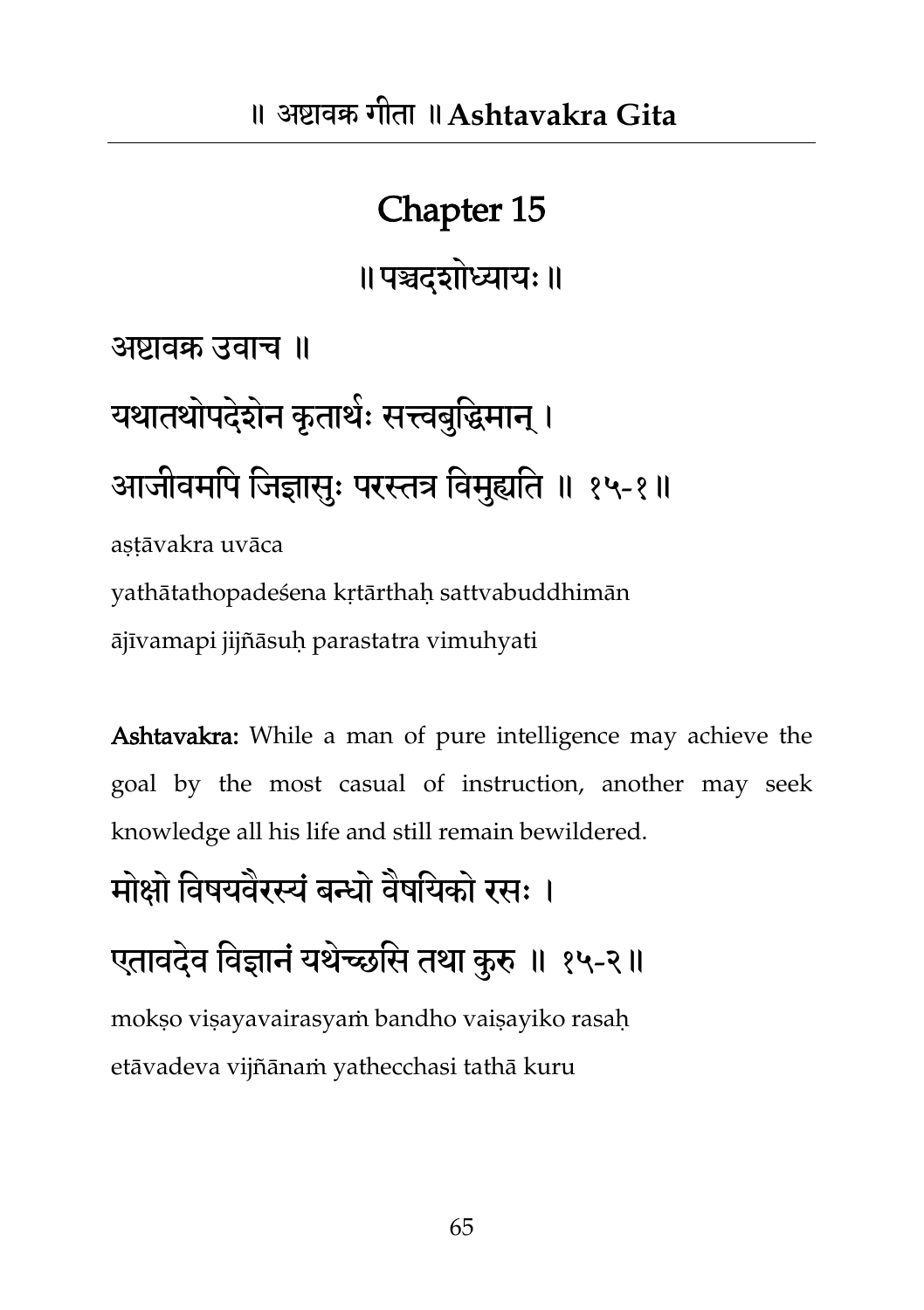# Chapter 15

## ॥ पञ्चदशोध्यायः ॥

अष्टावक्र उवाच ॥

यथातथोपदेशेन कृतार्थः सत्त्वबुद्धिमान् ।

आजीवमपि जिज्ञासुः परस्तत्र विमुह्यति ॥ १५-१ ॥

aṣṭāvakra uvāca

yathātathopadeśena kṛtārthaḥ sattvabuddhimān

ājīvamapi jijñāsuḥ parastatra vimuhyati

**Ashtavakra:** While a man of pure intelligence may achieve the goal by the most casual of instruction, another may seek knowledge all his life and still remain bewildered.

मोक्षो विषयवैरस्यं बन्धो वैषयिको रसः ।

एतावदेव विज्ञानं यथेच्छसि तथा कुरु ॥ १५-२ ॥

mokṣo viṣayavairasyaṁ bandho vaiṣayiko rasaḥ

etāvadeva vijñānaṁ yathecchasi tathā kuru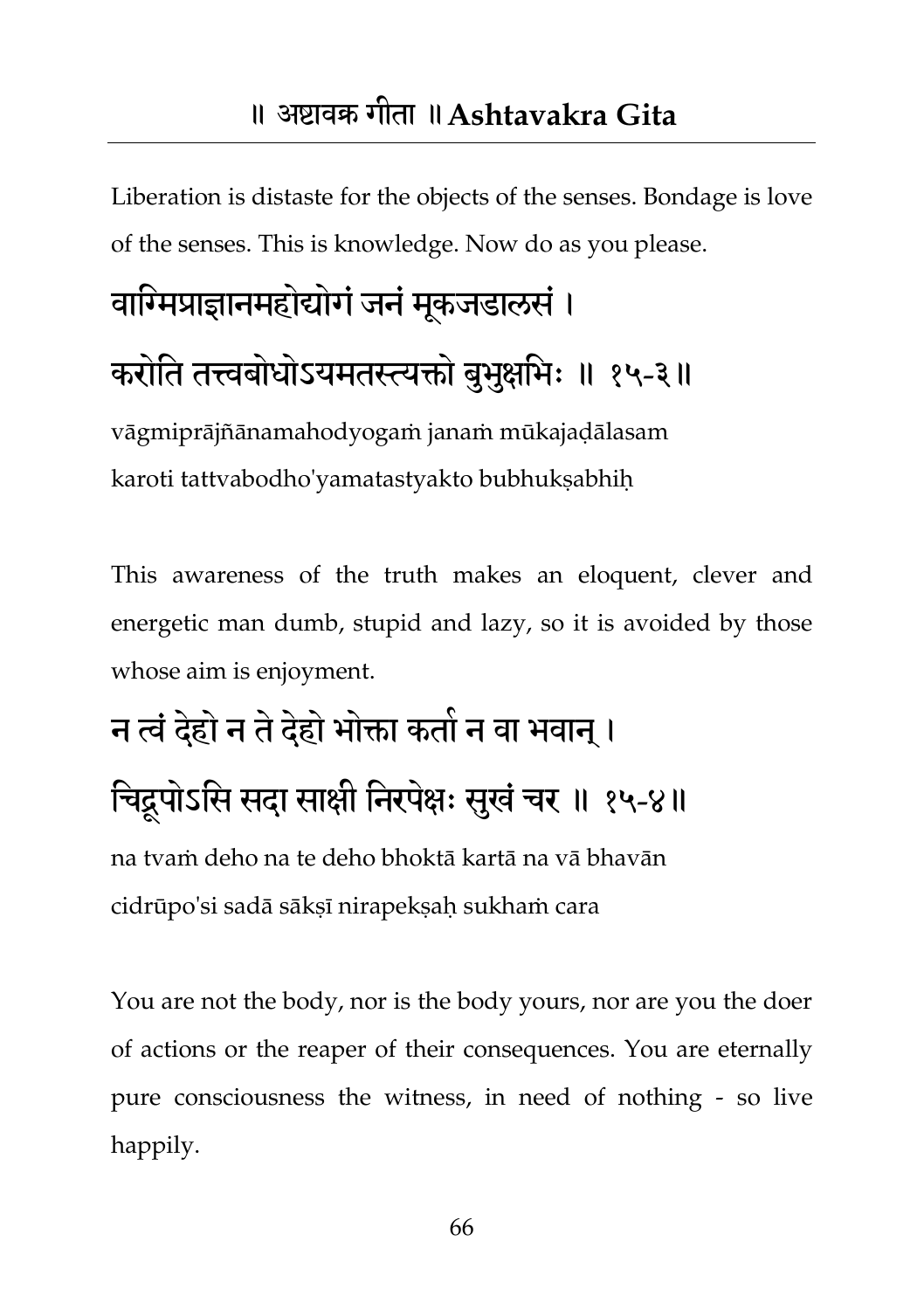Liberation is distaste for the objects of the senses. Bondage is love of the senses. This is knowledge. Now do as you please.

वाग्मिप्राज्ञानमहोद्योगं जनं मूकजडालसं ।
करोति तत्त्वबोधोऽयमतस्त्यक्तो बुभुक्षभिः ॥ १५-३॥

vāgmiprājñānamahodyogaṁ janaṁ mūkajaḍālasam
karoti tattvabodho'yamatastyakto bubhukṣabhiḥ

This awareness of the truth makes an eloquent, clever and energetic man dumb, stupid and lazy, so it is avoided by those whose aim is enjoyment.

न त्वं देहो न ते देहो भोक्ता कर्ता न वा भवान् ।
चिद्रूपोऽसि सदा साक्षी निरपेक्षः सुखं चर ॥ १५-४॥

na tvaṁ deho na te deho bhoktā kartā na vā bhavān
cidrūpo'si sadā sākṣī nirapekṣaḥ sukhaṁ cara

You are not the body, nor is the body yours, nor are you the doer of actions or the reaper of their consequences. You are eternally pure consciousness the witness, in need of nothing - so live happily.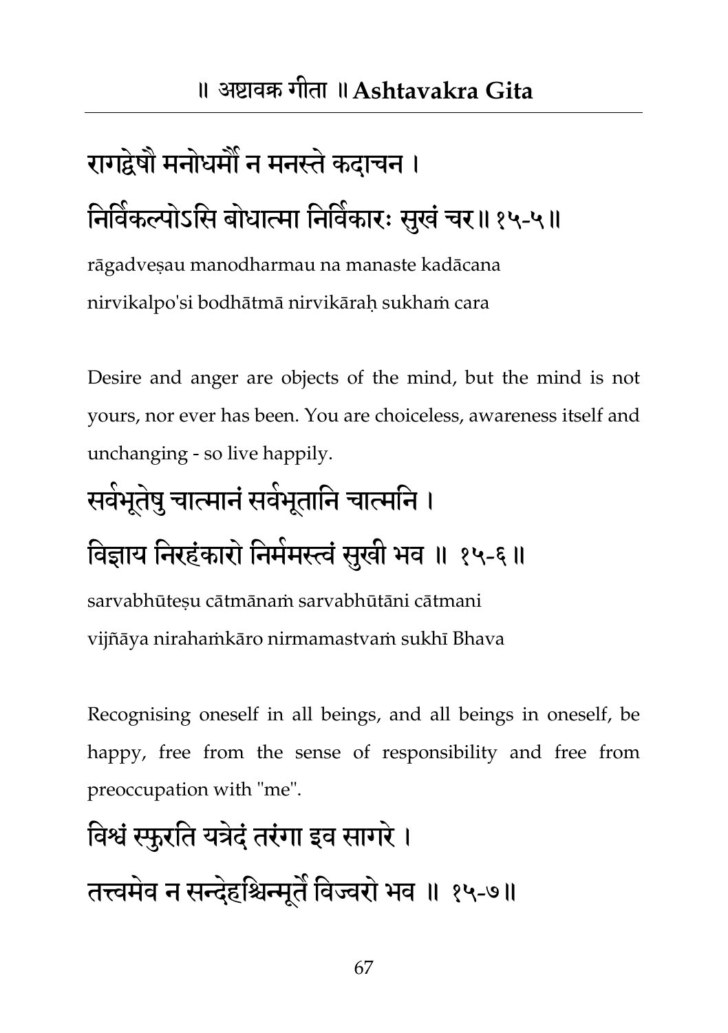रागद्वेषौ मनोधर्मौ न मनस्ते कदाचन ।
निर्विकल्पोऽसि बोधात्मा निर्विकारः सुखं चर॥ १५-५॥

rāgadveṣau manodharmau na manaste kadācana
nirvikalpo'si bodhātmā nirvikāraḥ sukhaṁ cara

Desire and anger are objects of the mind, but the mind is not yours, nor ever has been. You are choiceless, awareness itself and unchanging - so live happily.

सर्वभूतेषु चात्मानं सर्वभूतानि चात्मनि ।
विज्ञाय निरहंकारो निर्ममस्त्वं सुखी भव ॥ १५-६॥

sarvabhūteṣu cātmānaṁ sarvabhūtāni cātmani
vijñāya nirahaṁkāro nirmamastvaṁ sukhī Bhava

Recognising oneself in all beings, and all beings in oneself, be happy, free from the sense of responsibility and free from preoccupation with "me".

विश्वं स्फुरति यत्रेदं तरंगा इव सागरे ।
तत्त्वमेव न सन्देहश्चिन्मूर्ते विज्वरो भव ॥ १५-७॥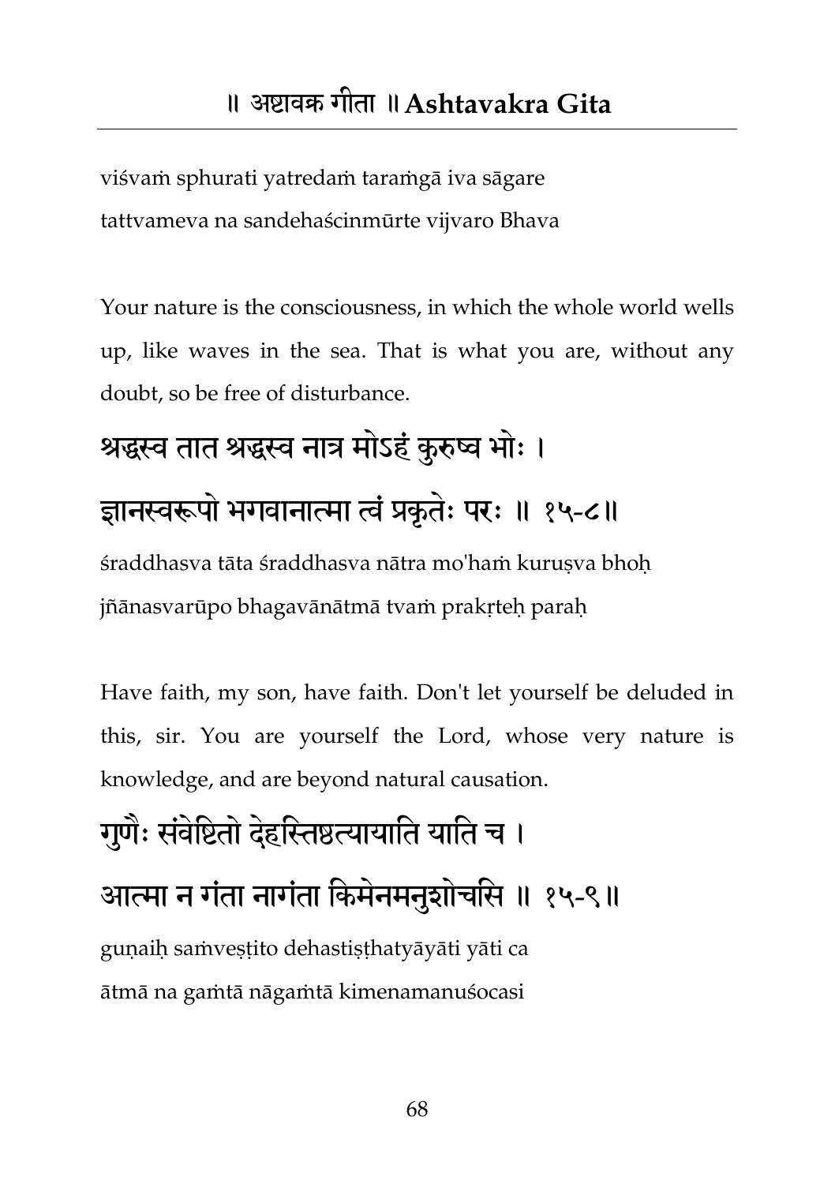viśvaṁ sphurati yatredaṁ taraṁgā iva sāgare
tattvameva na sandehaścinmūrte vijvaro Bhava

Your nature is the consciousness, in which the whole world wells up, like waves in the sea. That is what you are, without any doubt, so be free of disturbance.

श्रद्धस्व तात श्रद्धस्व नात्र मोऽहं कुरुष्व भोः ।
ज्ञानस्वरूपो भगवानात्मा त्वं प्रकृतेः परः ॥ १५-८॥

śraddhasva tāta śraddhasva nātra mo'haṁ kuruṣva bhoḥ
jñānasvarūpo bhagavānātmā tvaṁ prakṛteḥ paraḥ

Have faith, my son, have faith. Don't let yourself be deluded in this, sir. You are yourself the Lord, whose very nature is knowledge, and are beyond natural causation.

गुणैः संवेष्टितो देहस्तिष्ठत्यायाति याति च ।
आत्मा न गंता नागंता किमेनमनुशोचसि ॥ १५-९॥

guṇaiḥ saṁveṣṭito dehastiṣṭhatyāyāti yāti ca
ātmā na gaṁtā nāgaṁtā kimenamanuśocasi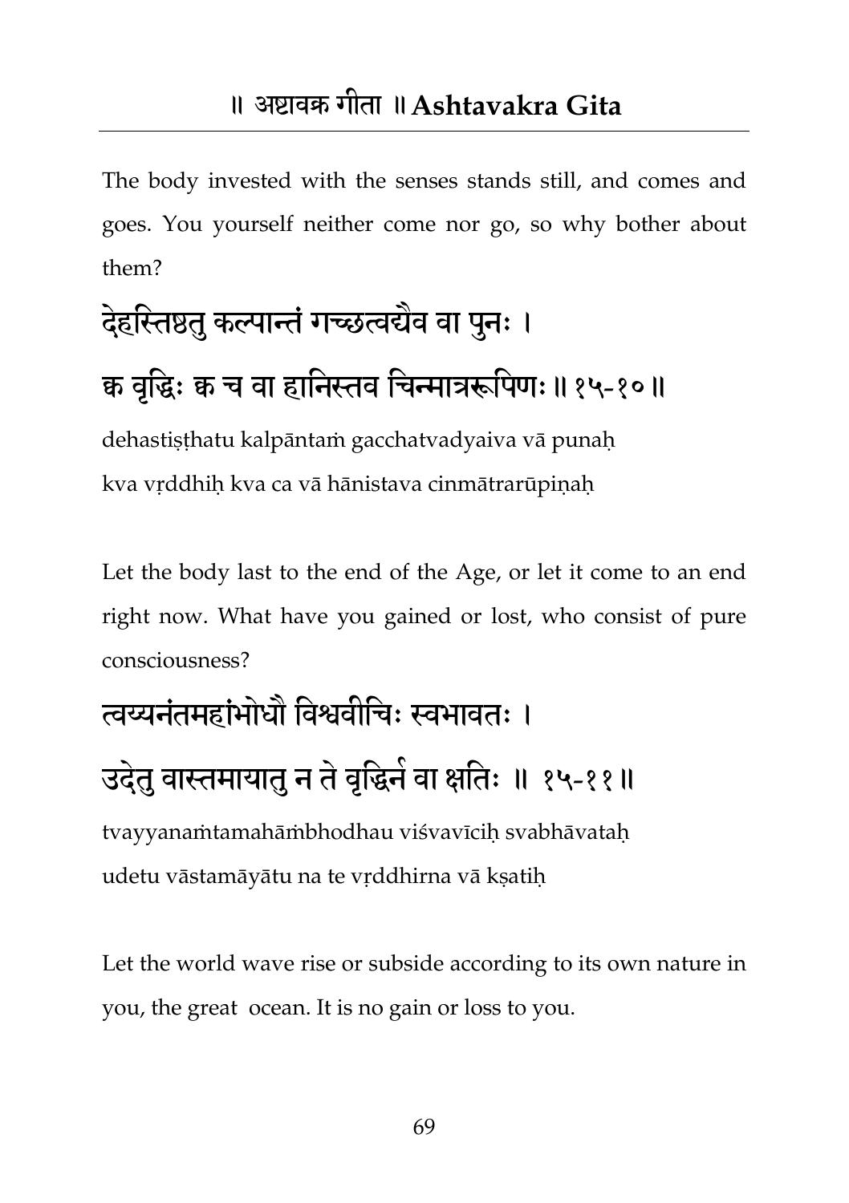The body invested with the senses stands still, and comes and goes. You yourself neither come nor go, so why bother about them?

देहस्तिष्ठतु कल्पान्तं गच्छत्वद्यैव वा पुनः ।
क्व वृद्धिः क्व च वा हानिस्तव चिन्मात्ररूपिणः ॥ १५-१० ॥

dehastiṣṭhatu kalpāntaṁ gacchatvadyaiva vā punaḥ
kva vṛddhiḥ kva ca vā hānistava cinmātrarūpiṇaḥ

Let the body last to the end of the Age, or let it come to an end right now. What have you gained or lost, who consist of pure consciousness?

त्वय्यनंतमहांभोधौ विश्ववीचिः स्वभावतः ।
उदेतु वास्तमायातु न ते वृद्धिर्न वा क्षतिः ॥ १५-११ ॥

tvayyanaṁtamahāṁbhodhau viśvavīciḥ svabhāvataḥ
udetu vāstamāyātu na te vṛddhirna vā kṣatiḥ

Let the world wave rise or subside according to its own nature in you, the great ocean. It is no gain or loss to you.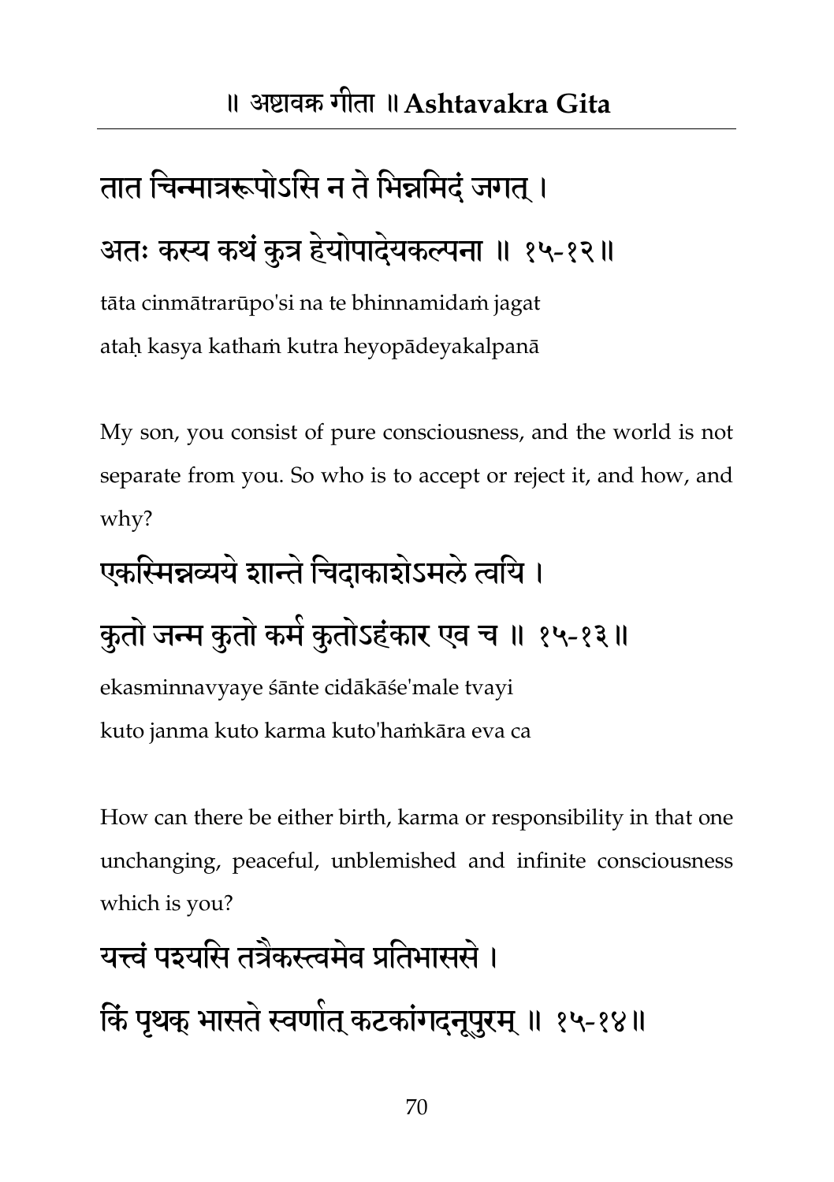तात चिन्मात्ररूपोऽसि न ते भिन्नमिदं जगत् ।
अतः कस्य कथं कुत्र हेयोपादेयकल्पना ॥ १५-१२॥

tāta cinmātrarūpo'si na te bhinnamidaṁ jagat
ataḥ kasya kathaṁ kutra heyopādeyakalpanā

My son, you consist of pure consciousness, and the world is not separate from you. So who is to accept or reject it, and how, and why?

एकस्मिन्नव्यये शान्ते चिदाकाशेऽमले त्वयि ।
कुतो जन्म कुतो कर्म कुतोऽहंकार एव च ॥ १५-१३॥

ekasminnavyaye śānte cidākāśe'male tvayi
kuto janma kuto karma kuto'haṁkāra eva ca

How can there be either birth, karma or responsibility in that one unchanging, peaceful, unblemished and infinite consciousness which is you?

यत्त्वं पश्यसि तत्रैकस्त्वमेव प्रतिभाससे ।
किं पृथक् भासते स्वर्णात् कटकांगदनूपुरम् ॥ १५-१४॥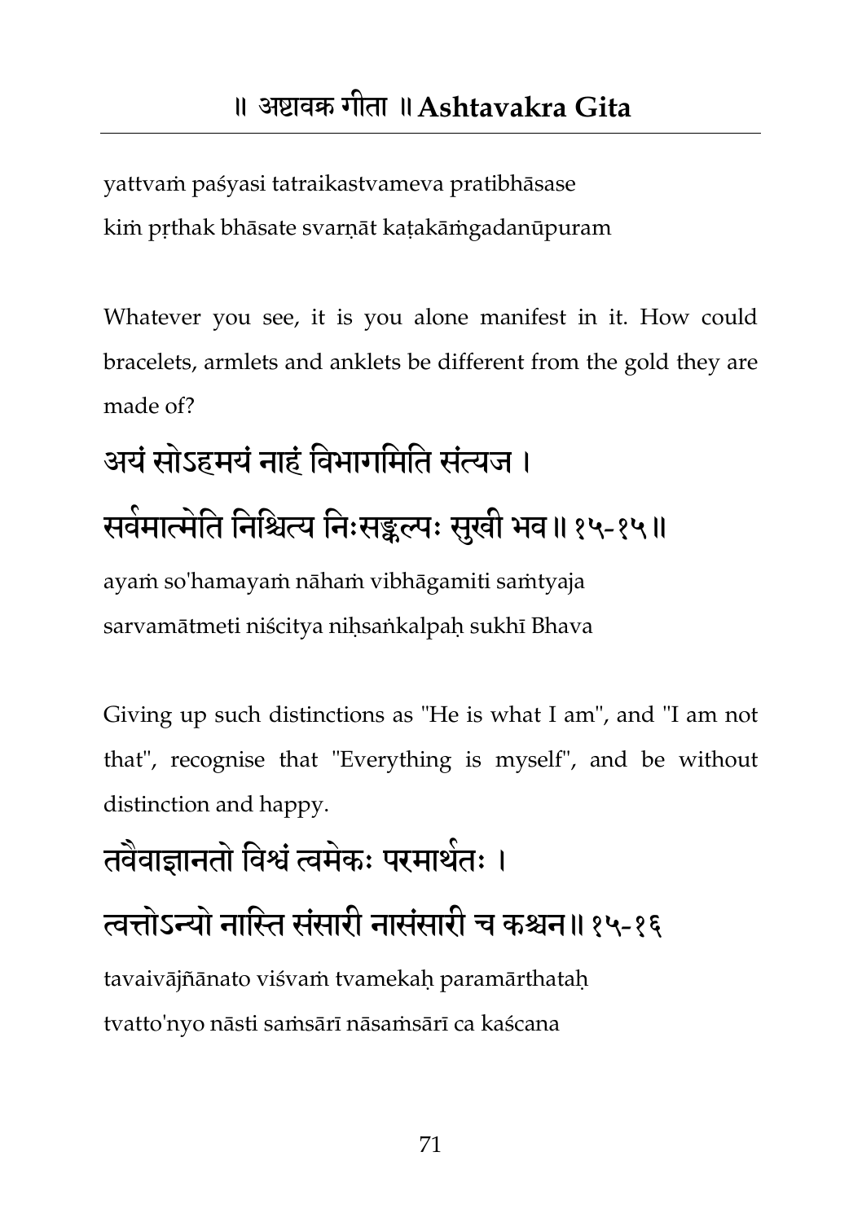yattvaṁ paśyasi tatraikastvameva pratibhāsase
kiṁ pṛthak bhāsate svarṇāt kaṭakāṁgadanūpuram

Whatever you see, it is you alone manifest in it. How could bracelets, armlets and anklets be different from the gold they are made of?

अयं सोऽहमयं नाहं विभागमिति संत्यज ।
सर्वमात्मेति निश्चित्य निःसङ्कल्पः सुखी भव॥ १५-१५॥

ayaṁ so'hamayaṁ nāhaṁ vibhāgamiti saṁtyaja
sarvamātmeti niścitya niḥsaṅkalpaḥ sukhī Bhava

Giving up such distinctions as "He is what I am", and "I am not that", recognise that "Everything is myself", and be without distinction and happy.

तवैवाज्ञानतो विश्वं त्वमेकः परमार्थतः ।
त्वत्तोऽन्यो नास्ति संसारी नासंसारी च कश्चन॥ १५-१६

tavaivājñānato viśvaṁ tvamekaḥ paramārthataḥ
tvatto'nyo nāsti saṁsārī nāsaṁsārī ca kaścana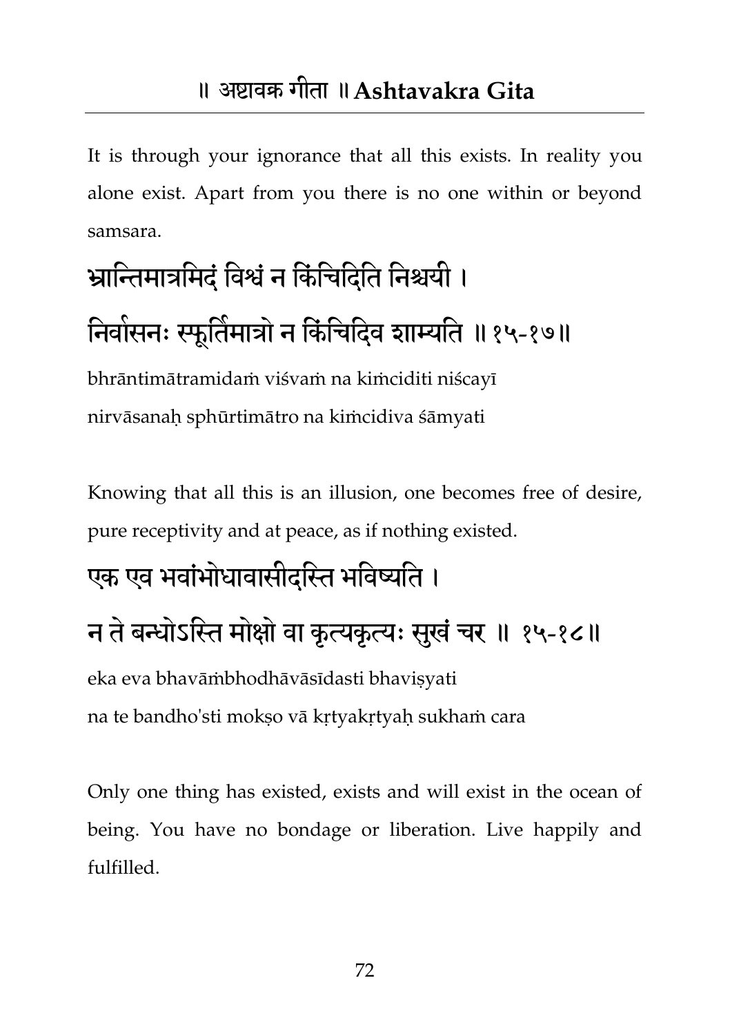It is through your ignorance that all this exists. In reality you alone exist. Apart from you there is no one within or beyond samsara.

**भ्रान्तिमात्रमिदं विश्वं न किंचिदिति निश्चयी ।**
**निर्वासनः स्फूर्तिमात्रो न किंचिदिव शाम्यति ॥१५-१७॥**

bhrāntimātramidaṁ viśvaṁ na kiṁciditi niścayī
nirvāsanaḥ sphūrtimātro na kiṁcidiva śāmyati

Knowing that all this is an illusion, one becomes free of desire, pure receptivity and at peace, as if nothing existed.

**एक एव भवांभोधावासीदस्ति भविष्यति ।**
**न ते बन्धोऽस्ति मोक्षो वा कृत्यकृत्यः सुखं चर ॥ १५-१८॥**

eka eva bhavāṁbhodhāvāsīdasti bhaviṣyati
na te bandho'sti mokṣo vā kṛtyakṛtyaḥ sukhaṁ cara

Only one thing has existed, exists and will exist in the ocean of being. You have no bondage or liberation. Live happily and fulfilled.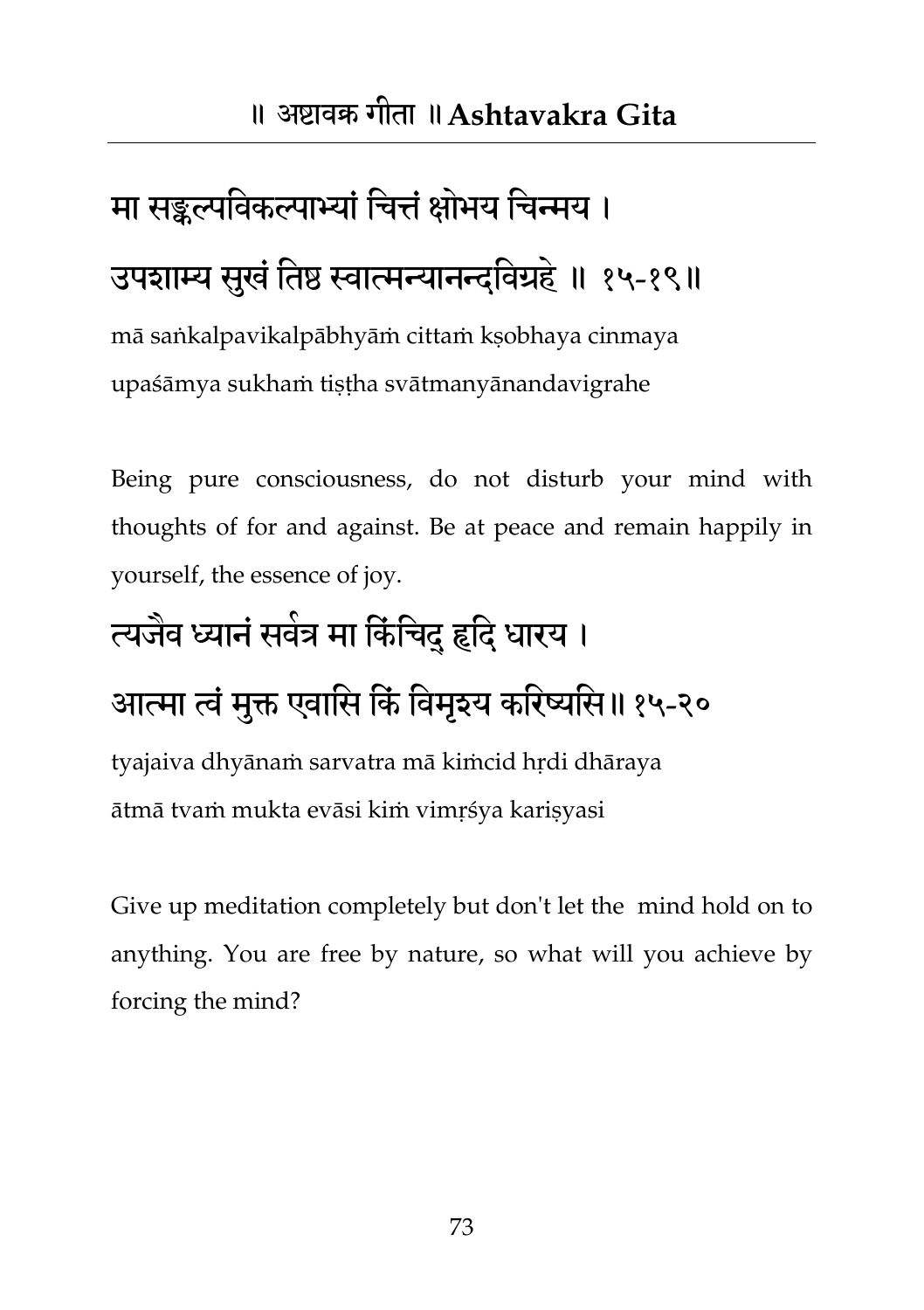मा सङ्कल्पविकल्पाभ्यां चित्तं क्षोभय चिन्मय ।
उपशाम्य सुखं तिष्ठ स्वात्मन्यानन्दविग्रहे ॥ १५-१९॥

mā saṅkalpavikalpābhyāṁ cittaṁ kṣobhaya cinmaya
upaśāmya sukhaṁ tiṣṭha svātmanyānandavigrahe

Being pure consciousness, do not disturb your mind with thoughts of for and against. Be at peace and remain happily in yourself, the essence of joy.

त्यजैव ध्यानं सर्वत्र मा किंचिद् हृदि धारय ।
आत्मा त्वं मुक्त एवासि किं विमृश्य करिष्यसि॥ १५-२०

tyajaiva dhyānaṁ sarvatra mā kiṁcid hṛdi dhāraya
ātmā tvaṁ mukta evāsi kiṁ vimṛśya kariṣyasi

Give up meditation completely but don't let the mind hold on to anything. You are free by nature, so what will you achieve by forcing the mind?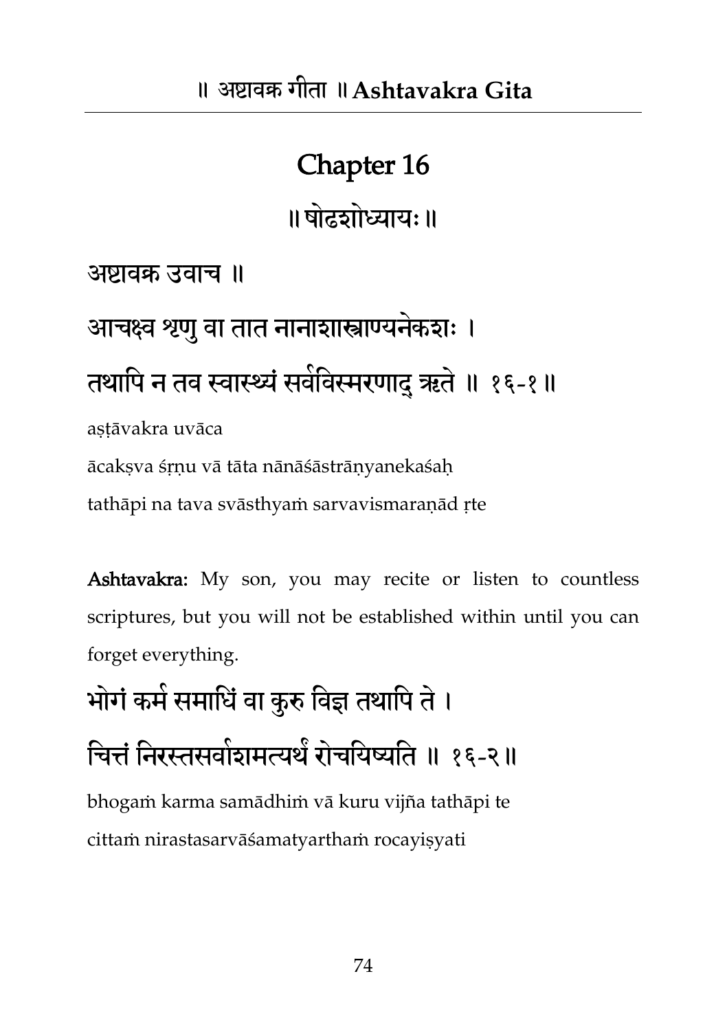# Chapter 16

॥ षोढशोध्यायः ॥

अष्टावक्र उवाच ॥

आचक्ष्व श्रृणु वा तात नानाशास्त्राण्यनेकशः ।
तथापि न तव स्वास्थ्यं सर्वविस्मरणाद् ऋते ॥ १६-१ ॥

aṣṭāvakra uvāca

ācakṣva śṛṇu vā tāta nānāśāstrāṇyanekaśaḥ
tathāpi na tava svāsthyaṁ sarvavismaraṇād ṛte

**Ashtavakra:** My son, you may recite or listen to countless scriptures, but you will not be established within until you can forget everything.

भोगं कर्म समाधिं वा कुरु विज्ञ तथापि ते ।
चित्तं निरस्तसर्वाशमत्यर्थं रोचयिष्यति ॥ १६-२ ॥

bhogaṁ karma samādhiṁ vā kuru vijña tathāpi te
cittaṁ nirastasarvāśamatyarthaṁ rocayiṣyati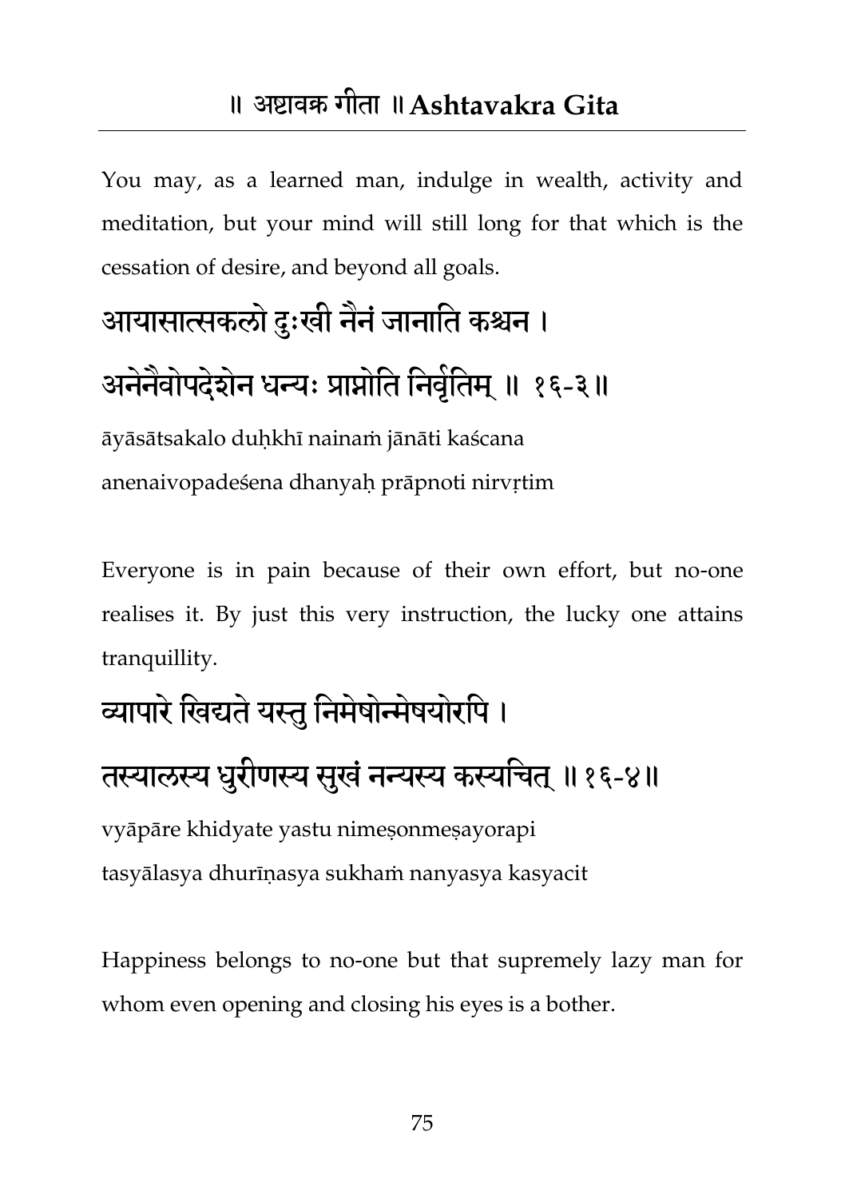You may, as a learned man, indulge in wealth, activity and meditation, but your mind will still long for that which is the cessation of desire, and beyond all goals.

आयासात्सकलो दुःखी नैनं जानाति कश्चन ।
अनेनैवोपदेशेन धन्यः प्राप्नोति निर्वृतिम् ॥ १६-३॥

āyāsātsakalo duḥkhī nainaṁ jānāti kaścana
anenaivopadeśena dhanyaḥ prāpnoti nirvṛtim

Everyone is in pain because of their own effort, but no-one realises it. By just this very instruction, the lucky one attains tranquillity.

व्यापारे खिद्यते यस्तु निमेषोन्मेषयोरपि ।
तस्यालस्य धुरीणस्य सुखं नन्यस्य कस्यचित् ॥१६-४॥

vyāpāre khidyate yastu nimeṣonmeṣayorapi
tasyālasya dhurīṇasya sukhaṁ nanyasya kasyacit

Happiness belongs to no-one but that supremely lazy man for whom even opening and closing his eyes is a bother.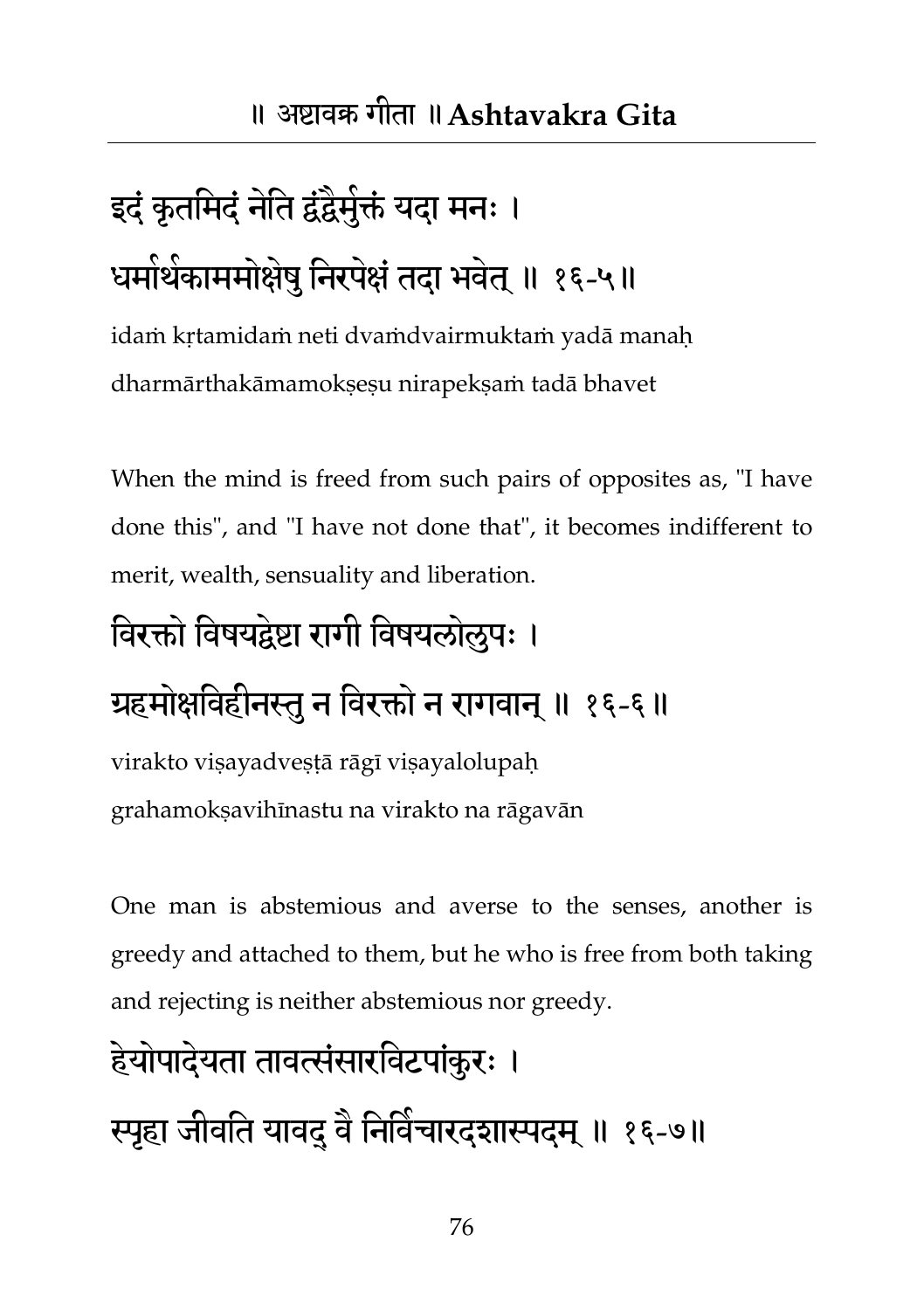इदं कृतमिदं नेति द्वंद्वैर्मुक्तं यदा मनः ।
धर्मार्थकाममोक्षेषु निरपेक्षं तदा भवेत् ॥ १६-५॥

idaṁ kṛtamidaṁ neti dvaṁdvairmuktaṁ yadā manaḥ
dharmārthakāmamokṣeṣu nirapekṣaṁ tadā bhavet

When the mind is freed from such pairs of opposites as, "I have done this", and "I have not done that", it becomes indifferent to merit, wealth, sensuality and liberation.

विरक्तो विषयद्वेष्टा रागी विषयलोलुपः ।
ग्रहमोक्षविहीनस्तु न विरक्तो न रागवान् ॥ १६-६ ॥

virakto viṣayadveṣṭā rāgī viṣayalolupaḥ
grahamokṣavihīnastu na virakto na rāgavān

One man is abstemious and averse to the senses, another is greedy and attached to them, but he who is free from both taking and rejecting is neither abstemious nor greedy.

हेयोपादेयता तावत्संसारविटपांकुरः ।
स्पृहा जीवति यावद् वै निर्विचारदशास्पदम् ॥ १६-७॥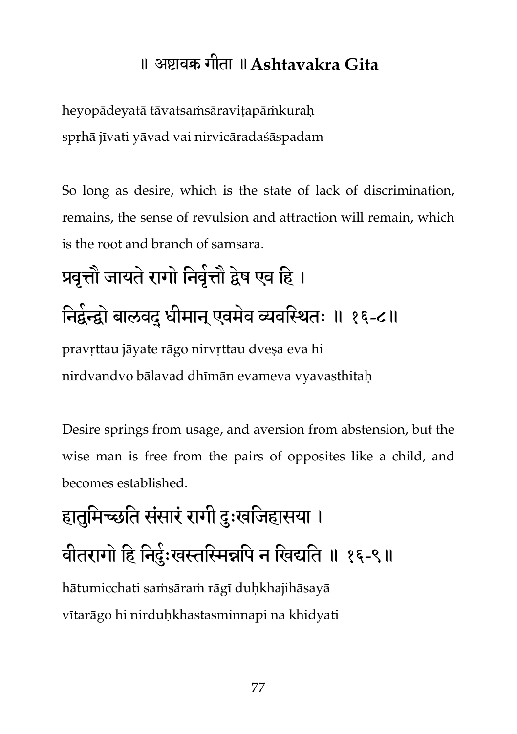heyopādeyatā tāvatsaṁsāraviṭapāṁkuraḥ
spṛhā jīvati yāvad vai nirvicāradaśāspadam

So long as desire, which is the state of lack of discrimination, remains, the sense of revulsion and attraction will remain, which is the root and branch of samsara.

## प्रवृत्तौ जायते रागो निर्वृत्तौ द्वेष एव हि ।
## निर्द्वन्द्वो बालवद् धीमान् एवमेव व्यवस्थितः ॥ १६-८॥

pravṛttau jāyate rāgo nirvṛttau dveṣa eva hi
nirdvandvo bālavad dhīmān evameva vyavasthitaḥ

Desire springs from usage, and aversion from abstension, but the wise man is free from the pairs of opposites like a child, and becomes established.

## हातुमिच्छति संसारं रागी दुःखजिहासया ।
## वीतरागो हि निर्दुःखस्तस्मिन्नपि न खिद्यति ॥ १६-९॥

hātumicchati saṁsāraṁ rāgī duḥkhajihāsayā
vītarāgo hi nirduḥkhastasminnapi na khidyati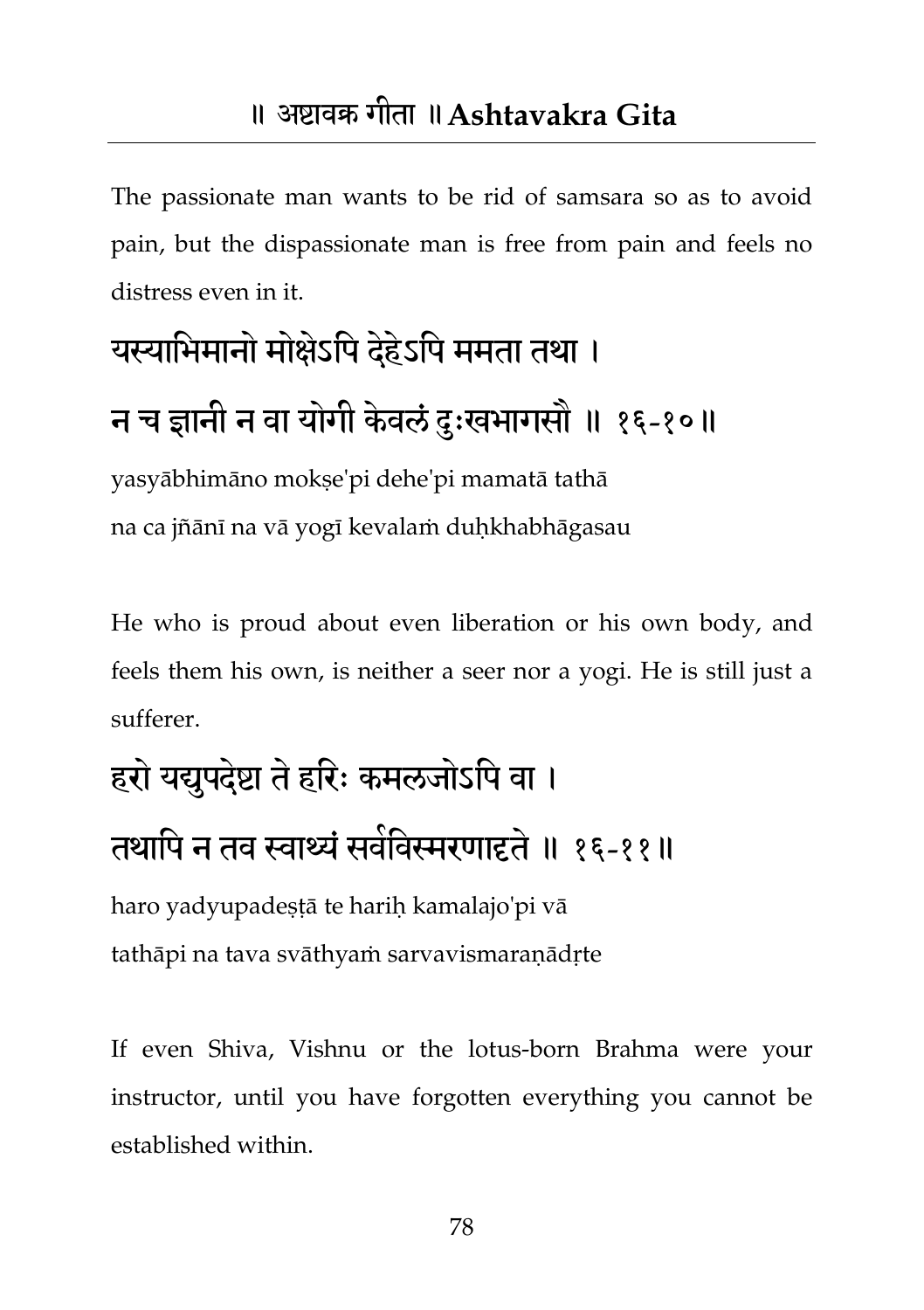The passionate man wants to be rid of samsara so as to avoid pain, but the dispassionate man is free from pain and feels no distress even in it.

यस्याभिमानो मोक्षेऽपि देहेऽपि ममता तथा ।
न च ज्ञानी न वा योगी केवलं दुःखभागसौ ॥ १६-१०॥

yasyābhimāno mokṣe'pi dehe'pi mamatā tathā
na ca jñānī na vā yogī kevalaṁ duḥkhabhāgasau

He who is proud about even liberation or his own body, and feels them his own, is neither a seer nor a yogi. He is still just a sufferer.

हरो यद्युपदेष्टा ते हरिः कमलजोऽपि वा ।
तथापि न तव स्वाथ्यं सर्वविस्मरणादृते ॥ १६-११॥

haro yadyupadeṣṭā te hariḥ kamalajo'pi vā
tathāpi na tava svāthyaṁ sarvavismaraṇādṛte

If even Shiva, Vishnu or the lotus-born Brahma were your instructor, until you have forgotten everything you cannot be established within.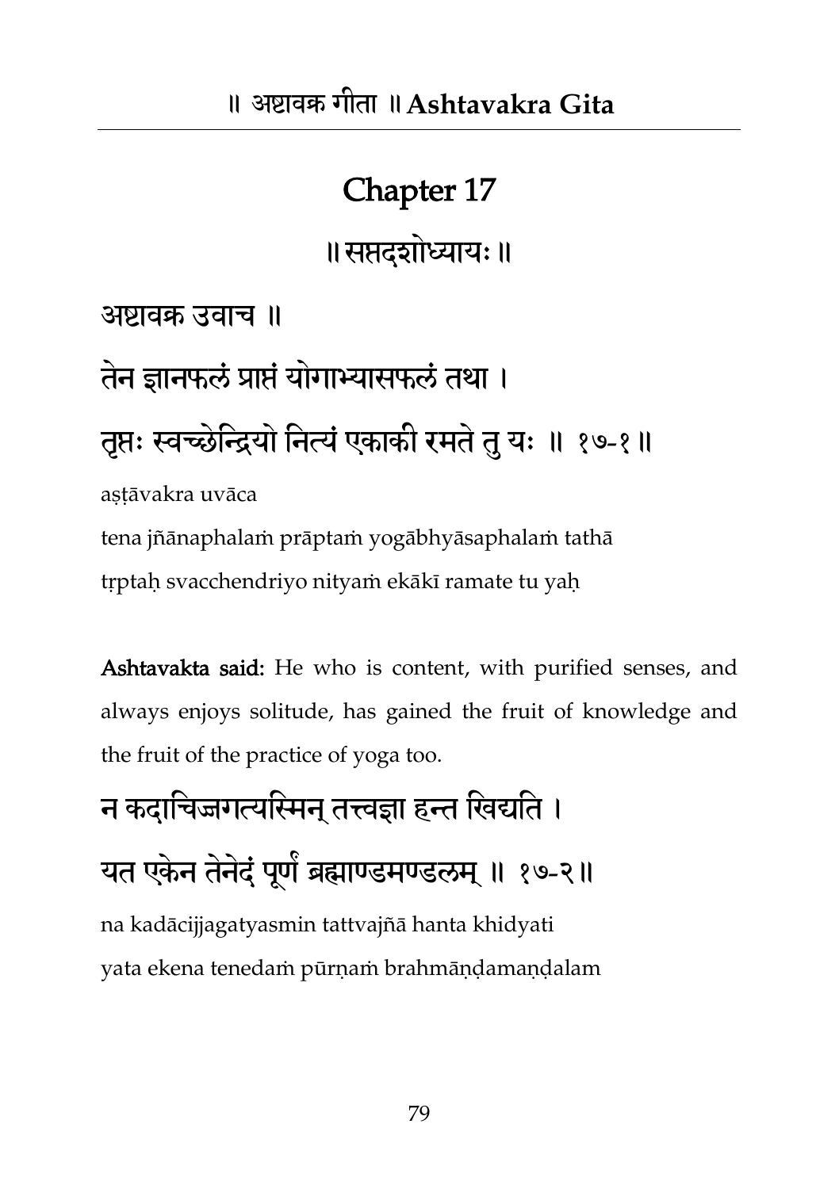# Chapter 17

॥ सप्तदशोध्यायः ॥

अष्टावक्र उवाच ॥

तेन ज्ञानफलं प्राप्तं योगाभ्यासफलं तथा ।

तृप्तः स्वच्छेन्द्रियो नित्यं एकाकी रमते तु यः ॥ १७-१ ॥

aṣṭāvakra uvāca

tena jñānaphalaṁ prāptaṁ yogābhyāsaphalaṁ tathā

tṛptaḥ svacchendriyo nityaṁ ekākī ramate tu yaḥ

**Ashtavakta said:** He who is content, with purified senses, and always enjoys solitude, has gained the fruit of knowledge and the fruit of the practice of yoga too.

न कदाचिज्जगत्यस्मिन् तत्त्वज्ञा हन्त खिद्यति ।

यत एकेन तेनेदं पूर्णं ब्रह्माण्डमण्डलम् ॥ १७-२ ॥

na kadācijjagatyasmin tattvajñā hanta khidyati

yata ekena tenedaṁ pūrṇaṁ brahmāṇḍamaṇḍalam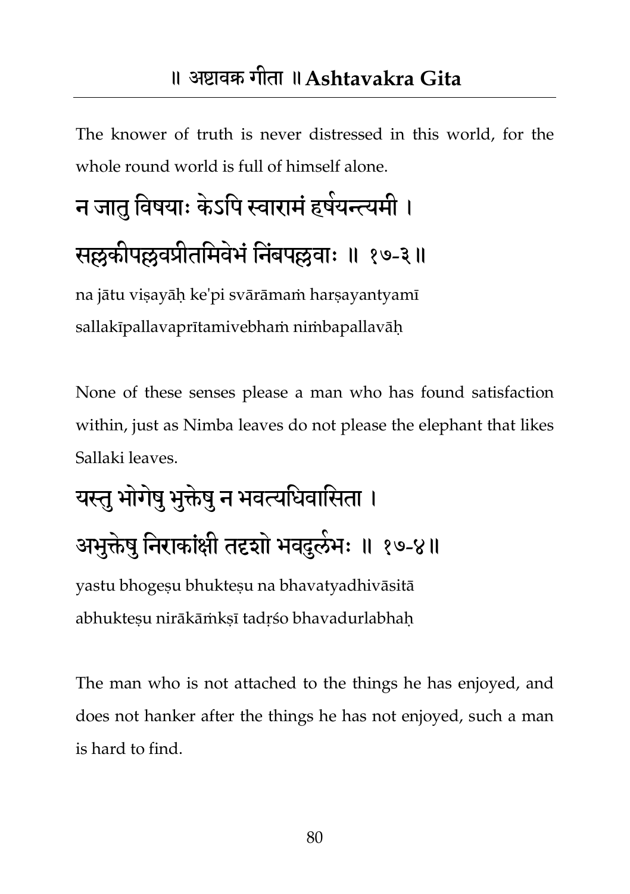The knower of truth is never distressed in this world, for the whole round world is full of himself alone.

न जातु विषयाः केऽपि स्वारामं हर्षयन्त्यमी ।
सल्लकीपल्लवप्रीतमिवेभं निंबपल्लवाः ॥ १७-३॥

na jātu viṣayāḥ ke'pi svārāmaṁ harṣayantyamī
sallakīpallavaprītamivebhaṁ niṁbapallavāḥ

None of these senses please a man who has found satisfaction within, just as Nimba leaves do not please the elephant that likes Sallaki leaves.

यस्तु भोगेषु भुक्तेषु न भवत्यधिवासिता ।
अभुक्तेषु निराकांक्षी तदृशो भवदुर्लभः ॥ १७-४॥

yastu bhogeṣu bhukteṣu na bhavatyadhivāsitā
abhukteṣu nirākāṁkṣī tadṛśo bhavadurlabhaḥ

The man who is not attached to the things he has enjoyed, and does not hanker after the things he has not enjoyed, such a man is hard to find.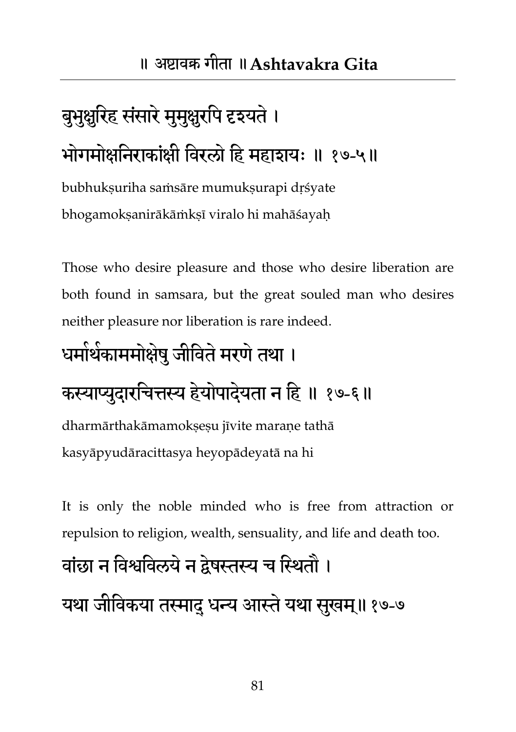बुभुक्षुरिह संसारे मुमुक्षुरपि दृश्यते ।
भोगमोक्षनिराकांक्षी विरलो हि महाशयः ॥ १७-५॥

bubhukṣuriha saṁsāre mumukṣurapi dṛśyate
bhogamokṣanirākāṁkṣī viralo hi mahāśayaḥ

Those who desire pleasure and those who desire liberation are both found in samsara, but the great souled man who desires neither pleasure nor liberation is rare indeed.

धर्मार्थकाममोक्षेषु जीविते मरणे तथा ।
कस्याप्युदारचित्तस्य हेयोपादेयता न हि ॥ १७-६॥

dharmārthakāmamokṣeṣu jīvite maraṇe tathā
kasyāpyudāracittasya heyopādeyatā na hi

It is only the noble minded who is free from attraction or repulsion to religion, wealth, sensuality, and life and death too.

वांछा न विश्वविलये न द्वेषस्तस्य च स्थितौ ।
यथा जीविकया तस्माद् धन्य आस्ते यथा सुखम्॥ १७-७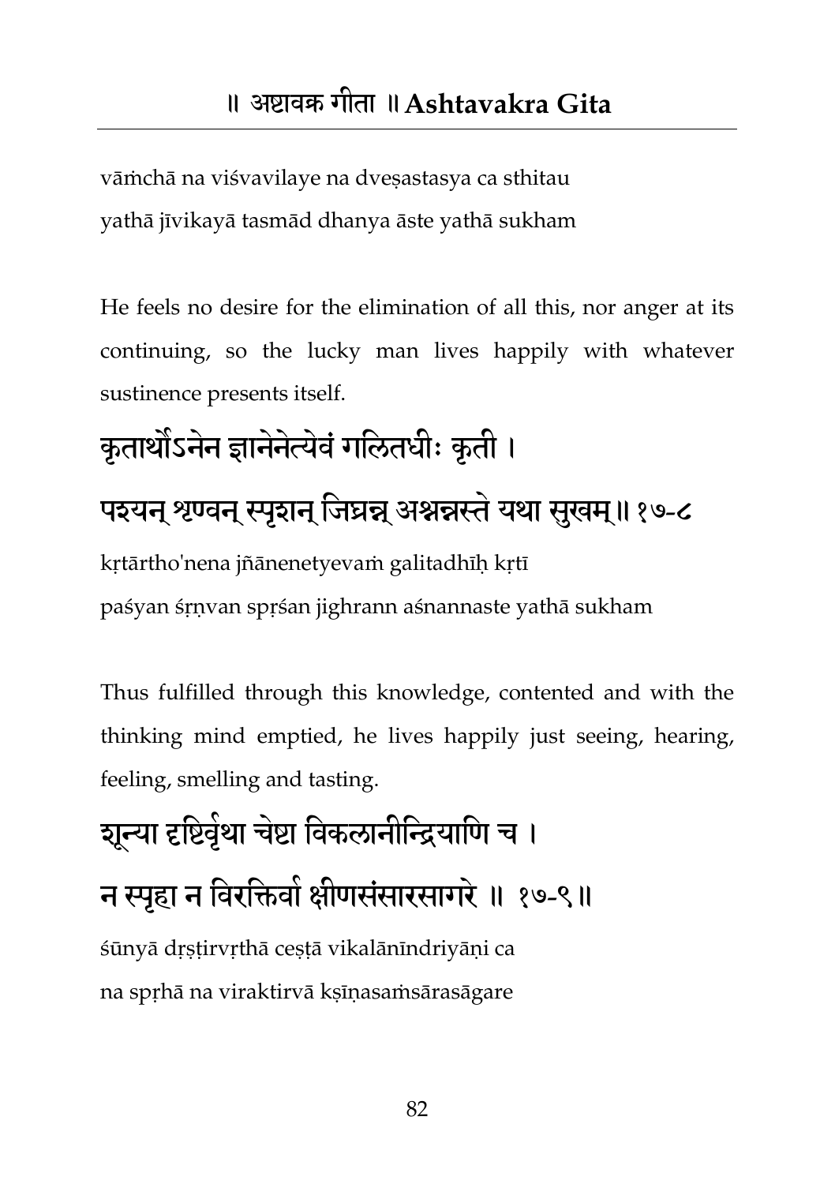vāṁchā na viśvavilaye na dveṣastasya ca sthitau
yathā jīvikayā tasmād dhanya āste yathā sukham

He feels no desire for the elimination of all this, nor anger at its continuing, so the lucky man lives happily with whatever sustinence presents itself.

## कृतार्थोऽनेन ज्ञानेनेत्येवं गलितधीः कृती ।
## पश्यन् श्रृण्वन् स्पृशन् जिघ्रन्न् अश्नन्नस्ते यथा सुखम् ॥ १७-८

kṛtārtho'nena jñānenetyevaṁ galitadhīḥ kṛtī
paśyan śṛṇvan spṛśan jighrann aśnannaste yathā sukham

Thus fulfilled through this knowledge, contented and with the thinking mind emptied, he lives happily just seeing, hearing, feeling, smelling and tasting.

## शून्या दृष्टिर्वृथा चेष्टा विकलानीन्द्रियाणि च ।
## न स्पृहा न विरक्तिर्वा क्षीणसंसारसागरे ॥ १७-९ ॥

śūnyā dṛṣṭirvṛthā ceṣṭā vikalānīndriyāṇi ca
na spṛhā na viraktirvā kṣīṇasaṁsārasāgare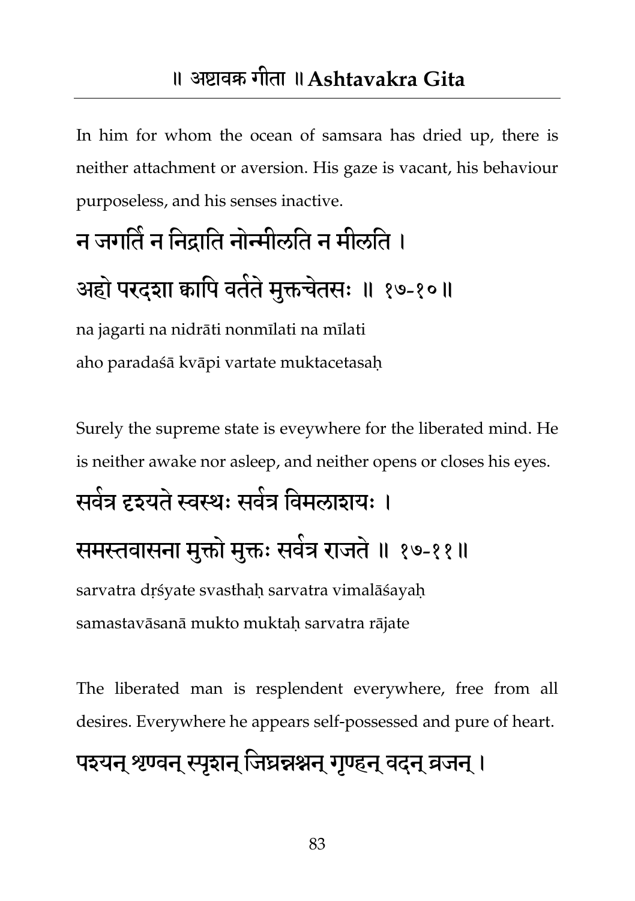In him for whom the ocean of samsara has dried up, there is neither attachment or aversion. His gaze is vacant, his behaviour purposeless, and his senses inactive.

न जगर्ति न निद्राति नोन्मीलति न मीलति ।
अहो परदशा क्वापि वर्तते मुक्तचेतसः ॥ १७-१०॥

na jagarti na nidrāti nonmīlati na mīlati
aho paradaśā kvāpi vartate muktacetasaḥ

Surely the supreme state is eveywhere for the liberated mind. He is neither awake nor asleep, and neither opens or closes his eyes.

सर्वत्र दृश्यते स्वस्थः सर्वत्र विमलाशयः ।
समस्तवासना मुक्तो मुक्तः सर्वत्र राजते ॥ १७-११॥

sarvatra dṛśyate svasthaḥ sarvatra vimalāśayaḥ
samastavāsanā mukto muktaḥ sarvatra rājate

The liberated man is resplendent everywhere, free from all desires. Everywhere he appears self-possessed and pure of heart.

पश्यन् श्रृण्वन् स्पृशन् जिघ्रन्नश्नन् गृण्हन् वदन् व्रजन् ।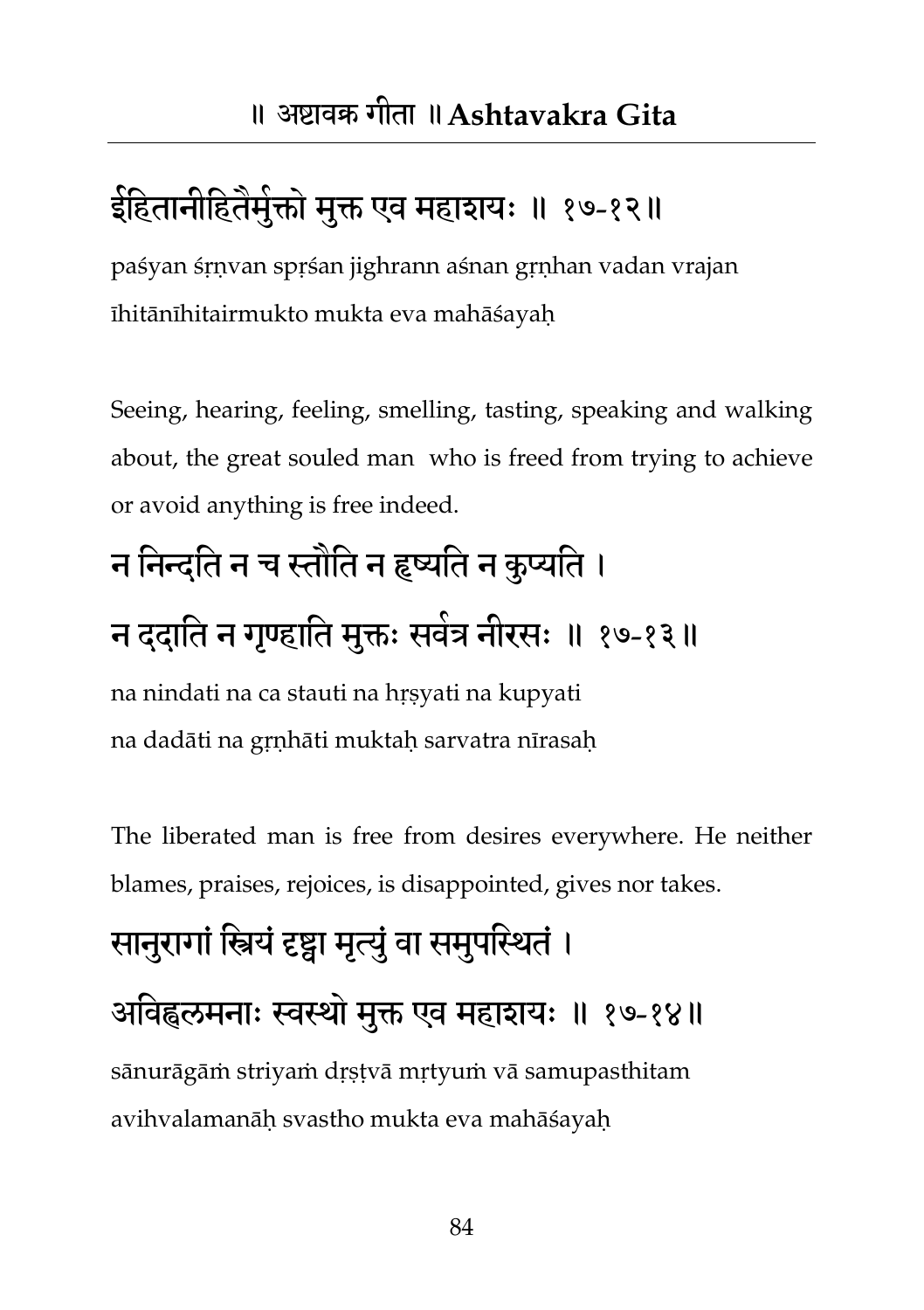ईहितानीहितैर्मुक्तो मुक्त एव महाशयः ॥ १७-१२॥

paśyan śṛṇvan spṛśan jighrann aśnan gṛṇhan vadan vrajan
īhitānīhitairmukto mukta eva mahāśayaḥ

Seeing, hearing, feeling, smelling, tasting, speaking and walking about, the great souled man who is freed from trying to achieve or avoid anything is free indeed.

न निन्दति न च स्तौति न हृष्यति न कुप्यति ।
न ददाति न गृण्हाति मुक्तः सर्वत्र नीरसः ॥ १७-१३॥

na nindati na ca stauti na hṛṣyati na kupyati
na dadāti na gṛṇhāti muktaḥ sarvatra nīrasaḥ

The liberated man is free from desires everywhere. He neither blames, praises, rejoices, is disappointed, gives nor takes.

सानुरागां स्त्रियं दृष्ट्वा मृत्युं वा समुपस्थितं ।
अविह्वलमनाः स्वस्थो मुक्त एव महाशयः ॥ १७-१४॥

sānurāgāṁ striyaṁ dṛṣṭvā mṛtyuṁ vā samupasthitam
avihvalamanāḥ svastho mukta eva mahāśayaḥ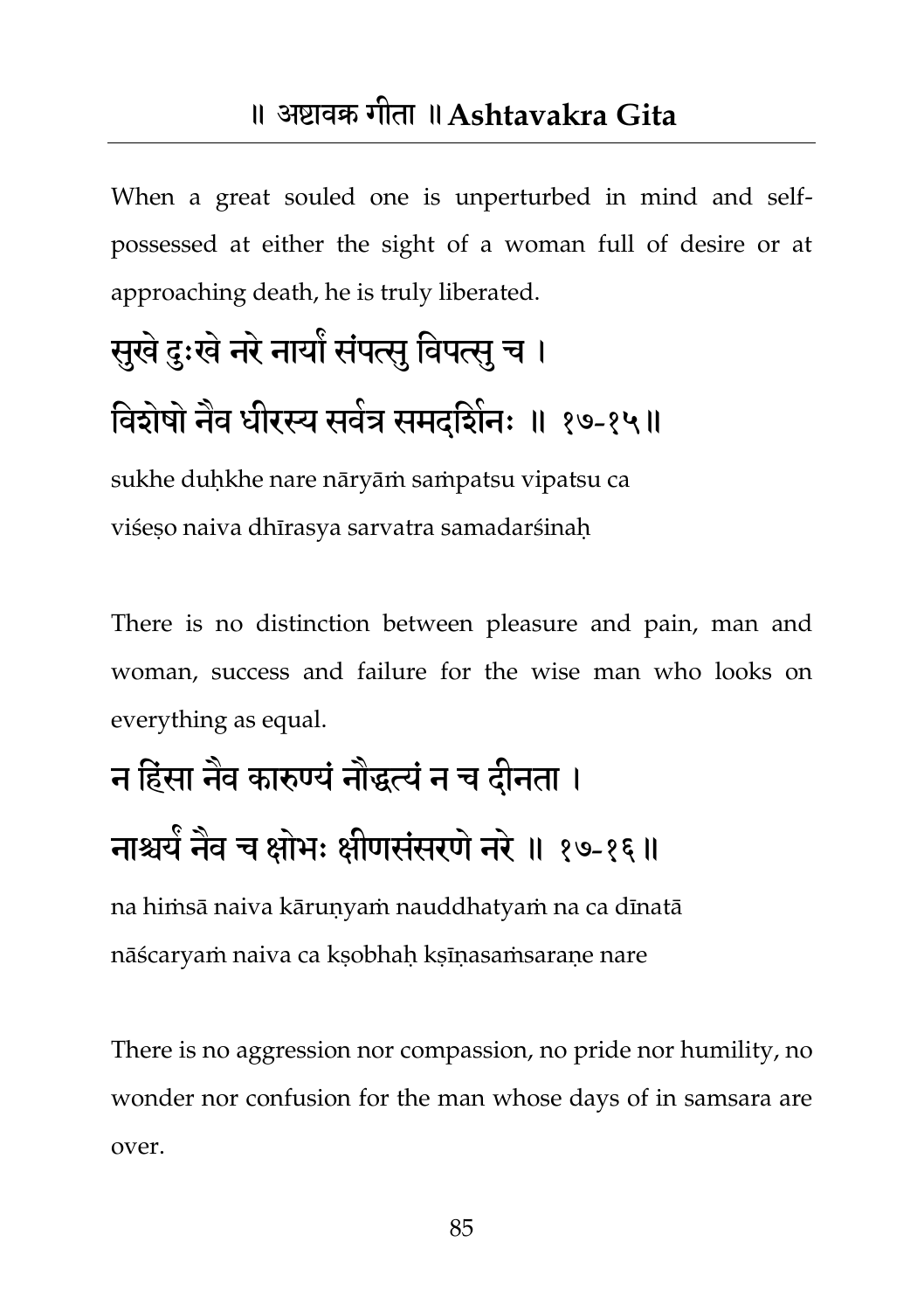When a great souled one is unperturbed in mind and self-possessed at either the sight of a woman full of desire or at approaching death, he is truly liberated.

सुखे दुःखे नरे नार्यां संपत्सु विपत्सु च ।
विशेषो नैव धीरस्य सर्वत्र समदर्शिनः ॥ १७-१५॥

sukhe duḥkhe nare nāryāṁ saṁpatsu vipatsu ca
viśeṣo naiva dhīrasya sarvatra samadarśinaḥ

There is no distinction between pleasure and pain, man and woman, success and failure for the wise man who looks on everything as equal.

न हिंसा नैव कारुण्यं नौद्धत्यं न च दीनता ।
नाश्चर्यं नैव च क्षोभः क्षीणसंसरणे नरे ॥ १७-१६॥

na hiṁsā naiva kāruṇyaṁ nauddhatyaṁ na ca dīnatā
nāścaryaṁ naiva ca kṣobhaḥ kṣīṇasaṁsaraṇe nare

There is no aggression nor compassion, no pride nor humility, no wonder nor confusion for the man whose days of in samsara are over.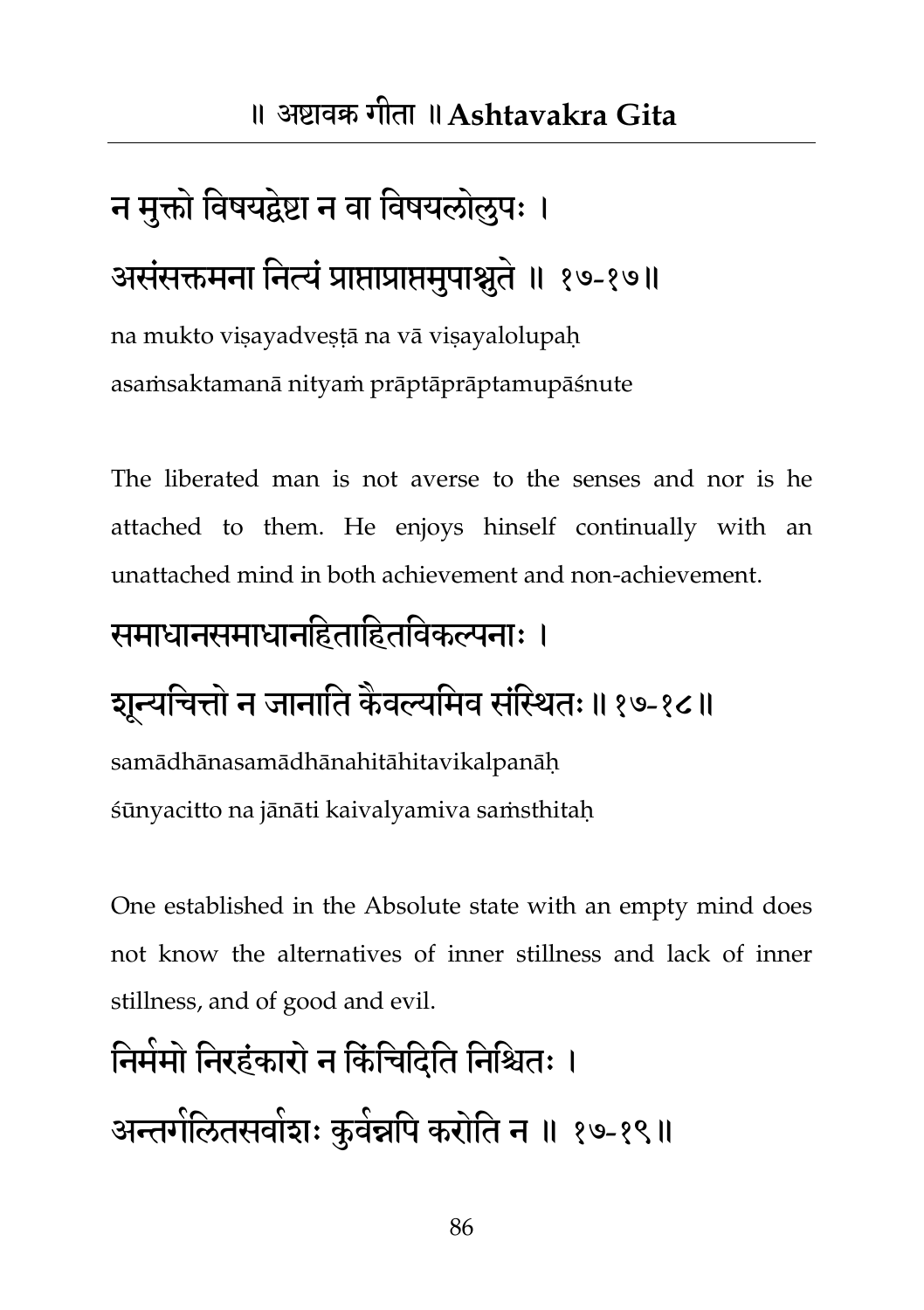न मुक्तो विषयद्वेष्टा न वा विषयलोलुपः ।
असंसक्तमना नित्यं प्राप्ताप्राप्तमुपाश्नुते ॥ १७-१७॥

na mukto viṣayadveṣṭā na vā viṣayalolupaḥ
asaṁsaktamanā nityaṁ prāptāprāptamupāśnute

The liberated man is not averse to the senses and nor is he attached to them. He enjoys hinself continually with an unattached mind in both achievement and non-achievement.

समाधानसमाधानहिताहितविकल्पनाः ।
शून्यचित्तो न जानाति कैवल्यमिव संस्थितः ॥ १७-१८॥

samādhānasamādhānahitāhitavikalpanāḥ
śūnyacitto na jānāti kaivalyamiva saṁsthitaḥ

One established in the Absolute state with an empty mind does not know the alternatives of inner stillness and lack of inner stillness, and of good and evil.

निर्ममो निरहंकारो न किंचिदिति निश्चितः ।
अन्तर्गलितसर्वाशः कुर्वन्नपि करोति न ॥ १७-१९॥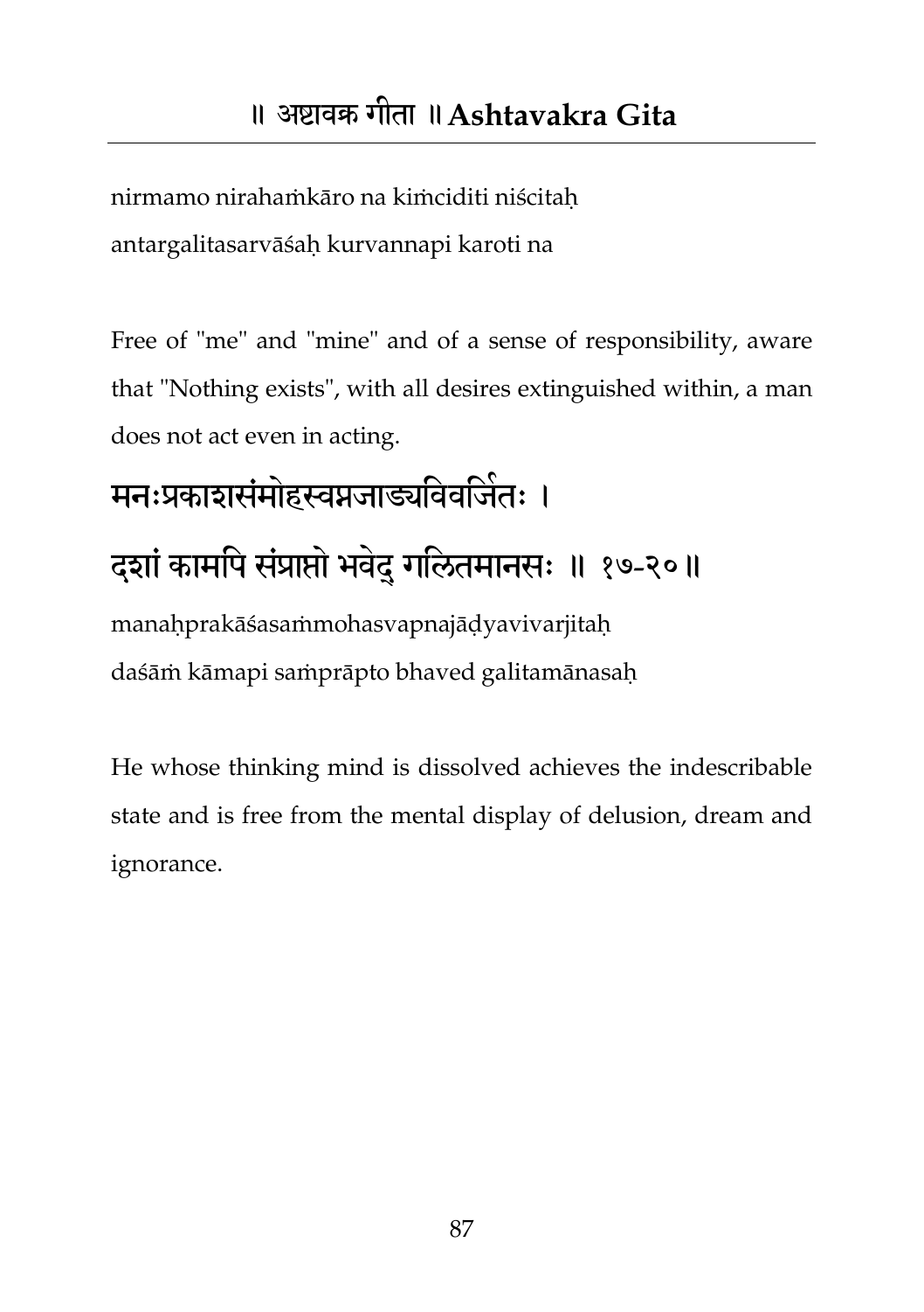nirmamo nirahaṁkāro na kiṁciditi niścitaḥ
antargalitasarvāśaḥ kurvannapi karoti na

Free of "me" and "mine" and of a sense of responsibility, aware that "Nothing exists", with all desires extinguished within, a man does not act even in acting.

## मनःप्रकाशसंमोहस्वप्नजाड्यविवर्जितः ।
## दशां कामपि संप्राप्तो भवेद् गलितमानसः ॥ १७-२०॥

manaḥprakāśasaṁmohasvapnajāḍyavivarjitaḥ
daśāṁ kāmapi saṁprāpto bhaved galitamānasaḥ

He whose thinking mind is dissolved achieves the indescribable state and is free from the mental display of delusion, dream and ignorance.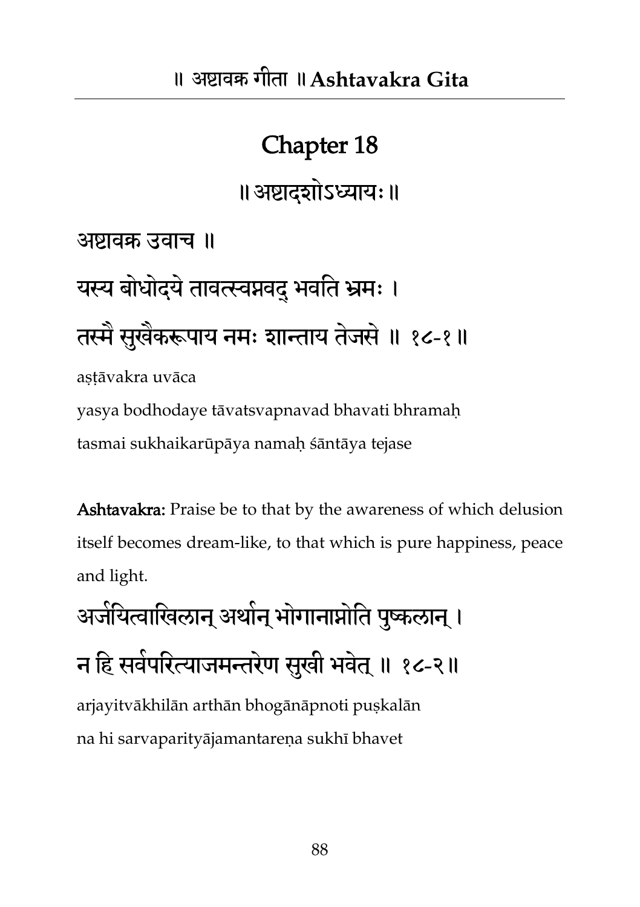# Chapter 18

॥ अष्टादशोऽध्यायः ॥

अष्टावक्र उवाच ॥

यस्य बोधोदये तावत्स्वप्नवद् भवति भ्रमः ।

तस्मै सुखैकरूपाय नमः शान्ताय तेजसे ॥ १८-१ ॥

aṣṭāvakra uvāca

yasya bodhodaye tāvatsvapnavad bhavati bhramaḥ

tasmai sukhaikarūpāya namaḥ śāntāya tejase

**Ashtavakra:** Praise be to that by the awareness of which delusion itself becomes dream-like, to that which is pure happiness, peace and light.

अर्जयित्वाखिलान् अर्थान् भोगानाप्नोति पुष्कलान् ।

न हि सर्वपरित्याजमन्तरेण सुखी भवेत् ॥ १८-२ ॥

arjayitvākhilān arthān bhogānāpnoti puṣkalān

na hi sarvaparityājamantareṇa sukhī bhavet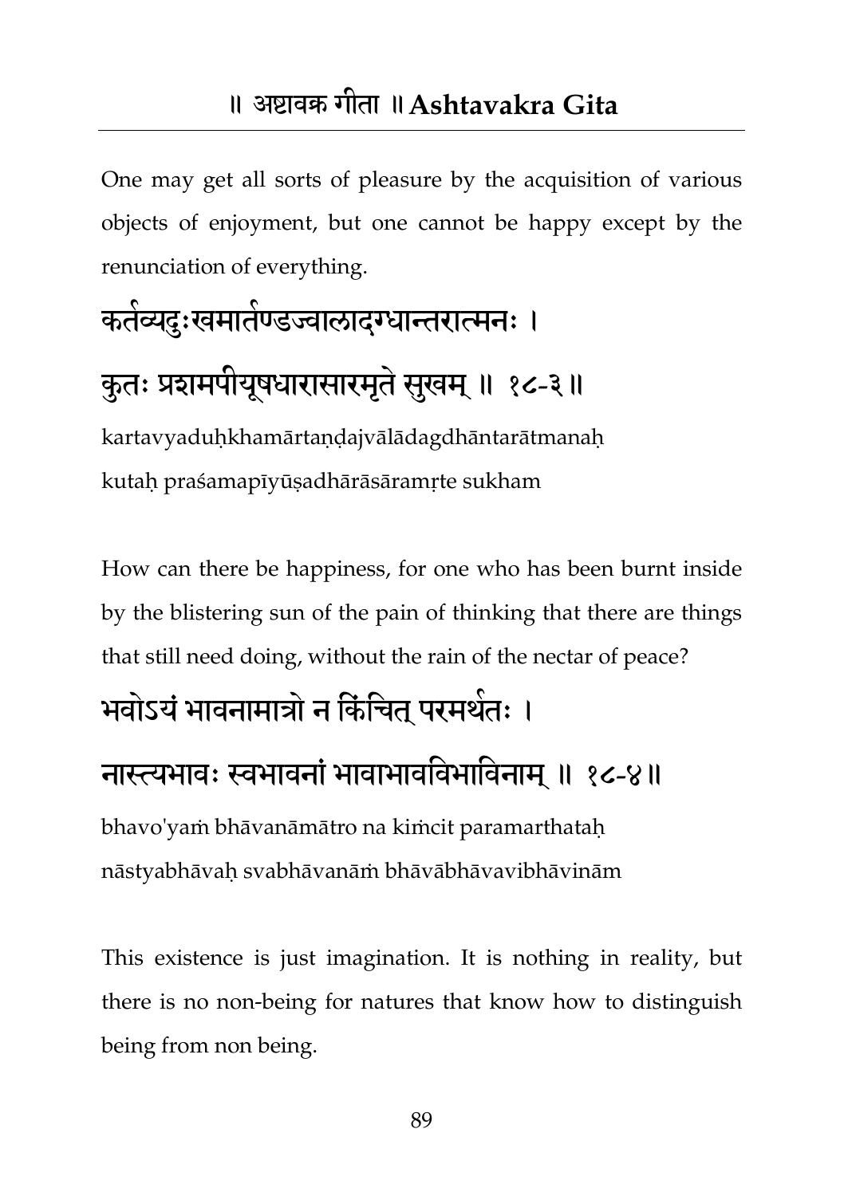One may get all sorts of pleasure by the acquisition of various objects of enjoyment, but one cannot be happy except by the renunciation of everything.

कर्तव्यदुःखमार्तण्डज्वालादग्धान्तरात्मनः ।
कुतः प्रशमपीयूषधारासारमृते सुखम् ॥ १८-३ ॥

kartavyaduḥkhamārtaṇḍajvālādagdhāntarātmanaḥ
kutaḥ praśamapīyūṣadhārāsāramṛte sukham

How can there be happiness, for one who has been burnt inside by the blistering sun of the pain of thinking that there are things that still need doing, without the rain of the nectar of peace?

भवोऽयं भावनामात्रो न किंचित् परमर्थतः ।
नास्त्यभावः स्वभावनां भावाभावविभाविनाम् ॥ १८-४ ॥

bhavo'yaṁ bhāvanāmātro na kiṁcit paramarthataḥ
nāstyabhāvaḥ svabhāvanāṁ bhāvābhāvavibhāvinām

This existence is just imagination. It is nothing in reality, but there is no non-being for natures that know how to distinguish being from non being.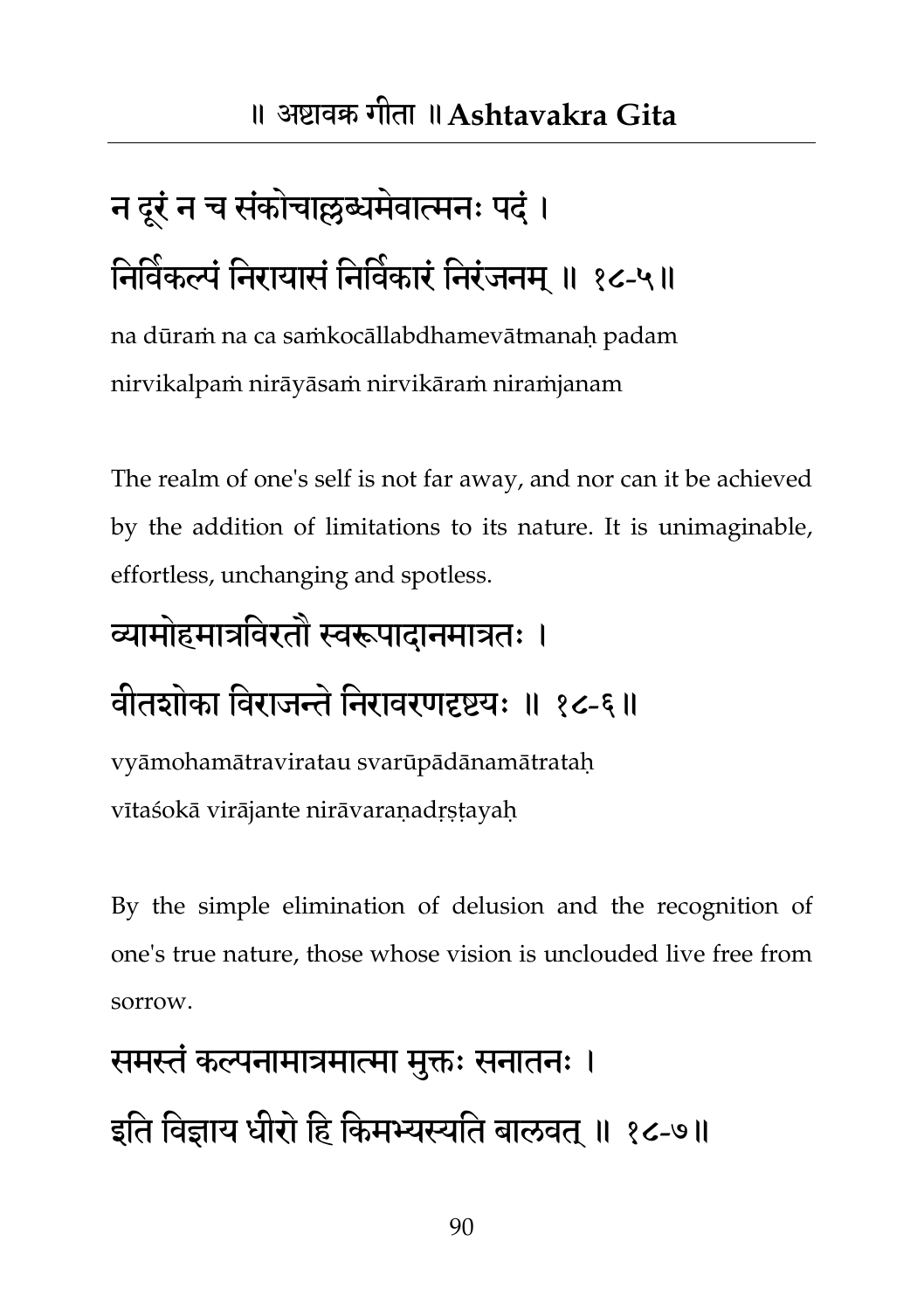न दूरं न च संकोचाल्लब्धमेवात्मनः पदं ।
निर्विकल्पं निरायासं निर्विकारं निरंजनम् ॥ १८-५॥

na dūraṁ na ca saṁkocāllabdhamevātmanaḥ padam
nirvikalpaṁ nirāyāsaṁ nirvikāraṁ niraṁjanam

The realm of one's self is not far away, and nor can it be achieved by the addition of limitations to its nature. It is unimaginable, effortless, unchanging and spotless.

व्यामोहमात्रविरतौ स्वरूपादानमात्रतः ।
वीतशोका विराजन्ते निरावरणदृष्टयः ॥ १८-६॥

vyāmohamātraviratau svarūpādānamātrataḥ
vītaśokā virājante nirāvaraṇadṛṣṭayaḥ

By the simple elimination of delusion and the recognition of one's true nature, those whose vision is unclouded live free from sorrow.

समस्तं कल्पनामात्रमात्मा मुक्तः सनातनः ।
इति विज्ञाय धीरो हि किमभ्यस्यति बालवत् ॥ १८-७॥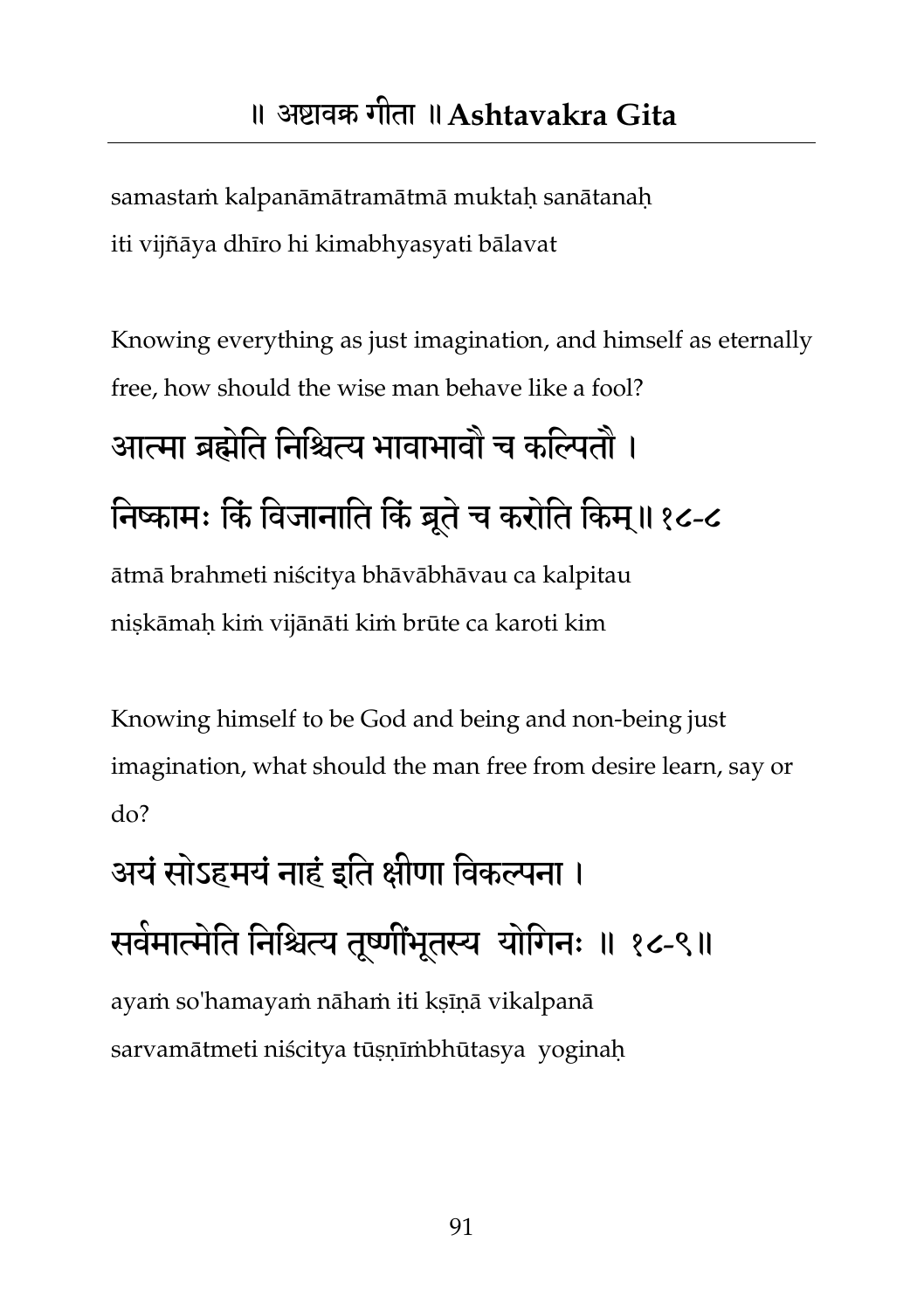samastaṁ kalpanāmātramātmā muktaḥ sanātanaḥ
iti vijñāya dhīro hi kimabhyasyati bālavat

Knowing everything as just imagination, and himself as eternally free, how should the wise man behave like a fool?

# आत्मा ब्रह्मेति निश्चित्य भावाभावौ च कल्पितौ ।
# निष्कामः किं विजानाति किं ब्रूते च करोति किम्॥ १८-८

ātmā brahmeti niścitya bhāvābhāvau ca kalpitau
niṣkāmaḥ kiṁ vijānāti kiṁ brūte ca karoti kim

Knowing himself to be God and being and non-being just imagination, what should the man free from desire learn, say or do?

# अयं सोऽहमयं नाहं इति क्षीणा विकल्पना ।
# सर्वमात्मेति निश्चित्य तूष्णींभूतस्य योगिनः ॥ १८-९॥

ayaṁ so'hamayaṁ nāhaṁ iti kṣīṇā vikalpanā
sarvamātmeti niścitya tūṣṇīṁbhūtasya yoginaḥ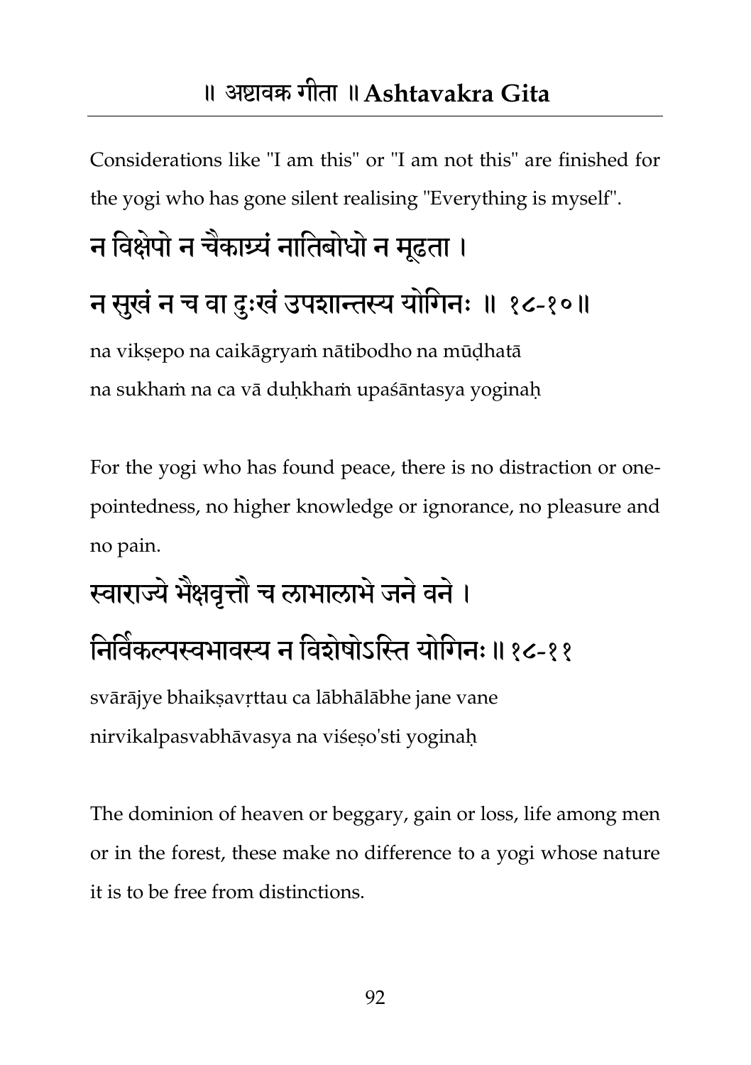Considerations like "I am this" or "I am not this" are finished for the yogi who has gone silent realising "Everything is myself".

न विक्षेपो न चैकाग्र्यं नातिबोधो न मूढता ।
न सुखं न च वा दुःखं उपशान्तस्य योगिनः ॥ १८-१०॥

na vikṣepo na caikāgryaṁ nātibodho na mūḍhatā
na sukhaṁ na ca vā duḥkhaṁ upaśāntasya yoginaḥ

For the yogi who has found peace, there is no distraction or one-pointedness, no higher knowledge or ignorance, no pleasure and no pain.

स्वाराज्ये भैक्षवृत्तौ च लाभालाभे जने वने ।
निर्विकल्पस्वभावस्य न विशेषोऽस्ति योगिनः ॥ १८-११

svārājye bhaikṣavṛttau ca lābhālābhe jane vane
nirvikalpasvabhāvasya na viśeṣo'sti yoginaḥ

The dominion of heaven or beggary, gain or loss, life among men or in the forest, these make no difference to a yogi whose nature it is to be free from distinctions.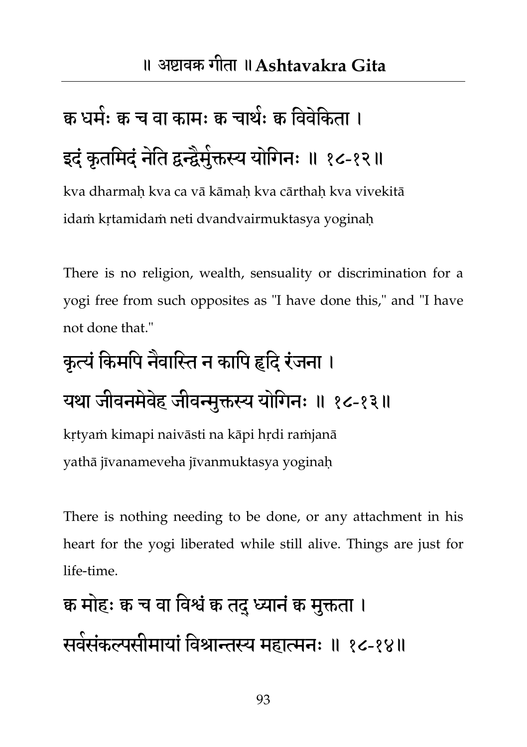क्व धर्मः क्व च वा कामः क्व चार्थः क्व विवेकिता ।
इदं कृतमिदं नेति द्वन्द्वैर्मुक्तस्य योगिनः ॥ १८-१२॥

kva dharmaḥ kva ca vā kāmaḥ kva cārthaḥ kva vivekitā
idaṁ kṛtamidaṁ neti dvandvairmuktasya yoginaḥ

There is no religion, wealth, sensuality or discrimination for a yogi free from such opposites as "I have done this," and "I have not done that."

कृत्यं किमपि नैवास्ति न कापि हृदि रंजना ।
यथा जीवनमेवेह जीवन्मुक्तस्य योगिनः ॥ १८-१३॥

kṛtyaṁ kimapi naivāsti na kāpi hṛdi raṁjanā
yathā jīvanameveha jīvanmuktasya yoginaḥ

There is nothing needing to be done, or any attachment in his heart for the yogi liberated while still alive. Things are just for life-time.

क्व मोहः क्व च वा विश्वं क्व तद् ध्यानं क्व मुक्तता ।
सर्वसंकल्पसीमायां विश्रान्तस्य महात्मनः ॥ १८-१४॥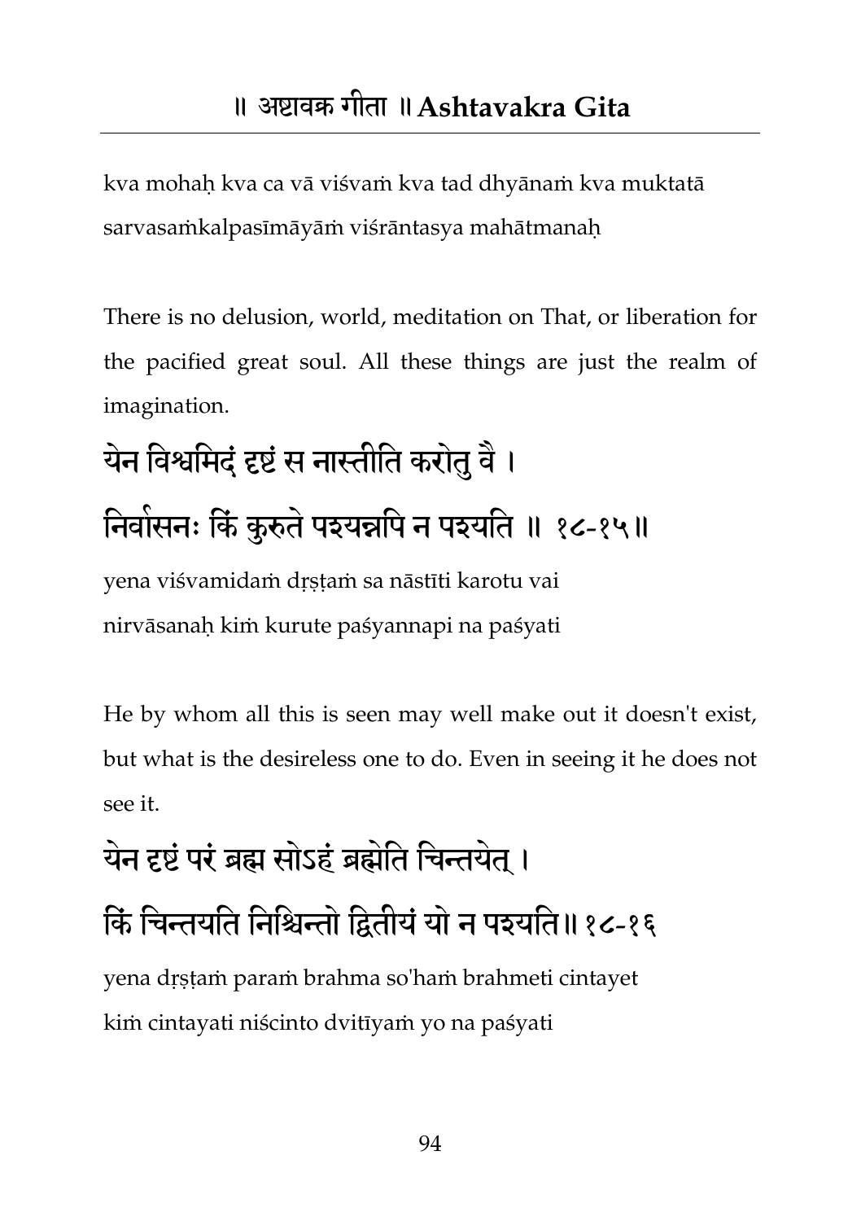kva mohaḥ kva ca vā viśvaṁ kva tad dhyānaṁ kva muktatā
sarvasaṁkalpasīmāyāṁ viśrāntasya mahātmanaḥ

There is no delusion, world, meditation on That, or liberation for the pacified great soul. All these things are just the realm of imagination.

## येन विश्वमिदं दृष्टं स नास्तीति करोतु वै ।
## निर्वासनः किं कुरुते पश्यन्नपि न पश्यति ॥ १८-१५॥

yena viśvamidaṁ dṛṣṭaṁ sa nāstīti karotu vai
nirvāsanaḥ kiṁ kurute paśyannapi na paśyati

He by whom all this is seen may well make out it doesn't exist, but what is the desireless one to do. Even in seeing it he does not see it.

## येन दृष्टं परं ब्रह्म सोऽहं ब्रह्मेति चिन्तयेत् ।
## किं चिन्तयति निश्चिन्तो द्वितीयं यो न पश्यति॥ १८-१६

yena dṛṣṭaṁ paraṁ brahma so'haṁ brahmeti cintayet
kiṁ cintayati niścinto dvitīyaṁ yo na paśyati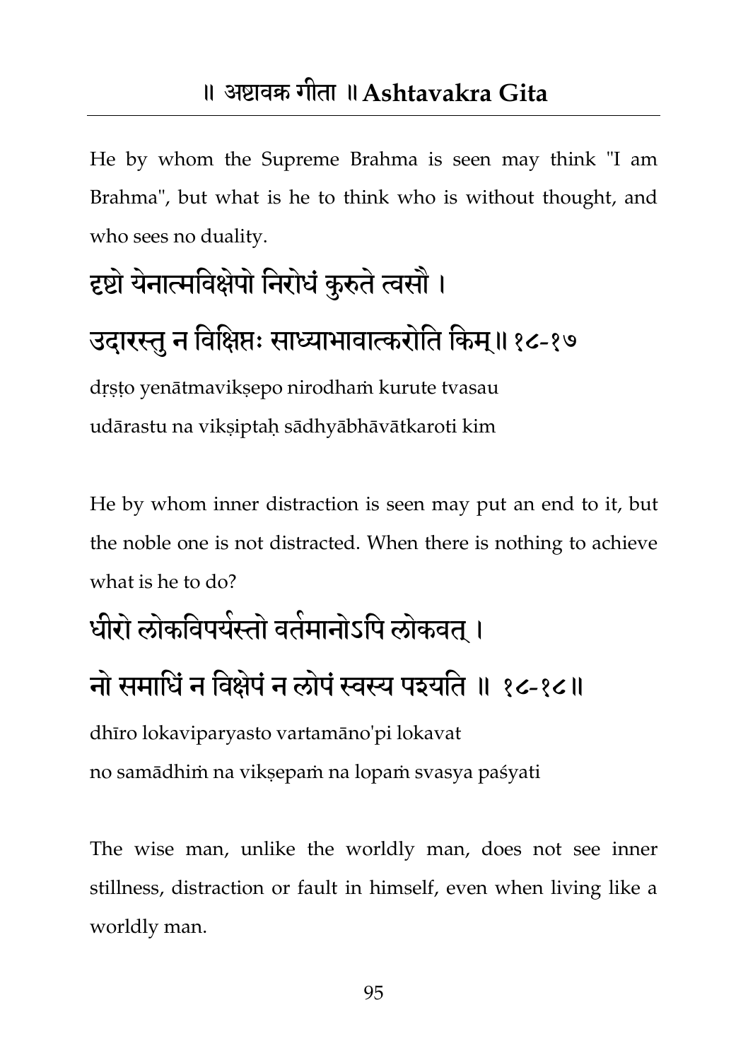He by whom the Supreme Brahma is seen may think "I am Brahma", but what is he to think who is without thought, and who sees no duality.

दृष्टो येनात्मविक्षेपो निरोधं कुरुते त्वसौ ।
उदारस्तु न विक्षिप्तः साध्याभावात्करोति किम्॥ १८-१७

dṛṣṭo yenātmavikṣepo nirodhaṁ kurute tvasau
udārastu na vikṣiptaḥ sādhyābhāvātkaroti kim

He by whom inner distraction is seen may put an end to it, but the noble one is not distracted. When there is nothing to achieve what is he to do?

धीरो लोकविपर्यस्तो वर्तमानोऽपि लोकवत् ।
नो समाधिं न विक्षेपं न लोपं स्वस्य पश्यति ॥ १८-१८॥

dhīro lokaviparyasto vartamāno'pi lokavat
no samādhiṁ na vikṣepaṁ na lopaṁ svasya paśyati

The wise man, unlike the worldly man, does not see inner stillness, distraction or fault in himself, even when living like a worldly man.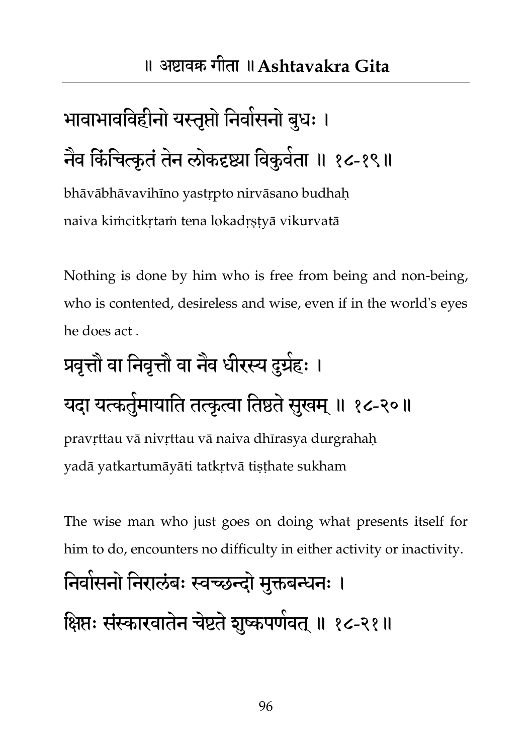भावाभावविहीनो यस्तृप्तो निर्वासनो बुधः ।
नैव किंचित्कृतं तेन लोकदृष्ट्या विकुर्वता ॥ १८-१९॥

bhāvābhāvavihīno yastṛpto nirvāsano budhaḥ
naiva kiṁcitkṛtaṁ tena lokadṛṣṭyā vikurvatā

Nothing is done by him who is free from being and non-being, who is contented, desireless and wise, even if in the world's eyes he does act .

प्रवृत्तौ वा निवृत्तौ वा नैव धीरस्य दुर्ग्रहः ।
यदा यत्कर्तुमायाति तत्कृत्वा तिष्ठते सुखम् ॥ १८-२०॥

pravṛttau vā nivṛttau vā naiva dhīrasya durgrahaḥ
yadā yatkartumāyāti tatkṛtvā tiṣṭhate sukham

The wise man who just goes on doing what presents itself for him to do, encounters no difficulty in either activity or inactivity.

निर्वासनो निरालंबः स्वच्छन्दो मुक्तबन्धनः ।
क्षिप्तः संस्कारवातेन चेष्टते शुष्कपर्णवत् ॥ १८-२१॥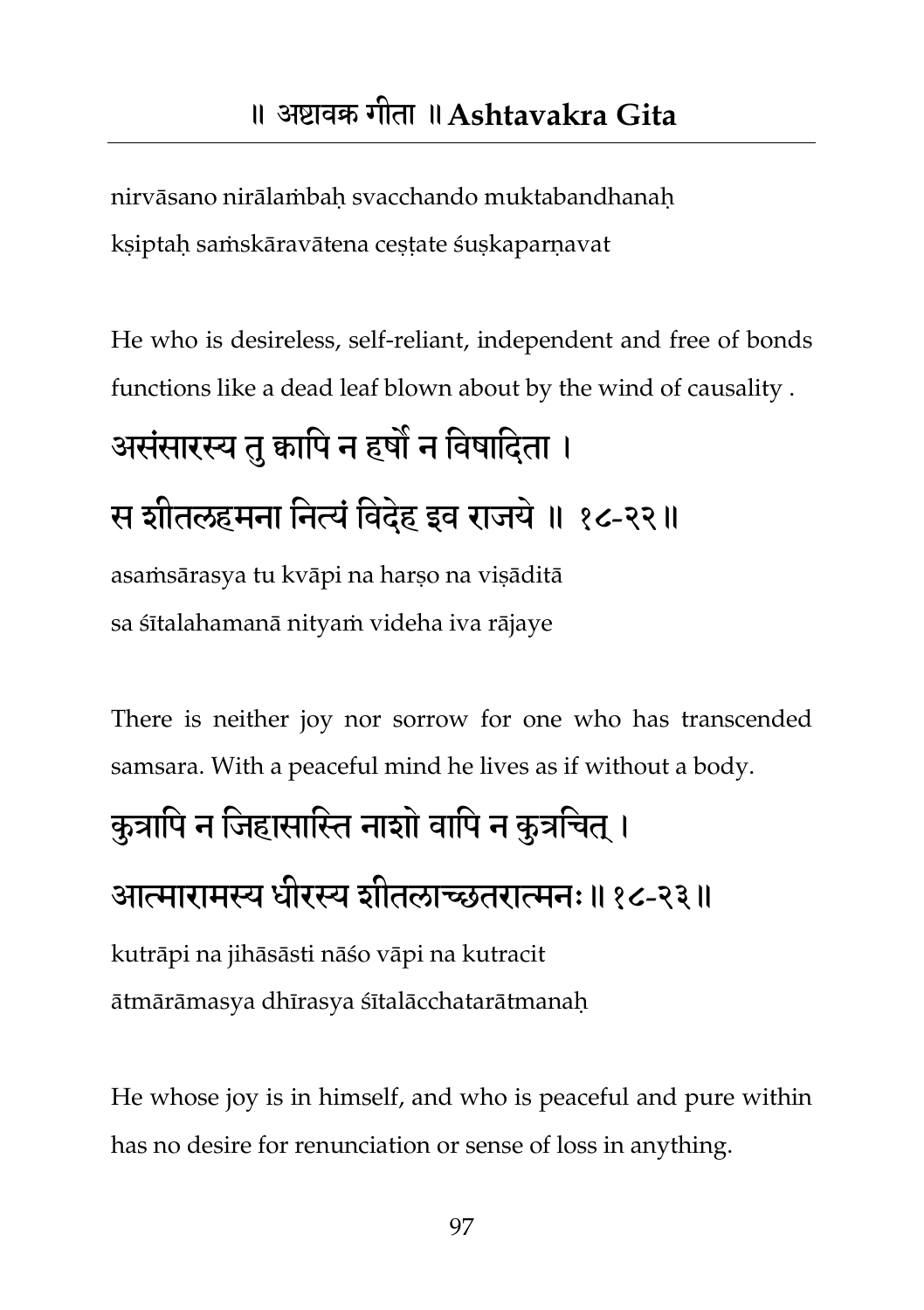nirvāsano nirālaṁbaḥ svacchando muktabandhanaḥ
kṣiptaḥ saṁskāravātena ceṣṭate śuṣkaparṇavat

He who is desireless, self-reliant, independent and free of bonds functions like a dead leaf blown about by the wind of causality .

## असंसारस्य तु क्वापि न हर्षो न विषादिता ।
## स शीतलहमना नित्यं विदेह इव राजये ॥ १८-२२॥

asaṁsārasya tu kvāpi na harṣo na viṣāditā
sa śītalahamanā nityaṁ videha iva rājaye

There is neither joy nor sorrow for one who has transcended samsara. With a peaceful mind he lives as if without a body.

## कुत्रापि न जिहासास्ति नाशो वापि न कुत्रचित् ।
## आत्मारामस्य धीरस्य शीतलाच्छतरात्मनः॥ १८-२३॥

kutrāpi na jihāsāsti nāśo vāpi na kutracit
ātmārāmasya dhīrasya śītalācchatarātmanaḥ

He whose joy is in himself, and who is peaceful and pure within has no desire for renunciation or sense of loss in anything.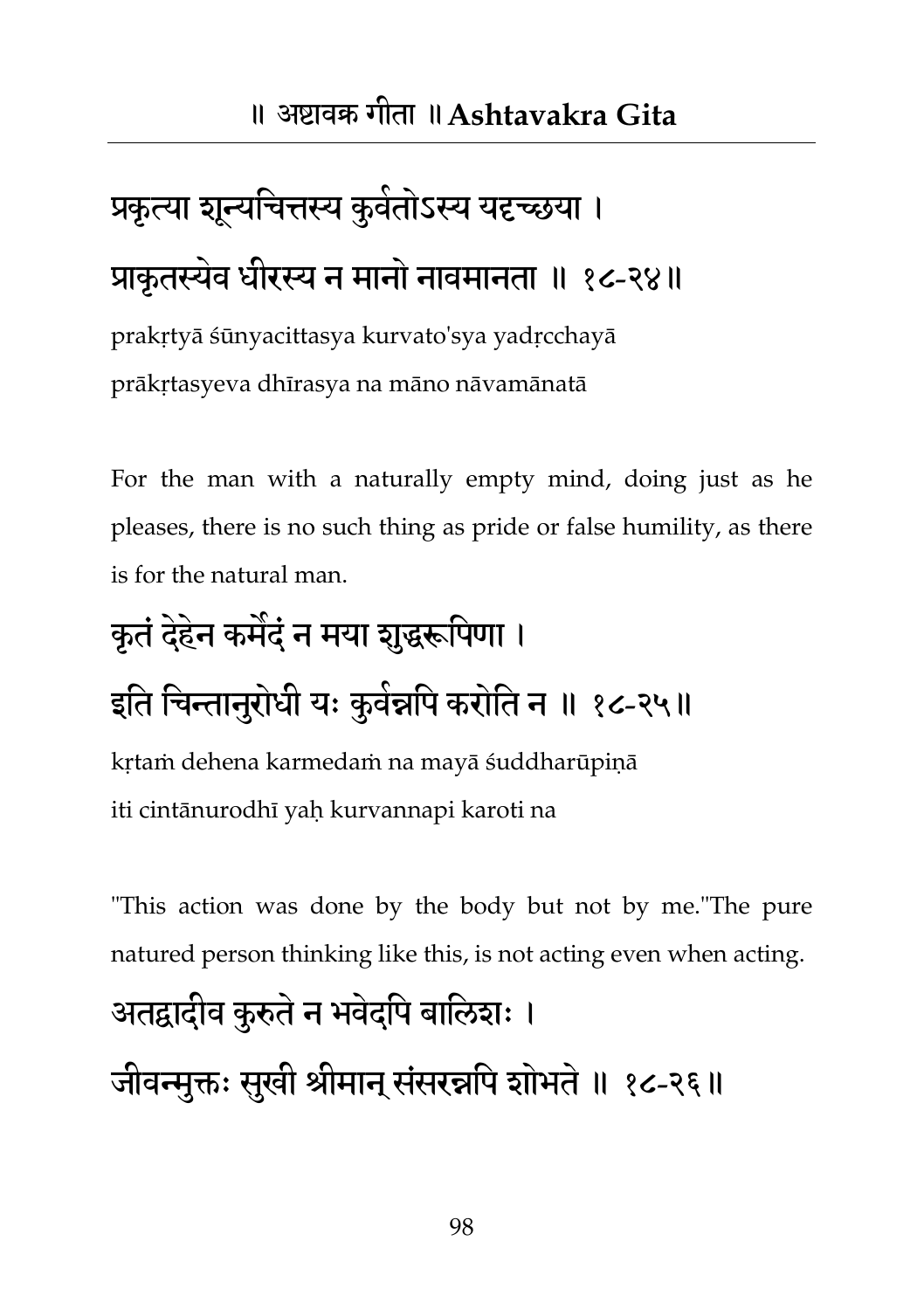प्रकृत्या शून्यचित्तस्य कुर्वतोऽस्य यदृच्छया ।
प्राकृतस्येव धीरस्य न मानो नावमानता ॥ १८-२४॥

prakṛtyā śūnyacittasya kurvato'sya yadṛcchayā
prākṛtasyeva dhīrasya na māno nāvamānatā

For the man with a naturally empty mind, doing just as he pleases, there is no such thing as pride or false humility, as there is for the natural man.

कृतं देहेन कर्मेदं न मया शुद्धरूपिणा ।
इति चिन्तानुरोधी यः कुर्वन्नपि करोति न ॥ १८-२५॥

kṛtaṁ dehena karmedaṁ na mayā śuddharūpiṇā
iti cintānurodhī yaḥ kurvannapi karoti na

"This action was done by the body but not by me."The pure natured person thinking like this, is not acting even when acting.

अतद्वादीव कुरुते न भवेदपि बालिशः ।
जीवन्मुक्तः सुखी श्रीमान् संसरन्नपि शोभते ॥ १८-२६॥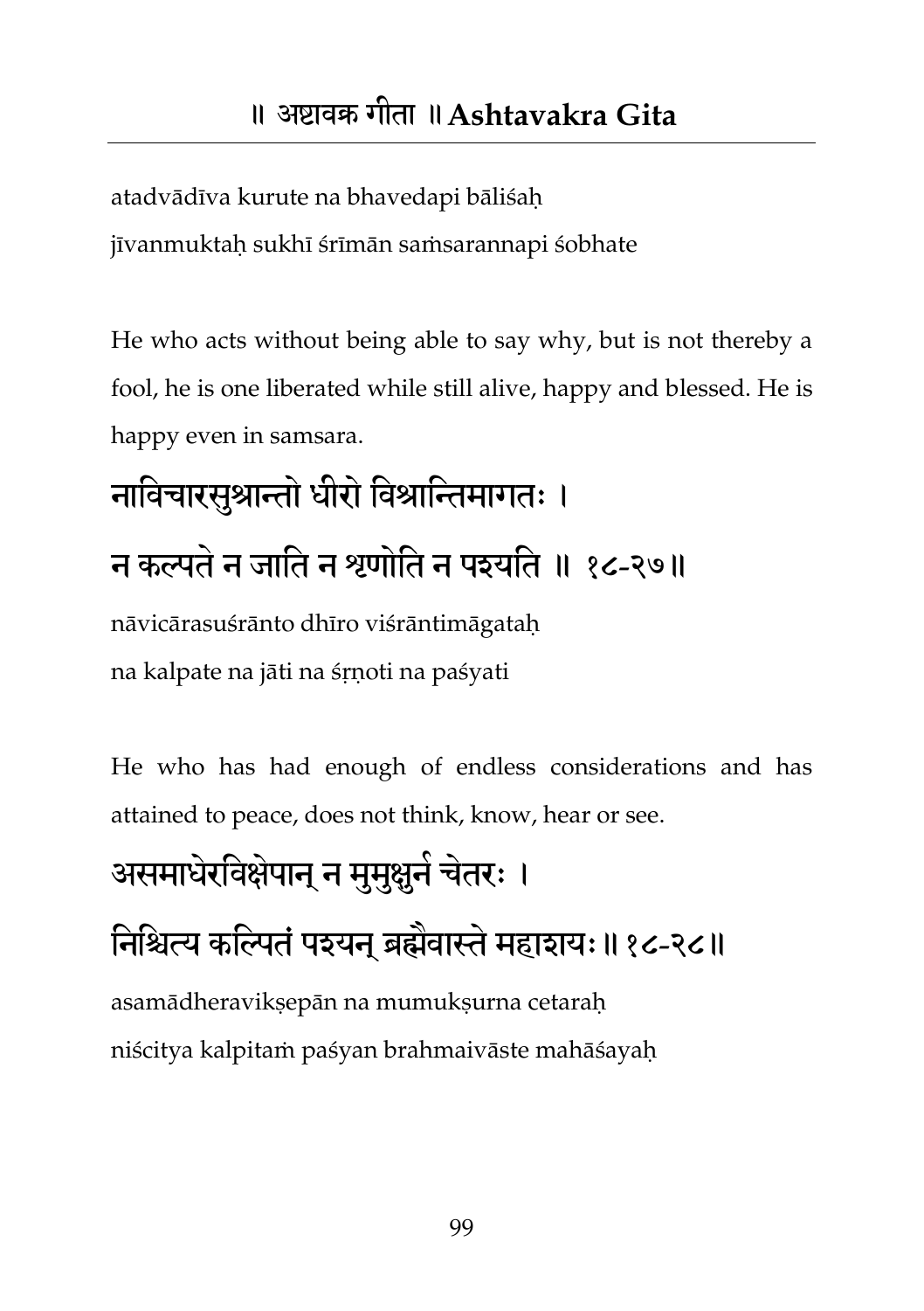atadvādīva kurute na bhavedapi bāliśaḥ

jīvanmuktaḥ sukhī śrīmān saṁsarannapi śobhate

He who acts without being able to say why, but is not thereby a fool, he is one liberated while still alive, happy and blessed. He is happy even in samsara.

## नाविचारसुश्रान्तो धीरो विश्रान्तिमागतः ।
## न कल्पते न जाति न शृणोति न पश्यति ॥ १८-२७॥

nāvicārasuśrānto dhīro viśrāntimāgataḥ

na kalpate na jāti na śṛṇoti na paśyati

He who has had enough of endless considerations and has attained to peace, does not think, know, hear or see.

## असमाधेरविक्षेपान् न मुमुक्षुर्न चेतरः ।
## निश्चित्य कल्पितं पश्यन् ब्रह्मैवास्ते महाशयः॥ १८-२८॥

asamādheravikṣepān na mumukṣurna cetaraḥ

niścitya kalpitaṁ paśyan brahmaivāste mahāśayaḥ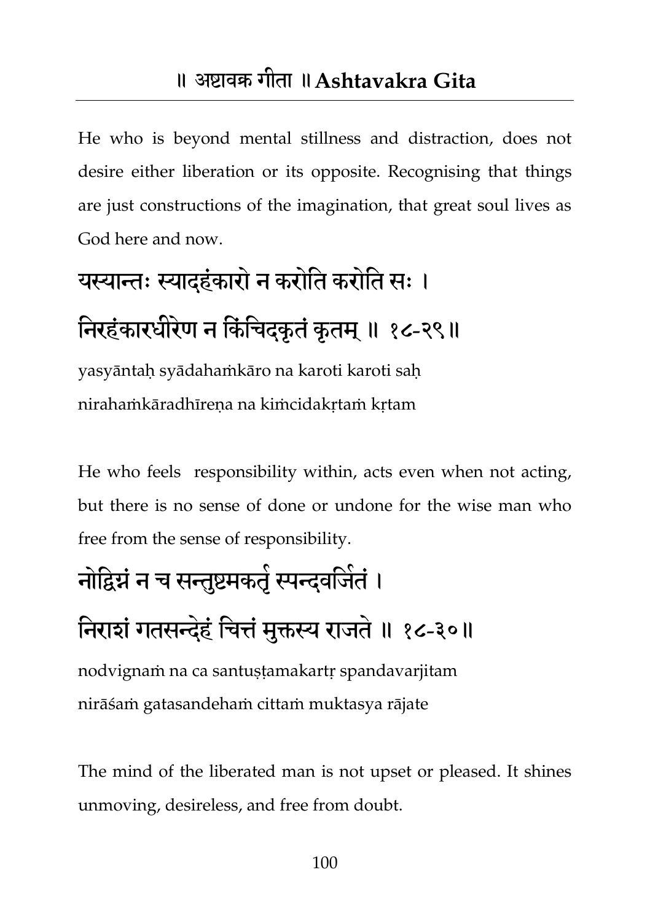He who is beyond mental stillness and distraction, does not desire either liberation or its opposite. Recognising that things are just constructions of the imagination, that great soul lives as God here and now.

यस्यान्तः स्यादहंकारो न करोति करोति सः ।
निरहंकारधीरेण न किंचिदकृतं कृतम् ॥ १८-२९॥

yasyāntaḥ syādahaṁkāro na karoti karoti saḥ
nirahaṁkāradhīreṇa na kiṁcidakṛtaṁ kṛtam

He who feels responsibility within, acts even when not acting, but there is no sense of done or undone for the wise man who free from the sense of responsibility.

नोद्विग्नं न च सन्तुष्टमकर्तृ स्पन्दवर्जितं ।
निराशं गतसन्देहं चित्तं मुक्तस्य राजते ॥ १८-३०॥

nodvignaṁ na ca santuṣṭamakartṛ spandavarjitam
nirāśaṁ gatasandehaṁ cittaṁ muktasya rājate

The mind of the liberated man is not upset or pleased. It shines unmoving, desireless, and free from doubt.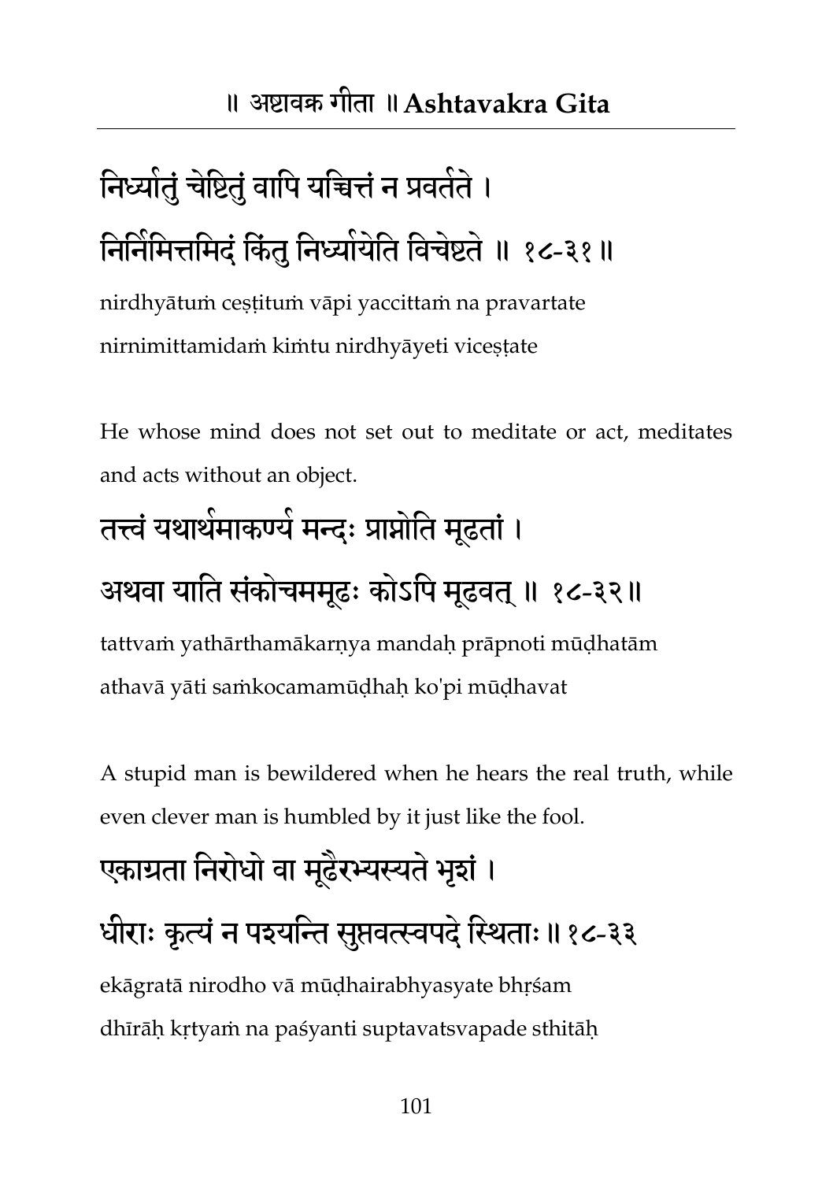निर्ध्यातुं चेष्टितुं वापि यच्चित्तं न प्रवर्तते ।
निर्निमित्तमिदं किंतु निर्ध्यायेति विचेष्टते ॥ १८-३१ ॥

nirdhyātuṁ ceṣṭituṁ vāpi yaccittaṁ na pravartate
nirnimittamidaṁ kiṁtu nirdhyāyeti viceṣṭate

He whose mind does not set out to meditate or act, meditates and acts without an object.

तत्त्वं यथार्थमाकर्ण्य मन्दः प्राप्नोति मूढतां ।
अथवा याति संकोचममूढः कोऽपि मूढवत् ॥ १८-३२ ॥

tattvaṁ yathārthamākarṇya mandaḥ prāpnoti mūḍhatām
athavā yāti saṁkocamamūḍhaḥ ko'pi mūḍhavat

A stupid man is bewildered when he hears the real truth, while even clever man is humbled by it just like the fool.

एकाग्रता निरोधो वा मूढैरभ्यस्यते भृशं ।
धीराः कृत्यं न पश्यन्ति सुप्तवत्स्वपदे स्थिताः ॥ १८-३३

ekāgratā nirodho vā mūḍhairabhyasyate bhṛśam
dhīrāḥ kṛtyaṁ na paśyanti suptavatsvapade sthitāḥ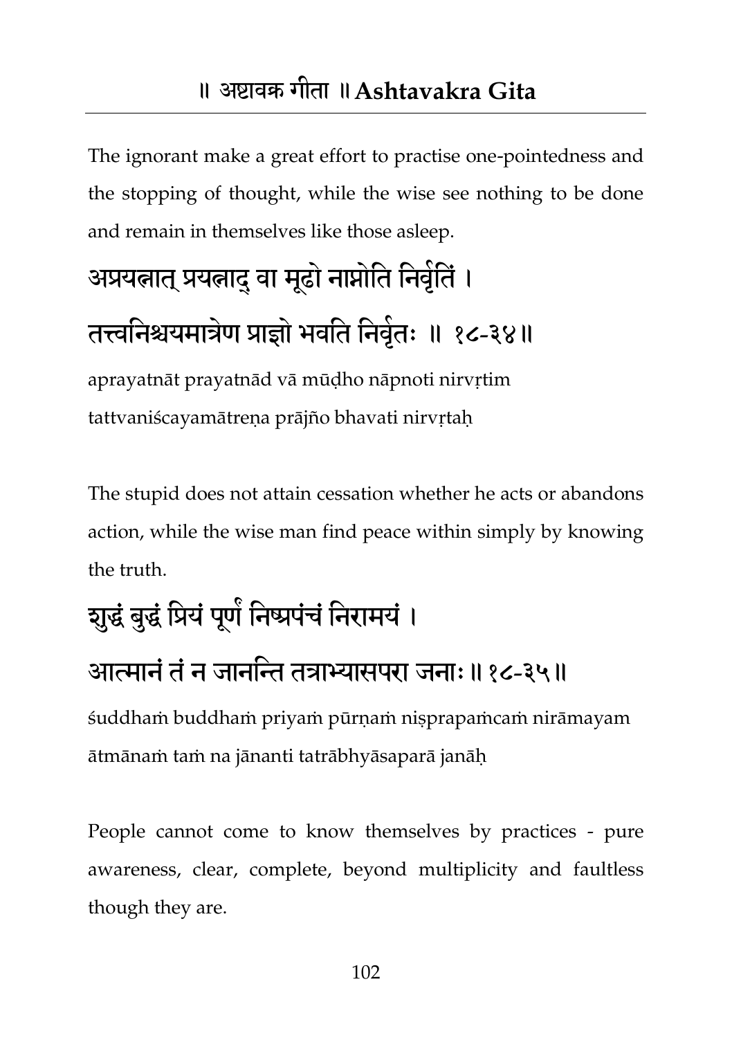The ignorant make a great effort to practise one-pointedness and the stopping of thought, while the wise see nothing to be done and remain in themselves like those asleep.

## अप्रयत्नात् प्रयत्नाद् वा मूढो नाप्नोति निर्वृतिं ।
## तत्त्वनिश्चयमात्रेण प्राज्ञो भवति निर्वृतः ॥ १८-३४॥

aprayatnāt prayatnād vā mūḍho nāpnoti nirvṛtim
tattvaniścayamātreṇa prājño bhavati nirvṛtaḥ

The stupid does not attain cessation whether he acts or abandons action, while the wise man find peace within simply by knowing the truth.

## शुद्धं बुद्धं प्रियं पूर्णं निष्प्रपंचं निरामयं ।
## आत्मानं तं न जानन्ति तत्राभ्यासपरा जनाः ॥ १८-३५॥

śuddhaṁ buddhaṁ priyaṁ pūrṇaṁ niṣprapaṁcaṁ nirāmayam
ātmānaṁ taṁ na jānanti tatrābhyāsaparā janāḥ

People cannot come to know themselves by practices - pure awareness, clear, complete, beyond multiplicity and faultless though they are.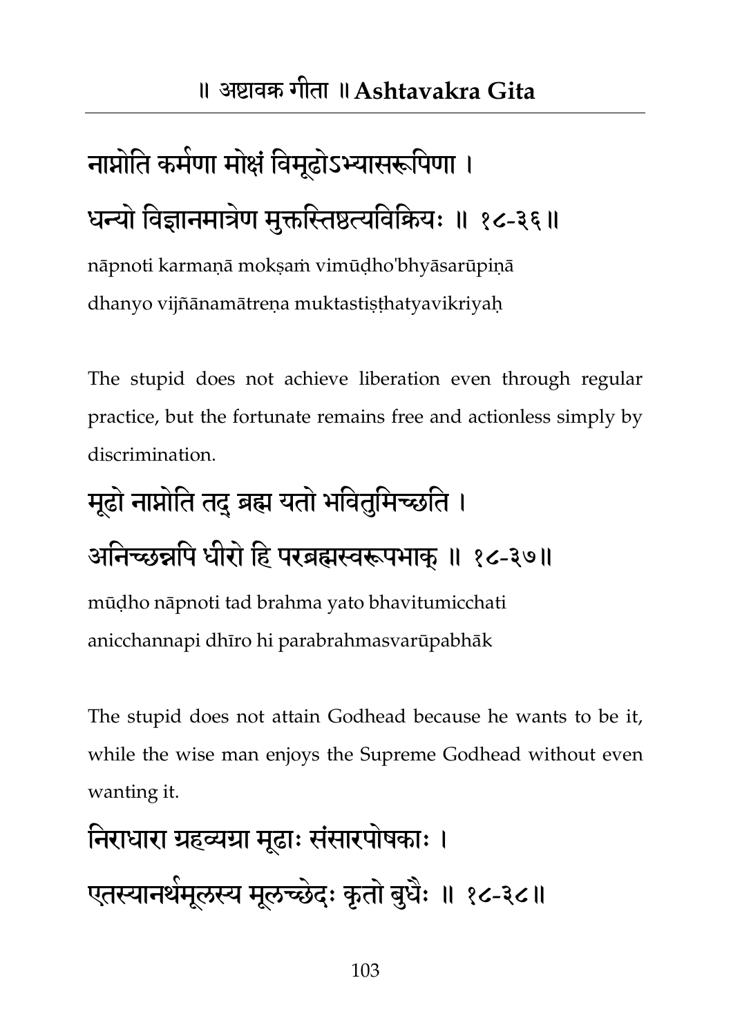नाप्नोति कर्मणा मोक्षं विमूढोऽभ्यासरूपिणा ।
धन्यो विज्ञानमात्रेण मुक्तस्तिष्ठत्यविक्रियः ॥ १८-३६॥

nāpnoti karmaṇā mokṣaṁ vimūḍho'bhyāsarūpiṇā
dhanyo vijñānamātreṇa muktastiṣṭhatyavikriyaḥ

The stupid does not achieve liberation even through regular practice, but the fortunate remains free and actionless simply by discrimination.

मूढो नाप्नोति तद् ब्रह्म यतो भवितुमिच्छति ।
अनिच्छन्नपि धीरो हि परब्रह्मस्वरूपभाक् ॥ १८-३७॥

mūḍho nāpnoti tad brahma yato bhavitumicchati
anicchannapi dhīro hi parabrahmasvarūpabhāk

The stupid does not attain Godhead because he wants to be it, while the wise man enjoys the Supreme Godhead without even wanting it.

निराधारा ग्रहव्यग्रा मूढाः संसारपोषकाः ।
एतस्यानर्थमूलस्य मूलच्छेदः कृतो बुधैः ॥ १८-३८॥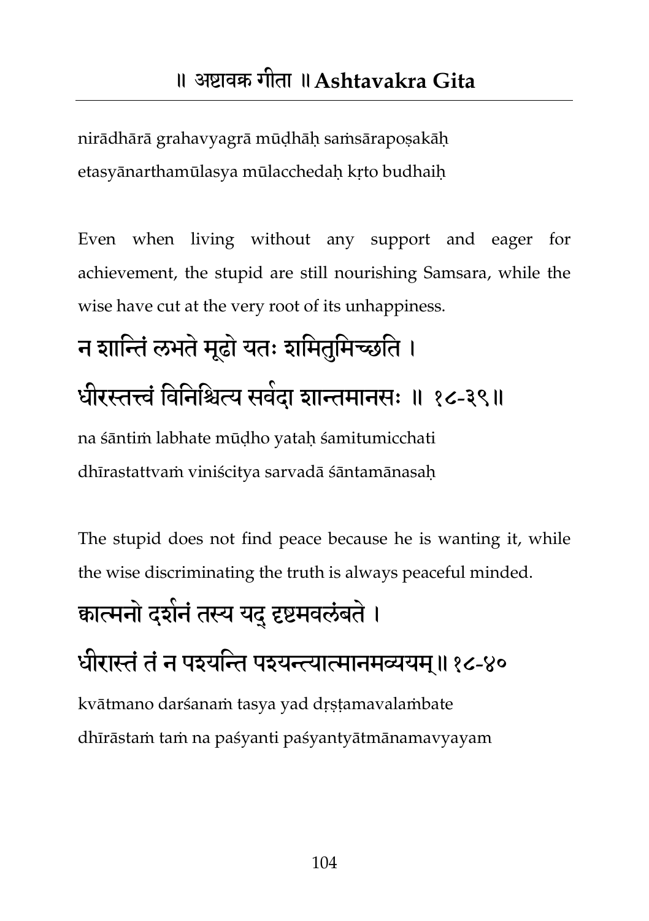nirādhārā grahavyagrā mūḍhāḥ saṁsārapoṣakāḥ
etasyānarthamūlasya mūlacchedaḥ kṛto budhaiḥ

Even when living without any support and eager for achievement, the stupid are still nourishing Samsara, while the wise have cut at the very root of its unhappiness.

## न शान्तिं लभते मूढो यतः शमितुमिच्छति ।
## धीरस्तत्त्वं विनिश्चित्य सर्वदा शान्तमानसः ॥ १८-३९॥

na śāntiṁ labhate mūḍho yataḥ śamitumicchati
dhīrastattvaṁ viniścitya sarvadā śāntamānasaḥ

The stupid does not find peace because he is wanting it, while the wise discriminating the truth is always peaceful minded.

## क्वात्मनो दर्शनं तस्य यद् दृष्टमवलंबते ।
## धीरास्तं तं न पश्यन्ति पश्यन्त्यात्मानमव्ययम्॥ १८-४०

kvātmano darśanaṁ tasya yad dṛṣṭamavalaṁbate
dhīrāstaṁ taṁ na paśyanti paśyantyātmānamavyayam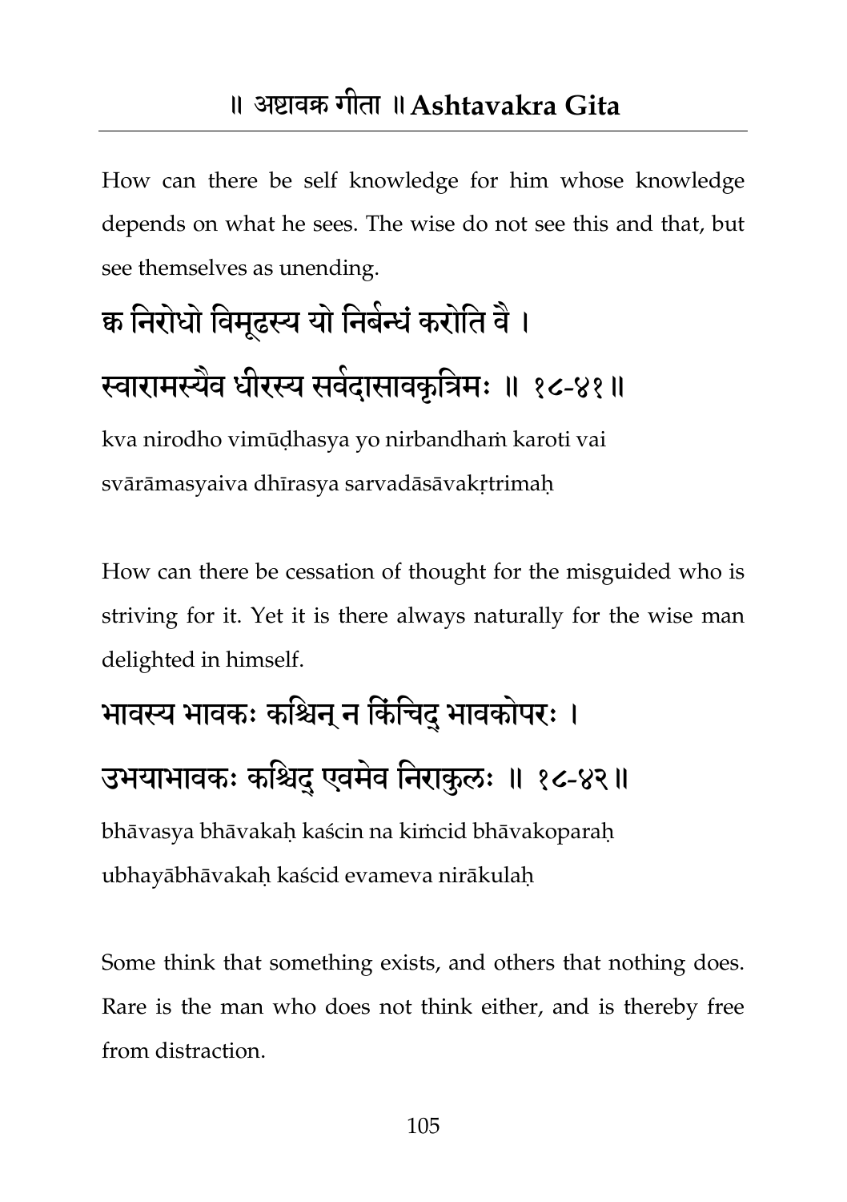How can there be self knowledge for him whose knowledge depends on what he sees. The wise do not see this and that, but see themselves as unending.

क्व निरोधो विमूढस्य यो निर्बन्धं करोति वै ।
स्वारामस्यैव धीरस्य सर्वदासावकृत्रिमः ॥ १८-४१॥

kva nirodho vimūḍhasya yo nirbandhaṁ karoti vai
svārāmasyaiva dhīrasya sarvadāsāvakṛtrimaḥ

How can there be cessation of thought for the misguided who is striving for it. Yet it is there always naturally for the wise man delighted in himself.

भावस्य भावकः कश्चिन् न किंचिद् भावकोपरः ।
उभयाभावकः कश्चिद् एवमेव निराकुलः ॥ १८-४२॥

bhāvasya bhāvakaḥ kaścin na kiṁcid bhāvakoparaḥ
ubhayābhāvakaḥ kaścid evameva nirākulaḥ

Some think that something exists, and others that nothing does. Rare is the man who does not think either, and is thereby free from distraction.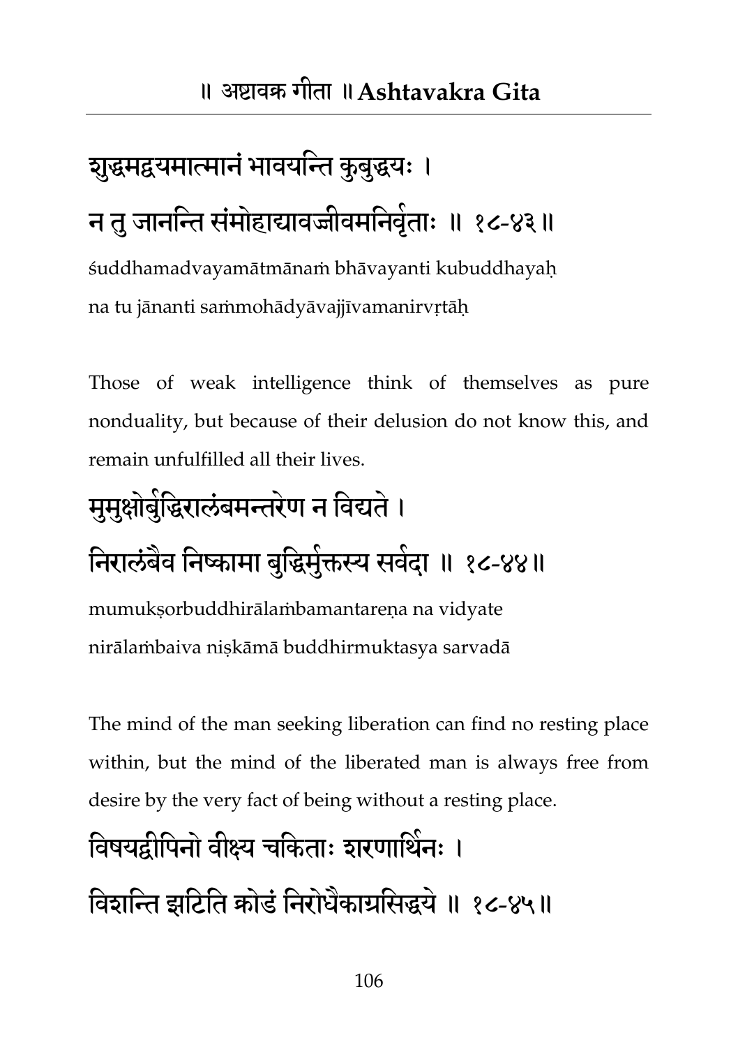शुद्धमद्वयमात्मानं भावयन्ति कुबुद्धयः ।
न तु जानन्ति संमोहाद्यावज्जीवमनिर्वृताः ॥ १८-४३॥

śuddhamadvayamātmānaṁ bhāvayanti kubuddhayaḥ
na tu jānanti saṁmohādyāvajjīvamanirvṛtāḥ

Those of weak intelligence think of themselves as pure nonduality, but because of their delusion do not know this, and remain unfulfilled all their lives.

मुमुक्षोर्बुद्धिरालंबमन्तरेण न विद्यते ।
निरालंबैव निष्कामा बुद्धिर्मुक्तस्य सर्वदा ॥ १८-४४॥

mumukṣorbuddhirālaṁbamantareṇa na vidyate
nirālaṁbaiva niṣkāmā buddhirmuktasya sarvadā

The mind of the man seeking liberation can find no resting place within, but the mind of the liberated man is always free from desire by the very fact of being without a resting place.

विषयद्वीपिनो वीक्ष्य चकिताः शरणार्थिनः ।
विशन्ति झटिति क्रोडं निरोधैकाग्रसिद्धये ॥ १८-४५॥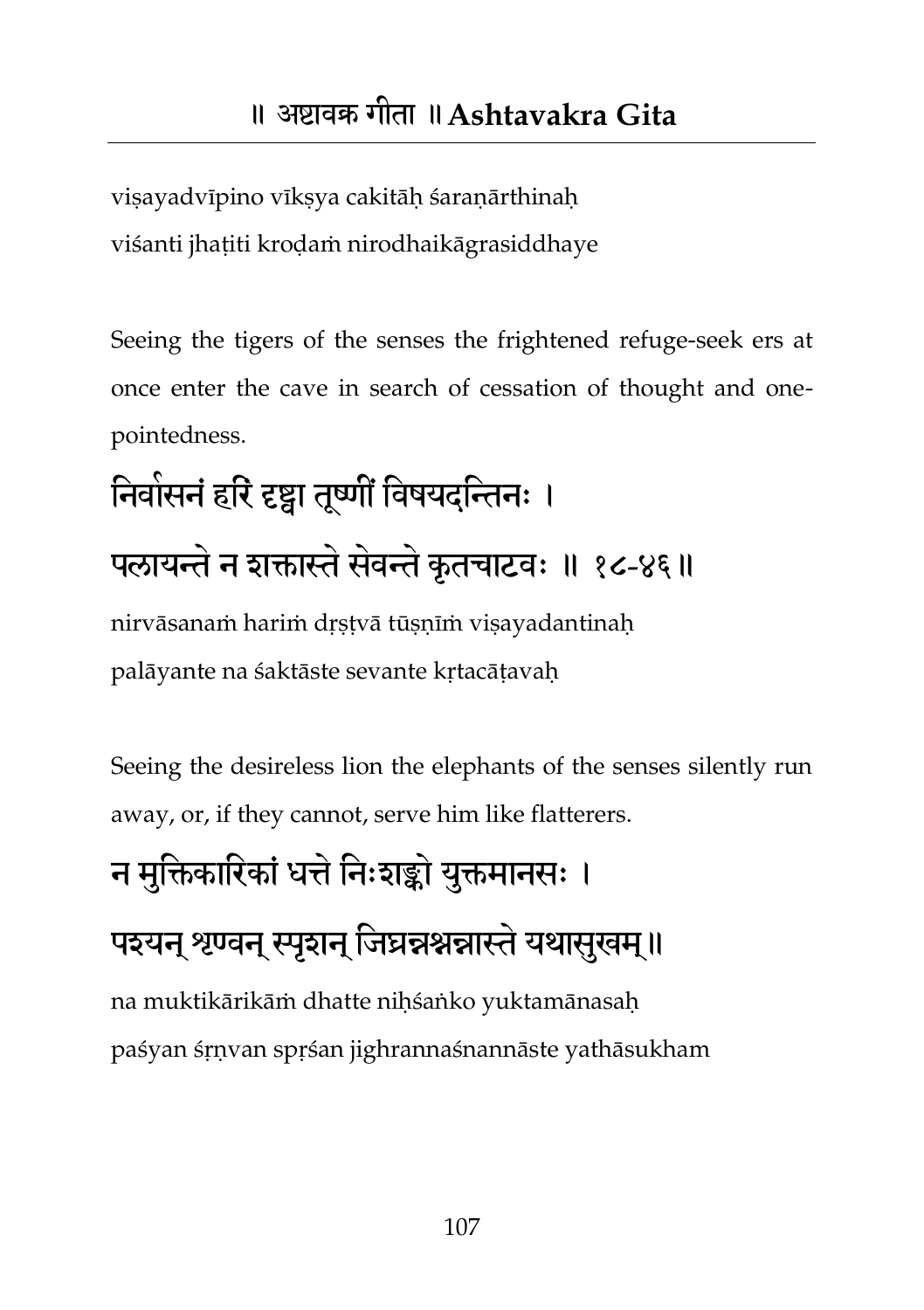viṣayadvīpino vīkṣya cakitāḥ śaraṇārthinaḥ
viśanti jhaṭiti kroḍaṁ nirodhaikāgrasiddhaye

Seeing the tigers of the senses the frightened refuge-seek ers at once enter the cave in search of cessation of thought and one-pointedness.

## निर्वासनं हरिं दृष्ट्वा तूष्णीं विषयदन्तिनः ।
## पलायन्ते न शक्तास्ते सेवन्ते कृतचाटवः ॥ १८-४६ ॥

nirvāsanaṁ hariṁ dṛṣṭvā tūṣṇīṁ viṣayadantinaḥ
palāyante na śaktāste sevante kṛtacāṭavaḥ

Seeing the desireless lion the elephants of the senses silently run away, or, if they cannot, serve him like flatterers.

## न मुक्तिकारिकां धत्ते निःशङ्को युक्तमानसः ।
## पश्यन् शृण्वन् स्पृशन् जिघ्रन्नश्नन्नास्ते यथासुखम् ॥

na muktikārikāṁ dhatte niḥśaṅko yuktamānasaḥ
paśyan śṛṇvan spṛśan jighrannaśnannāste yathāsukham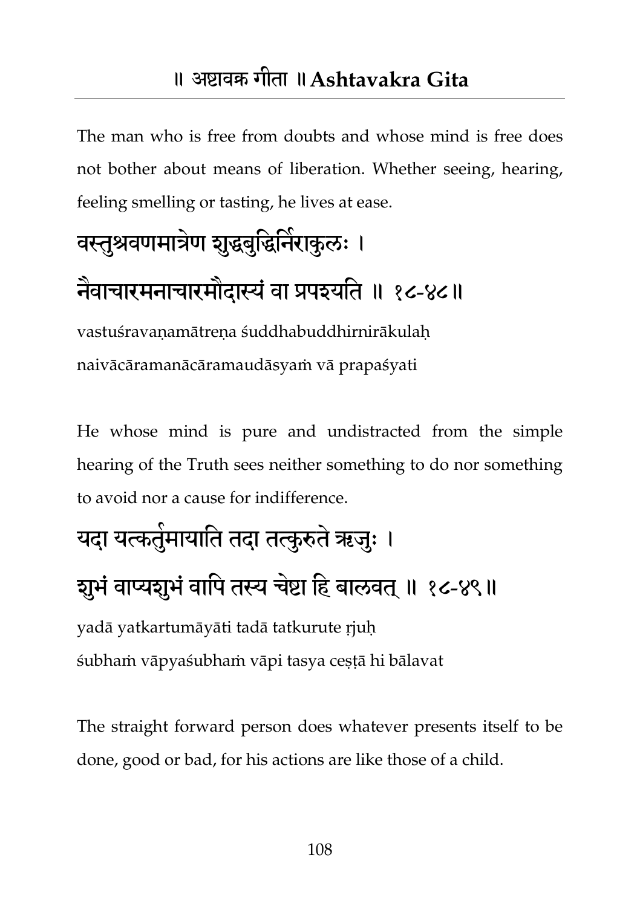The man who is free from doubts and whose mind is free does not bother about means of liberation. Whether seeing, hearing, feeling smelling or tasting, he lives at ease.

वस्तुश्रवणमात्रेण शुद्धबुद्धिर्निराकुलः ।
नैवाचारमनाचारमौदास्यं वा प्रपश्यति ॥ १८-४८॥

vastuśravaṇamātreṇa śuddhabuddhirnirākulaḥ
naivācāramanācāramaudāsyaṁ vā prapaśyati

He whose mind is pure and undistracted from the simple hearing of the Truth sees neither something to do nor something to avoid nor a cause for indifference.

यदा यत्कर्तुमायाति तदा तत्कुरुते ऋजुः ।
शुभं वाप्यशुभं वापि तस्य चेष्टा हि बालवत् ॥ १८-४९॥

yadā yatkartumāyāti tadā tatkurute ṛjuḥ
śubhaṁ vāpyaśubhaṁ vāpi tasya ceṣṭā hi bālavat

The straight forward person does whatever presents itself to be done, good or bad, for his actions are like those of a child.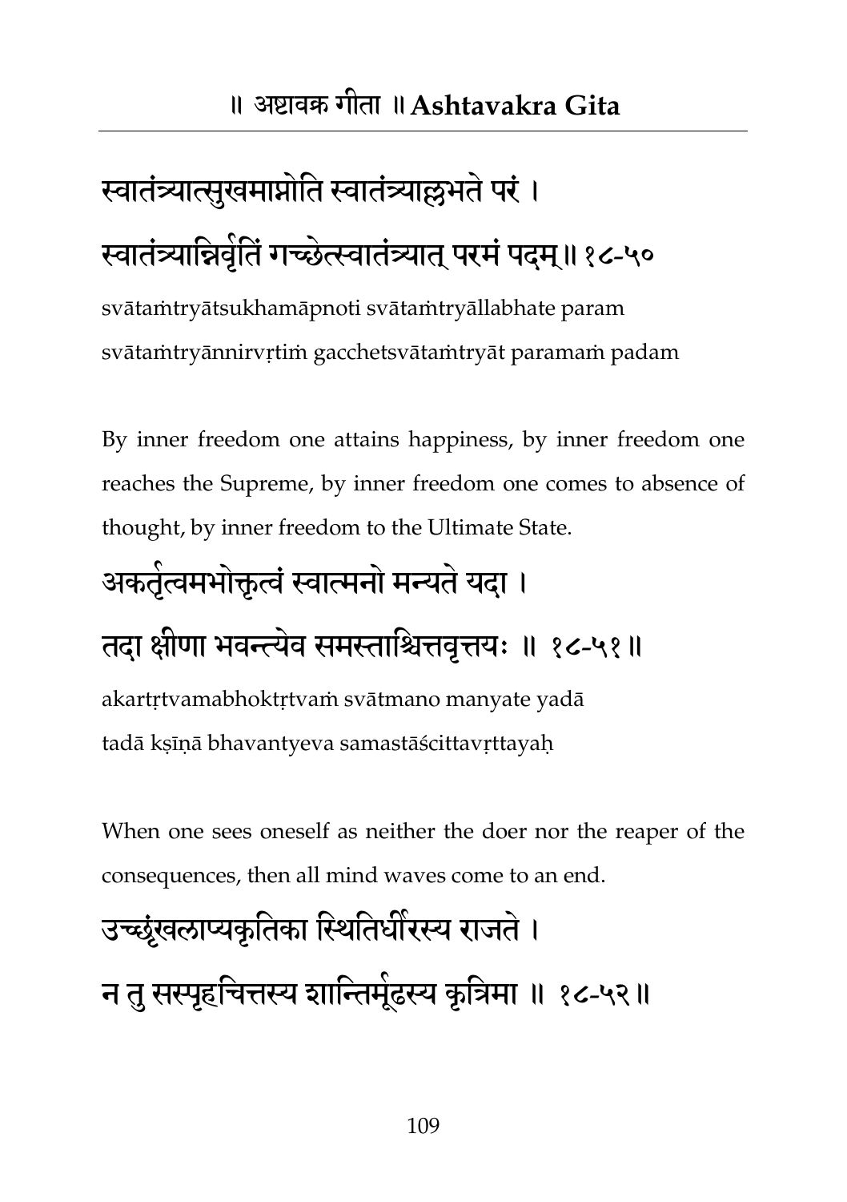स्वातंत्र्यात्सुखमाप्नोति स्वातंत्र्याल्लभते परं ।
स्वातंत्र्यान्निर्वृतिं गच्छेत्स्वातंत्र्यात् परमं पदम्॥ १८-५०

svātaṁtryātsukhamāpnoti svātaṁtryāllabhate param
svātaṁtryānnirvṛtiṁ gacchetsvātaṁtryāt paramaṁ padam

By inner freedom one attains happiness, by inner freedom one reaches the Supreme, by inner freedom one comes to absence of thought, by inner freedom to the Ultimate State.

अकर्तृत्वमभोक्तृत्वं स्वात्मनो मन्यते यदा ।
तदा क्षीणा भवन्त्येव समस्ताश्चित्तवृत्तयः ॥ १८-५१॥

akartṛtvamabhoktṛtvaṁ svātmano manyate yadā
tadā kṣīṇā bhavantyeva samastāścittavṛttayaḥ

When one sees oneself as neither the doer nor the reaper of the consequences, then all mind waves come to an end.

उच्छृंखलाप्यकृतिका स्थितिर्धीरस्य राजते ।
न तु सस्पृहचित्तस्य शान्तिर्मूढस्य कृत्रिमा ॥ १८-५२॥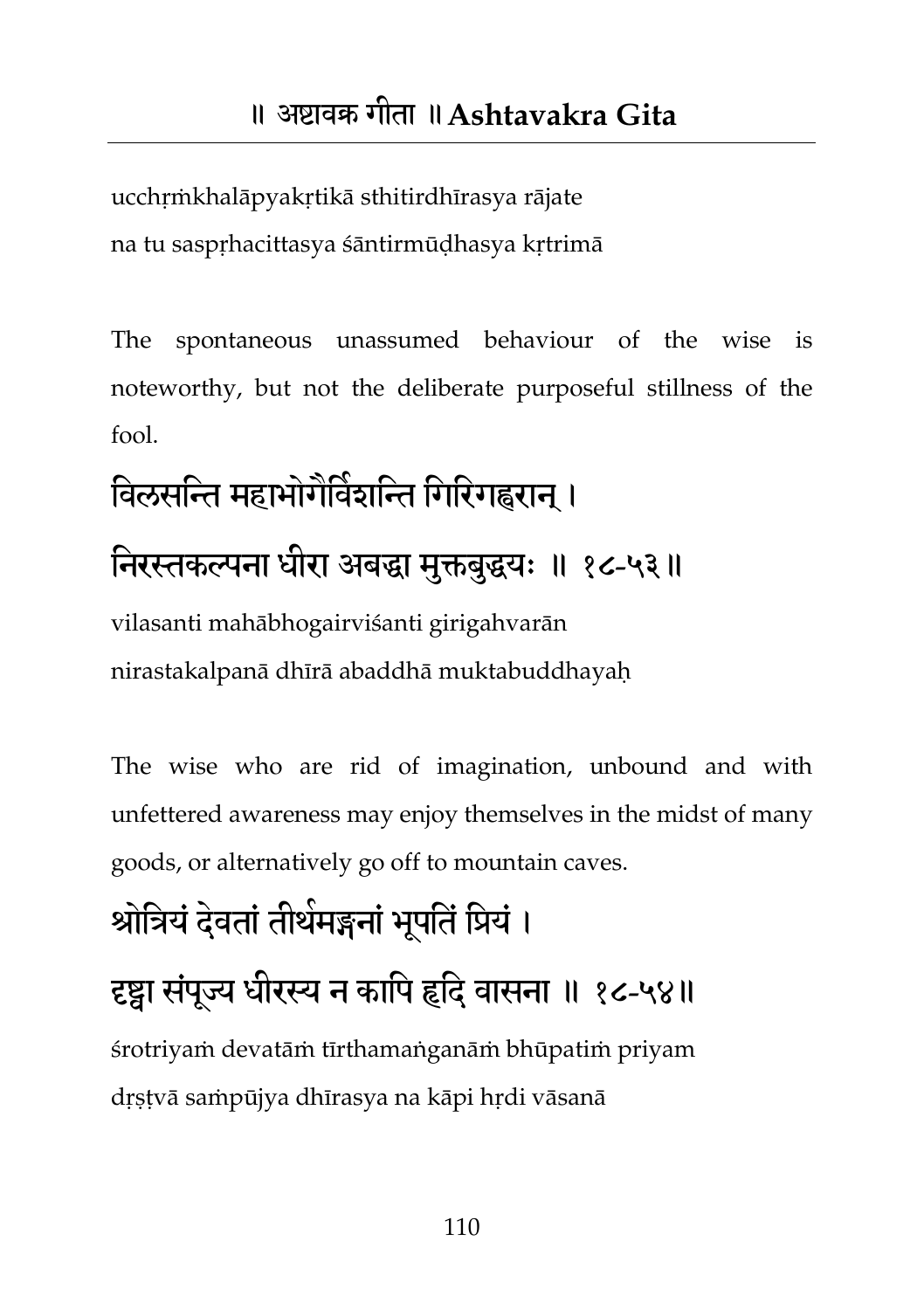ucchṛṁkhalāpyakṛtikā sthitirdhīrasya rājate
na tu saspṛhacittasya śāntirmūḍhasya kṛtrimā

The spontaneous unassumed behaviour of the wise is noteworthy, but not the deliberate purposeful stillness of the fool.

## विलसन्ति महाभोगैर्विशन्ति गिरिगह्वरान् ।
## निरस्तकल्पना धीरा अबद्धा मुक्तबुद्धयः ॥ १८-५३ ॥

vilasanti mahābhogairviśanti girigahvarān
nirastakalpanā dhīrā abaddhā muktabuddhayaḥ

The wise who are rid of imagination, unbound and with unfettered awareness may enjoy themselves in the midst of many goods, or alternatively go off to mountain caves.

## श्रोत्रियं देवतां तीर्थमङ्गनां भूपतिं प्रियं ।
## दृष्ट्वा संपूज्य धीरस्य न कापि हृदि वासना ॥ १८-५४ ॥

śrotriyaṁ devatāṁ tīrthamaṅganāṁ bhūpatiṁ priyam
dṛṣṭvā saṁpūjya dhīrasya na kāpi hṛdi vāsanā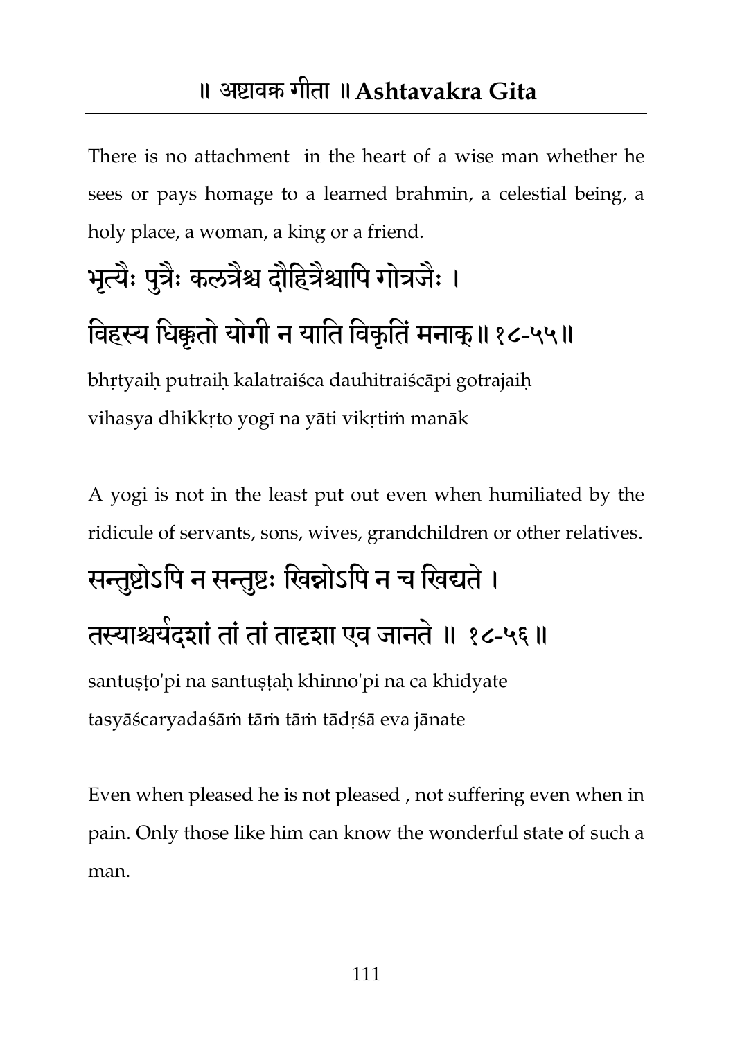There is no attachment in the heart of a wise man whether he sees or pays homage to a learned brahmin, a celestial being, a holy place, a woman, a king or a friend.

भृत्यैः पुत्रैः कलत्रैश्च दौहित्रैश्चापि गोत्रजैः ।
विहस्य धिक्कृतो योगी न याति विकृतिं मनाक्॥ १८-५५॥

bhṛtyaiḥ putraiḥ kalatraiśca dauhitraiścāpi gotrajaiḥ
vihasya dhikkṛto yogī na yāti vikṛtiṁ manāk

A yogi is not in the least put out even when humiliated by the ridicule of servants, sons, wives, grandchildren or other relatives.

सन्तुष्टोऽपि न सन्तुष्टः खिन्नोऽपि न च खिद्यते ।
तस्याश्चर्यदशां तां तां तादृशा एव जानते ॥ १८-५६॥

santuṣṭo'pi na santuṣṭaḥ khinno'pi na ca khidyate
tasyāścaryadaśāṁ tāṁ tāṁ tādṛśā eva jānate

Even when pleased he is not pleased , not suffering even when in pain. Only those like him can know the wonderful state of such a man.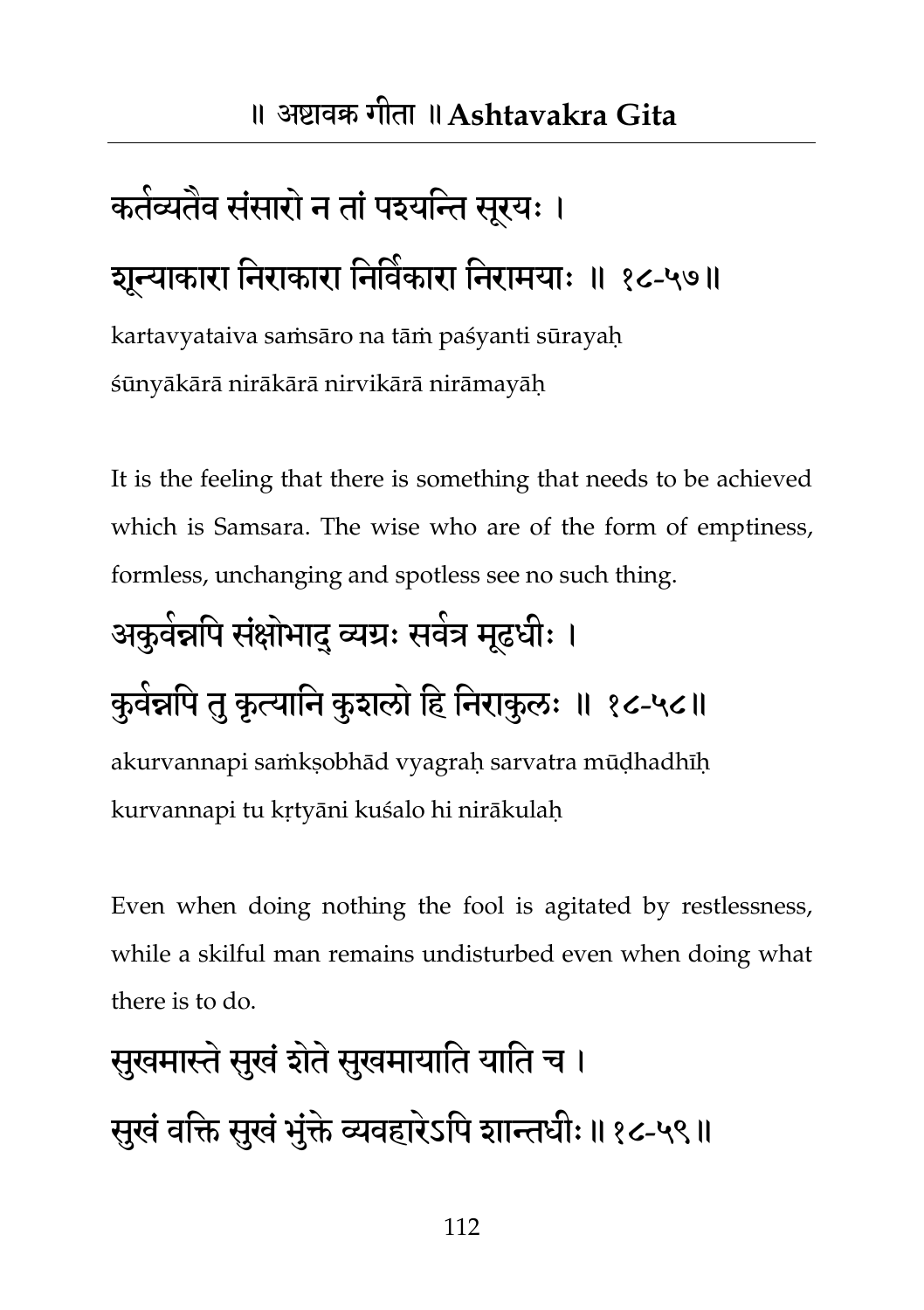कर्तव्यतैव संसारो न तां पश्यन्ति सूरयः ।
शून्याकारा निराकारा निर्विकारा निरामयाः ॥ १८-५७॥

kartavyataiva saṁsāro na tāṁ paśyanti sūrayaḥ
śūnyākārā nirākārā nirvikārā nirāmayāḥ

It is the feeling that there is something that needs to be achieved which is Samsara. The wise who are of the form of emptiness, formless, unchanging and spotless see no such thing.

अकुर्वन्नपि संक्षोभाद् व्यग्रः सर्वत्र मूढधीः ।
कुर्वन्नपि तु कृत्यानि कुशलो हि निराकुलः ॥ १८-५८॥

akurvannapi saṁkṣobhād vyagraḥ sarvatra mūḍhadhīḥ
kurvannapi tu kṛtyāni kuśalo hi nirākulaḥ

Even when doing nothing the fool is agitated by restlessness, while a skilful man remains undisturbed even when doing what there is to do.

सुखमास्ते सुखं शेते सुखमायाति याति च ।
सुखं वक्ति सुखं भुंक्ते व्यवहारेऽपि शान्तधीः ॥ १८-५९ ॥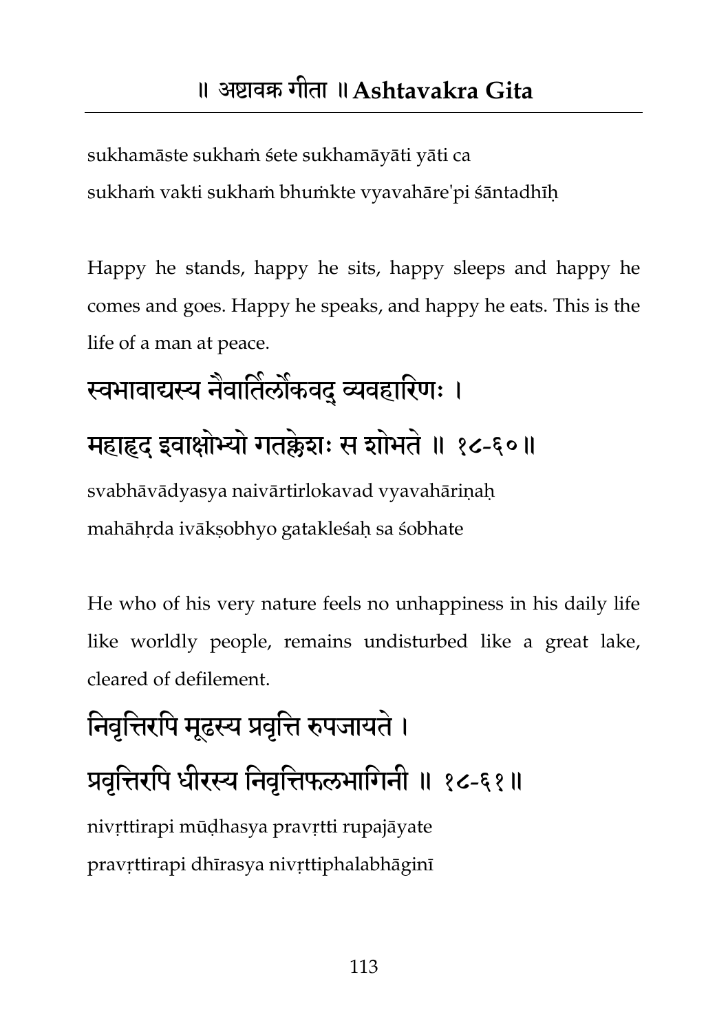sukhamāste sukhaṁ śete sukhamāyāti yāti ca

sukhaṁ vakti sukhaṁ bhuṁkte vyavahāre'pi śāntadhīḥ

Happy he stands, happy he sits, happy sleeps and happy he comes and goes. Happy he speaks, and happy he eats. This is the life of a man at peace.

## स्वभावाद्यस्य नैवार्तिर्लोकवद् व्यवहारिणः ।
## महाहृद इवाक्षोभ्यो गतक्लेशः स शोभते ॥ १८-६०॥

svabhāvādyasya naivārtirlokavad vyavahāriṇaḥ

mahāhṛda ivākṣobhyo gatakleśaḥ sa śobhate

He who of his very nature feels no unhappiness in his daily life like worldly people, remains undisturbed like a great lake, cleared of defilement.

## निवृत्तिरपि मूढस्य प्रवृत्ति रुपजायते ।
## प्रवृत्तिरपि धीरस्य निवृत्तिफलभागिनी ॥ १८-६१॥

nivṛttirapi mūḍhasya pravṛtti rupajāyate

pravṛttirapi dhīrasya nivṛttiphalabhāginī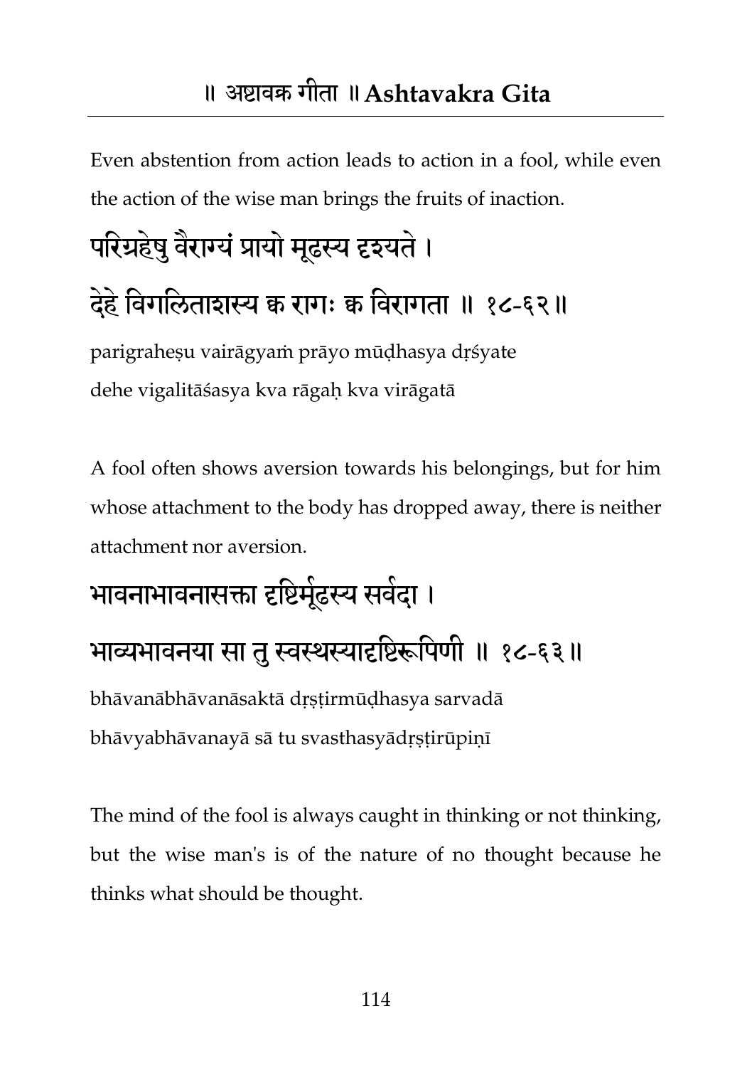Even abstention from action leads to action in a fool, while even the action of the wise man brings the fruits of inaction.

परिग्रहेषु वैराग्यं प्रायो मूढस्य दृश्यते ।
देहे विगलिताशस्य क्व रागः क्व विरागता ॥ १८-६२॥

parigraheṣu vairāgyaṁ prāyo mūḍhasya dṛśyate
dehe vigalitāśasya kva rāgaḥ kva virāgatā

A fool often shows aversion towards his belongings, but for him whose attachment to the body has dropped away, there is neither attachment nor aversion.

भावनाभावनासक्ता दृष्टिर्मूढस्य सर्वदा ।
भाव्यभावनया सा तु स्वस्थस्यादृष्टिरूपिणी ॥ १८-६३॥

bhāvanābhāvanāsaktā dṛṣṭirmūḍhasya sarvadā
bhāvyabhāvanayā sā tu svasthasyādṛṣṭirūpiṇī

The mind of the fool is always caught in thinking or not thinking, but the wise man's is of the nature of no thought because he thinks what should be thought.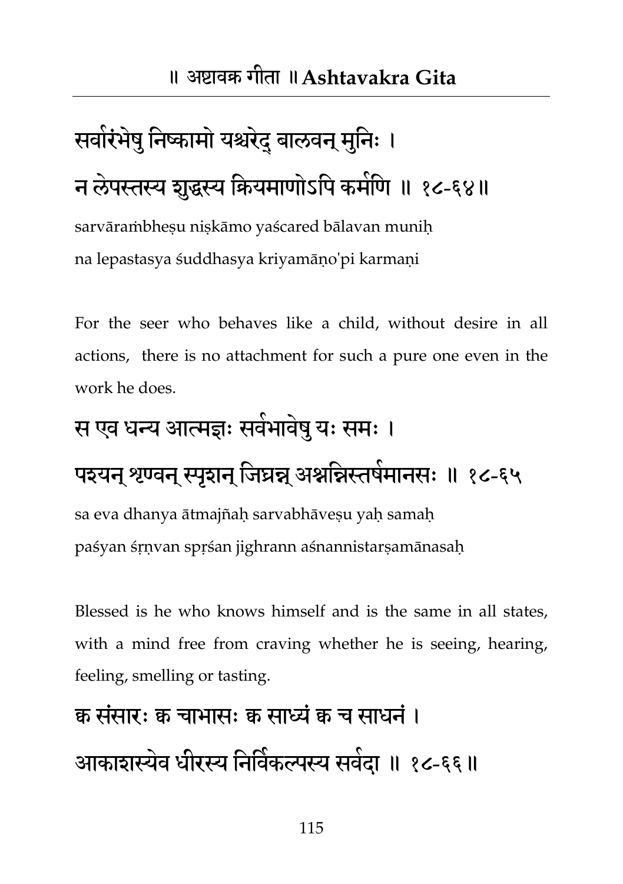सर्वारंभेषु निष्कामो यश्चरेद् बालवन् मुनिः ।
न लेपस्तस्य शुद्धस्य क्रियमाणोऽपि कर्मणि ॥ १८-६४॥

sarvāraṁbheṣu niṣkāmo yaścared bālavan muniḥ
na lepastasya śuddhasya kriyamāṇo'pi karmaṇi

For the seer who behaves like a child, without desire in all actions, there is no attachment for such a pure one even in the work he does.

स एव धन्य आत्मज्ञः सर्वभावेषु यः समः ।
पश्यन् श्रृण्वन् स्पृशन् जिघ्रन्न् अश्नन्निस्तर्षमानसः ॥ १८-६५

sa eva dhanya ātmajñaḥ sarvabhāveṣu yaḥ samaḥ
paśyan śṛṇvan spṛśan jighrann aśnannistarṣamānasaḥ

Blessed is he who knows himself and is the same in all states, with a mind free from craving whether he is seeing, hearing, feeling, smelling or tasting.

क्व संसारः क्व चाभासः क्व साध्यं क्व च साधनं ।
आकाशस्येव धीरस्य निर्विकल्पस्य सर्वदा ॥ १८-६६ ॥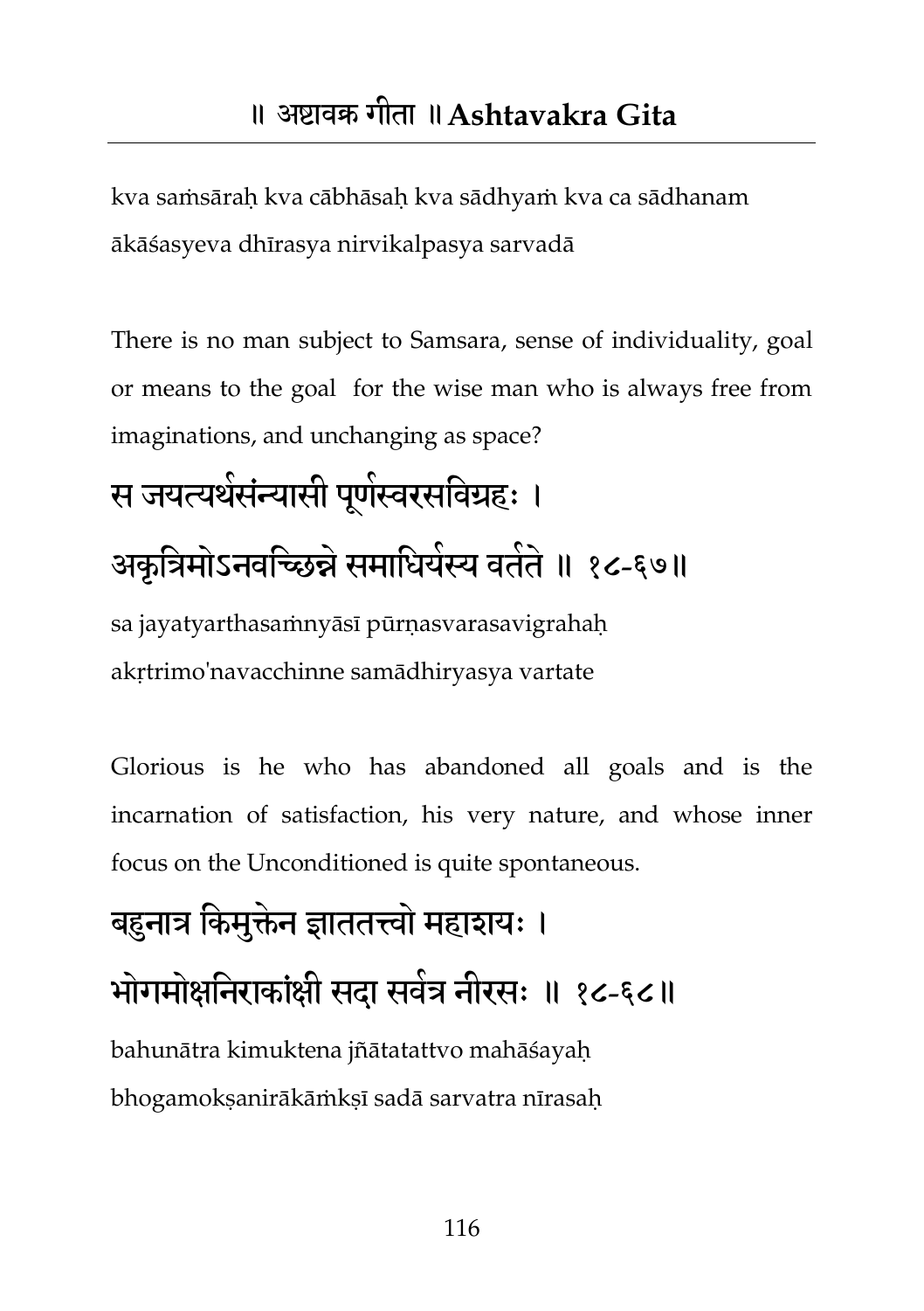kva saṁsāraḥ kva cābhāsaḥ kva sādhyaṁ kva ca sādhanam
ākāśasyeva dhīrasya nirvikalpasya sarvadā

There is no man subject to Samsara, sense of individuality, goal or means to the goal for the wise man who is always free from imaginations, and unchanging as space?

## स जयत्यर्थसंन्यासी पूर्णस्वरसविग्रहः ।
## अकृत्रिमोऽनवच्छिन्ने समाधिर्यस्य वर्तते ॥ १८-६७॥

sa jayatyarthasaṁnyāsī pūrṇasvarasavigrahaḥ
akṛtrimo'navacchinne samādhiryasya vartate

Glorious is he who has abandoned all goals and is the incarnation of satisfaction, his very nature, and whose inner focus on the Unconditioned is quite spontaneous.

## बहुनात्र किमुक्तेन ज्ञाततत्त्वो महाशयः ।
## भोगमोक्षनिराकांक्षी सदा सर्वत्र नीरसः ॥ १८-६८॥

bahunātra kimuktena jñātatattvo mahāśayaḥ
bhogamokṣanirākāṁkṣī sadā sarvatra nīrasaḥ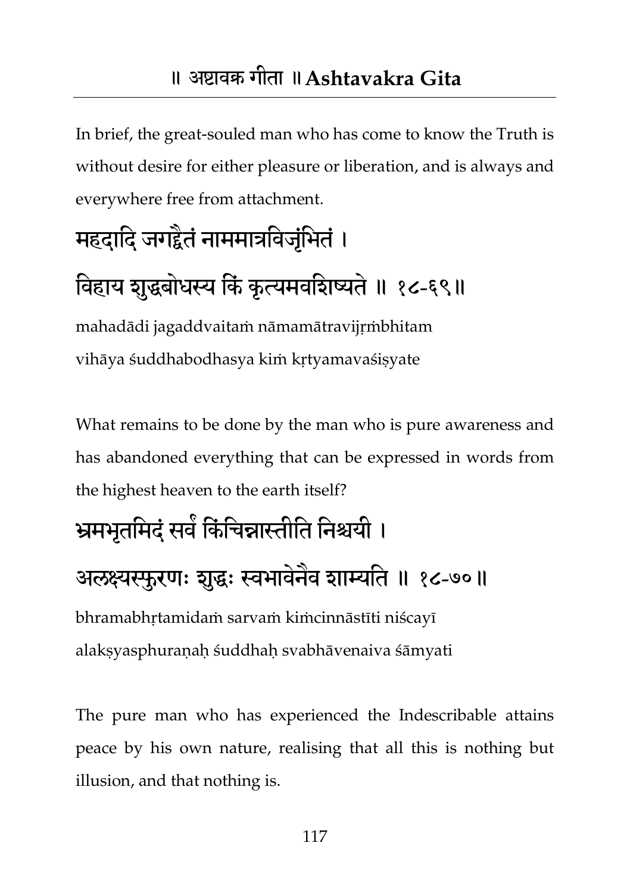In brief, the great-souled man who has come to know the Truth is without desire for either pleasure or liberation, and is always and everywhere free from attachment.

महदादि जगद्द्वैतं नाममात्रविजृंभितं ।
विहाय शुद्धबोधस्य किं कृत्यमवशिष्यते ॥ १८-६९॥

mahadādi jagaddvaitaṁ nāmamātravijṛṁbhitam
vihāya śuddhabodhasya kiṁ kṛtyamavaśiṣyate

What remains to be done by the man who is pure awareness and has abandoned everything that can be expressed in words from the highest heaven to the earth itself?

भ्रमभृतमिदं सर्वं किंचिन्नास्तीति निश्चयी ।
अलक्ष्यस्फुरणः शुद्धः स्वभावेनैव शाम्यति ॥ १८-७०॥

bhramabhṛtamidaṁ sarvaṁ kiṁcinnāstīti niścayī
alakṣyasphuraṇaḥ śuddhaḥ svabhāvenaiva śāmyati

The pure man who has experienced the Indescribable attains peace by his own nature, realising that all this is nothing but illusion, and that nothing is.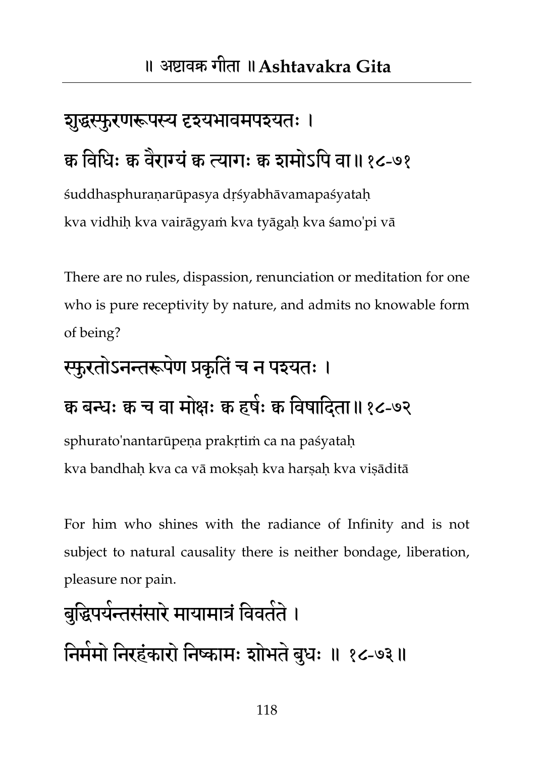शुद्धस्फुरणरूपस्य दृश्यभावमपश्यतः ।
क्व विधिः क्व वैराग्यं क्व त्यागः क्व शमोऽपि वा॥ १८-७१

śuddhasphuraṇarūpasya dṛśyabhāvamapaśyataḥ
kva vidhiḥ kva vairāgyaṁ kva tyāgaḥ kva śamo'pi vā

There are no rules, dispassion, renunciation or meditation for one who is pure receptivity by nature, and admits no knowable form of being?

स्फुरतोऽनन्तरूपेण प्रकृतिं च न पश्यतः ।
क्व बन्धः क्व च वा मोक्षः क्व हर्षः क्व विषादिता॥ १८-७२

sphurato'nantarūpeṇa prakṛtiṁ ca na paśyataḥ
kva bandhaḥ kva ca vā mokṣaḥ kva harṣaḥ kva viṣāditā

For him who shines with the radiance of Infinity and is not subject to natural causality there is neither bondage, liberation, pleasure nor pain.

बुद्धिपर्यन्तसंसारे मायामात्रं विवर्तते ।
निर्ममो निरहंकारो निष्कामः शोभते बुधः ॥ १८-७३॥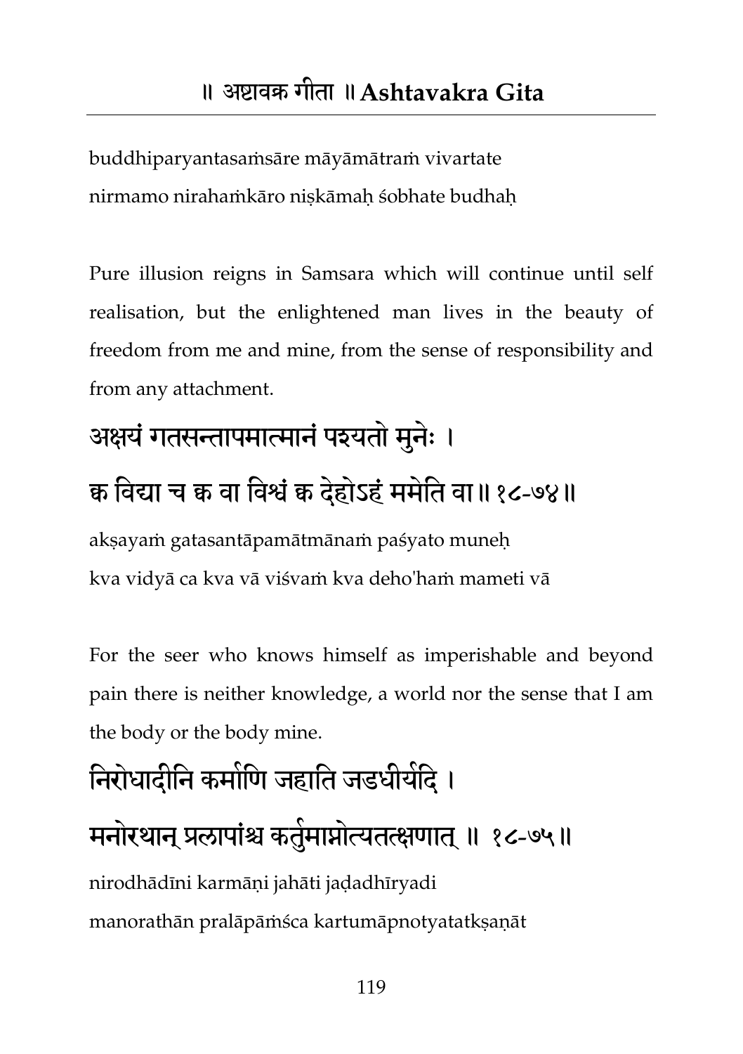buddhiparyantasaṁsāre māyāmātraṁ vivartate
nirmamo nirahaṁkāro niṣkāmaḥ śobhate budhaḥ

Pure illusion reigns in Samsara which will continue until self realisation, but the enlightened man lives in the beauty of freedom from me and mine, from the sense of responsibility and from any attachment.

अक्षयं गतसन्तापमात्मानं पश्यतो मुनेः ।
क्व विद्या च क्व वा विश्वं क्व देहोऽहं ममेति वा ॥ १८-७४ ॥

akṣayaṁ gatasantāpamātmānaṁ paśyato muneḥ
kva vidyā ca kva vā viśvaṁ kva deho'haṁ mameti vā

For the seer who knows himself as imperishable and beyond pain there is neither knowledge, a world nor the sense that I am the body or the body mine.

निरोधादीनि कर्माणि जहाति जडधीर्यदि ।
मनोरथान् प्रलापांश्च कर्तुमाप्नोत्यतत्क्षणात् ॥ १८-७५ ॥

nirodhādīni karmāṇi jahāti jaḍadhīryadi
manorathān pralāpāṁśca kartumāpnotyatatkṣaṇāt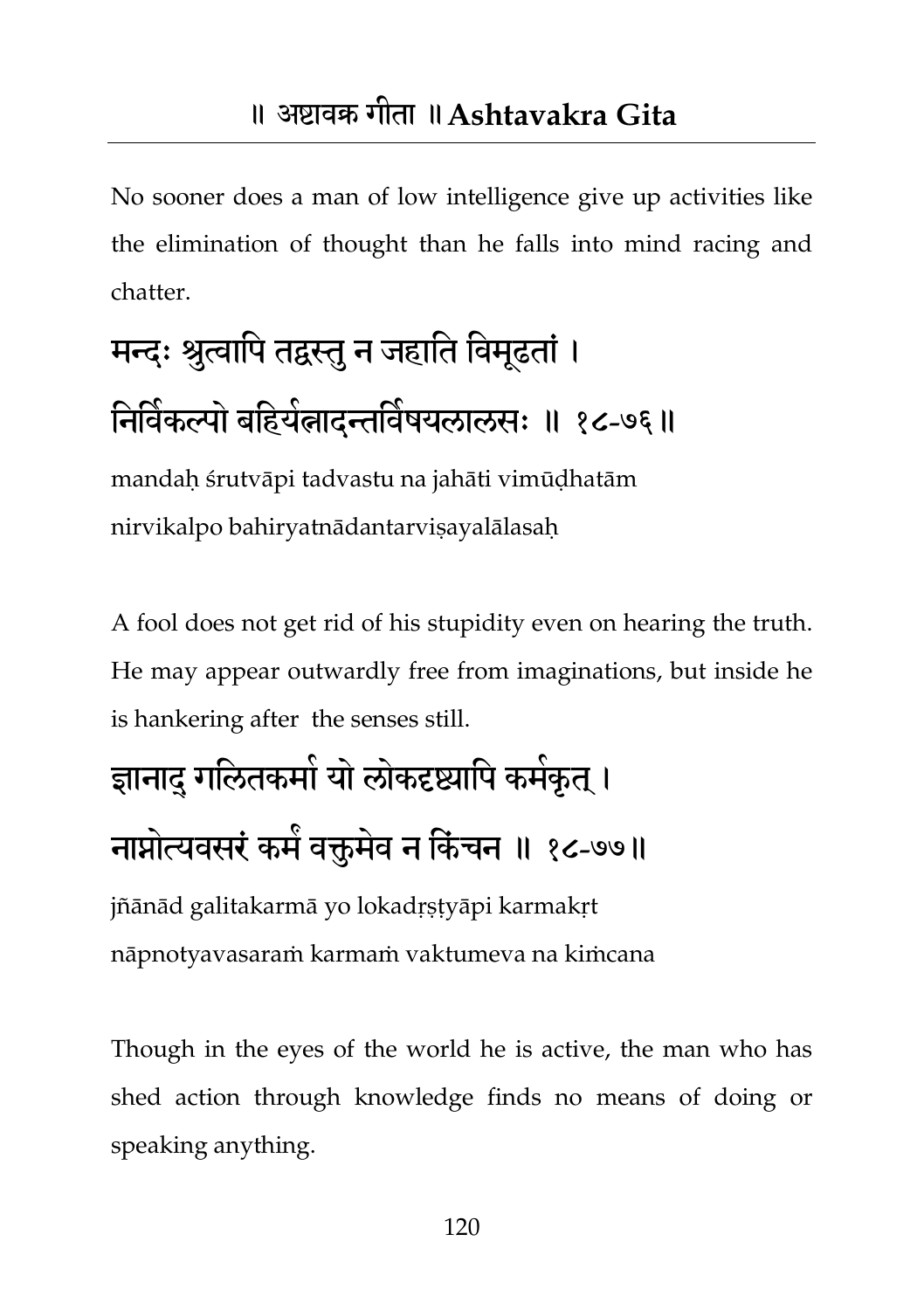No sooner does a man of low intelligence give up activities like the elimination of thought than he falls into mind racing and chatter.

मन्दः श्रुत्वापि तद्वस्तु न जहाति विमूढतां ।
निर्विकल्पो बहिर्यत्नादन्तर्विषयलालसः ॥ १८-७६ ॥

mandaḥ śrutvāpi tadvastu na jahāti vimūḍhatām
nirvikalpo bahiryatnādantarviṣayalālasaḥ

A fool does not get rid of his stupidity even on hearing the truth. He may appear outwardly free from imaginations, but inside he is hankering after the senses still.

ज्ञानाद् गलितकर्मा यो लोकदृष्ट्यापि कर्मकृत् ।
नाप्नोत्यवसरं कर्मं वक्तुमेव न किंचन ॥ १८-७७ ॥

jñānād galitakarmā yo lokadṛṣṭyāpi karmakṛt
nāpnotyavasaraṁ karmaṁ vaktumeva na kiṁcana

Though in the eyes of the world he is active, the man who has shed action through knowledge finds no means of doing or speaking anything.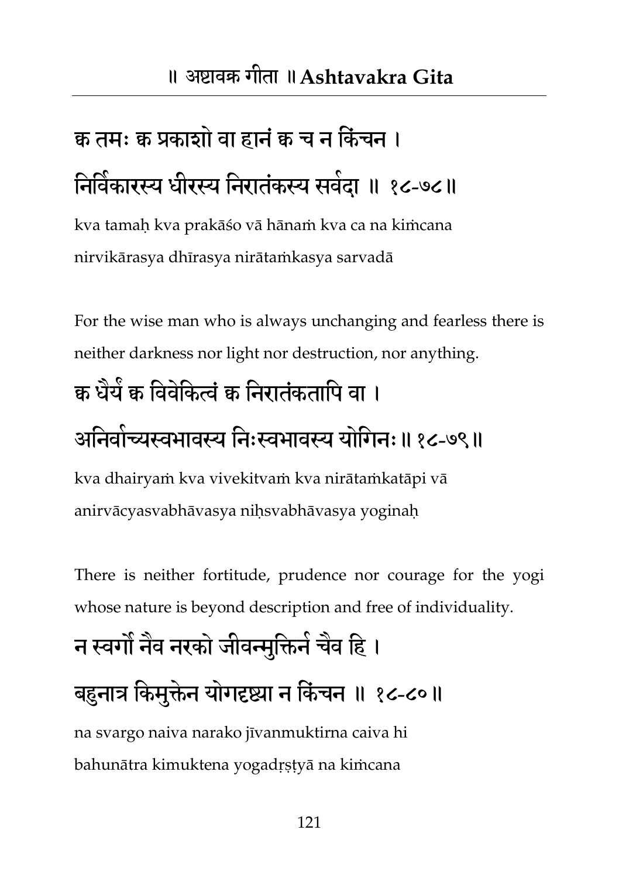क्व तमः क्व प्रकाशो वा हानं क्व च न किंचन ।
निर्विकारस्य धीरस्य निरातंकस्य सर्वदा ॥ १८-७८॥

kva tamaḥ kva prakāśo vā hānaṁ kva ca na kiṁcana
nirvikārasya dhīrasya nirātaṁkasya sarvadā

For the wise man who is always unchanging and fearless there is neither darkness nor light nor destruction, nor anything.

क्व धैर्यं क्व विवेकित्वं क्व निरातंकतापि वा ।
अनिर्वाच्यस्वभावस्य निःस्वभावस्य योगिनः॥ १८-७९॥

kva dhairyaṁ kva vivekitvaṁ kva nirātaṁkatāpi vā
anirvācyasvabhāvasya niḥsvabhāvasya yoginaḥ

There is neither fortitude, prudence nor courage for the yogi whose nature is beyond description and free of individuality.

न स्वर्गो नैव नरको जीवन्मुक्तिर्न चैव हि ।
बहुनात्र किमुक्तेन योगदृष्ट्या न किंचन ॥ १८-८०॥

na svargo naiva narako jīvanmuktirna caiva hi
bahunātra kimuktena yogadṛṣṭyā na kiṁcana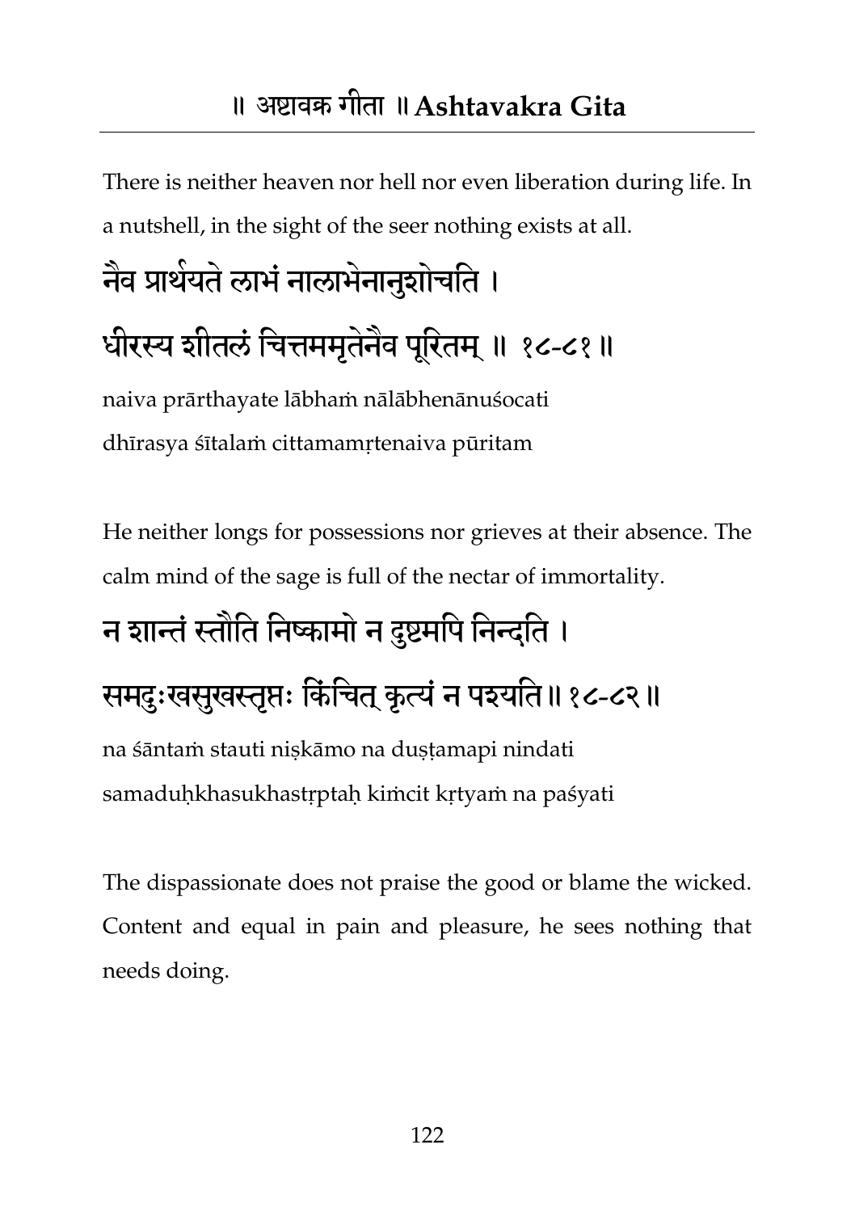There is neither heaven nor hell nor even liberation during life. In a nutshell, in the sight of the seer nothing exists at all.

## नैव प्रार्थयते लाभं नालाभेनानुशोचति ।
## धीरस्य शीतलं चित्तममृतेनैव पूरितम् ॥ १८-८१ ॥

naiva prārthayate lābhaṁ nālābhenānuśocati
dhīrasya śītalaṁ cittamamṛtenaiva pūritam

He neither longs for possessions nor grieves at their absence. The calm mind of the sage is full of the nectar of immortality.

## न शान्तं स्तौति निष्कामो न दुष्टमपि निन्दति ।
## समदुःखसुखस्तृप्तः किंचित् कृत्यं न पश्यति ॥ १८-८२ ॥

na śāntaṁ stauti niṣkāmo na duṣṭamapi nindati
samaduḥkhasukhastṛptaḥ kiṁcit kṛtyaṁ na paśyati

The dispassionate does not praise the good or blame the wicked. Content and equal in pain and pleasure, he sees nothing that needs doing.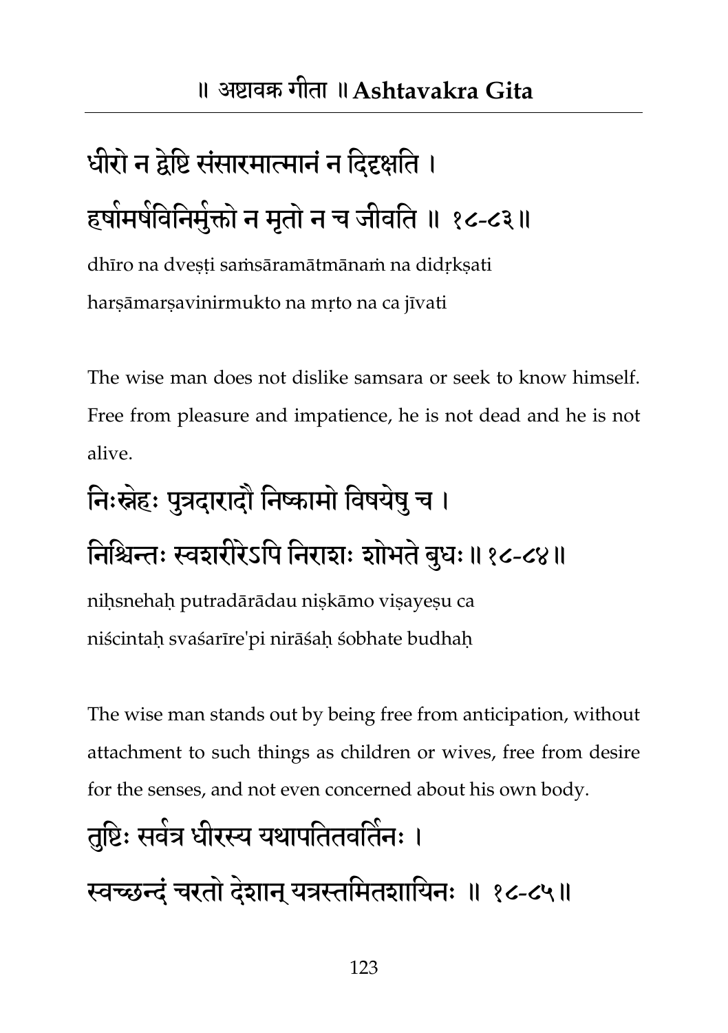धीरो न द्वेष्टि संसारमात्मानं न दिदृक्षति ।
हर्षामर्षविनिर्मुक्तो न मृतो न च जीवति ॥ १८-८३॥

dhīro na dveṣṭi saṁsāramātmānaṁ na didṛkṣati
harṣāmarṣavinirmukto na mṛto na ca jīvati

The wise man does not dislike samsara or seek to know himself. Free from pleasure and impatience, he is not dead and he is not alive.

निःस्नेहः पुत्रदारादौ निष्कामो विषयेषु च ।
निश्चिन्तः स्वशरीरेऽपि निराशः शोभते बुधः ॥ १८-८४॥

niḥsnehaḥ putradārādau niṣkāmo viṣayeṣu ca
niścintaḥ svaśarīre'pi nirāśaḥ śobhate budhaḥ

The wise man stands out by being free from anticipation, without attachment to such things as children or wives, free from desire for the senses, and not even concerned about his own body.

तुष्टिः सर्वत्र धीरस्य यथापतितवर्तिनः ।
स्वच्छन्दं चरतो देशान् यत्रस्तमितशायिनः ॥ १८-८५॥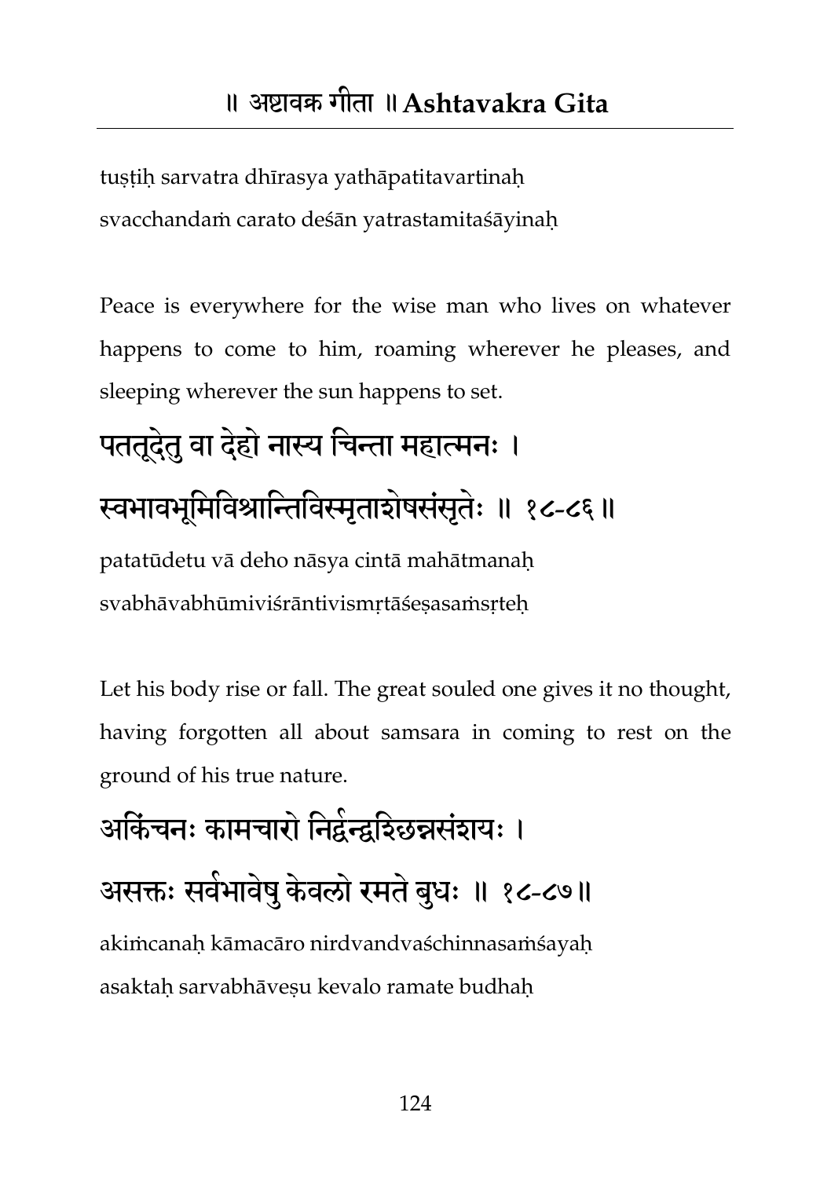tuṣṭiḥ sarvatra dhīrasya yathāpatitavartinaḥ
svacchandaṁ carato deśān yatrastamitaśāyinaḥ

Peace is everywhere for the wise man who lives on whatever happens to come to him, roaming wherever he pleases, and sleeping wherever the sun happens to set.

## पततूदेतु वा देहो नास्य चिन्ता महात्मनः ।
## स्वभावभूमिविश्रान्तिविस्मृताशेषसंसृतेः ॥ १८-८६ ॥

patatūdetu vā deho nāsya cintā mahātmanaḥ
svabhāvabhūmiviśrāntivismṛtāśeṣasaṁsṛteḥ

Let his body rise or fall. The great souled one gives it no thought, having forgotten all about samsara in coming to rest on the ground of his true nature.

## अकिंचनः कामचारो निर्द्वन्द्वश्छिन्नसंशयः ।
## असक्तः सर्वभावेषु केवलो रमते बुधः ॥ १८-८७॥

akiṁcanaḥ kāmacāro nirdvandvaśchinnasaṁśayaḥ
asaktaḥ sarvabhāveṣu kevalo ramate budhaḥ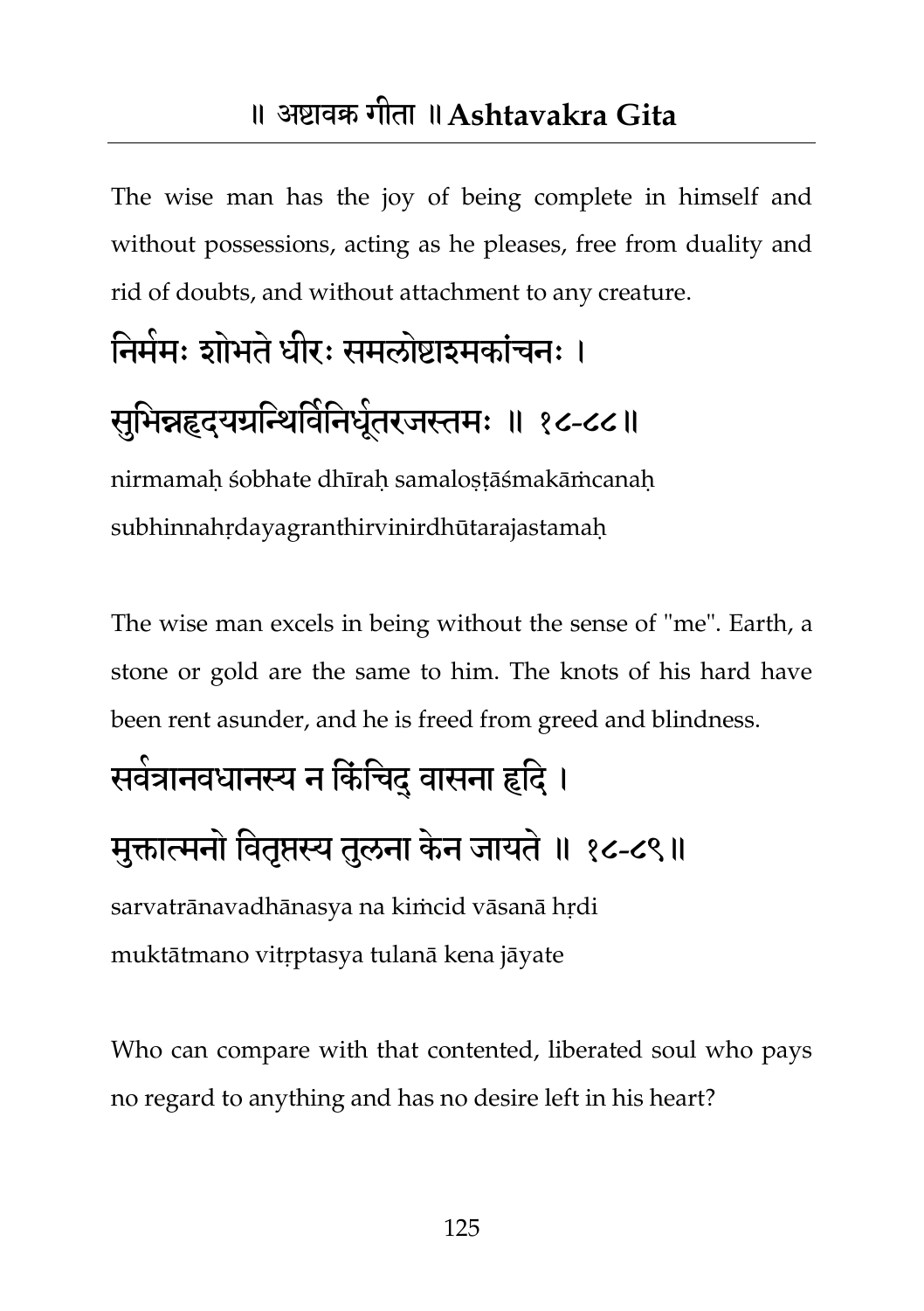The wise man has the joy of being complete in himself and without possessions, acting as he pleases, free from duality and rid of doubts, and without attachment to any creature.

निर्ममः शोभते धीरः समलोष्टाश्मकांचनः ।
सुभिन्नहृदयग्रन्थिर्विनिर्धूतरजस्तमः ॥ १८-८८॥

nirmamaḥ śobhate dhīraḥ samaloṣṭāśmakāṁcanaḥ
subhinnahṛdayagranthirvinirdhūtarajastamaḥ

The wise man excels in being without the sense of "me". Earth, a stone or gold are the same to him. The knots of his hard have been rent asunder, and he is freed from greed and blindness.

सर्वत्रानवधानस्य न किंचिद् वासना हृदि ।
मुक्तात्मनो वितृप्तस्य तुलना केन जायते ॥ १८-८९॥

sarvatrānavadhānasya na kiṁcid vāsanā hṛdi
muktātmano vitṛptasya tulanā kena jāyate

Who can compare with that contented, liberated soul who pays no regard to anything and has no desire left in his heart?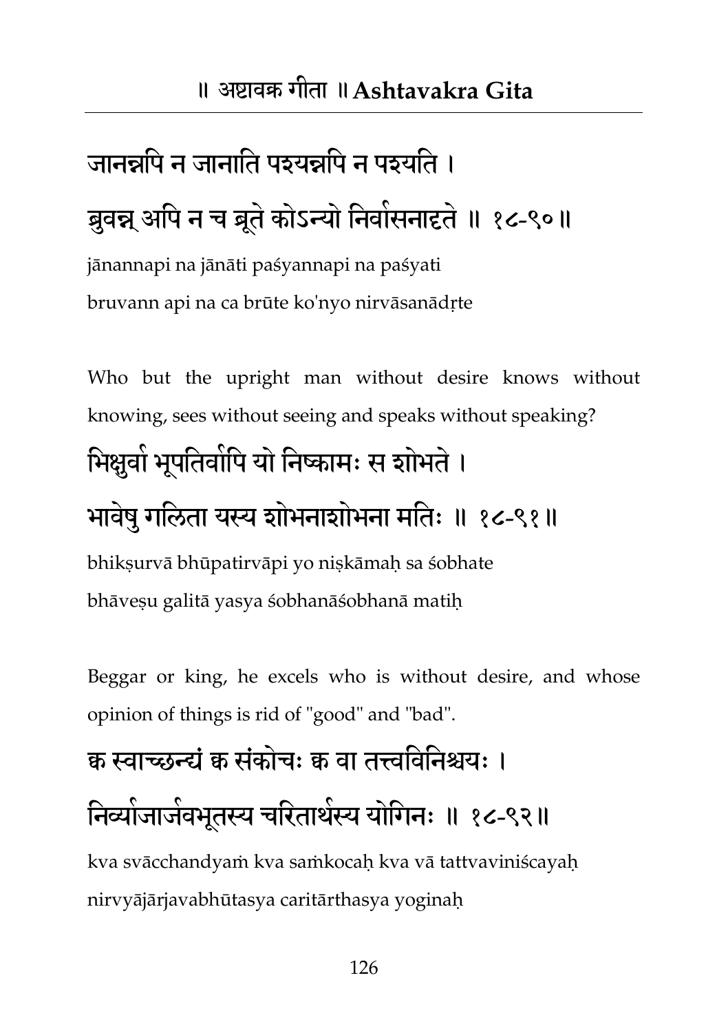जानन्नपि न जानाति पश्यन्नपि न पश्यति ।
ब्रुवन्न् अपि न च ब्रूते कोऽन्यो निर्वासनादृते ॥ १८-९०॥

jānannapi na jānāti paśyannapi na paśyati
bruvann api na ca brūte ko'nyo nirvāsanādṛte

Who but the upright man without desire knows without knowing, sees without seeing and speaks without speaking?

भिक्षुर्वा भूपतिर्वापि यो निष्कामः स शोभते ।
भावेषु गलिता यस्य शोभनाशोभना मतिः ॥ १८-९१॥

bhikṣurvā bhūpatirvāpi yo niṣkāmaḥ sa śobhate
bhāveṣu galitā yasya śobhanāśobhanā matiḥ

Beggar or king, he excels who is without desire, and whose opinion of things is rid of "good" and "bad".

क्व स्वाच्छन्द्यं क्व संकोचः क्व वा तत्त्वविनिश्चयः ।
निर्व्याजार्जवभूतस्य चरितार्थस्य योगिनः ॥ १८-९२॥

kva svācchandyaṁ kva saṁkocaḥ kva vā tattvaviniścayaḥ
nirvyājārjavabhūtasya caritārthasya yoginaḥ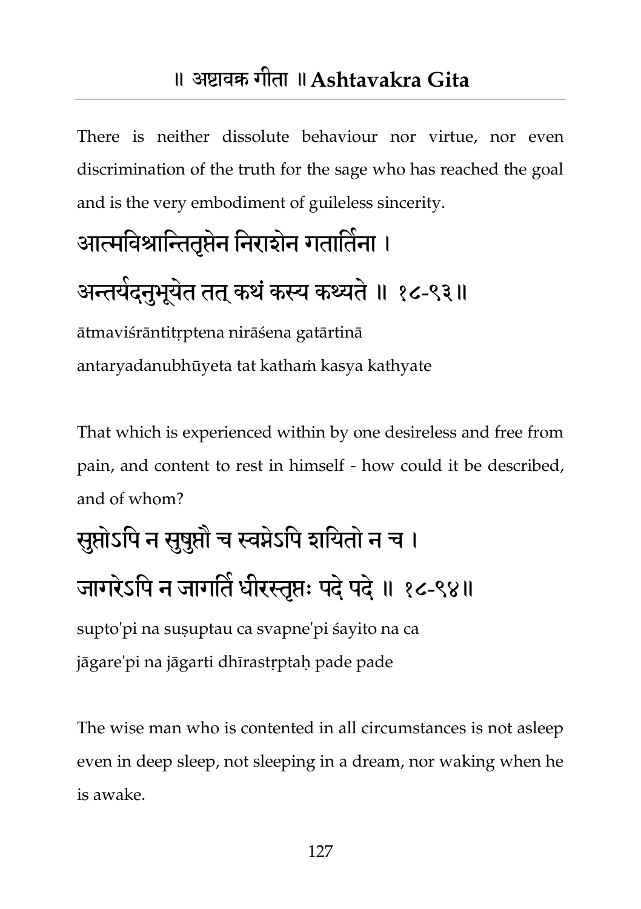There is neither dissolute behaviour nor virtue, nor even discrimination of the truth for the sage who has reached the goal and is the very embodiment of guileless sincerity.

आत्मविश्रान्तितृप्तेन निराशेन गतार्तिना ।
अन्तर्यदनुभूयेत तत् कथं कस्य कथ्यते ॥ १८-९३॥

ātmaviśrāntitṛptena nirāśena gatārtinā
antaryadanubhūyeta tat kathaṁ kasya kathyate

That which is experienced within by one desireless and free from pain, and content to rest in himself - how could it be described, and of whom?

सुप्तोऽपि न सुषुप्तौ च स्वप्नेऽपि शयितो न च ।
जागरेऽपि न जागर्ति धीरस्तृप्तः पदे पदे ॥ १८-९४॥

supto'pi na suṣuptau ca svapne'pi śayito na ca
jāgare'pi na jāgarti dhīrastṛptaḥ pade pade

The wise man who is contented in all circumstances is not asleep even in deep sleep, not sleeping in a dream, nor waking when he is awake.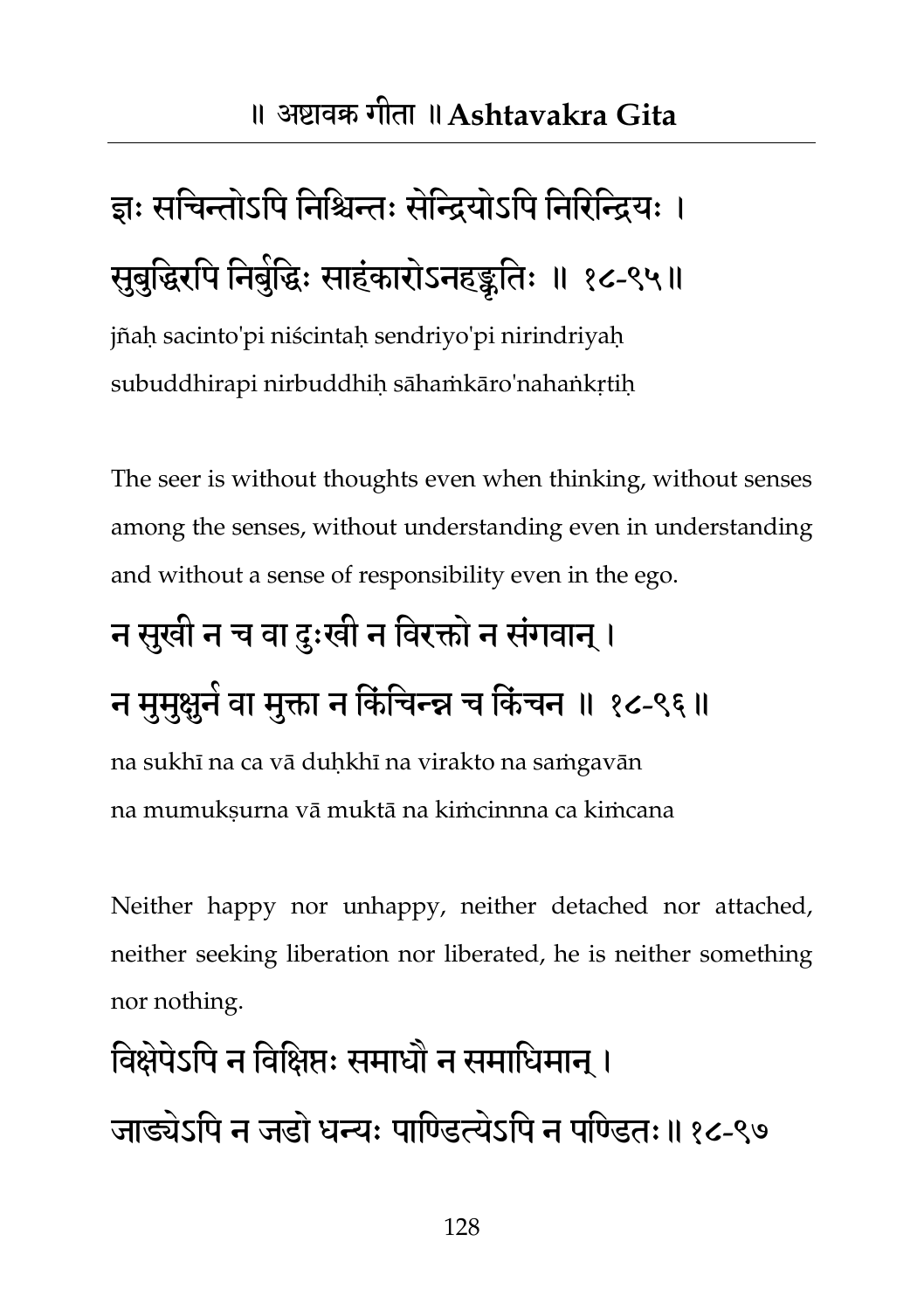ज्ञः सचिन्तोऽपि निश्चिन्तः सेन्द्रियोऽपि निरिन्द्रियः ।
सुबुद्धिरपि निर्बुद्धिः साहंकारोऽनहङ्कृतिः ॥ १८-९५॥

jñaḥ sacinto'pi niścintaḥ sendriyo'pi nirindriyaḥ
subuddhirapi nirbuddhiḥ sāhaṁkāro'nahaṅkṛtiḥ

The seer is without thoughts even when thinking, without senses among the senses, without understanding even in understanding and without a sense of responsibility even in the ego.

न सुखी न च वा दुःखी न विरक्तो न संगवान् ।
न मुमुक्षुर्न वा मुक्ता न किंचिन्न च किंचन ॥ १८-९६॥

na sukhī na ca vā duḥkhī na virakto na saṁgavān
na mumukṣurna vā muktā na kiṁcinnna ca kiṁcana

Neither happy nor unhappy, neither detached nor attached, neither seeking liberation nor liberated, he is neither something nor nothing.

विक्षेपेऽपि न विक्षिप्तः समाधौ न समाधिमान् ।
जाड्येऽपि न जडो धन्यः पाण्डित्येऽपि न पण्डितः॥ १८-९७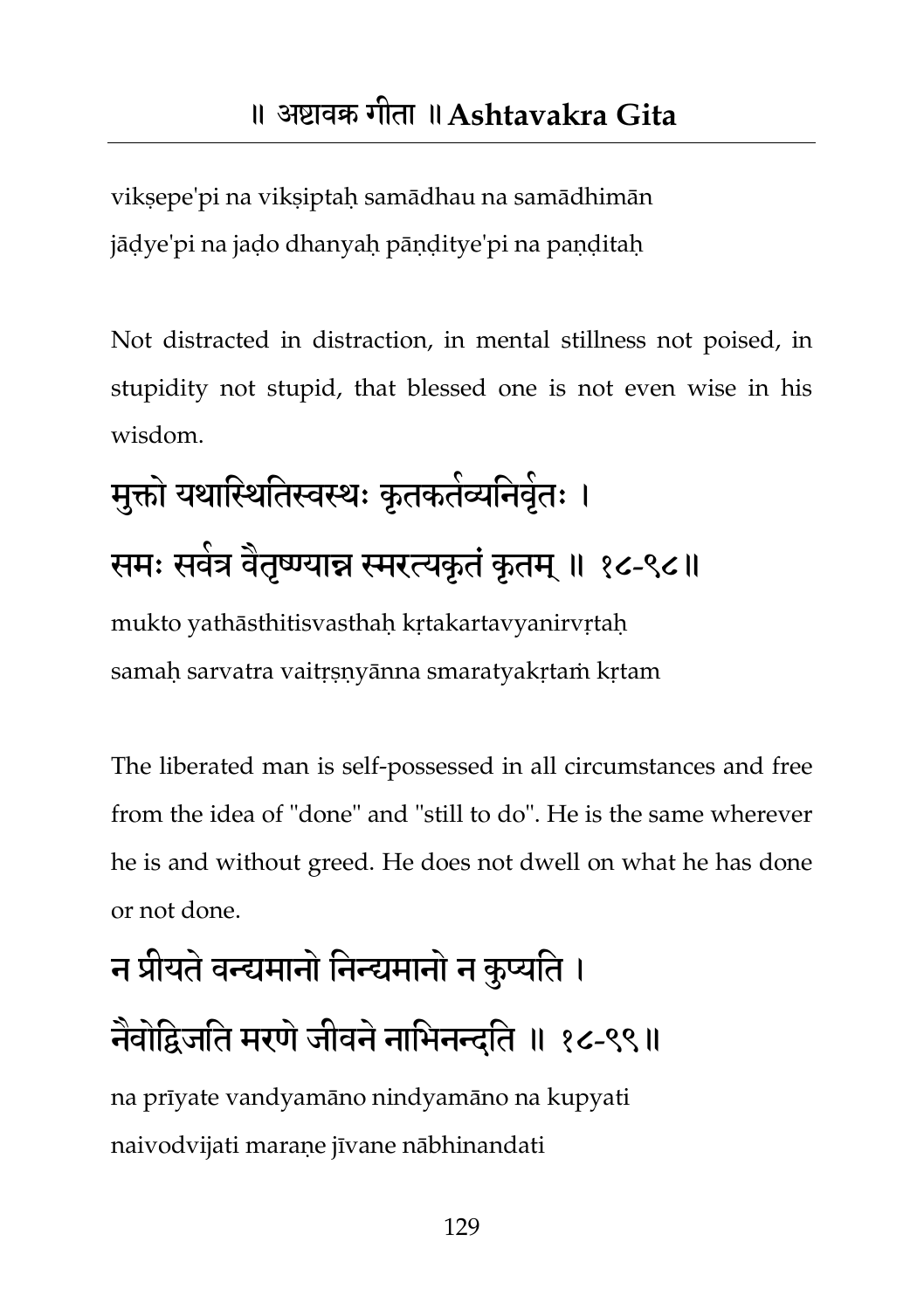vikṣepe'pi na vikṣiptaḥ samādhau na samādhimān
jāḍye'pi na jaḍo dhanyaḥ pāṇḍitye'pi na paṇḍitaḥ

Not distracted in distraction, in mental stillness not poised, in stupidity not stupid, that blessed one is not even wise in his wisdom.

## मुक्तो यथास्थितिस्वस्थः कृतकर्तव्यनिर्वृतः ।
## समः सर्वत्र वैतृष्ण्यान्न स्मरत्यकृतं कृतम् ॥ १८-९८॥

mukto yathāsthitisvasthaḥ kṛtakartavyanirvṛtaḥ
samaḥ sarvatra vaitṛṣṇyānna smaratyakṛtaṁ kṛtam

The liberated man is self-possessed in all circumstances and free from the idea of "done" and "still to do". He is the same wherever he is and without greed. He does not dwell on what he has done or not done.

## न प्रीयते वन्द्यमानो निन्द्यमानो न कुप्यति ।
## नैवोद्विजति मरणे जीवने नाभिनन्दति ॥ १८-९९॥

na prīyate vandyamāno nindyamāno na kupyati
naivodvijati maraṇe jīvane nābhinandati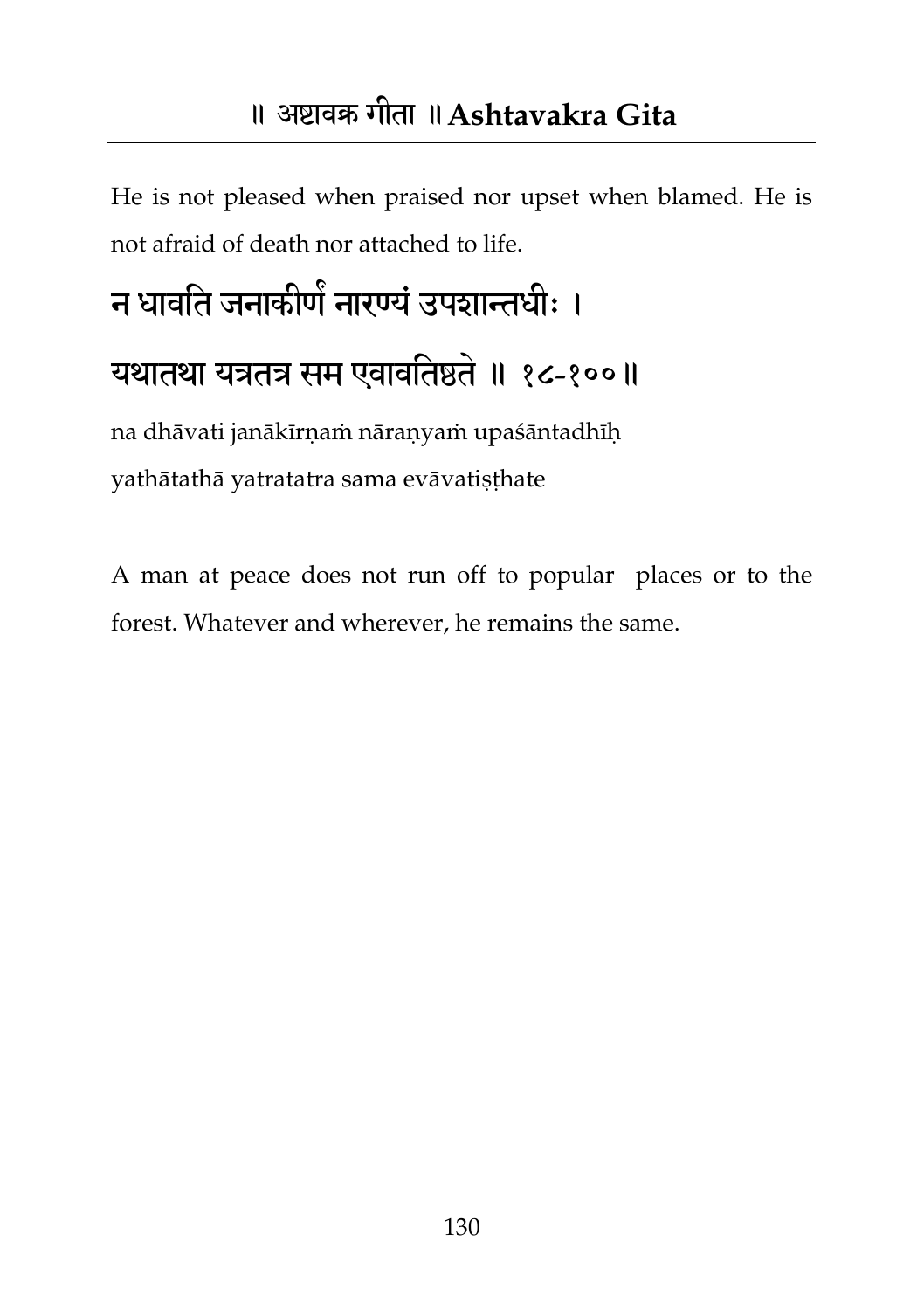He is not pleased when praised nor upset when blamed. He is not afraid of death nor attached to life.

## न धावति जनाकीर्णं नारण्यं उपशान्तधीः ।
## यथातथा यत्रतत्र सम एवावतिष्ठते ॥ १८-१०० ॥

na dhāvati janākīrṇaṁ nāraṇyaṁ upaśāntadhīḥ
yathātathā yatratatra sama evāvatiṣṭhate

A man at peace does not run off to popular places or to the forest. Whatever and wherever, he remains the same.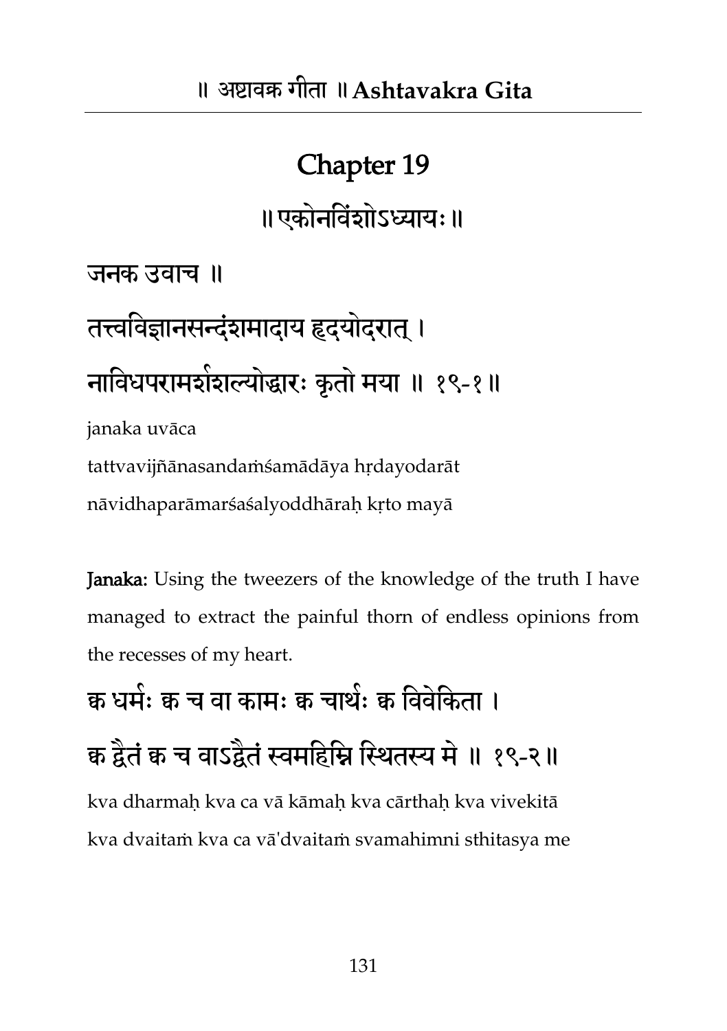## Chapter 19

॥ एकोनविंशोऽध्यायः ॥

जनक उवाच ॥

तत्त्वविज्ञानसन्दंशमादाय हृदयोदरात् ।

नाविधपरामर्शशल्योद्धारः कृतो मया ॥ १९-१ ॥

janaka uvāca

tattvavijñānasandaṁśamādāya hṛdayodarāt

nāvidhaparāmarśaśalyoddhāraḥ kṛto mayā

**Janaka:** Using the tweezers of the knowledge of the truth I have managed to extract the painful thorn of endless opinions from the recesses of my heart.

क्व धर्मः क्व च वा कामः क्व चार्थः क्व विवेकिता ।

क्व द्वैतं क्व च वाऽद्वैतं स्वमहिम्नि स्थितस्य मे ॥ १९-२ ॥

kva dharmaḥ kva ca vā kāmaḥ kva cārthaḥ kva vivekitā

kva dvaitaṁ kva ca vā'dvaitaṁ svamahimni sthitasya me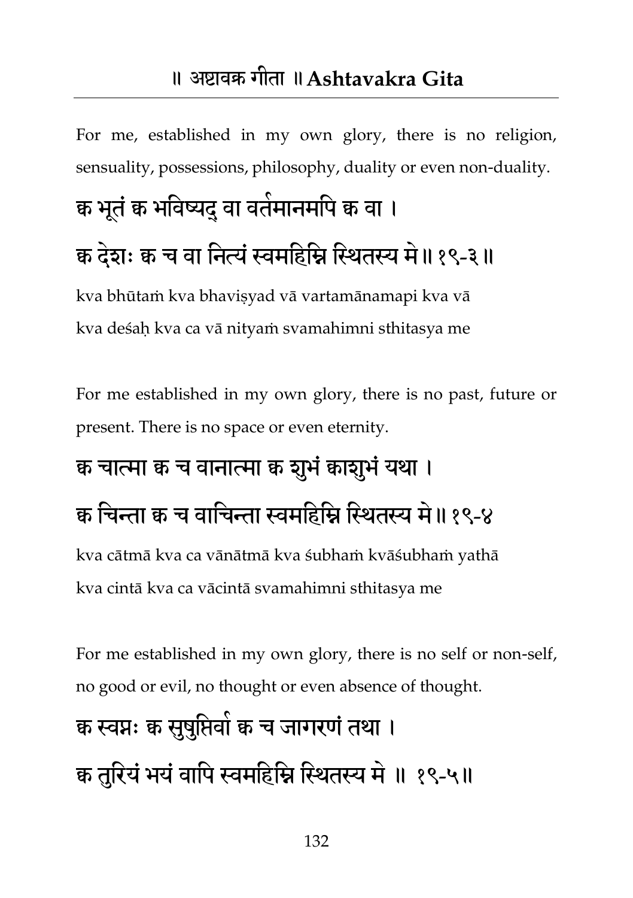For me, established in my own glory, there is no religion, sensuality, possessions, philosophy, duality or even non-duality.

क्व भूतं क्व भविष्यद् वा वर्तमानमपि क्व वा ।

क्व देशः क्व च वा नित्यं स्वमहिम्नि स्थितस्य मे ॥ १९-३ ॥

kva bhūtaṁ kva bhaviṣyad vā vartamānamapi kva vā
kva deśaḥ kva ca vā nityaṁ svamahimni sthitasya me

For me established in my own glory, there is no past, future or present. There is no space or even eternity.

क्व चात्मा क्व च वानात्मा क्व शुभं क्वाशुभं यथा ।

क्व चिन्ता क्व च वाचिन्ता स्वमहिम्नि स्थितस्य मे ॥ १९-४

kva cātmā kva ca vānātmā kva śubhaṁ kvāśubhaṁ yathā
kva cintā kva ca vācintā svamahimni sthitasya me

For me established in my own glory, there is no self or non-self, no good or evil, no thought or even absence of thought.

क्व स्वप्नः क्व सुषुप्तिर्वा क्व च जागरणं तथा ।

क्व तुरियं भयं वापि स्वमहिम्नि स्थितस्य मे ॥ १९-५॥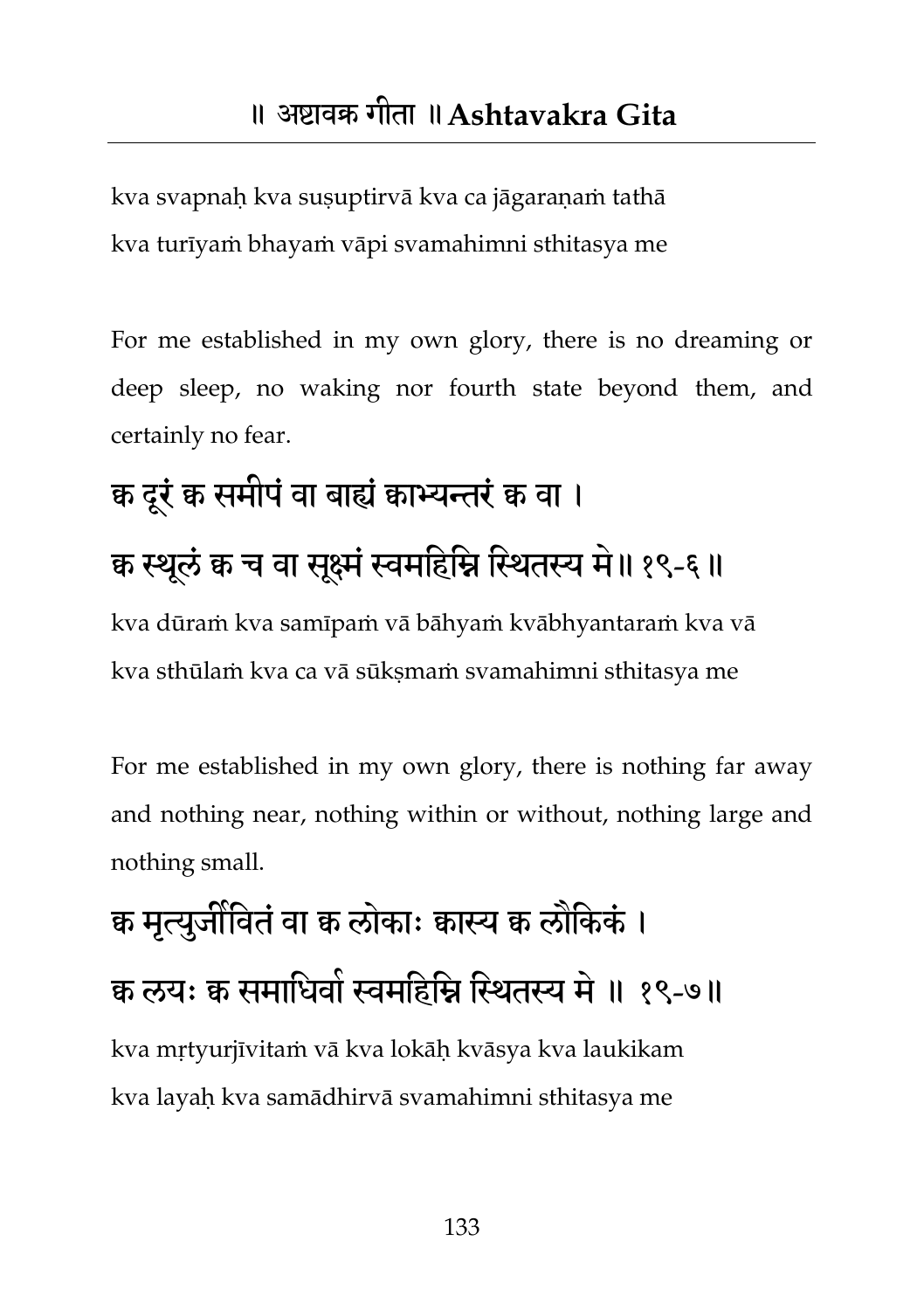kva svapnaḥ kva suṣuptirvā kva ca jāgaraṇaṁ tathā
kva turīyaṁ bhayaṁ vāpi svamahimni sthitasya me

For me established in my own glory, there is no dreaming or deep sleep, no waking nor fourth state beyond them, and certainly no fear.

## क्व दूरं क्व समीपं वा बाह्यं क्वाभ्यन्तरं क्व वा ।
## क्व स्थूलं क्व च वा सूक्ष्मं स्वमहिम्नि स्थितस्य मे॥ १९-६ ॥

kva dūraṁ kva samīpaṁ vā bāhyaṁ kvābhyantaraṁ kva vā
kva sthūlaṁ kva ca vā sūkṣmaṁ svamahimni sthitasya me

For me established in my own glory, there is nothing far away and nothing near, nothing within or without, nothing large and nothing small.

## क्व मृत्युर्जीवितं वा क्व लोकाः क्वास्य क्व लौकिकं ।
## क्व लयः क्व समाधिर्वा स्वमहिम्नि स्थितस्य मे ॥ १९-७॥

kva mṛtyurjīvitaṁ vā kva lokāḥ kvāsya kva laukikam
kva layaḥ kva samādhirvā svamahimni sthitasya me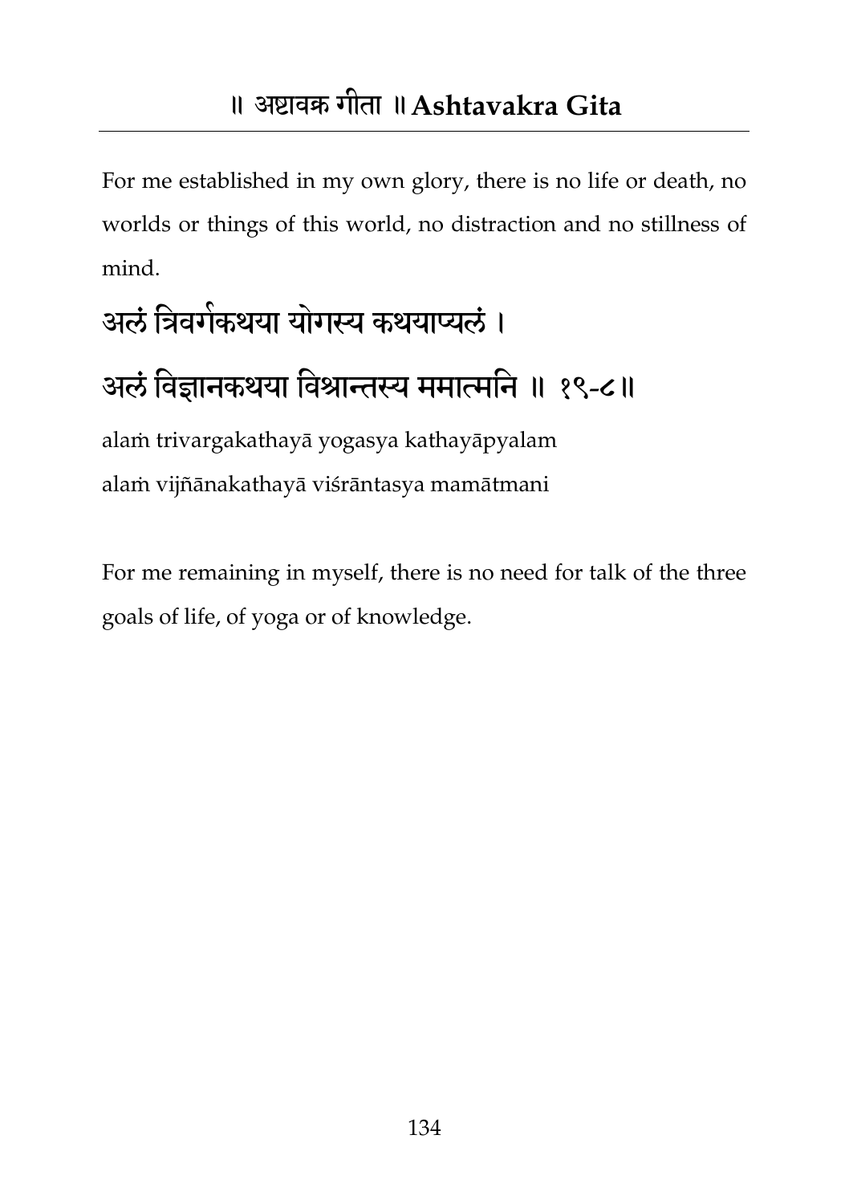For me established in my own glory, there is no life or death, no worlds or things of this world, no distraction and no stillness of mind.

## अलं त्रिवर्गकथया योगस्य कथयाप्यलं ।
## अलं विज्ञानकथया विश्रान्तस्य ममात्मनि ॥ १९-८॥

alaṁ trivargakathayā yogasya kathayāpyalam
alaṁ vijñānakathayā viśrāntasya mamātmani

For me remaining in myself, there is no need for talk of the three goals of life, of yoga or of knowledge.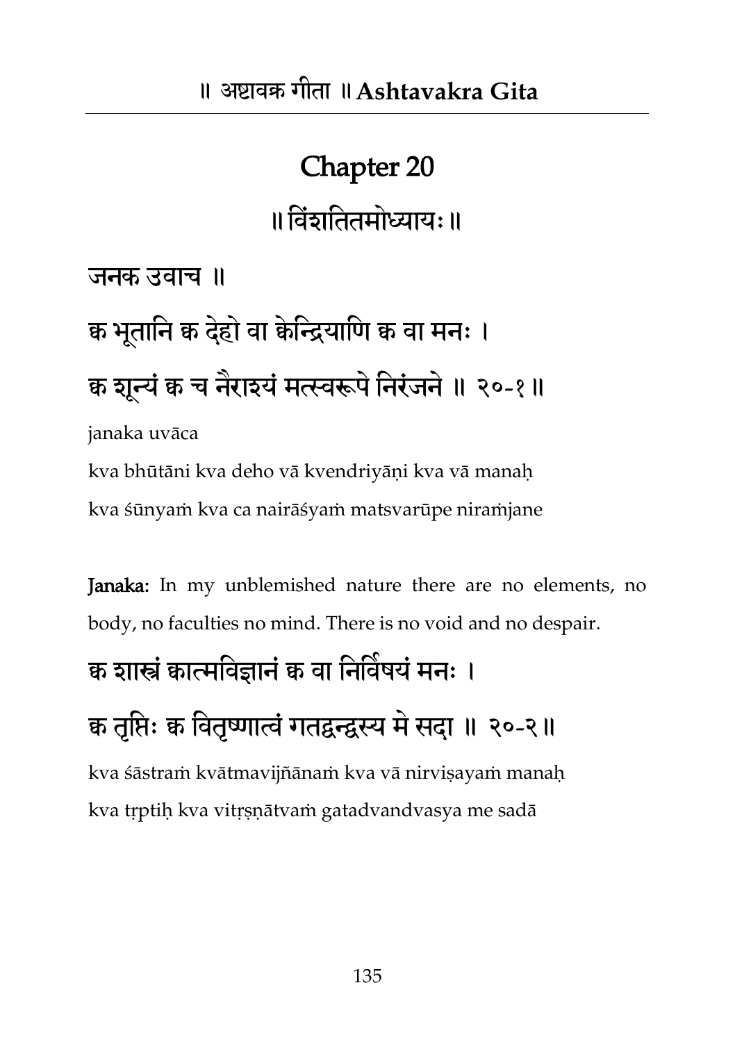# Chapter 20

## ॥ विंशतितमोध्यायः ॥

जनक उवाच ॥

क्व भूतानि क्व देहो वा क्वेन्द्रियाणि क्व वा मनः ।
क्व शून्यं क्व च नैराश्यं मत्स्वरूपे निरंजने ॥ २०-१ ॥

janaka uvāca

kva bhūtāni kva deho vā kvendriyāṇi kva vā manaḥ
kva śūnyaṁ kva ca nairāśyaṁ matsvarūpe niraṁjane

**Janaka:** In my unblemished nature there are no elements, no body, no faculties no mind. There is no void and no despair.

क्व शास्त्रं क्वात्मविज्ञानं क्व वा निर्विषयं मनः ।
क्व तृप्तिः क्व वितृष्णात्वं गतद्वन्द्वस्य मे सदा ॥ २०-२ ॥

kva śāstraṁ kvātmavijñānaṁ kva vā nirviṣayaṁ manaḥ
kva tṛptiḥ kva vitṛṣṇātvaṁ gatadvandvasya me sadā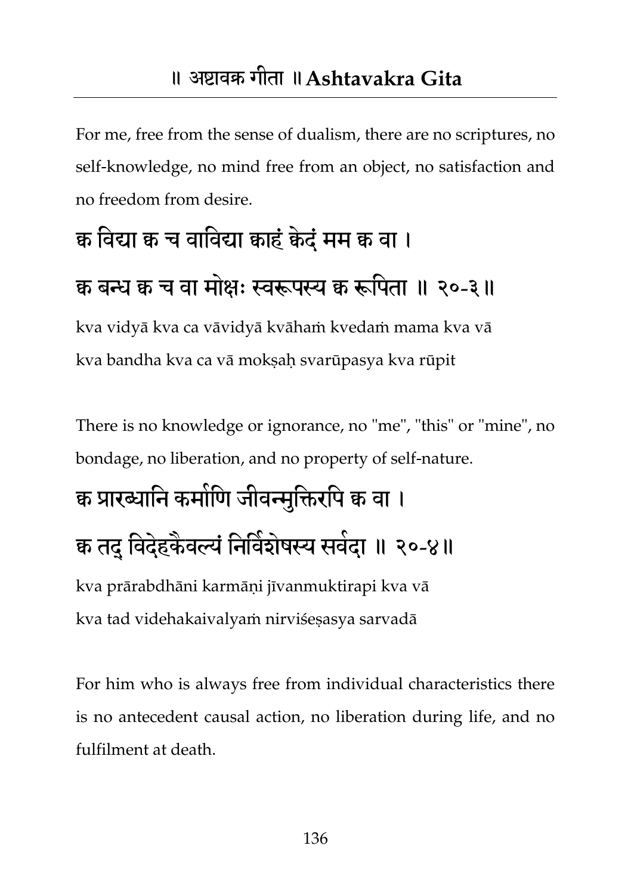For me, free from the sense of dualism, there are no scriptures, no self-knowledge, no mind free from an object, no satisfaction and no freedom from desire.

क्व विद्या क्व च वाविद्या क्वाहं क्वेदं मम क्व वा ।
क्व बन्ध क्व च वा मोक्षः स्वरूपस्य क्व रूपिता ॥ २०-३॥

kva vidyā kva ca vāvidyā kvāhaṁ kvedaṁ mama kva vā
kva bandha kva ca vā mokṣaḥ svarūpasya kva rūpit

There is no knowledge or ignorance, no "me", "this" or "mine", no bondage, no liberation, and no property of self-nature.

क्व प्रारब्धानि कर्माणि जीवन्मुक्तिरपि क्व वा ।
क्व तद् विदेहकैवल्यं निर्विशेषस्य सर्वदा ॥ २०-४॥

kva prārabdhāni karmāṇi jīvanmuktirapi kva vā
kva tad videhakaivalyaṁ nirviśeṣasya sarvadā

For him who is always free from individual characteristics there is no antecedent causal action, no liberation during life, and no fulfilment at death.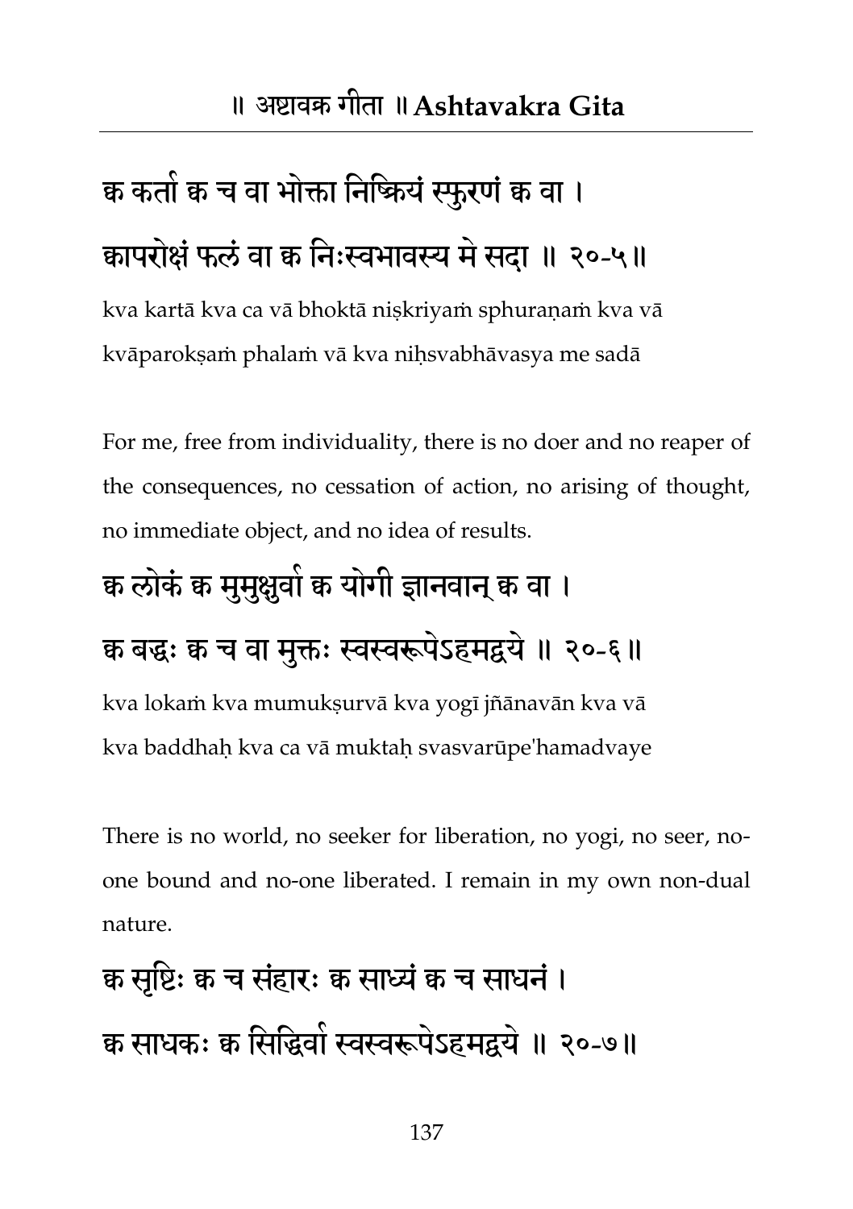क्व कर्ता क्व च वा भोक्ता निष्क्रियं स्फुरणं क्व वा ।
क्वापरोक्षं फलं वा क्व निःस्वभावस्य मे सदा ॥ २०-५॥

kva kartā kva ca vā bhoktā niṣkriyaṁ sphuraṇaṁ kva vā
kvāparokṣaṁ phalaṁ vā kva niḥsvabhāvasya me sadā

For me, free from individuality, there is no doer and no reaper of the consequences, no cessation of action, no arising of thought, no immediate object, and no idea of results.

क्व लोकं क्व मुमुक्षुर्वा क्व योगी ज्ञानवान् क्व वा ।
क्व बद्धः क्व च वा मुक्तः स्वस्वरूपेऽहमद्वये ॥ २०-६॥

kva lokaṁ kva mumukṣurvā kva yogī jñānavān kva vā
kva baddhaḥ kva ca vā muktaḥ svasvarūpe'hamadvaye

There is no world, no seeker for liberation, no yogi, no seer, no-one bound and no-one liberated. I remain in my own non-dual nature.

क्व सृष्टिः क्व च संहारः क्व साध्यं क्व च साधनं ।
क्व साधकः क्व सिद्धिर्वा स्वस्वरूपेऽहमद्वये ॥ २०-७॥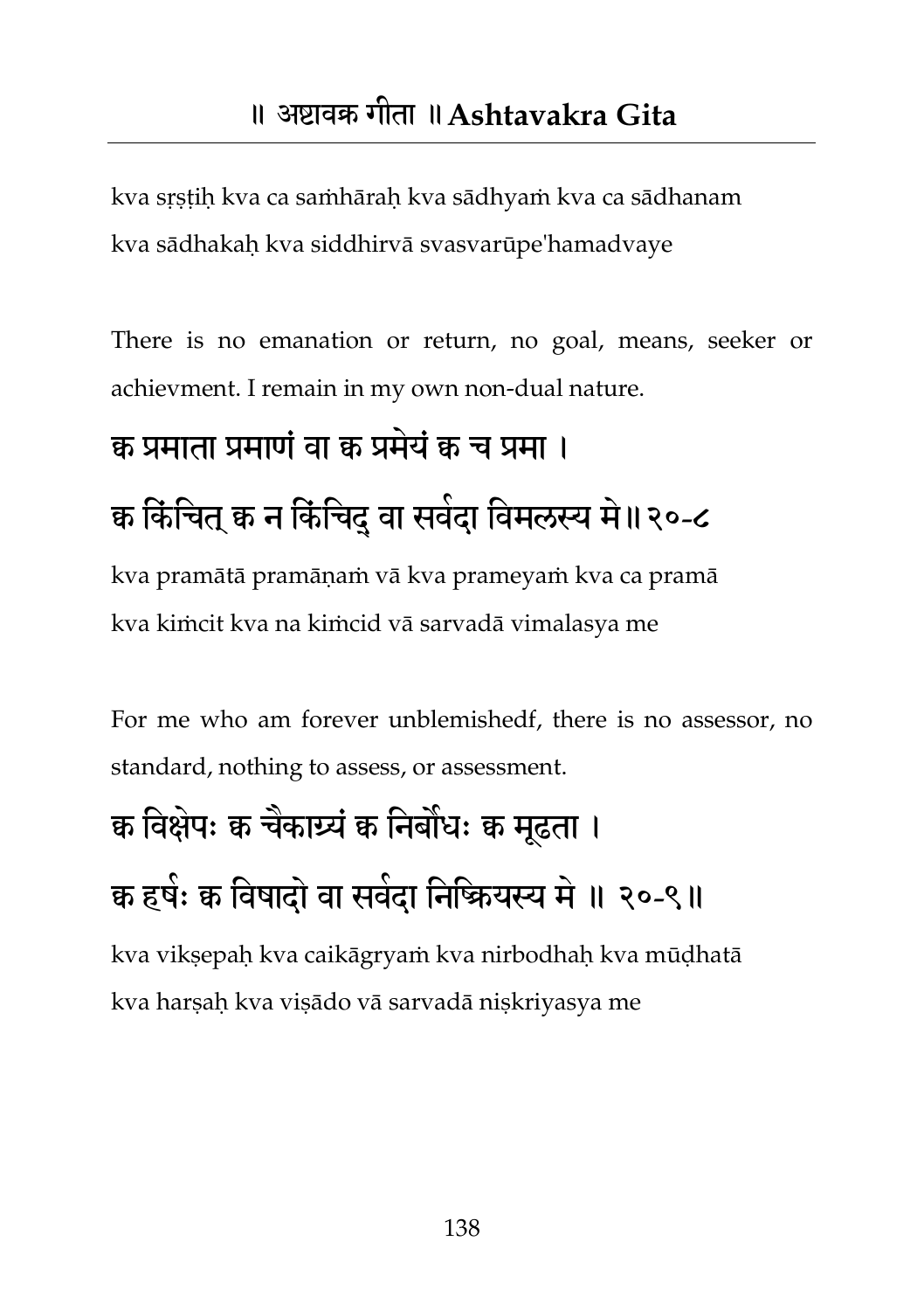kva sṛṣṭiḥ kva ca saṁhāraḥ kva sādhyaṁ kva ca sādhanam
kva sādhakaḥ kva siddhirvā svasvarūpe'hamadvaye

There is no emanation or return, no goal, means, seeker or achievment. I remain in my own non-dual nature.

क्व प्रमाता प्रमाणं वा क्व प्रमेयं क्व च प्रमा ।
क्व किंचित् क्व न किंचिद् वा सर्वदा विमलस्य मे॥ २०-८

kva pramātā pramāṇaṁ vā kva prameyaṁ kva ca pramā
kva kiṁcit kva na kiṁcid vā sarvadā vimalasya me

For me who am forever unblemishedf, there is no assessor, no standard, nothing to assess, or assessment.

क्व विक्षेपः क्व चैकाग्र्यं क्व निर्बोधः क्व मूढता ।
क्व हर्षः क्व विषादो वा सर्वदा निष्क्रियस्य मे ॥ २०-९॥

kva vikṣepaḥ kva caikāgryaṁ kva nirbodhaḥ kva mūḍhatā
kva harṣaḥ kva viṣādo vā sarvadā niṣkriyasya me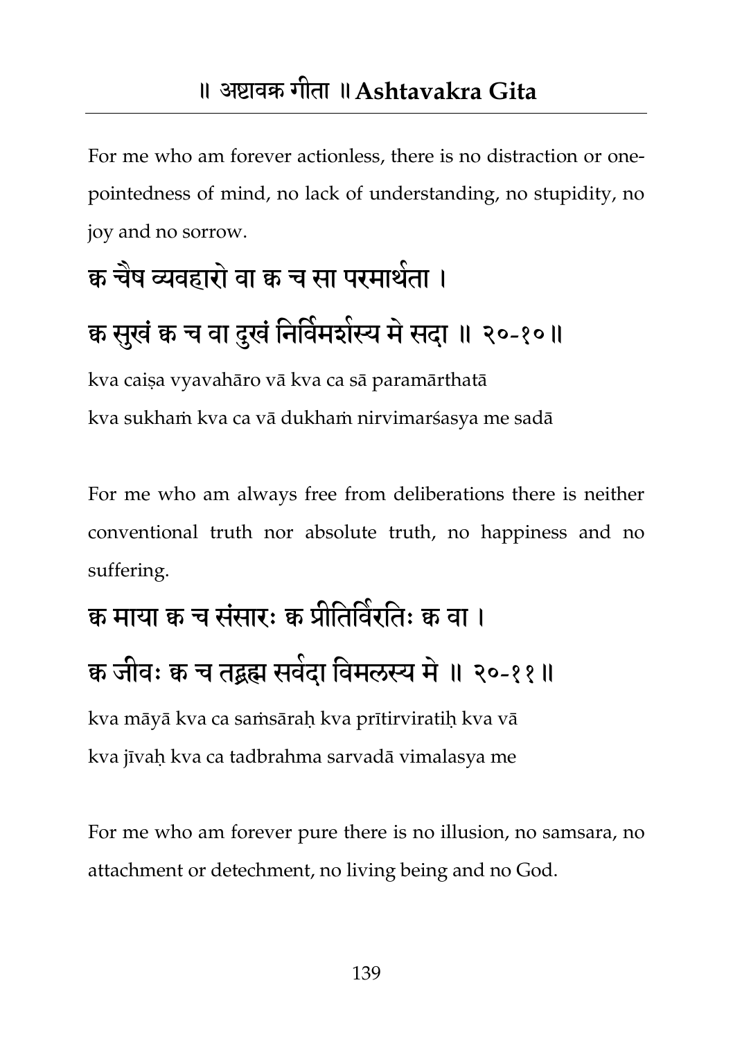For me who am forever actionless, there is no distraction or one-pointedness of mind, no lack of understanding, no stupidity, no joy and no sorrow.

क्व चैष व्यवहारो वा क्व च सा परमार्थता ।
क्व सुखं क्व च वा दुखं निर्विमर्शस्य मे सदा ॥ २०-१०॥

kva caiṣa vyavahāro vā kva ca sā paramārthatā
kva sukhaṁ kva ca vā dukhaṁ nirvimarśasya me sadā

For me who am always free from deliberations there is neither conventional truth nor absolute truth, no happiness and no suffering.

क्व माया क्व च संसारः क्व प्रीतिर्विरतिः क्व वा ।
क्व जीवः क्व च तद्ब्रह्म सर्वदा विमलस्य मे ॥ २०-११॥

kva māyā kva ca saṁsāraḥ kva prītirviratiḥ kva vā
kva jīvaḥ kva ca tadbrahma sarvadā vimalasya me

For me who am forever pure there is no illusion, no samsara, no attachment or detechment, no living being and no God.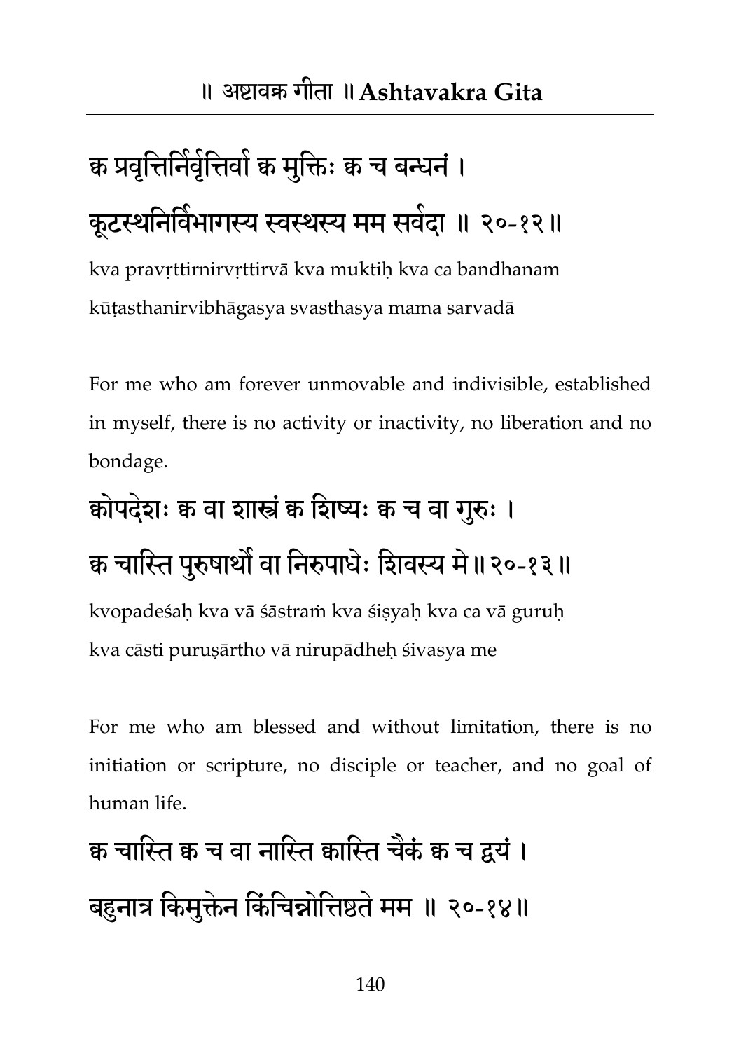क्व प्रवृत्तिर्निर्वृत्तिर्वा क्व मुक्तिः क्व च बन्धनं ।
कूटस्थनिर्विभागस्य स्वस्थस्य मम सर्वदा ॥ २०-१२॥

kva pravṛttirnirvṛttirvā kva muktiḥ kva ca bandhanam
kūṭasthanirvibhāgasya svasthasya mama sarvadā

For me who am forever unmovable and indivisible, established in myself, there is no activity or inactivity, no liberation and no bondage.

क्वोपदेशः क्व वा शास्त्रं क्व शिष्यः क्व च वा गुरुः ।
क्व चास्ति पुरुषार्थो वा निरुपाधेः शिवस्य मे॥२०-१३॥

kvopadeśaḥ kva vā śāstraṁ kva śiṣyaḥ kva ca vā guruḥ
kva cāsti puruṣārtho vā nirupādheḥ śivasya me

For me who am blessed and without limitation, there is no initiation or scripture, no disciple or teacher, and no goal of human life.

क्व चास्ति क्व च वा नास्ति क्वास्ति चैकं क्व च द्वयं ।
बहुनात्र किमुक्तेन किंचिन्नोत्तिष्ठते मम ॥ २०-१४॥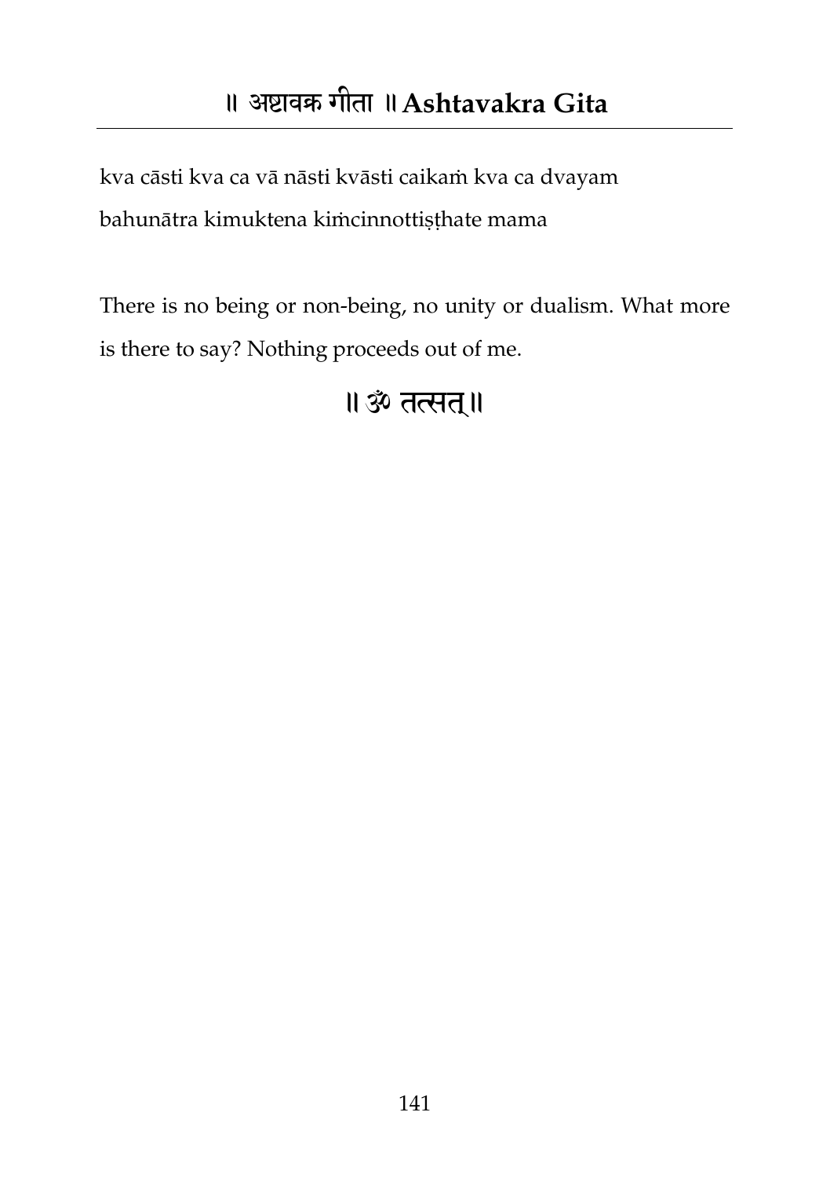kva cāsti kva ca vā nāsti kvāsti caikaṁ kva ca dvayam
bahunātra kimuktena kiṁcinnottiṣṭhate mama

There is no being or non-being, no unity or dualism. What more is there to say? Nothing proceeds out of me.

॥ ॐ तत्सत् ॥